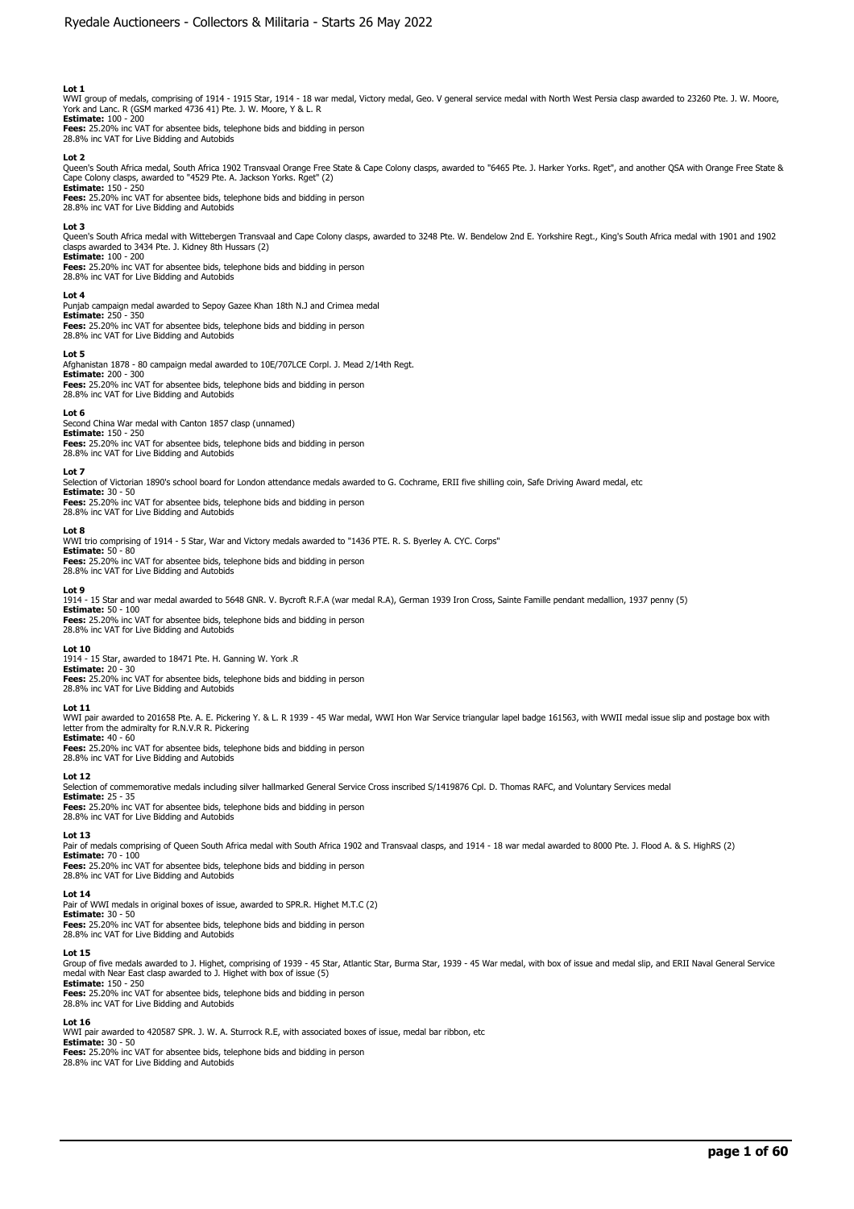**Lot 1**
WWI group of medals, comprising of 1914 - 1915 Star, 1914 - 18 war medal, Victory medal, Geo. V general service medal with North West Persia clasp awarded to 23260 Pte. J. W. Moore, York and Lanc. R (GSM marked 4736 41) Pte. J. W. Moore, Y & L. R
**Estimate:** 100 - 200
**Fees:** 25.20% inc VAT for absentee bids, telephone bids and bidding in person
28.8% inc VAT for Live Bidding and Autobids

**Lot 2**
Queen's South Africa medal, South Africa 1902 Transvaal Orange Free State & Cape Colony clasps, awarded to "6465 Pte. J. Harker Yorks. Rget", and another QSA with Orange Free State & Cape Colony clasps, awarded to "4529 Pte. A. Jackson Yorks. Rget" (2)
**Estimate:** 150 - 250
**Fees:** 25.20% inc VAT for absentee bids, telephone bids and bidding in person
28.8% inc VAT for Live Bidding and Autobids

**Lot 3**
Queen's South Africa medal with Wittebergen Transvaal and Cape Colony clasps, awarded to 3248 Pte. W. Bendelow 2nd E. Yorkshire Regt., King's South Africa medal with 1901 and 1902 clasps awarded to 3434 Pte. J. Kidney 8th Hussars (2)
**Estimate:** 100 - 200
**Fees:** 25.20% inc VAT for absentee bids, telephone bids and bidding in person
28.8% inc VAT for Live Bidding and Autobids

**Lot 4**
Punjab campaign medal awarded to Sepoy Gazee Khan 18th N.J and Crimea medal
**Estimate:** 250 - 350
**Fees:** 25.20% inc VAT for absentee bids, telephone bids and bidding in person
28.8% inc VAT for Live Bidding and Autobids

**Lot 5**
Afghanistan 1878 - 80 campaign medal awarded to 10E/707LCE Corpl. J. Mead 2/14th Regt.
**Estimate:** 200 - 300
**Fees:** 25.20% inc VAT for absentee bids, telephone bids and bidding in person
28.8% inc VAT for Live Bidding and Autobids

**Lot 6**
Second China War medal with Canton 1857 clasp (unnamed)
**Estimate:** 150 - 250
**Fees:** 25.20% inc VAT for absentee bids, telephone bids and bidding in person
28.8% inc VAT for Live Bidding and Autobids

**Lot 7**
Selection of Victorian 1890's school board for London attendance medals awarded to G. Cochrame, ERII five shilling coin, Safe Driving Award medal, etc
**Estimate:** 30 - 50
**Fees:** 25.20% inc VAT for absentee bids, telephone bids and bidding in person
28.8% inc VAT for Live Bidding and Autobids

**Lot 8**
WWI trio comprising of 1914 - 5 Star, War and Victory medals awarded to "1436 PTE. R. S. Byerley A. CYC. Corps"
**Estimate:** 50 - 80
**Fees:** 25.20% inc VAT for absentee bids, telephone bids and bidding in person
28.8% inc VAT for Live Bidding and Autobids

**Lot 9**
1914 - 15 Star and war medal awarded to 5648 GNR. V. Bycroft R.F.A (war medal R.A), German 1939 Iron Cross, Sainte Famille pendant medallion, 1937 penny (5)
**Estimate:** 50 - 100
**Fees:** 25.20% inc VAT for absentee bids, telephone bids and bidding in person
28.8% inc VAT for Live Bidding and Autobids

**Lot 10**
1914 - 15 Star, awarded to 18471 Pte. H. Ganning W. York .R
**Estimate:** 20 - 30
**Fees:** 25.20% inc VAT for absentee bids, telephone bids and bidding in person
28.8% inc VAT for Live Bidding and Autobids

**Lot 11**
WWI pair awarded to 201658 Pte. A. E. Pickering Y. & L. R 1939 - 45 War medal, WWI Hon War Service triangular lapel badge 161563, with WWII medal issue slip and postage box with letter from the admiralty for R.N.V.R R. Pickering
**Estimate:** 40 - 60
**Fees:** 25.20% inc VAT for absentee bids, telephone bids and bidding in person
28.8% inc VAT for Live Bidding and Autobids

**Lot 12**
Selection of commemorative medals including silver hallmarked General Service Cross inscribed S/1419876 Cpl. D. Thomas RAFC, and Voluntary Services medal
**Estimate:** 25 - 35
**Fees:** 25.20% inc VAT for absentee bids, telephone bids and bidding in person
28.8% inc VAT for Live Bidding and Autobids

**Lot 13**
Pair of medals comprising of Queen South Africa medal with South Africa 1902 and Transvaal clasps, and 1914 - 18 war medal awarded to 8000 Pte. J. Flood A. & S. HighRS (2)
**Estimate:** 70 - 100
**Fees:** 25.20% inc VAT for absentee bids, telephone bids and bidding in person
28.8% inc VAT for Live Bidding and Autobids

**Lot 14**
Pair of WWI medals in original boxes of issue, awarded to SPR.R. Highet M.T.C (2)
**Estimate:** 30 - 50
**Fees:** 25.20% inc VAT for absentee bids, telephone bids and bidding in person
28.8% inc VAT for Live Bidding and Autobids

**Lot 15**
Group of five medals awarded to J. Highet, comprising of 1939 - 45 Star, Atlantic Star, Burma Star, 1939 - 45 War medal, with box of issue and medal slip, and ERII Naval General Service medal with Near East clasp awarded to J. Highet with box of issue (5)
**Estimate:** 150 - 250
**Fees:** 25.20% inc VAT for absentee bids, telephone bids and bidding in person
28.8% inc VAT for Live Bidding and Autobids

**Lot 16**
WWI pair awarded to 420587 SPR. J. W. A. Sturrock R.E, with associated boxes of issue, medal bar ribbon, etc
**Estimate:** 30 - 50
**Fees:** 25.20% inc VAT for absentee bids, telephone bids and bidding in person
28.8% inc VAT for Live Bidding and Autobids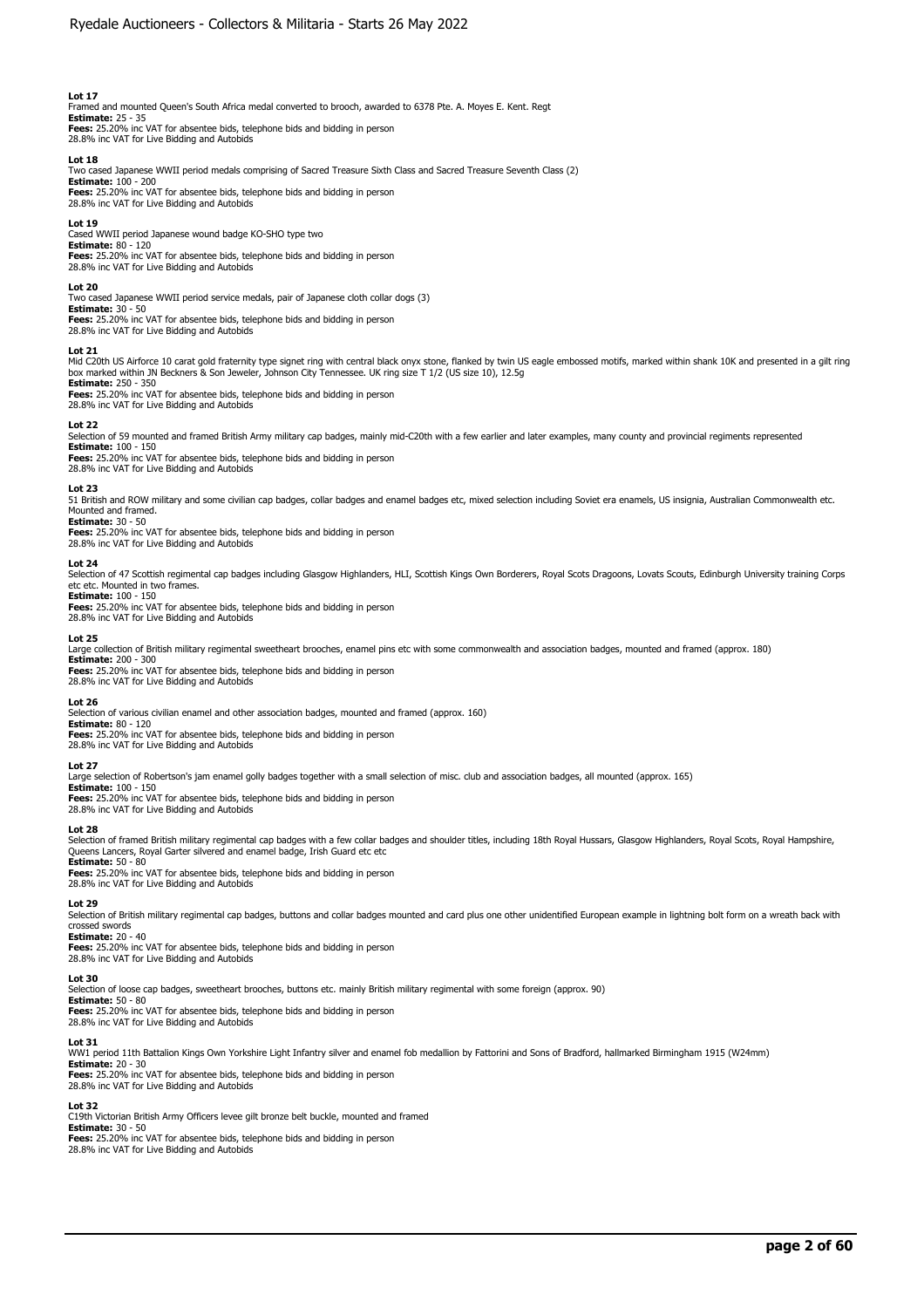**Lot 17**
Framed and mounted Queen's South Africa medal converted to brooch, awarded to 6378 Pte. A. Moyes E. Kent. Regt
**Estimate:** 25 - 35
**Fees:** 25.20% inc VAT for absentee bids, telephone bids and bidding in person
28.8% inc VAT for Live Bidding and Autobids

**Lot 18**
Two cased Japanese WWII period medals comprising of Sacred Treasure Sixth Class and Sacred Treasure Seventh Class (2)
**Estimate:** 100 - 200
**Fees:** 25.20% inc VAT for absentee bids, telephone bids and bidding in person
28.8% inc VAT for Live Bidding and Autobids

**Lot 19**
Cased WWII period Japanese wound badge KO-SHO type two
**Estimate:** 80 - 120
**Fees:** 25.20% inc VAT for absentee bids, telephone bids and bidding in person
28.8% inc VAT for Live Bidding and Autobids

**Lot 20**
Two cased Japanese WWII period service medals, pair of Japanese cloth collar dogs (3)
**Estimate:** 30 - 50
**Fees:** 25.20% inc VAT for absentee bids, telephone bids and bidding in person
28.8% inc VAT for Live Bidding and Autobids

**Lot 21**
Mid C20th US Airforce 10 carat gold fraternity type signet ring with central black onyx stone, flanked by twin US eagle embossed motifs, marked within shank 10K and presented in a gilt ring box marked within JN Beckners & Son Jeweler, Johnson City Tennessee. UK ring size T 1/2 (US size 10), 12.5g
**Estimate:** 250 - 350
**Fees:** 25.20% inc VAT for absentee bids, telephone bids and bidding in person
28.8% inc VAT for Live Bidding and Autobids

**Lot 22**
Selection of 59 mounted and framed British Army military cap badges, mainly mid-C20th with a few earlier and later examples, many county and provincial regiments represented
**Estimate:** 100 - 150
**Fees:** 25.20% inc VAT for absentee bids, telephone bids and bidding in person
28.8% inc VAT for Live Bidding and Autobids

**Lot 23**
51 British and ROW military and some civilian cap badges, collar badges and enamel badges etc, mixed selection including Soviet era enamels, US insignia, Australian Commonwealth etc. Mounted and framed.
**Estimate:** 30 - 50
**Fees:** 25.20% inc VAT for absentee bids, telephone bids and bidding in person
28.8% inc VAT for Live Bidding and Autobids

**Lot 24**
Selection of 47 Scottish regimental cap badges including Glasgow Highlanders, HLI, Scottish Kings Own Borderers, Royal Scots Dragoons, Lovats Scouts, Edinburgh University training Corps etc etc. Mounted in two frames.
**Estimate:** 100 - 150
**Fees:** 25.20% inc VAT for absentee bids, telephone bids and bidding in person
28.8% inc VAT for Live Bidding and Autobids

**Lot 25**
Large collection of British military regimental sweetheart brooches, enamel pins etc with some commonwealth and association badges, mounted and framed (approx. 180)
**Estimate:** 200 - 300
**Fees:** 25.20% inc VAT for absentee bids, telephone bids and bidding in person
28.8% inc VAT for Live Bidding and Autobids

**Lot 26**
Selection of various civilian enamel and other association badges, mounted and framed (approx. 160)
**Estimate:** 80 - 120
**Fees:** 25.20% inc VAT for absentee bids, telephone bids and bidding in person
28.8% inc VAT for Live Bidding and Autobids

**Lot 27**
Large selection of Robertson's jam enamel golly badges together with a small selection of misc. club and association badges, all mounted (approx. 165)
**Estimate:** 100 - 150
**Fees:** 25.20% inc VAT for absentee bids, telephone bids and bidding in person
28.8% inc VAT for Live Bidding and Autobids

**Lot 28**
Selection of framed British military regimental cap badges with a few collar badges and shoulder titles, including 18th Royal Hussars, Glasgow Highlanders, Royal Scots, Royal Hampshire, Queens Lancers, Royal Garter silvered and enamel badge, Irish Guard etc etc
**Estimate:** 50 - 80
**Fees:** 25.20% inc VAT for absentee bids, telephone bids and bidding in person
28.8% inc VAT for Live Bidding and Autobids

**Lot 29**
Selection of British military regimental cap badges, buttons and collar badges mounted and card plus one other unidentified European example in lightning bolt form on a wreath back with crossed swords
**Estimate:** 20 - 40
**Fees:** 25.20% inc VAT for absentee bids, telephone bids and bidding in person
28.8% inc VAT for Live Bidding and Autobids

**Lot 30**
Selection of loose cap badges, sweetheart brooches, buttons etc. mainly British military regimental with some foreign (approx. 90)
**Estimate:** 50 - 80
**Fees:** 25.20% inc VAT for absentee bids, telephone bids and bidding in person
28.8% inc VAT for Live Bidding and Autobids

**Lot 31**
WW1 period 11th Battalion Kings Own Yorkshire Light Infantry silver and enamel fob medallion by Fattorini and Sons of Bradford, hallmarked Birmingham 1915 (W24mm)
**Estimate:** 20 - 30
**Fees:** 25.20% inc VAT for absentee bids, telephone bids and bidding in person
28.8% inc VAT for Live Bidding and Autobids

**Lot 32**
C19th Victorian British Army Officers levee gilt bronze belt buckle, mounted and framed
**Estimate:** 30 - 50
**Fees:** 25.20% inc VAT for absentee bids, telephone bids and bidding in person
28.8% inc VAT for Live Bidding and Autobids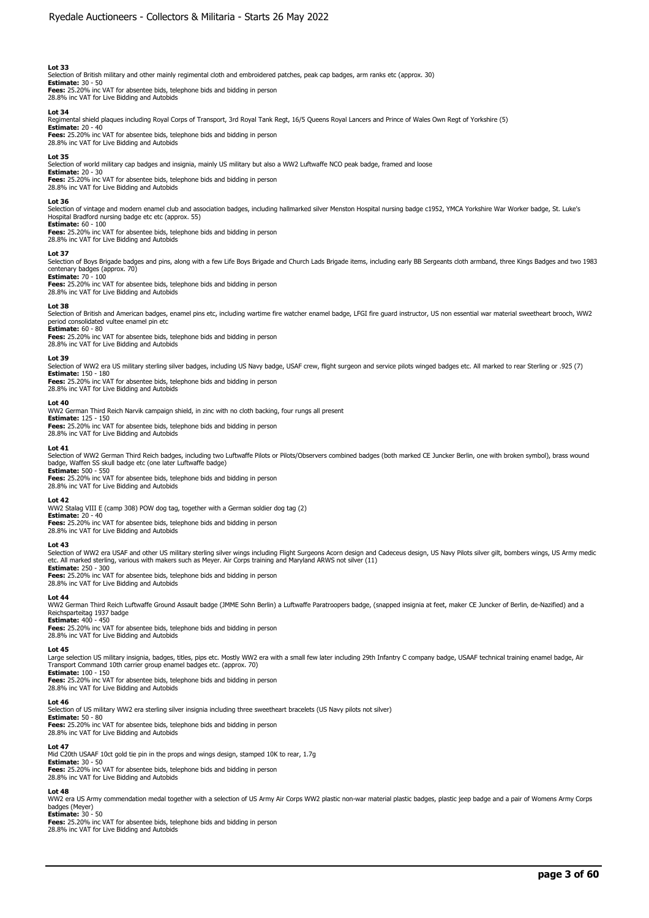**Lot 33**
Selection of British military and other mainly regimental cloth and embroidered patches, peak cap badges, arm ranks etc (approx. 30)
**Estimate:** 30 - 50
**Fees:** 25.20% inc VAT for absentee bids, telephone bids and bidding in person
28.8% inc VAT for Live Bidding and Autobids

**Lot 34**
Regimental shield plaques including Royal Corps of Transport, 3rd Royal Tank Regt, 16/5 Queens Royal Lancers and Prince of Wales Own Regt of Yorkshire (5)
**Estimate:** 20 - 40
**Fees:** 25.20% inc VAT for absentee bids, telephone bids and bidding in person
28.8% inc VAT for Live Bidding and Autobids

**Lot 35**
Selection of world military cap badges and insignia, mainly US military but also a WW2 Luftwaffe NCO peak badge, framed and loose
**Estimate:** 20 - 30
**Fees:** 25.20% inc VAT for absentee bids, telephone bids and bidding in person
28.8% inc VAT for Live Bidding and Autobids

**Lot 36**
Selection of vintage and modern enamel club and association badges, including hallmarked silver Menston Hospital nursing badge c1952, YMCA Yorkshire War Worker badge, St. Luke's Hospital Bradford nursing badge etc etc (approx. 55)
**Estimate:** 60 - 100
**Fees:** 25.20% inc VAT for absentee bids, telephone bids and bidding in person
28.8% inc VAT for Live Bidding and Autobids

**Lot 37**
Selection of Boys Brigade badges and pins, along with a few Life Boys Brigade and Church Lads Brigade items, including early BB Sergeants cloth armband, three Kings Badges and two 1983 centenary badges (approx. 70)
**Estimate:** 70 - 100
**Fees:** 25.20% inc VAT for absentee bids, telephone bids and bidding in person
28.8% inc VAT for Live Bidding and Autobids

**Lot 38**
Selection of British and American badges, enamel pins etc, including wartime fire watcher enamel badge, LFGI fire guard instructor, US non essential war material sweetheart brooch, WW2 period consolidated vultee enamel pin etc
**Estimate:** 60 - 80
**Fees:** 25.20% inc VAT for absentee bids, telephone bids and bidding in person
28.8% inc VAT for Live Bidding and Autobids

**Lot 39**
Selection of WW2 era US military sterling silver badges, including US Navy badge, USAF crew, flight surgeon and service pilots winged badges etc. All marked to rear Sterling or .925 (7)
**Estimate:** 150 - 180
**Fees:** 25.20% inc VAT for absentee bids, telephone bids and bidding in person
28.8% inc VAT for Live Bidding and Autobids

**Lot 40**
WW2 German Third Reich Narvik campaign shield, in zinc with no cloth backing, four rungs all present
**Estimate:** 125 - 150
**Fees:** 25.20% inc VAT for absentee bids, telephone bids and bidding in person
28.8% inc VAT for Live Bidding and Autobids

**Lot 41**
Selection of WW2 German Third Reich badges, including two Luftwaffe Pilots or Pilots/Observers combined badges (both marked CE Juncker Berlin, one with broken symbol), brass wound badge, Waffen SS skull badge etc (one later Luftwaffe badge)
**Estimate:** 500 - 550
**Fees:** 25.20% inc VAT for absentee bids, telephone bids and bidding in person
28.8% inc VAT for Live Bidding and Autobids

**Lot 42**
WW2 Stalag VIII E (camp 308) POW dog tag, together with a German soldier dog tag (2)
**Estimate:** 20 - 40
**Fees:** 25.20% inc VAT for absentee bids, telephone bids and bidding in person
28.8% inc VAT for Live Bidding and Autobids

**Lot 43**
Selection of WW2 era USAF and other US military sterling silver wings including Flight Surgeons Acorn design and Cadeceus design, US Navy Pilots silver gilt, bombers wings, US Army medic etc. All marked sterling, various with makers such as Meyer. Air Corps training and Maryland ARWS not silver (11)
**Estimate:** 250 - 300
**Fees:** 25.20% inc VAT for absentee bids, telephone bids and bidding in person
28.8% inc VAT for Live Bidding and Autobids

**Lot 44**
WW2 German Third Reich Luftwaffe Ground Assault badge (JMME Sohn Berlin) a Luftwaffe Paratroopers badge, (snapped insignia at feet, maker CE Juncker of Berlin, de-Nazified) and a Reichsparteitag 1937 badge
**Estimate:** 400 - 450
**Fees:** 25.20% inc VAT for absentee bids, telephone bids and bidding in person
28.8% inc VAT for Live Bidding and Autobids

**Lot 45**
Large selection US military insignia, badges, titles, pips etc. Mostly WW2 era with a small few later including 29th Infantry C company badge, USAAF technical training enamel badge, Air Transport Command 10th carrier group enamel badges etc. (approx. 70)
**Estimate:** 100 - 150
**Fees:** 25.20% inc VAT for absentee bids, telephone bids and bidding in person
28.8% inc VAT for Live Bidding and Autobids

**Lot 46**
Selection of US military WW2 era sterling silver insignia including three sweetheart bracelets (US Navy pilots not silver)
**Estimate:** 50 - 80
**Fees:** 25.20% inc VAT for absentee bids, telephone bids and bidding in person
28.8% inc VAT for Live Bidding and Autobids

**Lot 47**
Mid C20th USAAF 10ct gold tie pin in the props and wings design, stamped 10K to rear, 1.7g
**Estimate:** 30 - 50
**Fees:** 25.20% inc VAT for absentee bids, telephone bids and bidding in person
28.8% inc VAT for Live Bidding and Autobids

**Lot 48**
WW2 era US Army commendation medal together with a selection of US Army Air Corps WW2 plastic non-war material plastic badges, plastic jeep badge and a pair of Womens Army Corps badges (Meyer)
**Estimate:** 30 - 50
**Fees:** 25.20% inc VAT for absentee bids, telephone bids and bidding in person
28.8% inc VAT for Live Bidding and Autobids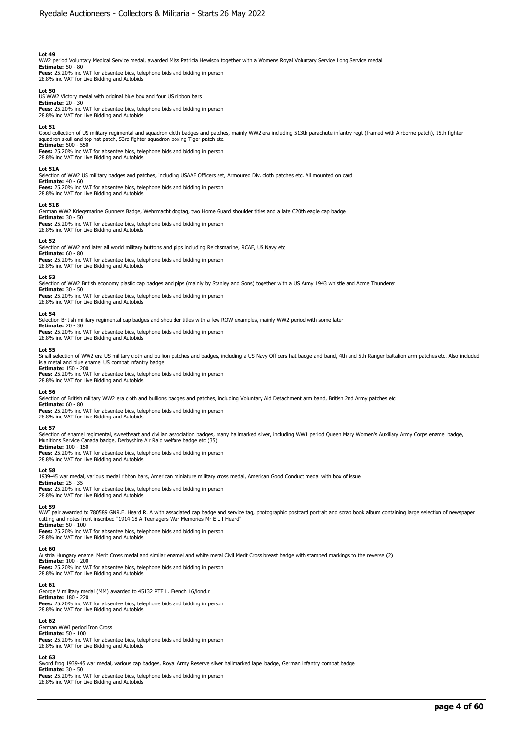**Lot 49**
WW2 period Voluntary Medical Service medal, awarded Miss Patricia Hewison together with a Womens Royal Voluntary Service Long Service medal
**Estimate:** 50 - 80
**Fees:** 25.20% inc VAT for absentee bids, telephone bids and bidding in person
28.8% inc VAT for Live Bidding and Autobids

**Lot 50**
US WW2 Victory medal with original blue box and four US ribbon bars
**Estimate:** 20 - 30
**Fees:** 25.20% inc VAT for absentee bids, telephone bids and bidding in person
28.8% inc VAT for Live Bidding and Autobids

**Lot 51**
Good collection of US military regimental and squadron cloth badges and patches, mainly WW2 era including 513th parachute infantry regt (framed with Airborne patch), 15th fighter squadron skull and top hat patch, 53rd fighter squadron boxing Tiger patch etc.
**Estimate:** 500 - 550
**Fees:** 25.20% inc VAT for absentee bids, telephone bids and bidding in person
28.8% inc VAT for Live Bidding and Autobids

**Lot 51A**
Selection of WW2 US military badges and patches, including USAAF Officers set, Armoured Div. cloth patches etc. All mounted on card
**Estimate:** 40 - 60
**Fees:** 25.20% inc VAT for absentee bids, telephone bids and bidding in person
28.8% inc VAT for Live Bidding and Autobids

**Lot 51B**
German WW2 Kriegsmarine Gunners Badge, Wehrmacht dogtag, two Home Guard shoulder titles and a late C20th eagle cap badge
**Estimate:** 30 - 50
**Fees:** 25.20% inc VAT for absentee bids, telephone bids and bidding in person
28.8% inc VAT for Live Bidding and Autobids

**Lot 52**
Selection of WW2 and later all world military buttons and pips including Reichsmarine, RCAF, US Navy etc
**Estimate:** 60 - 80
**Fees:** 25.20% inc VAT for absentee bids, telephone bids and bidding in person
28.8% inc VAT for Live Bidding and Autobids

**Lot 53**
Selection of WW2 British economy plastic cap badges and pips (mainly by Stanley and Sons) together with a US Army 1943 whistle and Acme Thunderer
**Estimate:** 30 - 50
**Fees:** 25.20% inc VAT for absentee bids, telephone bids and bidding in person
28.8% inc VAT for Live Bidding and Autobids

**Lot 54**
Selection British military regimental cap badges and shoulder titles with a few ROW examples, mainly WW2 period with some later
**Estimate:** 20 - 30
**Fees:** 25.20% inc VAT for absentee bids, telephone bids and bidding in person
28.8% inc VAT for Live Bidding and Autobids

**Lot 55**
Small selection of WW2 era US military cloth and bullion patches and badges, including a US Navy Officers hat badge and band, 4th and 5th Ranger battalion arm patches etc. Also included is a metal and blue enamel US combat infantry badge
**Estimate:** 150 - 200
**Fees:** 25.20% inc VAT for absentee bids, telephone bids and bidding in person
28.8% inc VAT for Live Bidding and Autobids

**Lot 56**
Selection of British military WW2 era cloth and bullions badges and patches, including Voluntary Aid Detachment arm band, British 2nd Army patches etc
**Estimate:** 60 - 80
**Fees:** 25.20% inc VAT for absentee bids, telephone bids and bidding in person
28.8% inc VAT for Live Bidding and Autobids

**Lot 57**
Selection of enamel regimental, sweetheart and civilian association badges, many hallmarked silver, including WW1 period Queen Mary Women's Auxiliary Army Corps enamel badge, Munitions Service Canada badge, Derbyshire Air Raid welfare badge etc (35)
**Estimate:** 100 - 150
**Fees:** 25.20% inc VAT for absentee bids, telephone bids and bidding in person
28.8% inc VAT for Live Bidding and Autobids

**Lot 58**
1939-45 war medal, various medal ribbon bars, American miniature military cross medal, American Good Conduct medal with box of issue
**Estimate:** 25 - 35
**Fees:** 25.20% inc VAT for absentee bids, telephone bids and bidding in person
28.8% inc VAT for Live Bidding and Autobids

**Lot 59**
WWI pair awarded to 780589 GNR.E. Heard R. A with associated cap badge and service tag, photographic postcard portrait and scrap book album containing large selection of newspaper cutting and notes front inscribed "1914-18 A Teenagers War Memories Mr E L I Heard"
**Estimate:** 50 - 100
**Fees:** 25.20% inc VAT for absentee bids, telephone bids and bidding in person
28.8% inc VAT for Live Bidding and Autobids

**Lot 60**
Austria Hungary enamel Merit Cross medal and similar enamel and white metal Civil Merit Cross breast badge with stamped markings to the reverse (2)
**Estimate:** 100 - 200
**Fees:** 25.20% inc VAT for absentee bids, telephone bids and bidding in person
28.8% inc VAT for Live Bidding and Autobids

**Lot 61**
George V military medal (MM) awarded to 45132 PTE L. French 16/lond.r
**Estimate:** 180 - 220
**Fees:** 25.20% inc VAT for absentee bids, telephone bids and bidding in person
28.8% inc VAT for Live Bidding and Autobids

**Lot 62**
German WWI period Iron Cross
**Estimate:** 50 - 100
**Fees:** 25.20% inc VAT for absentee bids, telephone bids and bidding in person
28.8% inc VAT for Live Bidding and Autobids

**Lot 63**
Sword frog 1939-45 war medal, various cap badges, Royal Army Reserve silver hallmarked lapel badge, German infantry combat badge
**Estimate:** 30 - 50
**Fees:** 25.20% inc VAT for absentee bids, telephone bids and bidding in person
28.8% inc VAT for Live Bidding and Autobids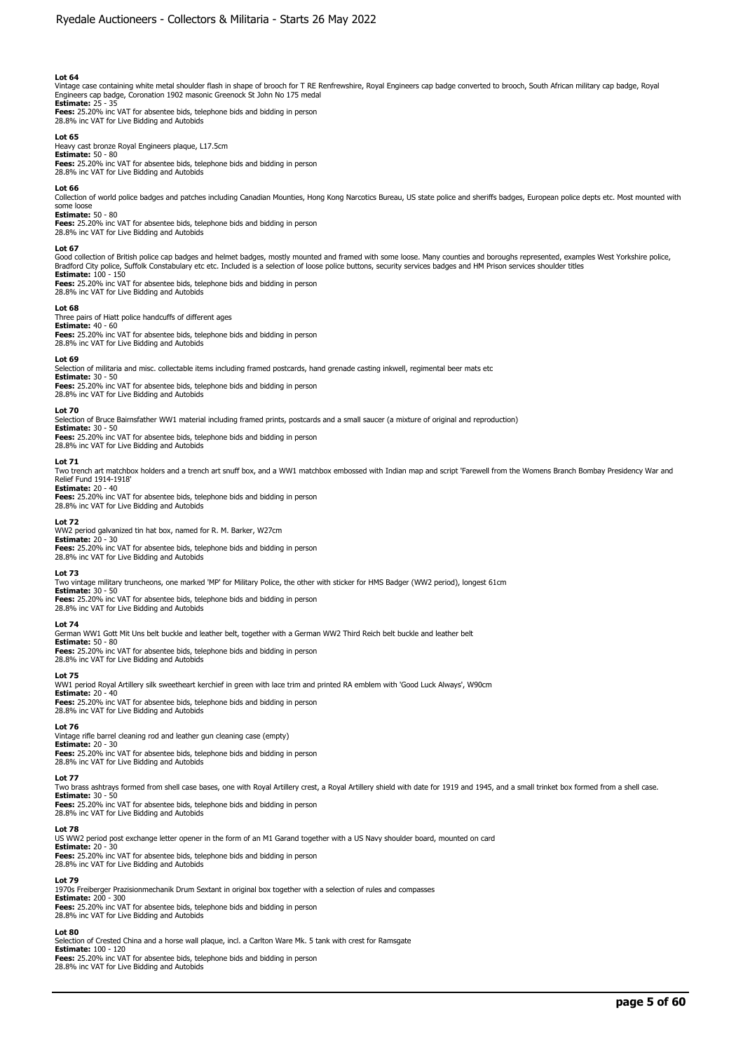**Lot 64**
Vintage case containing white metal shoulder flash in shape of brooch for T RE Renfrewshire, Royal Engineers cap badge converted to brooch, South African military cap badge, Royal Engineers cap badge, Coronation 1902 masonic Greenock St John No 175 medal
**Estimate:** 25 - 35
**Fees:** 25.20% inc VAT for absentee bids, telephone bids and bidding in person
28.8% inc VAT for Live Bidding and Autobids

**Lot 65**
Heavy cast bronze Royal Engineers plaque, L17.5cm
**Estimate:** 50 - 80
**Fees:** 25.20% inc VAT for absentee bids, telephone bids and bidding in person
28.8% inc VAT for Live Bidding and Autobids

**Lot 66**
Collection of world police badges and patches including Canadian Mounties, Hong Kong Narcotics Bureau, US state police and sheriffs badges, European police depts etc. Most mounted with some loose
**Estimate:** 50 - 80
**Fees:** 25.20% inc VAT for absentee bids, telephone bids and bidding in person
28.8% inc VAT for Live Bidding and Autobids

**Lot 67**
Good collection of British police cap badges and helmet badges, mostly mounted and framed with some loose. Many counties and boroughs represented, examples West Yorkshire police, Bradford City police, Suffolk Constabulary etc etc. Included is a selection of loose police buttons, security services badges and HM Prison services shoulder titles
**Estimate:** 100 - 150
**Fees:** 25.20% inc VAT for absentee bids, telephone bids and bidding in person
28.8% inc VAT for Live Bidding and Autobids

**Lot 68**
Three pairs of Hiatt police handcuffs of different ages
**Estimate:** 40 - 60
**Fees:** 25.20% inc VAT for absentee bids, telephone bids and bidding in person
28.8% inc VAT for Live Bidding and Autobids

**Lot 69**
Selection of militaria and misc. collectable items including framed postcards, hand grenade casting inkwell, regimental beer mats etc
**Estimate:** 30 - 50
**Fees:** 25.20% inc VAT for absentee bids, telephone bids and bidding in person
28.8% inc VAT for Live Bidding and Autobids

**Lot 70**
Selection of Bruce Bairnsfather WW1 material including framed prints, postcards and a small saucer (a mixture of original and reproduction)
**Estimate:** 30 - 50
**Fees:** 25.20% inc VAT for absentee bids, telephone bids and bidding in person
28.8% inc VAT for Live Bidding and Autobids

**Lot 71**
Two trench art matchbox holders and a trench art snuff box, and a WW1 matchbox embossed with Indian map and script 'Farewell from the Womens Branch Bombay Presidency War and Relief Fund 1914-1918'
**Estimate:** 20 - 40
**Fees:** 25.20% inc VAT for absentee bids, telephone bids and bidding in person
28.8% inc VAT for Live Bidding and Autobids

**Lot 72**
WW2 period galvanized tin hat box, named for R. M. Barker, W27cm
**Estimate:** 20 - 30
**Fees:** 25.20% inc VAT for absentee bids, telephone bids and bidding in person
28.8% inc VAT for Live Bidding and Autobids

**Lot 73**
Two vintage military truncheons, one marked 'MP' for Military Police, the other with sticker for HMS Badger (WW2 period), longest 61cm
**Estimate:** 30 - 50
**Fees:** 25.20% inc VAT for absentee bids, telephone bids and bidding in person
28.8% inc VAT for Live Bidding and Autobids

**Lot 74**
German WW1 Gott Mit Uns belt buckle and leather belt, together with a German WW2 Third Reich belt buckle and leather belt
**Estimate:** 50 - 80
**Fees:** 25.20% inc VAT for absentee bids, telephone bids and bidding in person
28.8% inc VAT for Live Bidding and Autobids

**Lot 75**
WW1 period Royal Artillery silk sweetheart kerchief in green with lace trim and printed RA emblem with 'Good Luck Always', W90cm
**Estimate:** 20 - 40
**Fees:** 25.20% inc VAT for absentee bids, telephone bids and bidding in person
28.8% inc VAT for Live Bidding and Autobids

**Lot 76**
Vintage rifle barrel cleaning rod and leather gun cleaning case (empty)
**Estimate:** 20 - 30
**Fees:** 25.20% inc VAT for absentee bids, telephone bids and bidding in person
28.8% inc VAT for Live Bidding and Autobids

**Lot 77**
Two brass ashtrays formed from shell case bases, one with Royal Artillery crest, a Royal Artillery shield with date for 1919 and 1945, and a small trinket box formed from a shell case.
**Estimate:** 30 - 50
**Fees:** 25.20% inc VAT for absentee bids, telephone bids and bidding in person
28.8% inc VAT for Live Bidding and Autobids

**Lot 78**
US WW2 period post exchange letter opener in the form of an M1 Garand together with a US Navy shoulder board, mounted on card
**Estimate:** 20 - 30
**Fees:** 25.20% inc VAT for absentee bids, telephone bids and bidding in person
28.8% inc VAT for Live Bidding and Autobids

**Lot 79**
1970s Freiberger Prazisionmechanik Drum Sextant in original box together with a selection of rules and compasses
**Estimate:** 200 - 300
**Fees:** 25.20% inc VAT for absentee bids, telephone bids and bidding in person
28.8% inc VAT for Live Bidding and Autobids

**Lot 80**
Selection of Crested China and a horse wall plaque, incl. a Carlton Ware Mk. 5 tank with crest for Ramsgate
**Estimate:** 100 - 120
**Fees:** 25.20% inc VAT for absentee bids, telephone bids and bidding in person
28.8% inc VAT for Live Bidding and Autobids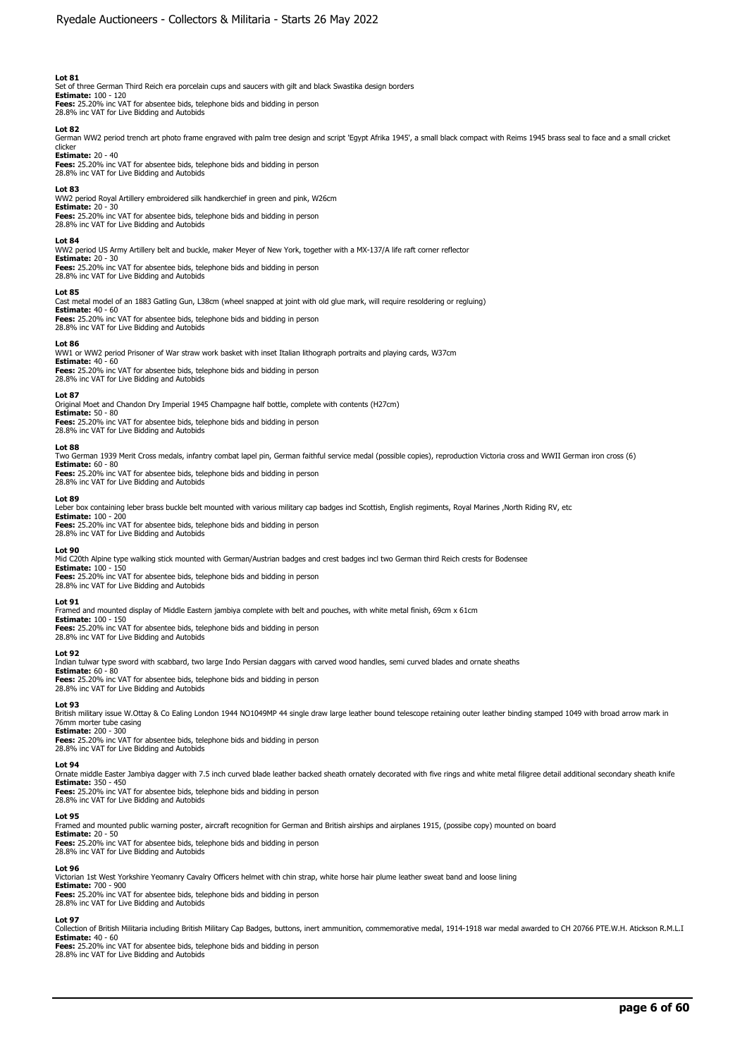**Lot 81**
Set of three German Third Reich era porcelain cups and saucers with gilt and black Swastika design borders
**Estimate:** 100 - 120
**Fees:** 25.20% inc VAT for absentee bids, telephone bids and bidding in person
28.8% inc VAT for Live Bidding and Autobids

**Lot 82**
German WW2 period trench art photo frame engraved with palm tree design and script 'Egypt Afrika 1945', a small black compact with Reims 1945 brass seal to face and a small cricket clicker
**Estimate:** 20 - 40
**Fees:** 25.20% inc VAT for absentee bids, telephone bids and bidding in person
28.8% inc VAT for Live Bidding and Autobids

**Lot 83**
WW2 period Royal Artillery embroidered silk handkerchief in green and pink, W26cm
**Estimate:** 20 - 30
**Fees:** 25.20% inc VAT for absentee bids, telephone bids and bidding in person
28.8% inc VAT for Live Bidding and Autobids

**Lot 84**
WW2 period US Army Artillery belt and buckle, maker Meyer of New York, together with a MX-137/A life raft corner reflector
**Estimate:** 20 - 30
**Fees:** 25.20% inc VAT for absentee bids, telephone bids and bidding in person
28.8% inc VAT for Live Bidding and Autobids

**Lot 85**
Cast metal model of an 1883 Gatling Gun, L38cm (wheel snapped at joint with old glue mark, will require resoldering or regluing)
**Estimate:** 40 - 60
**Fees:** 25.20% inc VAT for absentee bids, telephone bids and bidding in person
28.8% inc VAT for Live Bidding and Autobids

**Lot 86**
WW1 or WW2 period Prisoner of War straw work basket with inset Italian lithograph portraits and playing cards, W37cm
**Estimate:** 40 - 60
**Fees:** 25.20% inc VAT for absentee bids, telephone bids and bidding in person
28.8% inc VAT for Live Bidding and Autobids

**Lot 87**
Original Moet and Chandon Dry Imperial 1945 Champagne half bottle, complete with contents (H27cm)
**Estimate:** 50 - 80
**Fees:** 25.20% inc VAT for absentee bids, telephone bids and bidding in person
28.8% inc VAT for Live Bidding and Autobids

**Lot 88**
Two German 1939 Merit Cross medals, infantry combat lapel pin, German faithful service medal (possible copies), reproduction Victoria cross and WWII German iron cross (6)
**Estimate:** 60 - 80
**Fees:** 25.20% inc VAT for absentee bids, telephone bids and bidding in person
28.8% inc VAT for Live Bidding and Autobids

**Lot 89**
Leber box containing leber brass buckle belt mounted with various military cap badges incl Scottish, English regiments, Royal Marines ,North Riding RV, etc
**Estimate:** 100 - 200
**Fees:** 25.20% inc VAT for absentee bids, telephone bids and bidding in person
28.8% inc VAT for Live Bidding and Autobids

**Lot 90**
Mid C20th Alpine type walking stick mounted with German/Austrian badges and crest badges incl two German third Reich crests for Bodensee
**Estimate:** 100 - 150
**Fees:** 25.20% inc VAT for absentee bids, telephone bids and bidding in person
28.8% inc VAT for Live Bidding and Autobids

**Lot 91**
Framed and mounted display of Middle Eastern jambiya complete with belt and pouches, with white metal finish, 69cm x 61cm
**Estimate:** 100 - 150
**Fees:** 25.20% inc VAT for absentee bids, telephone bids and bidding in person
28.8% inc VAT for Live Bidding and Autobids

**Lot 92**
Indian tulwar type sword with scabbard, two large Indo Persian daggers with carved wood handles, semi curved blades and ornate sheaths
**Estimate:** 60 - 80
**Fees:** 25.20% inc VAT for absentee bids, telephone bids and bidding in person
28.8% inc VAT for Live Bidding and Autobids

**Lot 93**
British military issue W.Ottay & Co Ealing London 1944 NO1049MP 44 single draw large leather bound telescope retaining outer leather binding stamped 1049 with broad arrow mark in 76mm morter tube casing
**Estimate:** 200 - 300
**Fees:** 25.20% inc VAT for absentee bids, telephone bids and bidding in person
28.8% inc VAT for Live Bidding and Autobids

**Lot 94**
Ornate middle Easter Jambiya dagger with 7.5 inch curved blade leather backed sheath ornately decorated with five rings and white metal filigree detail additional secondary sheath knife
**Estimate:** 350 - 450
**Fees:** 25.20% inc VAT for absentee bids, telephone bids and bidding in person
28.8% inc VAT for Live Bidding and Autobids

**Lot 95**
Framed and mounted public warning poster, aircraft recognition for German and British airships and airplanes 1915, (possibe copy) mounted on board
**Estimate:** 20 - 50
**Fees:** 25.20% inc VAT for absentee bids, telephone bids and bidding in person
28.8% inc VAT for Live Bidding and Autobids

**Lot 96**
Victorian 1st West Yorkshire Yeomanry Cavalry Officers helmet with chin strap, white horse hair plume leather sweat band and loose lining
**Estimate:** 700 - 900
**Fees:** 25.20% inc VAT for absentee bids, telephone bids and bidding in person
28.8% inc VAT for Live Bidding and Autobids

**Lot 97**
Collection of British Militaria including British Military Cap Badges, buttons, inert ammunition, commemorative medal, 1914-1918 war medal awarded to CH 20766 PTE.W.H. Atickson R.M.L.I
**Estimate:** 40 - 60
**Fees:** 25.20% inc VAT for absentee bids, telephone bids and bidding in person
28.8% inc VAT for Live Bidding and Autobids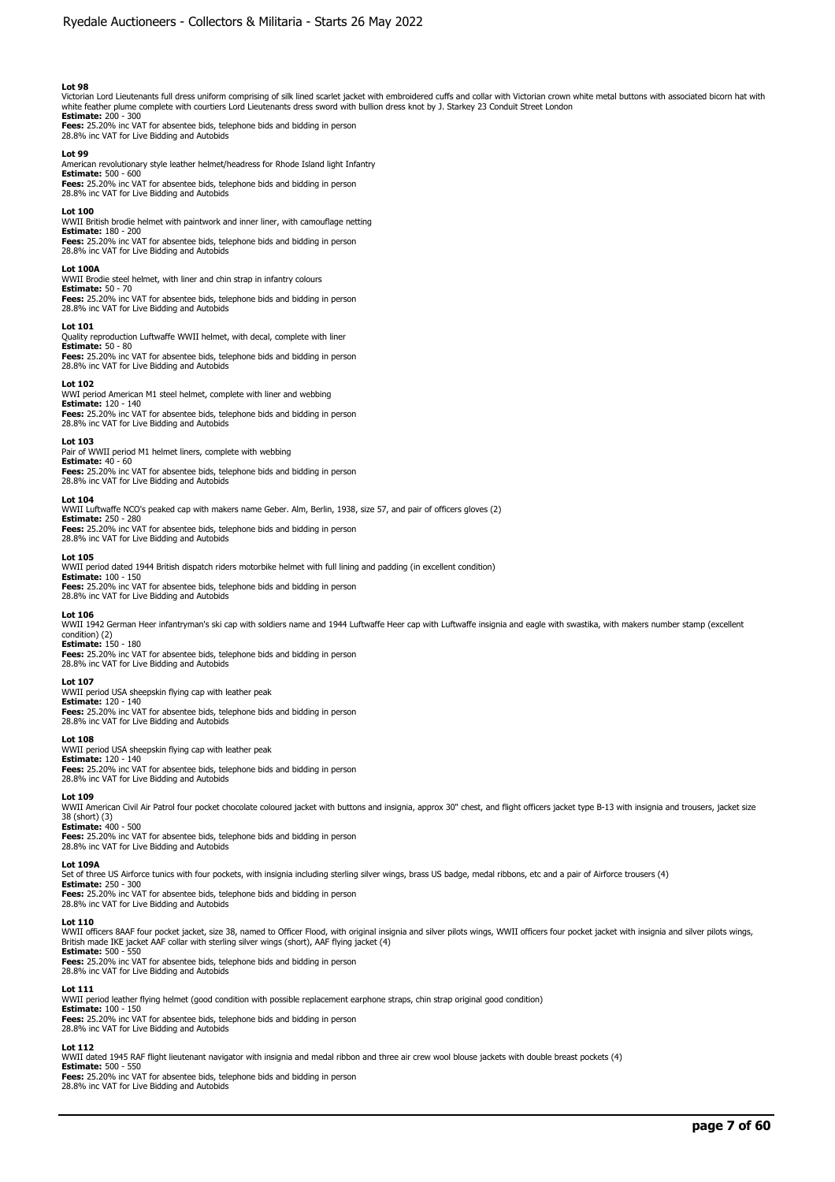**Lot 98**
Victorian Lord Lieutenants full dress uniform comprising of silk lined scarlet jacket with embroidered cuffs and collar with Victorian crown white metal buttons with associated bicorn hat with white feather plume complete with courtiers Lord Lieutenants dress sword with bullion dress knot by J. Starkey 23 Conduit Street London
**Estimate:** 200 - 300
**Fees:** 25.20% inc VAT for absentee bids, telephone bids and bidding in person
28.8% inc VAT for Live Bidding and Autobids

**Lot 99**
American revolutionary style leather helmet/headress for Rhode Island light Infantry
**Estimate:** 500 - 600
**Fees:** 25.20% inc VAT for absentee bids, telephone bids and bidding in person
28.8% inc VAT for Live Bidding and Autobids

**Lot 100**
WWII British brodie helmet with paintwork and inner liner, with camouflage netting
**Estimate:** 180 - 200
**Fees:** 25.20% inc VAT for absentee bids, telephone bids and bidding in person
28.8% inc VAT for Live Bidding and Autobids

**Lot 100A**
WWII Brodie steel helmet, with liner and chin strap in infantry colours
**Estimate:** 50 - 70
**Fees:** 25.20% inc VAT for absentee bids, telephone bids and bidding in person
28.8% inc VAT for Live Bidding and Autobids

**Lot 101**
Quality reproduction Luftwaffe WWII helmet, with decal, complete with liner
**Estimate:** 50 - 80
**Fees:** 25.20% inc VAT for absentee bids, telephone bids and bidding in person
28.8% inc VAT for Live Bidding and Autobids

**Lot 102**
WWI period American M1 steel helmet, complete with liner and webbing
**Estimate:** 120 - 140
**Fees:** 25.20% inc VAT for absentee bids, telephone bids and bidding in person
28.8% inc VAT for Live Bidding and Autobids

**Lot 103**
Pair of WWII period M1 helmet liners, complete with webbing
**Estimate:** 40 - 60
**Fees:** 25.20% inc VAT for absentee bids, telephone bids and bidding in person
28.8% inc VAT for Live Bidding and Autobids

**Lot 104**
WWII Luftwaffe NCO's peaked cap with makers name Geber. Alm, Berlin, 1938, size 57, and pair of officers gloves (2)
**Estimate:** 250 - 280
**Fees:** 25.20% inc VAT for absentee bids, telephone bids and bidding in person
28.8% inc VAT for Live Bidding and Autobids

**Lot 105**
WWII period dated 1944 British dispatch riders motorbike helmet with full lining and padding (in excellent condition)
**Estimate:** 100 - 150
**Fees:** 25.20% inc VAT for absentee bids, telephone bids and bidding in person
28.8% inc VAT for Live Bidding and Autobids

**Lot 106**
WWII 1942 German Heer infantryman's ski cap with soldiers name and 1944 Luftwaffe Heer cap with Luftwaffe insignia and eagle with swastika, with makers number stamp (excellent condition) (2)
**Estimate:** 150 - 180
**Fees:** 25.20% inc VAT for absentee bids, telephone bids and bidding in person
28.8% inc VAT for Live Bidding and Autobids

**Lot 107**
WWII period USA sheepskin flying cap with leather peak
**Estimate:** 120 - 140
**Fees:** 25.20% inc VAT for absentee bids, telephone bids and bidding in person
28.8% inc VAT for Live Bidding and Autobids

**Lot 108**
WWII period USA sheepskin flying cap with leather peak
**Estimate:** 120 - 140
**Fees:** 25.20% inc VAT for absentee bids, telephone bids and bidding in person
28.8% inc VAT for Live Bidding and Autobids

**Lot 109**
WWII American Civil Air Patrol four pocket chocolate coloured jacket with buttons and insignia, approx 30" chest, and flight officers jacket type B-13 with insignia and trousers, jacket size 38 (short) (3)
**Estimate:** 400 - 500
**Fees:** 25.20% inc VAT for absentee bids, telephone bids and bidding in person
28.8% inc VAT for Live Bidding and Autobids

**Lot 109A**
Set of three US Airforce tunics with four pockets, with insignia including sterling silver wings, brass US badge, medal ribbons, etc and a pair of Airforce trousers (4)
**Estimate:** 250 - 300
**Fees:** 25.20% inc VAT for absentee bids, telephone bids and bidding in person
28.8% inc VAT for Live Bidding and Autobids

**Lot 110**
WWII officers 8AAF four pocket jacket, size 38, named to Officer Flood, with original insignia and silver pilots wings, WWII officers four pocket jacket with insignia and silver pilots wings, British made IKE jacket AAF collar with sterling silver wings (short), AAF flying jacket (4)
**Estimate:** 500 - 550
**Fees:** 25.20% inc VAT for absentee bids, telephone bids and bidding in person
28.8% inc VAT for Live Bidding and Autobids

**Lot 111**
WWII period leather flying helmet (good condition with possible replacement earphone straps, chin strap original good condition)
**Estimate:** 100 - 150
**Fees:** 25.20% inc VAT for absentee bids, telephone bids and bidding in person
28.8% inc VAT for Live Bidding and Autobids

**Lot 112**
WWII dated 1945 RAF flight lieutenant navigator with insignia and medal ribbon and three air crew wool blouse jackets with double breast pockets (4)
**Estimate:** 500 - 550
**Fees:** 25.20% inc VAT for absentee bids, telephone bids and bidding in person
28.8% inc VAT for Live Bidding and Autobids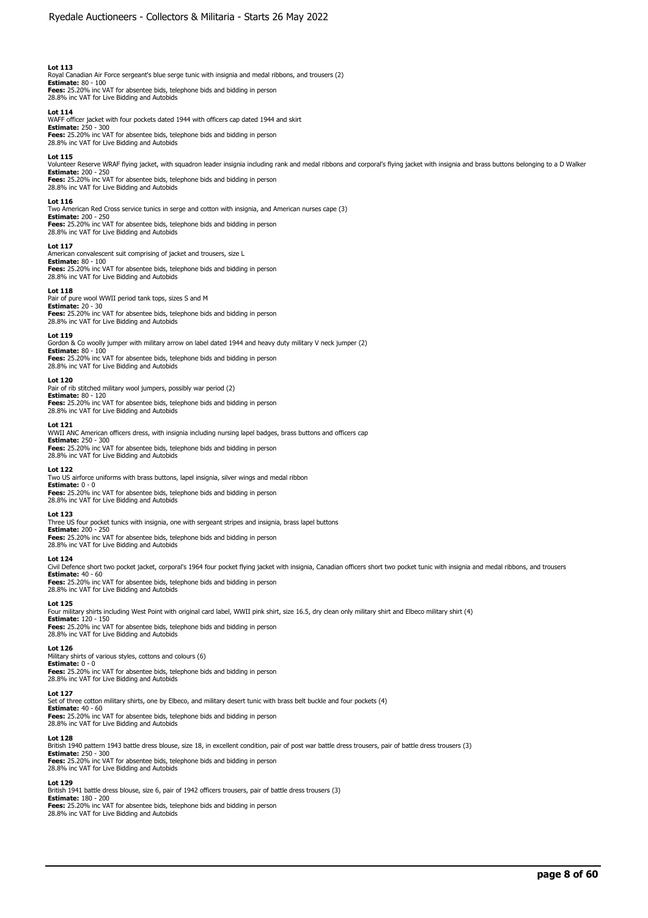**Lot 113**
Royal Canadian Air Force sergeant's blue serge tunic with insignia and medal ribbons, and trousers (2)
**Estimate:** 80 - 100
**Fees:** 25.20% inc VAT for absentee bids, telephone bids and bidding in person
28.8% inc VAT for Live Bidding and Autobids

**Lot 114**
WAFF officer jacket with four pockets dated 1944 with officers cap dated 1944 and skirt
**Estimate:** 250 - 300
**Fees:** 25.20% inc VAT for absentee bids, telephone bids and bidding in person
28.8% inc VAT for Live Bidding and Autobids

**Lot 115**
Volunteer Reserve WRAF flying jacket, with squadron leader insignia including rank and medal ribbons and corporal's flying jacket with insignia and brass buttons belonging to a D Walker
**Estimate:** 200 - 250
**Fees:** 25.20% inc VAT for absentee bids, telephone bids and bidding in person
28.8% inc VAT for Live Bidding and Autobids

**Lot 116**
Two American Red Cross service tunics in serge and cotton with insignia, and American nurses cape (3)
**Estimate:** 200 - 250
**Fees:** 25.20% inc VAT for absentee bids, telephone bids and bidding in person
28.8% inc VAT for Live Bidding and Autobids

**Lot 117**
American convalescent suit comprising of jacket and trousers, size L
**Estimate:** 80 - 100
**Fees:** 25.20% inc VAT for absentee bids, telephone bids and bidding in person
28.8% inc VAT for Live Bidding and Autobids

**Lot 118**
Pair of pure wool WWII period tank tops, sizes S and M
**Estimate:** 20 - 30
**Fees:** 25.20% inc VAT for absentee bids, telephone bids and bidding in person
28.8% inc VAT for Live Bidding and Autobids

**Lot 119**
Gordon & Co woolly jumper with military arrow on label dated 1944 and heavy duty military V neck jumper (2)
**Estimate:** 80 - 100
**Fees:** 25.20% inc VAT for absentee bids, telephone bids and bidding in person
28.8% inc VAT for Live Bidding and Autobids

**Lot 120**
Pair of rib stitched military wool jumpers, possibly war period (2)
**Estimate:** 80 - 120
**Fees:** 25.20% inc VAT for absentee bids, telephone bids and bidding in person
28.8% inc VAT for Live Bidding and Autobids

**Lot 121**
WWII ANC American officers dress, with insignia including nursing lapel badges, brass buttons and officers cap
**Estimate:** 250 - 300
**Fees:** 25.20% inc VAT for absentee bids, telephone bids and bidding in person
28.8% inc VAT for Live Bidding and Autobids

**Lot 122**
Two US airforce uniforms with brass buttons, lapel insignia, silver wings and medal ribbon
**Estimate:** 0 - 0
**Fees:** 25.20% inc VAT for absentee bids, telephone bids and bidding in person
28.8% inc VAT for Live Bidding and Autobids

**Lot 123**
Three US four pocket tunics with insignia, one with sergeant stripes and insignia, brass lapel buttons
**Estimate:** 200 - 250
**Fees:** 25.20% inc VAT for absentee bids, telephone bids and bidding in person
28.8% inc VAT for Live Bidding and Autobids

**Lot 124**
Civil Defence short two pocket jacket, corporal's 1964 four pocket flying jacket with insignia, Canadian officers short two pocket tunic with insignia and medal ribbons, and trousers
**Estimate:** 40 - 60
**Fees:** 25.20% inc VAT for absentee bids, telephone bids and bidding in person
28.8% inc VAT for Live Bidding and Autobids

**Lot 125**
Four military shirts including West Point with original card label, WWII pink shirt, size 16.5, dry clean only military shirt and Elbeco military shirt (4)
**Estimate:** 120 - 150
**Fees:** 25.20% inc VAT for absentee bids, telephone bids and bidding in person
28.8% inc VAT for Live Bidding and Autobids

**Lot 126**
Military shirts of various styles, cottons and colours (6)
**Estimate:** 0 - 0
**Fees:** 25.20% inc VAT for absentee bids, telephone bids and bidding in person
28.8% inc VAT for Live Bidding and Autobids

**Lot 127**
Set of three cotton military shirts, one by Elbeco, and military desert tunic with brass belt buckle and four pockets (4)
**Estimate:** 40 - 60
**Fees:** 25.20% inc VAT for absentee bids, telephone bids and bidding in person
28.8% inc VAT for Live Bidding and Autobids

**Lot 128**
British 1940 pattern 1943 battle dress blouse, size 18, in excellent condition, pair of post war battle dress trousers, pair of battle dress trousers (3)
**Estimate:** 250 - 300
**Fees:** 25.20% inc VAT for absentee bids, telephone bids and bidding in person
28.8% inc VAT for Live Bidding and Autobids

**Lot 129**
British 1941 battle dress blouse, size 6, pair of 1942 officers trousers, pair of battle dress trousers (3)
**Estimate:** 180 - 200
**Fees:** 25.20% inc VAT for absentee bids, telephone bids and bidding in person
28.8% inc VAT for Live Bidding and Autobids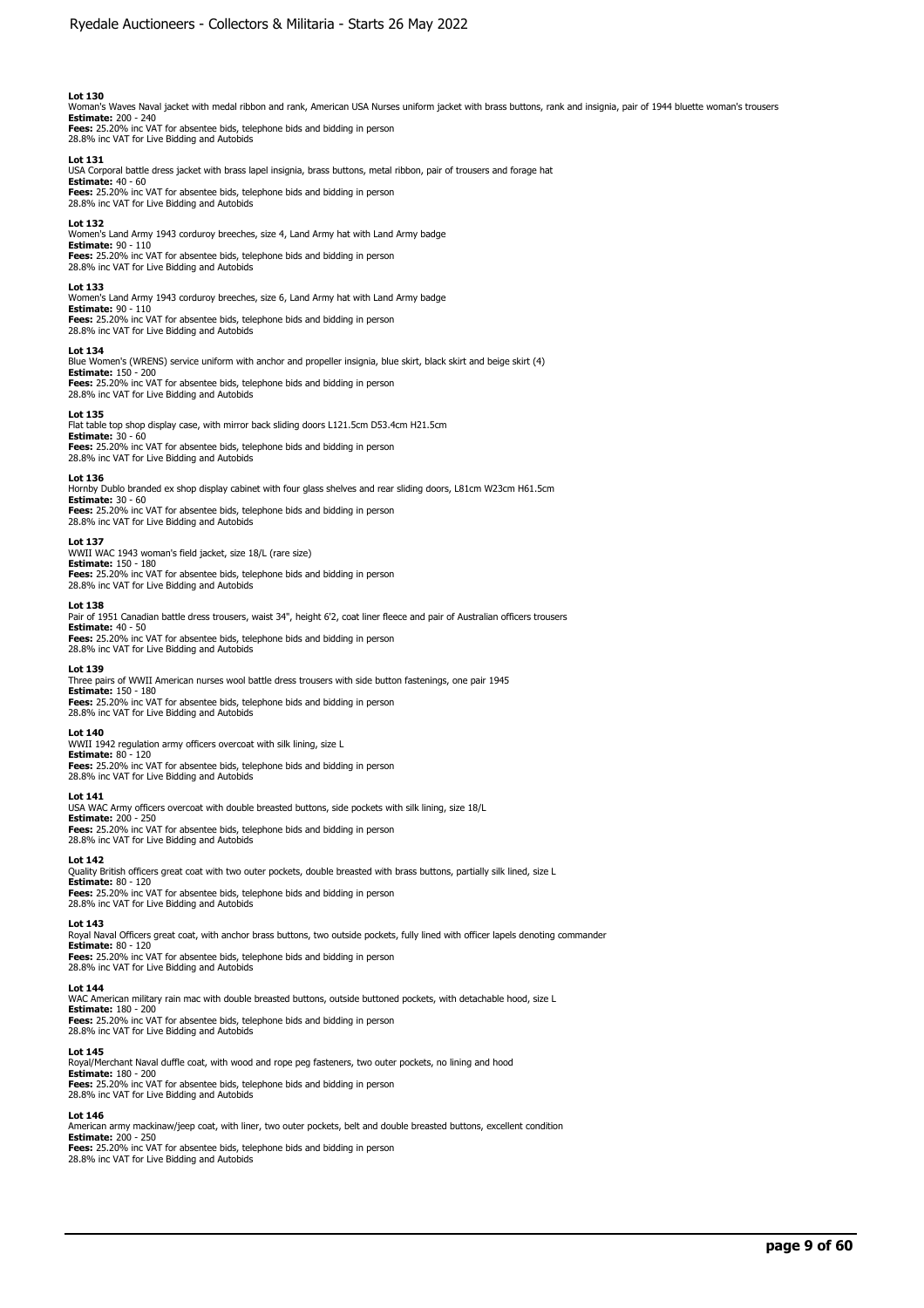**Lot 130**
Woman's Waves Naval jacket with medal ribbon and rank, American USA Nurses uniform jacket with brass buttons, rank and insignia, pair of 1944 bluette woman's trousers
**Estimate:** 200 - 240
**Fees:** 25.20% inc VAT for absentee bids, telephone bids and bidding in person
28.8% inc VAT for Live Bidding and Autobids

**Lot 131**
USA Corporal battle dress jacket with brass lapel insignia, brass buttons, metal ribbon, pair of trousers and forage hat
**Estimate:** 40 - 60
**Fees:** 25.20% inc VAT for absentee bids, telephone bids and bidding in person
28.8% inc VAT for Live Bidding and Autobids

**Lot 132**
Women's Land Army 1943 corduroy breeches, size 4, Land Army hat with Land Army badge
**Estimate:** 90 - 110
**Fees:** 25.20% inc VAT for absentee bids, telephone bids and bidding in person
28.8% inc VAT for Live Bidding and Autobids

**Lot 133**
Women's Land Army 1943 corduroy breeches, size 6, Land Army hat with Land Army badge
**Estimate:** 90 - 110
**Fees:** 25.20% inc VAT for absentee bids, telephone bids and bidding in person
28.8% inc VAT for Live Bidding and Autobids

**Lot 134**
Blue Women's (WRENS) service uniform with anchor and propeller insignia, blue skirt, black skirt and beige skirt (4)
**Estimate:** 150 - 200
**Fees:** 25.20% inc VAT for absentee bids, telephone bids and bidding in person
28.8% inc VAT for Live Bidding and Autobids

**Lot 135**
Flat table top shop display case, with mirror back sliding doors L121.5cm D53.4cm H21.5cm
**Estimate:** 30 - 60
**Fees:** 25.20% inc VAT for absentee bids, telephone bids and bidding in person
28.8% inc VAT for Live Bidding and Autobids

**Lot 136**
Hornby Dublo branded ex shop display cabinet with four glass shelves and rear sliding doors, L81cm W23cm H61.5cm
**Estimate:** 30 - 60
**Fees:** 25.20% inc VAT for absentee bids, telephone bids and bidding in person
28.8% inc VAT for Live Bidding and Autobids

**Lot 137**
WWII WAC 1943 woman's field jacket, size 18/L (rare size)
**Estimate:** 150 - 180
**Fees:** 25.20% inc VAT for absentee bids, telephone bids and bidding in person
28.8% inc VAT for Live Bidding and Autobids

**Lot 138**
Pair of 1951 Canadian battle dress trousers, waist 34", height 6'2, coat liner fleece and pair of Australian officers trousers
**Estimate:** 40 - 50
**Fees:** 25.20% inc VAT for absentee bids, telephone bids and bidding in person
28.8% inc VAT for Live Bidding and Autobids

**Lot 139**
Three pairs of WWII American nurses wool battle dress trousers with side button fastenings, one pair 1945
**Estimate:** 150 - 180
**Fees:** 25.20% inc VAT for absentee bids, telephone bids and bidding in person
28.8% inc VAT for Live Bidding and Autobids

**Lot 140**
WWII 1942 regulation army officers overcoat with silk lining, size L
**Estimate:** 80 - 120
**Fees:** 25.20% inc VAT for absentee bids, telephone bids and bidding in person
28.8% inc VAT for Live Bidding and Autobids

**Lot 141**
USA WAC Army officers overcoat with double breasted buttons, side pockets with silk lining, size 18/L
**Estimate:** 200 - 250
**Fees:** 25.20% inc VAT for absentee bids, telephone bids and bidding in person
28.8% inc VAT for Live Bidding and Autobids

**Lot 142**
Quality British officers great coat with two outer pockets, double breasted with brass buttons, partially silk lined, size L
**Estimate:** 80 - 120
**Fees:** 25.20% inc VAT for absentee bids, telephone bids and bidding in person
28.8% inc VAT for Live Bidding and Autobids

**Lot 143**
Royal Naval Officers great coat, with anchor brass buttons, two outside pockets, fully lined with officer lapels denoting commander
**Estimate:** 80 - 120
**Fees:** 25.20% inc VAT for absentee bids, telephone bids and bidding in person
28.8% inc VAT for Live Bidding and Autobids

**Lot 144**
WAC American military rain mac with double breasted buttons, outside buttoned pockets, with detachable hood, size L
**Estimate:** 180 - 200
**Fees:** 25.20% inc VAT for absentee bids, telephone bids and bidding in person
28.8% inc VAT for Live Bidding and Autobids

**Lot 145**
Royal/Merchant Naval duffle coat, with wood and rope peg fasteners, two outer pockets, no lining and hood
**Estimate:** 180 - 200
**Fees:** 25.20% inc VAT for absentee bids, telephone bids and bidding in person
28.8% inc VAT for Live Bidding and Autobids

**Lot 146**
American army mackinaw/jeep coat, with liner, two outer pockets, belt and double breasted buttons, excellent condition
**Estimate:** 200 - 250
**Fees:** 25.20% inc VAT for absentee bids, telephone bids and bidding in person
28.8% inc VAT for Live Bidding and Autobids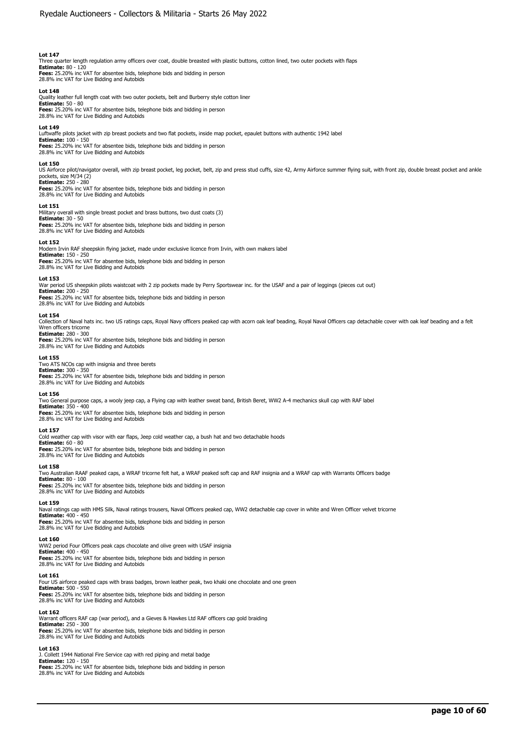**Lot 147**
Three quarter length regulation army officers over coat, double breasted with plastic buttons, cotton lined, two outer pockets with flaps
**Estimate:** 80 - 120
**Fees:** 25.20% inc VAT for absentee bids, telephone bids and bidding in person
28.8% inc VAT for Live Bidding and Autobids

**Lot 148**
Quality leather full length coat with two outer pockets, belt and Burberry style cotton liner
**Estimate:** 50 - 80
**Fees:** 25.20% inc VAT for absentee bids, telephone bids and bidding in person
28.8% inc VAT for Live Bidding and Autobids

**Lot 149**
Luftwaffe pilots jacket with zip breast pockets and two flat pockets, inside map pocket, epaulet buttons with authentic 1942 label
**Estimate:** 100 - 150
**Fees:** 25.20% inc VAT for absentee bids, telephone bids and bidding in person
28.8% inc VAT for Live Bidding and Autobids

**Lot 150**
US Airforce pilot/navigator overall, with zip breast pocket, leg pocket, belt, zip and press stud cuffs, size 42, Army Airforce summer flying suit, with front zip, double breast pocket and ankle pockets, size M/34 (2)
**Estimate:** 250 - 280
**Fees:** 25.20% inc VAT for absentee bids, telephone bids and bidding in person
28.8% inc VAT for Live Bidding and Autobids

**Lot 151**
Military overall with single breast pocket and brass buttons, two dust coats (3)
**Estimate:** 30 - 50
**Fees:** 25.20% inc VAT for absentee bids, telephone bids and bidding in person
28.8% inc VAT for Live Bidding and Autobids

**Lot 152**
Modern Irvin RAF sheepskin flying jacket, made under exclusive licence from Irvin, with own makers label
**Estimate:** 150 - 250
**Fees:** 25.20% inc VAT for absentee bids, telephone bids and bidding in person
28.8% inc VAT for Live Bidding and Autobids

**Lot 153**
War period US sheepskin pilots waistcoat with 2 zip pockets made by Perry Sportswear inc. for the USAF and a pair of leggings (pieces cut out)
**Estimate:** 200 - 250
**Fees:** 25.20% inc VAT for absentee bids, telephone bids and bidding in person
28.8% inc VAT for Live Bidding and Autobids

**Lot 154**
Collection of Naval hats inc. two US ratings caps, Royal Navy officers peaked cap with acorn oak leaf beading, Royal Naval Officers cap detachable cover with oak leaf beading and a felt Wren officers tricorne
**Estimate:** 280 - 300
**Fees:** 25.20% inc VAT for absentee bids, telephone bids and bidding in person
28.8% inc VAT for Live Bidding and Autobids

**Lot 155**
Two ATS NCOs cap with insignia and three berets
**Estimate:** 300 - 350
**Fees:** 25.20% inc VAT for absentee bids, telephone bids and bidding in person
28.8% inc VAT for Live Bidding and Autobids

**Lot 156**
Two General purpose caps, a wooly jeep cap, a Flying cap with leather sweat band, British Beret, WW2 A-4 mechanics skull cap with RAF label
**Estimate:** 350 - 400
**Fees:** 25.20% inc VAT for absentee bids, telephone bids and bidding in person
28.8% inc VAT for Live Bidding and Autobids

**Lot 157**
Cold weather cap with visor with ear flaps, Jeep cold weather cap, a bush hat and two detachable hoods
**Estimate:** 60 - 80
**Fees:** 25.20% inc VAT for absentee bids, telephone bids and bidding in person
28.8% inc VAT for Live Bidding and Autobids

**Lot 158**
Two Australian RAAF peaked caps, a WRAF tricorne felt hat, a WRAF peaked soft cap and RAF insignia and a WRAF cap with Warrants Officers badge
**Estimate:** 80 - 100
**Fees:** 25.20% inc VAT for absentee bids, telephone bids and bidding in person
28.8% inc VAT for Live Bidding and Autobids

**Lot 159**
Naval ratings cap with HMS Silk, Naval ratings trousers, Naval Officers peaked cap, WW2 detachable cap cover in white and Wren Officer velvet tricorne
**Estimate:** 400 - 450
**Fees:** 25.20% inc VAT for absentee bids, telephone bids and bidding in person
28.8% inc VAT for Live Bidding and Autobids

**Lot 160**
WW2 period Four Officers peak caps chocolate and olive green with USAF insignia
**Estimate:** 400 - 450
**Fees:** 25.20% inc VAT for absentee bids, telephone bids and bidding in person
28.8% inc VAT for Live Bidding and Autobids

**Lot 161**
Four US airforce peaked caps with brass badges, brown leather peak, two khaki one chocolate and one green
**Estimate:** 500 - 550
**Fees:** 25.20% inc VAT for absentee bids, telephone bids and bidding in person
28.8% inc VAT for Live Bidding and Autobids

**Lot 162**
Warrant officers RAF cap (war period), and a Gieves & Hawkes Ltd RAF officers cap gold braiding
**Estimate:** 250 - 300
**Fees:** 25.20% inc VAT for absentee bids, telephone bids and bidding in person
28.8% inc VAT for Live Bidding and Autobids

**Lot 163**
J. Collett 1944 National Fire Service cap with red piping and metal badge
**Estimate:** 120 - 150
**Fees:** 25.20% inc VAT for absentee bids, telephone bids and bidding in person
28.8% inc VAT for Live Bidding and Autobids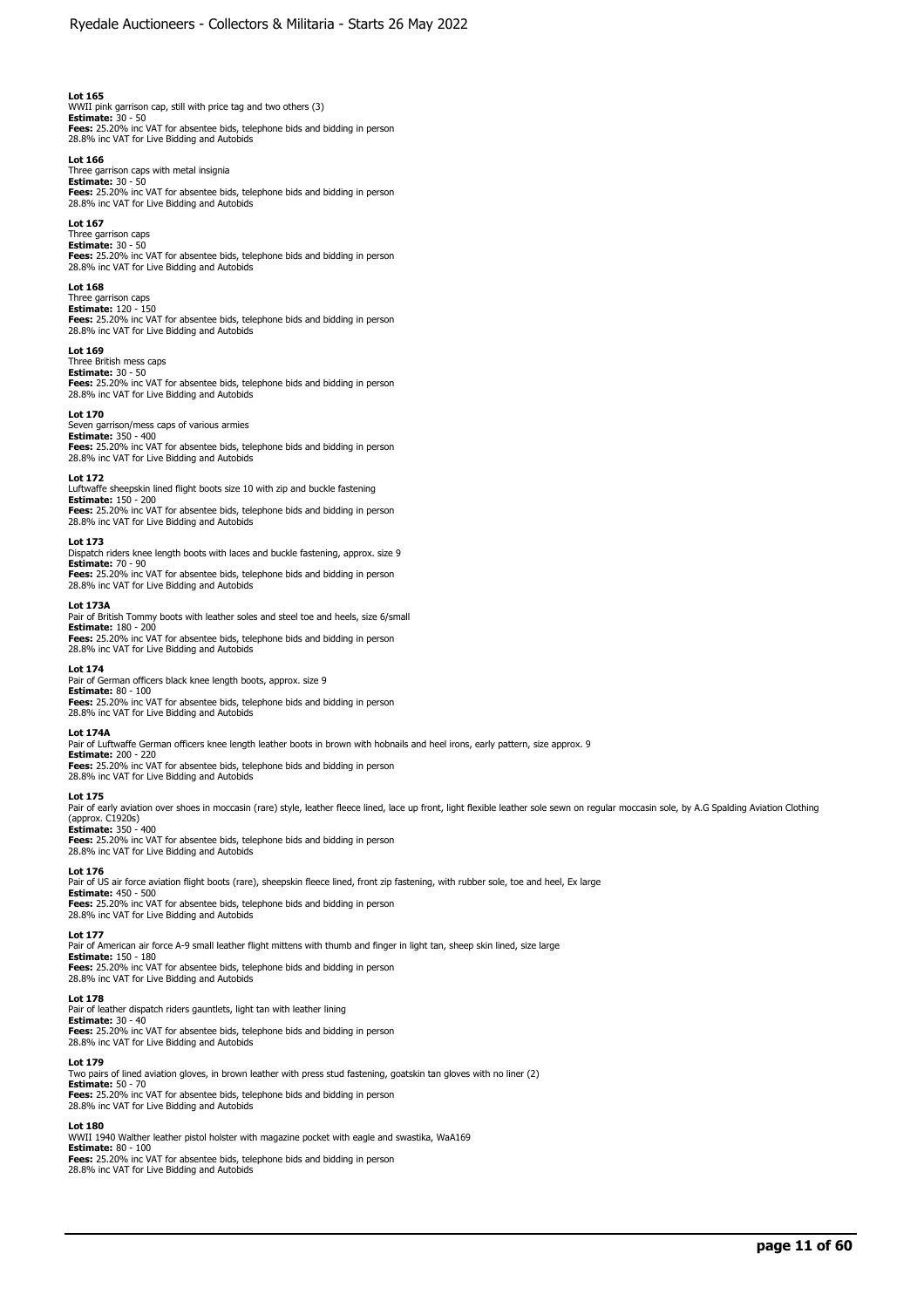**Lot 165**
WWII pink garrison cap, still with price tag and two others (3)
**Estimate:** 30 - 50
**Fees:** 25.20% inc VAT for absentee bids, telephone bids and bidding in person
28.8% inc VAT for Live Bidding and Autobids

**Lot 166**
Three garrison caps with metal insignia
**Estimate:** 30 - 50
**Fees:** 25.20% inc VAT for absentee bids, telephone bids and bidding in person
28.8% inc VAT for Live Bidding and Autobids

**Lot 167**
Three garrison caps
**Estimate:** 30 - 50
**Fees:** 25.20% inc VAT for absentee bids, telephone bids and bidding in person
28.8% inc VAT for Live Bidding and Autobids

**Lot 168**
Three garrison caps
**Estimate:** 120 - 150
**Fees:** 25.20% inc VAT for absentee bids, telephone bids and bidding in person
28.8% inc VAT for Live Bidding and Autobids

**Lot 169**
Three British mess caps
**Estimate:** 30 - 50
**Fees:** 25.20% inc VAT for absentee bids, telephone bids and bidding in person
28.8% inc VAT for Live Bidding and Autobids

**Lot 170**
Seven garrison/mess caps of various armies
**Estimate:** 350 - 400
**Fees:** 25.20% inc VAT for absentee bids, telephone bids and bidding in person
28.8% inc VAT for Live Bidding and Autobids

**Lot 172**
Luftwaffe sheepskin lined flight boots size 10 with zip and buckle fastening
**Estimate:** 150 - 200
**Fees:** 25.20% inc VAT for absentee bids, telephone bids and bidding in person
28.8% inc VAT for Live Bidding and Autobids

**Lot 173**
Dispatch riders knee length boots with laces and buckle fastening, approx. size 9
**Estimate:** 70 - 90
**Fees:** 25.20% inc VAT for absentee bids, telephone bids and bidding in person
28.8% inc VAT for Live Bidding and Autobids

**Lot 173A**
Pair of British Tommy boots with leather soles and steel toe and heels, size 6/small
**Estimate:** 180 - 200
**Fees:** 25.20% inc VAT for absentee bids, telephone bids and bidding in person
28.8% inc VAT for Live Bidding and Autobids

**Lot 174**
Pair of German officers black knee length boots, approx. size 9
**Estimate:** 80 - 100
**Fees:** 25.20% inc VAT for absentee bids, telephone bids and bidding in person
28.8% inc VAT for Live Bidding and Autobids

**Lot 174A**
Pair of Luftwaffe German officers knee length leather boots in brown with hobnails and heel irons, early pattern, size approx. 9
**Estimate:** 200 - 220
**Fees:** 25.20% inc VAT for absentee bids, telephone bids and bidding in person
28.8% inc VAT for Live Bidding and Autobids

**Lot 175**
Pair of early aviation over shoes in moccasin (rare) style, leather fleece lined, lace up front, light flexible leather sole sewn on regular moccasin sole, by A.G Spalding Aviation Clothing (approx. C1920s)
**Estimate:** 350 - 400
**Fees:** 25.20% inc VAT for absentee bids, telephone bids and bidding in person
28.8% inc VAT for Live Bidding and Autobids

**Lot 176**
Pair of US air force aviation flight boots (rare), sheepskin fleece lined, front zip fastening, with rubber sole, toe and heel, Ex large
**Estimate:** 450 - 500
**Fees:** 25.20% inc VAT for absentee bids, telephone bids and bidding in person
28.8% inc VAT for Live Bidding and Autobids

**Lot 177**
Pair of American air force A-9 small leather flight mittens with thumb and finger in light tan, sheep skin lined, size large
**Estimate:** 150 - 180
**Fees:** 25.20% inc VAT for absentee bids, telephone bids and bidding in person
28.8% inc VAT for Live Bidding and Autobids

**Lot 178**
Pair of leather dispatch riders gauntlets, light tan with leather lining
**Estimate:** 30 - 40
**Fees:** 25.20% inc VAT for absentee bids, telephone bids and bidding in person
28.8% inc VAT for Live Bidding and Autobids

**Lot 179**
Two pairs of lined aviation gloves, in brown leather with press stud fastening, goatskin tan gloves with no liner (2)
**Estimate:** 50 - 70
**Fees:** 25.20% inc VAT for absentee bids, telephone bids and bidding in person
28.8% inc VAT for Live Bidding and Autobids

**Lot 180**
WWII 1940 Walther leather pistol holster with magazine pocket with eagle and swastika, WaA169
**Estimate:** 80 - 100
**Fees:** 25.20% inc VAT for absentee bids, telephone bids and bidding in person
28.8% inc VAT for Live Bidding and Autobids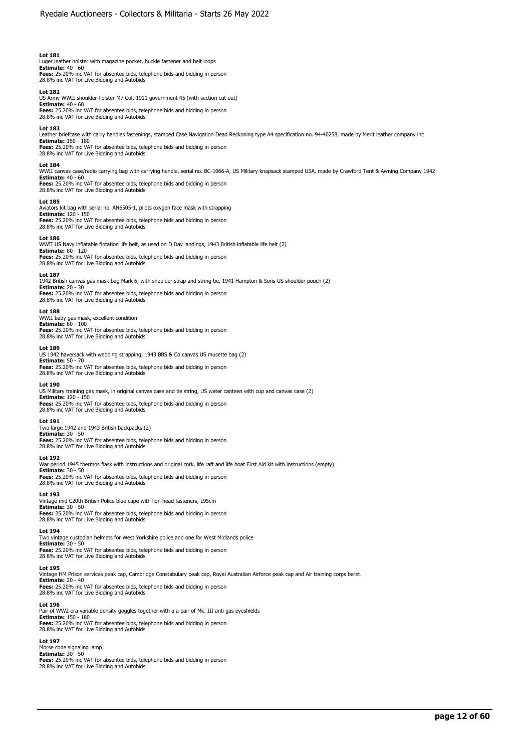**Lot 181**
Luger leather holster with magazine pocket, buckle fastener and belt loops
**Estimate:** 40 - 60
**Fees:** 25.20% inc VAT for absentee bids, telephone bids and bidding in person
28.8% inc VAT for Live Bidding and Autobids

**Lot 182**
US Army WWII shoulder holster M7 Colt 1911 government 45 (with section cut out)
**Estimate:** 40 - 60
**Fees:** 25.20% inc VAT for absentee bids, telephone bids and bidding in person
28.8% inc VAT for Live Bidding and Autobids

**Lot 183**
Leather briefcase with carry handles fastenings, stamped Case Navigation Dead Reckoning type A4 specification no. 94-40258, made by Merit leather company inc
**Estimate:** 150 - 180
**Fees:** 25.20% inc VAT for absentee bids, telephone bids and bidding in person
28.8% inc VAT for Live Bidding and Autobids

**Lot 184**
WWII canvas case/radio carrying bag with carrying handle, serial no. BC-1066-A, US Military knapsack stamped USA, made by Crawford Tent & Awning Company 1942
**Estimate:** 40 - 60
**Fees:** 25.20% inc VAT for absentee bids, telephone bids and bidding in person
28.8% inc VAT for Live Bidding and Autobids

**Lot 185**
Aviators kit bag with serial no. AN6505-1, pilots oxygen face mask with strapping
**Estimate:** 120 - 150
**Fees:** 25.20% inc VAT for absentee bids, telephone bids and bidding in person
28.8% inc VAT for Live Bidding and Autobids

**Lot 186**
WWII US Navy inflatable flotation life belt, as used on D Day landings, 1943 British inflatable life belt (2)
**Estimate:** 80 - 120
**Fees:** 25.20% inc VAT for absentee bids, telephone bids and bidding in person
28.8% inc VAT for Live Bidding and Autobids

**Lot 187**
1942 British canvas gas mask bag Mark 6, with shoulder strap and string tie, 1941 Hampton & Sons US shoulder pouch (2)
**Estimate:** 20 - 30
**Fees:** 25.20% inc VAT for absentee bids, telephone bids and bidding in person
28.8% inc VAT for Live Bidding and Autobids

**Lot 188**
WWII baby gas mask, excellent condition
**Estimate:** 80 - 100
**Fees:** 25.20% inc VAT for absentee bids, telephone bids and bidding in person
28.8% inc VAT for Live Bidding and Autobids

**Lot 189**
US 1942 haversack with webbing strapping, 1943 BBS & Co canvas US musette bag (2)
**Estimate:** 50 - 70
**Fees:** 25.20% inc VAT for absentee bids, telephone bids and bidding in person
28.8% inc VAT for Live Bidding and Autobids

**Lot 190**
US Military training gas mask, in original canvas case and tie string, US water canteen with cup and canvas case (2)
**Estimate:** 120 - 150
**Fees:** 25.20% inc VAT for absentee bids, telephone bids and bidding in person
28.8% inc VAT for Live Bidding and Autobids

**Lot 191**
Two large 1942 and 1943 British backpacks (2)
**Estimate:** 30 - 50
**Fees:** 25.20% inc VAT for absentee bids, telephone bids and bidding in person
28.8% inc VAT for Live Bidding and Autobids

**Lot 192**
War period 1945 thermos flask with instructions and original cork, life raft and life boat First Aid kit with instructions (empty)
**Estimate:** 30 - 50
**Fees:** 25.20% inc VAT for absentee bids, telephone bids and bidding in person
28.8% inc VAT for Live Bidding and Autobids

**Lot 193**
Vintage mid C20th British Police blue cape with lion head fasteners, L95cm
**Estimate:** 30 - 50
**Fees:** 25.20% inc VAT for absentee bids, telephone bids and bidding in person
28.8% inc VAT for Live Bidding and Autobids

**Lot 194**
Two vintage custodian helmets for West Yorkshire police and one for West Midlands police
**Estimate:** 30 - 50
**Fees:** 25.20% inc VAT for absentee bids, telephone bids and bidding in person
28.8% inc VAT for Live Bidding and Autobids

**Lot 195**
Vintage HM Prison services peak cap, Cambridge Constabulary peak cap, Royal Australian Airforce peak cap and Air training corps beret.
**Estimate:** 20 - 40
**Fees:** 25.20% inc VAT for absentee bids, telephone bids and bidding in person
28.8% inc VAT for Live Bidding and Autobids

**Lot 196**
Pair of WW2 era variable density goggles together with a a pair of Mk. III anti gas eyeshields
**Estimate:** 150 - 180
**Fees:** 25.20% inc VAT for absentee bids, telephone bids and bidding in person
28.8% inc VAT for Live Bidding and Autobids

**Lot 197**
Morse code signaling lamp
**Estimate:** 30 - 50
**Fees:** 25.20% inc VAT for absentee bids, telephone bids and bidding in person
28.8% inc VAT for Live Bidding and Autobids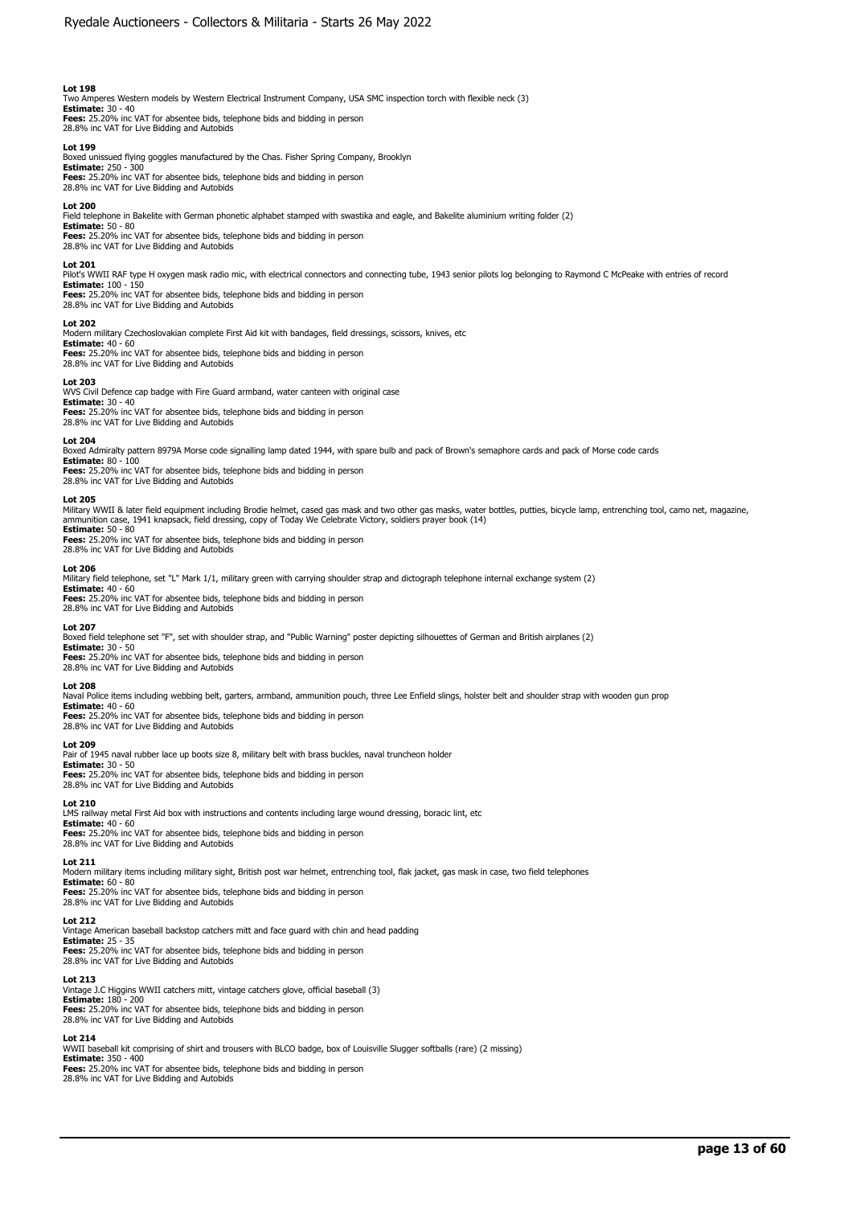**Lot 198**
Two Amperes Western models by Western Electrical Instrument Company, USA SMC inspection torch with flexible neck (3)
**Estimate:** 30 - 40
**Fees:** 25.20% inc VAT for absentee bids, telephone bids and bidding in person
28.8% inc VAT for Live Bidding and Autobids

**Lot 199**
Boxed unissued flying goggles manufactured by the Chas. Fisher Spring Company, Brooklyn
**Estimate:** 250 - 300
**Fees:** 25.20% inc VAT for absentee bids, telephone bids and bidding in person
28.8% inc VAT for Live Bidding and Autobids

**Lot 200**
Field telephone in Bakelite with German phonetic alphabet stamped with swastika and eagle, and Bakelite aluminium writing folder (2)
**Estimate:** 50 - 80
**Fees:** 25.20% inc VAT for absentee bids, telephone bids and bidding in person
28.8% inc VAT for Live Bidding and Autobids

**Lot 201**
Pilot's WWII RAF type H oxygen mask radio mic, with electrical connectors and connecting tube, 1943 senior pilots log belonging to Raymond C McPeake with entries of record
**Estimate:** 100 - 150
**Fees:** 25.20% inc VAT for absentee bids, telephone bids and bidding in person
28.8% inc VAT for Live Bidding and Autobids

**Lot 202**
Modern military Czechoslovakian complete First Aid kit with bandages, field dressings, scissors, knives, etc
**Estimate:** 40 - 60
**Fees:** 25.20% inc VAT for absentee bids, telephone bids and bidding in person
28.8% inc VAT for Live Bidding and Autobids

**Lot 203**
WVS Civil Defence cap badge with Fire Guard armband, water canteen with original case
**Estimate:** 30 - 40
**Fees:** 25.20% inc VAT for absentee bids, telephone bids and bidding in person
28.8% inc VAT for Live Bidding and Autobids

**Lot 204**
Boxed Admiralty pattern 8979A Morse code signalling lamp dated 1944, with spare bulb and pack of Brown's semaphore cards and pack of Morse code cards
**Estimate:** 80 - 100
**Fees:** 25.20% inc VAT for absentee bids, telephone bids and bidding in person
28.8% inc VAT for Live Bidding and Autobids

**Lot 205**
Military WWII & later field equipment including Brodie helmet, cased gas mask and two other gas masks, water bottles, putties, bicycle lamp, entrenching tool, camo net, magazine, ammunition case, 1941 knapsack, field dressing, copy of Today We Celebrate Victory, soldiers prayer book (14)
**Estimate:** 50 - 80
**Fees:** 25.20% inc VAT for absentee bids, telephone bids and bidding in person
28.8% inc VAT for Live Bidding and Autobids

**Lot 206**
Military field telephone, set "L" Mark 1/1, military green with carrying shoulder strap and dictograph telephone internal exchange system (2)
**Estimate:** 40 - 60
**Fees:** 25.20% inc VAT for absentee bids, telephone bids and bidding in person
28.8% inc VAT for Live Bidding and Autobids

**Lot 207**
Boxed field telephone set "F", set with shoulder strap, and "Public Warning" poster depicting silhouettes of German and British airplanes (2)
**Estimate:** 30 - 50
**Fees:** 25.20% inc VAT for absentee bids, telephone bids and bidding in person
28.8% inc VAT for Live Bidding and Autobids

**Lot 208**
Naval Police items including webbing belt, garters, armband, ammunition pouch, three Lee Enfield slings, holster belt and shoulder strap with wooden gun prop
**Estimate:** 40 - 60
**Fees:** 25.20% inc VAT for absentee bids, telephone bids and bidding in person
28.8% inc VAT for Live Bidding and Autobids

**Lot 209**
Pair of 1945 naval rubber lace up boots size 8, military belt with brass buckles, naval truncheon holder
**Estimate:** 30 - 50
**Fees:** 25.20% inc VAT for absentee bids, telephone bids and bidding in person
28.8% inc VAT for Live Bidding and Autobids

**Lot 210**
LMS railway metal First Aid box with instructions and contents including large wound dressing, boracic lint, etc
**Estimate:** 40 - 60
**Fees:** 25.20% inc VAT for absentee bids, telephone bids and bidding in person
28.8% inc VAT for Live Bidding and Autobids

**Lot 211**
Modern military items including military sight, British post war helmet, entrenching tool, flak jacket, gas mask in case, two field telephones
**Estimate:** 60 - 80
**Fees:** 25.20% inc VAT for absentee bids, telephone bids and bidding in person
28.8% inc VAT for Live Bidding and Autobids

**Lot 212**
Vintage American baseball backstop catchers mitt and face guard with chin and head padding
**Estimate:** 25 - 35
**Fees:** 25.20% inc VAT for absentee bids, telephone bids and bidding in person
28.8% inc VAT for Live Bidding and Autobids

**Lot 213**
Vintage J.C Higgins WWII catchers mitt, vintage catchers glove, official baseball (3)
**Estimate:** 180 - 200
**Fees:** 25.20% inc VAT for absentee bids, telephone bids and bidding in person
28.8% inc VAT for Live Bidding and Autobids

**Lot 214**
WWII baseball kit comprising of shirt and trousers with BLCO badge, box of Louisville Slugger softballs (rare) (2 missing)
**Estimate:** 350 - 400
**Fees:** 25.20% inc VAT for absentee bids, telephone bids and bidding in person
28.8% inc VAT for Live Bidding and Autobids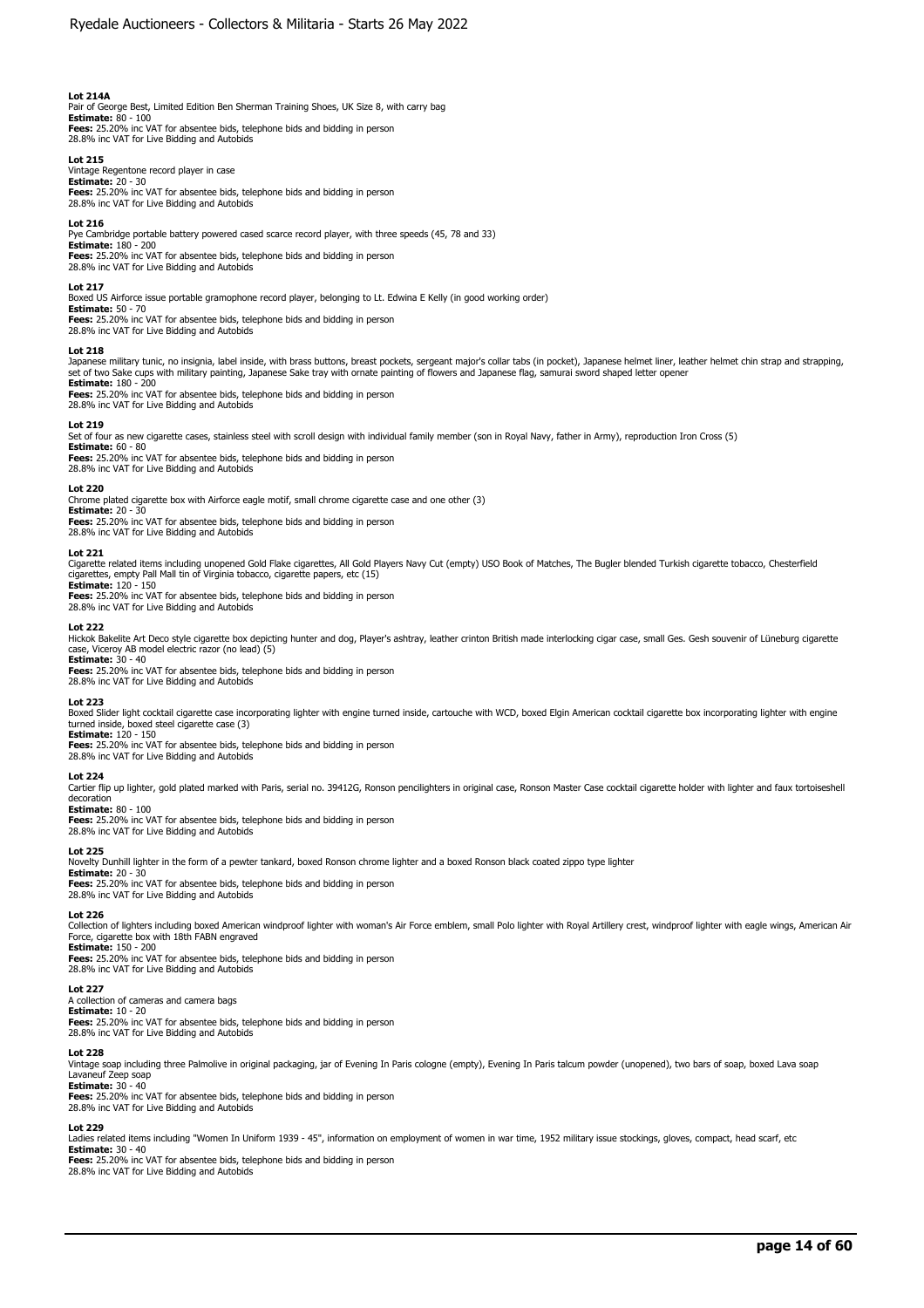**Lot 214A**
Pair of George Best, Limited Edition Ben Sherman Training Shoes, UK Size 8, with carry bag
**Estimate:** 80 - 100
**Fees:** 25.20% inc VAT for absentee bids, telephone bids and bidding in person
28.8% inc VAT for Live Bidding and Autobids

**Lot 215**
Vintage Regentone record player in case
**Estimate:** 20 - 30
**Fees:** 25.20% inc VAT for absentee bids, telephone bids and bidding in person
28.8% inc VAT for Live Bidding and Autobids

**Lot 216**
Pye Cambridge portable battery powered cased scarce record player, with three speeds (45, 78 and 33)
**Estimate:** 180 - 200
**Fees:** 25.20% inc VAT for absentee bids, telephone bids and bidding in person
28.8% inc VAT for Live Bidding and Autobids

**Lot 217**
Boxed US Airforce issue portable gramophone record player, belonging to Lt. Edwina E Kelly (in good working order)
**Estimate:** 50 - 70
**Fees:** 25.20% inc VAT for absentee bids, telephone bids and bidding in person
28.8% inc VAT for Live Bidding and Autobids

**Lot 218**
Japanese military tunic, no insignia, label inside, with brass buttons, breast pockets, sergeant major's collar tabs (in pocket), Japanese helmet liner, leather helmet chin strap and strapping, set of two Sake cups with military painting, Japanese Sake tray with ornate painting of flowers and Japanese flag, samurai sword shaped letter opener
**Estimate:** 180 - 200
**Fees:** 25.20% inc VAT for absentee bids, telephone bids and bidding in person
28.8% inc VAT for Live Bidding and Autobids

**Lot 219**
Set of four as new cigarette cases, stainless steel with scroll design with individual family member (son in Royal Navy, father in Army), reproduction Iron Cross (5)
**Estimate:** 60 - 80
**Fees:** 25.20% inc VAT for absentee bids, telephone bids and bidding in person
28.8% inc VAT for Live Bidding and Autobids

**Lot 220**
Chrome plated cigarette box with Airforce eagle motif, small chrome cigarette case and one other (3)
**Estimate:** 20 - 30
**Fees:** 25.20% inc VAT for absentee bids, telephone bids and bidding in person
28.8% inc VAT for Live Bidding and Autobids

**Lot 221**
Cigarette related items including unopened Gold Flake cigarettes, All Gold Players Navy Cut (empty) USO Book of Matches, The Bugler blended Turkish cigarette tobacco, Chesterfield cigarettes, empty Pall Mall tin of Virginia tobacco, cigarette papers, etc (15)
**Estimate:** 120 - 150
**Fees:** 25.20% inc VAT for absentee bids, telephone bids and bidding in person
28.8% inc VAT for Live Bidding and Autobids

**Lot 222**
Hickok Bakelite Art Deco style cigarette box depicting hunter and dog, Player's ashtray, leather crinton British made interlocking cigar case, small Ges. Gesh souvenir of Lüneburg cigarette case, Viceroy AB model electric razor (no lead) (5)
**Estimate:** 30 - 40
**Fees:** 25.20% inc VAT for absentee bids, telephone bids and bidding in person
28.8% inc VAT for Live Bidding and Autobids

**Lot 223**
Boxed Slider light cocktail cigarette case incorporating lighter with engine turned inside, cartouche with WCD, boxed Elgin American cocktail cigarette box incorporating lighter with engine turned inside, boxed steel cigarette case (3)
**Estimate:** 120 - 150
**Fees:** 25.20% inc VAT for absentee bids, telephone bids and bidding in person
28.8% inc VAT for Live Bidding and Autobids

**Lot 224**
Cartier flip up lighter, gold plated marked with Paris, serial no. 39412G, Ronson pencilighters in original case, Ronson Master Case cocktail cigarette holder with lighter and faux tortoiseshell decoration
**Estimate:** 80 - 100
**Fees:** 25.20% inc VAT for absentee bids, telephone bids and bidding in person
28.8% inc VAT for Live Bidding and Autobids

**Lot 225**
Novelty Dunhill lighter in the form of a pewter tankard, boxed Ronson chrome lighter and a boxed Ronson black coated zippo type lighter
**Estimate:** 20 - 30
**Fees:** 25.20% inc VAT for absentee bids, telephone bids and bidding in person
28.8% inc VAT for Live Bidding and Autobids

**Lot 226**
Collection of lighters including boxed American windproof lighter with woman's Air Force emblem, small Polo lighter with Royal Artillery crest, windproof lighter with eagle wings, American Air Force, cigarette box with 18th FABN engraved
**Estimate:** 150 - 200
**Fees:** 25.20% inc VAT for absentee bids, telephone bids and bidding in person
28.8% inc VAT for Live Bidding and Autobids

**Lot 227**
A collection of cameras and camera bags
**Estimate:** 10 - 20
**Fees:** 25.20% inc VAT for absentee bids, telephone bids and bidding in person
28.8% inc VAT for Live Bidding and Autobids

**Lot 228**
Vintage soap including three Palmolive in original packaging, jar of Evening In Paris cologne (empty), Evening In Paris talcum powder (unopened), two bars of soap, boxed Lava soap Lavaneuf Zeep soap
**Estimate:** 30 - 40
**Fees:** 25.20% inc VAT for absentee bids, telephone bids and bidding in person
28.8% inc VAT for Live Bidding and Autobids

**Lot 229**
Ladies related items including "Women In Uniform 1939 - 45", information on employment of women in war time, 1952 military issue stockings, gloves, compact, head scarf, etc
**Estimate:** 30 - 40
**Fees:** 25.20% inc VAT for absentee bids, telephone bids and bidding in person
28.8% inc VAT for Live Bidding and Autobids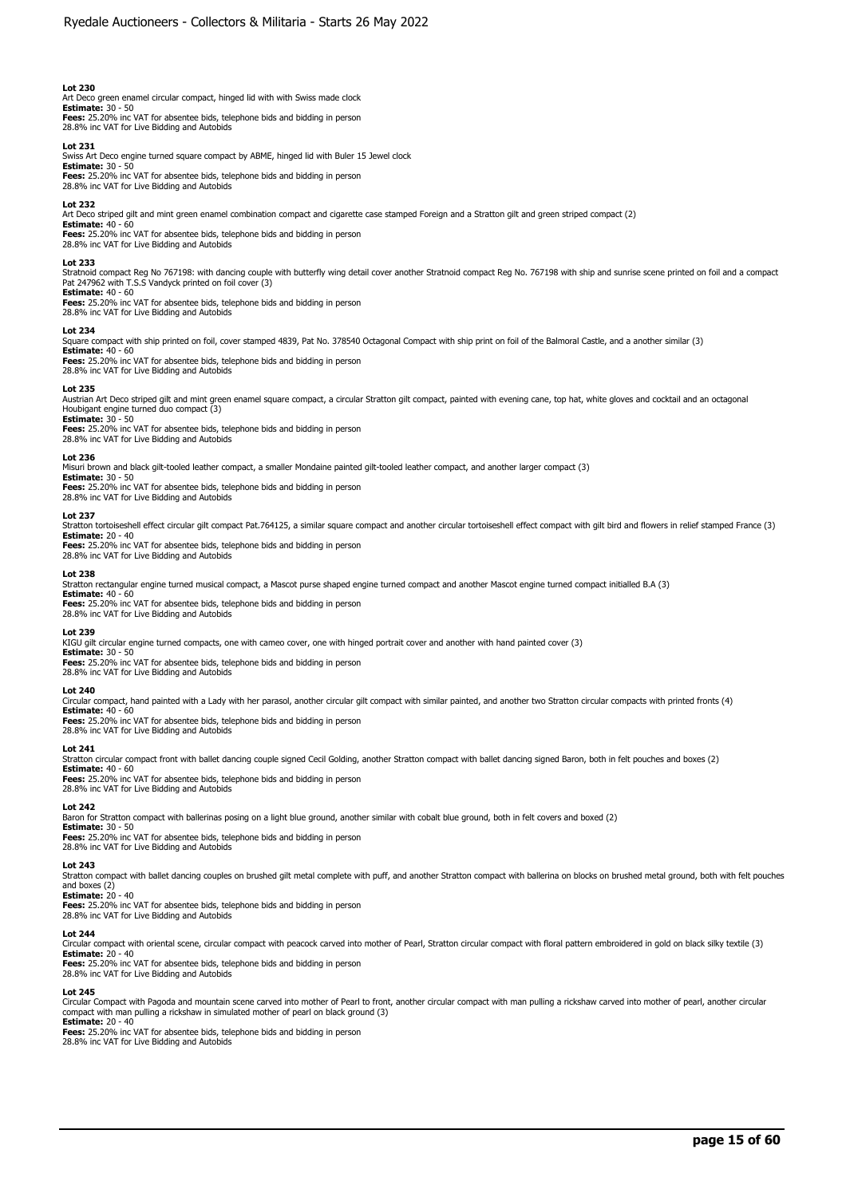**Lot 230**
Art Deco green enamel circular compact, hinged lid with with Swiss made clock
**Estimate:** 30 - 50
**Fees:** 25.20% inc VAT for absentee bids, telephone bids and bidding in person
28.8% inc VAT for Live Bidding and Autobids

**Lot 231**
Swiss Art Deco engine turned square compact by ABME, hinged lid with Buler 15 Jewel clock
**Estimate:** 30 - 50
**Fees:** 25.20% inc VAT for absentee bids, telephone bids and bidding in person
28.8% inc VAT for Live Bidding and Autobids

**Lot 232**
Art Deco striped gilt and mint green enamel combination compact and cigarette case stamped Foreign and a Stratton gilt and green striped compact (2)
**Estimate:** 40 - 60
**Fees:** 25.20% inc VAT for absentee bids, telephone bids and bidding in person
28.8% inc VAT for Live Bidding and Autobids

**Lot 233**
Stratnoid compact Reg No 767198: with dancing couple with butterfly wing detail cover another Stratnoid compact Reg No. 767198 with ship and sunrise scene printed on foil and a compact Pat 247962 with T.S.S Vandyck printed on foil cover (3)
**Estimate:** 40 - 60
**Fees:** 25.20% inc VAT for absentee bids, telephone bids and bidding in person
28.8% inc VAT for Live Bidding and Autobids

**Lot 234**
Square compact with ship printed on foil, cover stamped 4839, Pat No. 378540 Octagonal Compact with ship print on foil of the Balmoral Castle, and a another similar (3)
**Estimate:** 40 - 60
**Fees:** 25.20% inc VAT for absentee bids, telephone bids and bidding in person
28.8% inc VAT for Live Bidding and Autobids

**Lot 235**
Austrian Art Deco striped gilt and mint green enamel square compact, a circular Stratton gilt compact, painted with evening cane, top hat, white gloves and cocktail and an octagonal Houbigant engine turned duo compact (3)
**Estimate:** 30 - 50
**Fees:** 25.20% inc VAT for absentee bids, telephone bids and bidding in person
28.8% inc VAT for Live Bidding and Autobids

**Lot 236**
Misuri brown and black gilt-tooled leather compact, a smaller Mondaine painted gilt-tooled leather compact, and another larger compact (3)
**Estimate:** 30 - 50
**Fees:** 25.20% inc VAT for absentee bids, telephone bids and bidding in person
28.8% inc VAT for Live Bidding and Autobids

**Lot 237**
Stratton tortoiseshell effect circular gilt compact Pat.764125, a similar square compact and another circular tortoiseshell effect compact with gilt bird and flowers in relief stamped France (3)
**Estimate:** 20 - 40
**Fees:** 25.20% inc VAT for absentee bids, telephone bids and bidding in person
28.8% inc VAT for Live Bidding and Autobids

**Lot 238**
Stratton rectangular engine turned musical compact, a Mascot purse shaped engine turned compact and another Mascot engine turned compact initialled B.A (3)
**Estimate:** 40 - 60
**Fees:** 25.20% inc VAT for absentee bids, telephone bids and bidding in person
28.8% inc VAT for Live Bidding and Autobids

**Lot 239**
KIGU gilt circular engine turned compacts, one with cameo cover, one with hinged portrait cover and another with hand painted cover (3)
**Estimate:** 30 - 50
**Fees:** 25.20% inc VAT for absentee bids, telephone bids and bidding in person
28.8% inc VAT for Live Bidding and Autobids

**Lot 240**
Circular compact, hand painted with a Lady with her parasol, another circular gilt compact with similar painted, and another two Stratton circular compacts with printed fronts (4)
**Estimate:** 40 - 60
**Fees:** 25.20% inc VAT for absentee bids, telephone bids and bidding in person
28.8% inc VAT for Live Bidding and Autobids

**Lot 241**
Stratton circular compact front with ballet dancing couple signed Cecil Golding, another Stratton compact with ballet dancing signed Baron, both in felt pouches and boxes (2)
**Estimate:** 40 - 60
**Fees:** 25.20% inc VAT for absentee bids, telephone bids and bidding in person
28.8% inc VAT for Live Bidding and Autobids

**Lot 242**
Baron for Stratton compact with ballerinas posing on a light blue ground, another similar with cobalt blue ground, both in felt covers and boxed (2)
**Estimate:** 30 - 50
**Fees:** 25.20% inc VAT for absentee bids, telephone bids and bidding in person
28.8% inc VAT for Live Bidding and Autobids

**Lot 243**
Stratton compact with ballet dancing couples on brushed gilt metal complete with puff, and another Stratton compact with ballerina on blocks on brushed metal ground, both with felt pouches and boxes (2)
**Estimate:** 20 - 40
**Fees:** 25.20% inc VAT for absentee bids, telephone bids and bidding in person
28.8% inc VAT for Live Bidding and Autobids

**Lot 244**
Circular compact with oriental scene, circular compact with peacock carved into mother of Pearl, Stratton circular compact with floral pattern embroidered in gold on black silky textile (3)
**Estimate:** 20 - 40
**Fees:** 25.20% inc VAT for absentee bids, telephone bids and bidding in person
28.8% inc VAT for Live Bidding and Autobids

**Lot 245**
Circular Compact with Pagoda and mountain scene carved into mother of Pearl to front, another circular compact with man pulling a rickshaw carved into mother of pearl, another circular compact with man pulling a rickshaw in simulated mother of pearl on black ground (3)
**Estimate:** 20 - 40
**Fees:** 25.20% inc VAT for absentee bids, telephone bids and bidding in person
28.8% inc VAT for Live Bidding and Autobids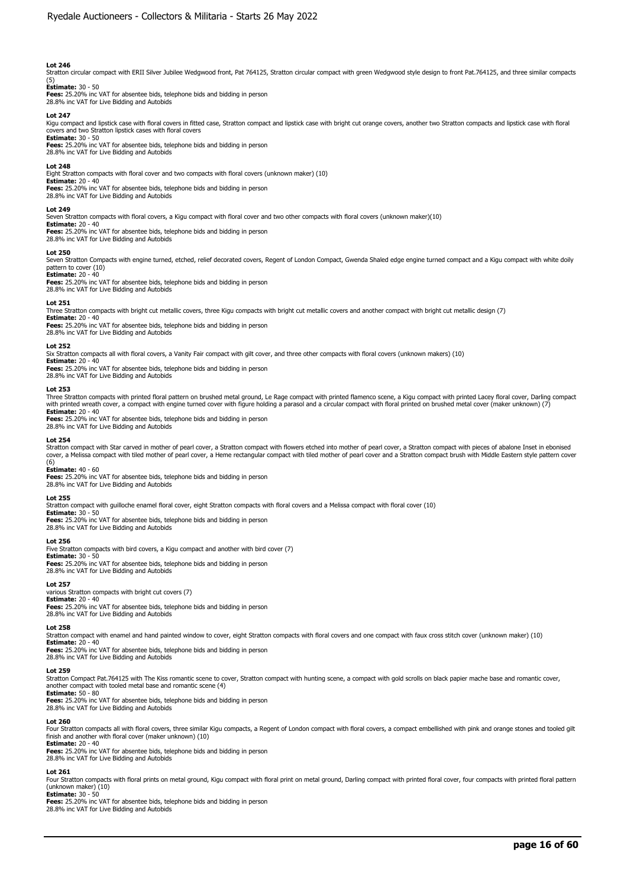### Lot 246
Stratton circular compact with ERII Silver Jubilee Wedgwood front, Pat 764125, Stratton circular compact with green Wedgwood style design to front Pat.764125, and three similar compacts (5)
**Estimate:** 30 - 50
**Fees:** 25.20% inc VAT for absentee bids, telephone bids and bidding in person
28.8% inc VAT for Live Bidding and Autobids

### Lot 247
Kigu compact and lipstick case with floral covers in fitted case, Stratton compact and lipstick case with bright cut orange covers, another two Stratton compacts and lipstick case with floral covers and two Stratton lipstick cases with floral covers
**Estimate:** 30 - 50
**Fees:** 25.20% inc VAT for absentee bids, telephone bids and bidding in person
28.8% inc VAT for Live Bidding and Autobids

### Lot 248
Eight Stratton compacts with floral cover and two compacts with floral covers (unknown maker) (10)
**Estimate:** 20 - 40
**Fees:** 25.20% inc VAT for absentee bids, telephone bids and bidding in person
28.8% inc VAT for Live Bidding and Autobids

### Lot 249
Seven Stratton compacts with floral covers, a Kigu compact with floral cover and two other compacts with floral covers (unknown maker)(10)
**Estimate:** 20 - 40
**Fees:** 25.20% inc VAT for absentee bids, telephone bids and bidding in person
28.8% inc VAT for Live Bidding and Autobids

### Lot 250
Seven Stratton Compacts with engine turned, etched, relief decorated covers, Regent of London Compact, Gwenda Shaled edge engine turned compact and a Kigu compact with white doily pattern to cover (10)
**Estimate:** 20 - 40
**Fees:** 25.20% inc VAT for absentee bids, telephone bids and bidding in person
28.8% inc VAT for Live Bidding and Autobids

### Lot 251
Three Stratton compacts with bright cut metallic covers, three Kigu compacts with bright cut metallic covers and another compact with bright cut metallic design (7)
**Estimate:** 20 - 40
**Fees:** 25.20% inc VAT for absentee bids, telephone bids and bidding in person
28.8% inc VAT for Live Bidding and Autobids

### Lot 252
Six Stratton compacts all with floral covers, a Vanity Fair compact with gilt cover, and three other compacts with floral covers (unknown makers) (10)
**Estimate:** 20 - 40
**Fees:** 25.20% inc VAT for absentee bids, telephone bids and bidding in person
28.8% inc VAT for Live Bidding and Autobids

### Lot 253
Three Stratton compacts with printed floral pattern on brushed metal ground, Le Rage compact with printed flamenco scene, a Kigu compact with printed Lacey floral cover, Darling compact with printed wreath cover, a compact with engine turned cover with figure holding a parasol and a circular compact with floral printed on brushed metal cover (maker unknown) (7)
**Estimate:** 20 - 40
**Fees:** 25.20% inc VAT for absentee bids, telephone bids and bidding in person
28.8% inc VAT for Live Bidding and Autobids

### Lot 254
Stratton compact with Star carved in mother of pearl cover, a Stratton compact with flowers etched into mother of pearl cover, a Stratton compact with pieces of abalone Inset in ebonised cover, a Melissa compact with tiled mother of pearl cover, a Heme rectangular compact with tiled mother of pearl cover and a Stratton compact brush with Middle Eastern style pattern cover (6)
**Estimate:** 40 - 60
**Fees:** 25.20% inc VAT for absentee bids, telephone bids and bidding in person
28.8% inc VAT for Live Bidding and Autobids

### Lot 255
Stratton compact with guilloche enamel floral cover, eight Stratton compacts with floral covers and a Melissa compact with floral cover (10)
**Estimate:** 30 - 50
**Fees:** 25.20% inc VAT for absentee bids, telephone bids and bidding in person
28.8% inc VAT for Live Bidding and Autobids

### Lot 256
Five Stratton compacts with bird covers, a Kigu compact and another with bird cover (7)
**Estimate:** 30 - 50
**Fees:** 25.20% inc VAT for absentee bids, telephone bids and bidding in person
28.8% inc VAT for Live Bidding and Autobids

### Lot 257
various Stratton compacts with bright cut covers (7)
**Estimate:** 20 - 40
**Fees:** 25.20% inc VAT for absentee bids, telephone bids and bidding in person
28.8% inc VAT for Live Bidding and Autobids

### Lot 258
Stratton compact with enamel and hand painted window to cover, eight Stratton compacts with floral covers and one compact with faux cross stitch cover (unknown maker) (10)
**Estimate:** 20 - 40
**Fees:** 25.20% inc VAT for absentee bids, telephone bids and bidding in person
28.8% inc VAT for Live Bidding and Autobids

### Lot 259
Stratton Compact Pat.764125 with The Kiss romantic scene to cover, Stratton compact with hunting scene, a compact with gold scrolls on black papier mache base and romantic cover, another compact with tooled metal base and romantic scene (4)
**Estimate:** 50 - 80
**Fees:** 25.20% inc VAT for absentee bids, telephone bids and bidding in person
28.8% inc VAT for Live Bidding and Autobids

### Lot 260
Four Stratton compacts all with floral covers, three similar Kigu compacts, a Regent of London compact with floral covers, a compact embellished with pink and orange stones and tooled gilt finish and another with floral cover (maker unknown) (10)
**Estimate:** 20 - 40
**Fees:** 25.20% inc VAT for absentee bids, telephone bids and bidding in person
28.8% inc VAT for Live Bidding and Autobids

### Lot 261
Four Stratton compacts with floral prints on metal ground, Kigu compact with floral print on metal ground, Darling compact with printed floral cover, four compacts with printed floral pattern (unknown maker) (10)
**Estimate:** 30 - 50
**Fees:** 25.20% inc VAT for absentee bids, telephone bids and bidding in person
28.8% inc VAT for Live Bidding and Autobids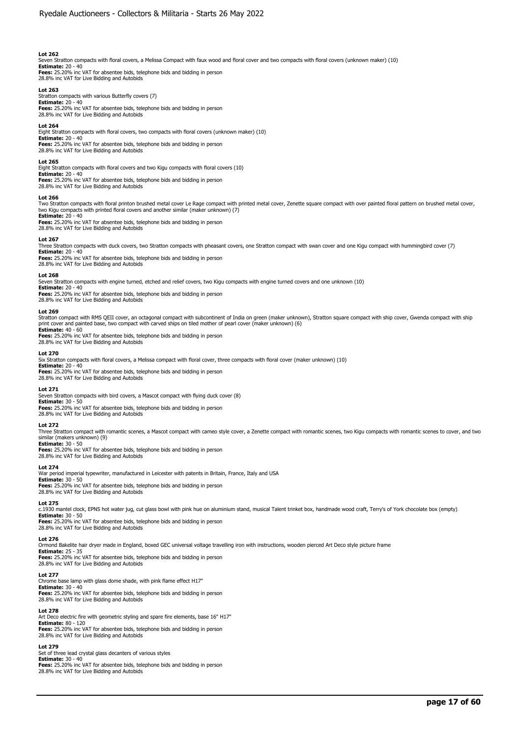**Lot 262**
Seven Stratton compacts with floral covers, a Melissa Compact with faux wood and floral cover and two compacts with floral covers (unknown maker) (10)
**Estimate:** 20 - 40
**Fees:** 25.20% inc VAT for absentee bids, telephone bids and bidding in person
28.8% inc VAT for Live Bidding and Autobids

**Lot 263**
Stratton compacts with various Butterfly covers (7)
**Estimate:** 20 - 40
**Fees:** 25.20% inc VAT for absentee bids, telephone bids and bidding in person
28.8% inc VAT for Live Bidding and Autobids

**Lot 264**
Eight Stratton compacts with floral covers, two compacts with floral covers (unknown maker) (10)
**Estimate:** 20 - 40
**Fees:** 25.20% inc VAT for absentee bids, telephone bids and bidding in person
28.8% inc VAT for Live Bidding and Autobids

**Lot 265**
Eight Stratton compacts with floral covers and two Kigu compacts with floral covers (10)
**Estimate:** 20 - 40
**Fees:** 25.20% inc VAT for absentee bids, telephone bids and bidding in person
28.8% inc VAT for Live Bidding and Autobids

**Lot 266**
Two Stratton compacts with floral printon brushed metal cover Le Rage compact with printed metal cover, Zenette square compact with over painted floral pattern on brushed metal cover, two Kigu compacts with printed floral covers and another similar (maker unknown) (7)
**Estimate:** 20 - 40
**Fees:** 25.20% inc VAT for absentee bids, telephone bids and bidding in person
28.8% inc VAT for Live Bidding and Autobids

**Lot 267**
Three Stratton compacts with duck covers, two Stratton compacts with pheasant covers, one Stratton compact with swan cover and one Kigu compact with hummingbird cover (7)
**Estimate:** 20 - 40
**Fees:** 25.20% inc VAT for absentee bids, telephone bids and bidding in person
28.8% inc VAT for Live Bidding and Autobids

**Lot 268**
Seven Stratton compacts with engine turned, etched and relief covers, two Kigu compacts with engine turned covers and one unknown (10)
**Estimate:** 20 - 40
**Fees:** 25.20% inc VAT for absentee bids, telephone bids and bidding in person
28.8% inc VAT for Live Bidding and Autobids

**Lot 269**
Stratton compact with RMS QEII cover, an octagonal compact with subcontinent of India on green (maker unknown), Stratton square compact with ship cover, Gwenda compact with ship print cover and painted base, two compact with carved ships on tiled mother of pearl cover (maker unknown) (6)
**Estimate:** 40 - 60
**Fees:** 25.20% inc VAT for absentee bids, telephone bids and bidding in person
28.8% inc VAT for Live Bidding and Autobids

**Lot 270**
Six Stratton compacts with floral covers, a Melissa compact with floral cover, three compacts with floral cover (maker unknown) (10)
**Estimate:** 20 - 40
**Fees:** 25.20% inc VAT for absentee bids, telephone bids and bidding in person
28.8% inc VAT for Live Bidding and Autobids

**Lot 271**
Seven Stratton compacts with bird covers, a Mascot compact with flying duck cover (8)
**Estimate:** 30 - 50
**Fees:** 25.20% inc VAT for absentee bids, telephone bids and bidding in person
28.8% inc VAT for Live Bidding and Autobids

**Lot 272**
Three Stratton compact with romantic scenes, a Mascot compact with cameo style cover, a Zenette compact with romantic scenes, two Kigu compacts with romantic scenes to cover, and two similar (makers unknown) (9)
**Estimate:** 30 - 50
**Fees:** 25.20% inc VAT for absentee bids, telephone bids and bidding in person
28.8% inc VAT for Live Bidding and Autobids

**Lot 274**
War period imperial typewriter, manufactured in Leicester with patents in Britain, France, Italy and USA
**Estimate:** 30 - 50
**Fees:** 25.20% inc VAT for absentee bids, telephone bids and bidding in person
28.8% inc VAT for Live Bidding and Autobids

**Lot 275**
c.1930 mantel clock, EPNS hot water jug, cut glass bowl with pink hue on aluminium stand, musical Talent trinket box, handmade wood craft, Terry's of York chocolate box (empty)
**Estimate:** 30 - 50
**Fees:** 25.20% inc VAT for absentee bids, telephone bids and bidding in person
28.8% inc VAT for Live Bidding and Autobids

**Lot 276**
Ormond Bakelite hair dryer made in England, boxed GEC universal voltage travelling iron with instructions, wooden pierced Art Deco style picture frame
**Estimate:** 25 - 35
**Fees:** 25.20% inc VAT for absentee bids, telephone bids and bidding in person
28.8% inc VAT for Live Bidding and Autobids

**Lot 277**
Chrome base lamp with glass dome shade, with pink flame effect H17"
**Estimate:** 30 - 40
**Fees:** 25.20% inc VAT for absentee bids, telephone bids and bidding in person
28.8% inc VAT for Live Bidding and Autobids

**Lot 278**
Art Deco electric fire with geometric styling and spare fire elements, base 16" H17"
**Estimate:** 80 - 120
**Fees:** 25.20% inc VAT for absentee bids, telephone bids and bidding in person
28.8% inc VAT for Live Bidding and Autobids

**Lot 279**
Set of three lead crystal glass decanters of various styles
**Estimate:** 30 - 40
**Fees:** 25.20% inc VAT for absentee bids, telephone bids and bidding in person
28.8% inc VAT for Live Bidding and Autobids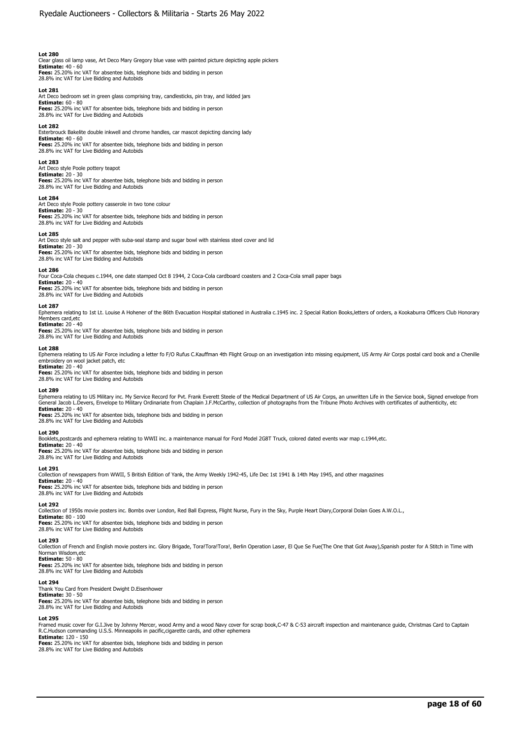### Lot 280
Clear glass oil lamp vase, Art Deco Mary Gregory blue vase with painted picture depicting apple pickers
**Estimate:** 40 - 60
**Fees:** 25.20% inc VAT for absentee bids, telephone bids and bidding in person
28.8% inc VAT for Live Bidding and Autobids

### Lot 281
Art Deco bedroom set in green glass comprising tray, candlesticks, pin tray, and lidded jars
**Estimate:** 60 - 80
**Fees:** 25.20% inc VAT for absentee bids, telephone bids and bidding in person
28.8% inc VAT for Live Bidding and Autobids

### Lot 282
Esterbrouck Bakelite double inkwell and chrome handles, car mascot depicting dancing lady
**Estimate:** 40 - 60
**Fees:** 25.20% inc VAT for absentee bids, telephone bids and bidding in person
28.8% inc VAT for Live Bidding and Autobids

### Lot 283
Art Deco style Poole pottery teapot
**Estimate:** 20 - 30
**Fees:** 25.20% inc VAT for absentee bids, telephone bids and bidding in person
28.8% inc VAT for Live Bidding and Autobids

### Lot 284
Art Deco style Poole pottery casserole in two tone colour
**Estimate:** 20 - 30
**Fees:** 25.20% inc VAT for absentee bids, telephone bids and bidding in person
28.8% inc VAT for Live Bidding and Autobids

### Lot 285
Art Deco style salt and pepper with suba-seal stamp and sugar bowl with stainless steel cover and lid
**Estimate:** 20 - 30
**Fees:** 25.20% inc VAT for absentee bids, telephone bids and bidding in person
28.8% inc VAT for Live Bidding and Autobids

### Lot 286
Four Coca-Cola cheques c.1944, one date stamped Oct 8 1944, 2 Coca-Cola cardboard coasters and 2 Coca-Cola small paper bags
**Estimate:** 20 - 40
**Fees:** 25.20% inc VAT for absentee bids, telephone bids and bidding in person
28.8% inc VAT for Live Bidding and Autobids

### Lot 287
Ephemera relating to 1st Lt. Louise A Hohener of the 86th Evacuation Hospital stationed in Australia c.1945 inc. 2 Special Ration Books,letters of orders, a Kookaburra Officers Club Honorary Members card,etc
**Estimate:** 20 - 40
**Fees:** 25.20% inc VAT for absentee bids, telephone bids and bidding in person
28.8% inc VAT for Live Bidding and Autobids

### Lot 288
Ephemera relating to US Air Force including a letter fo F/O Rufus C.Kauffman 4th Flight Group on an investigation into missing equipment, US Army Air Corps postal card book and a Chenille embroidery on wool jacket patch, etc
**Estimate:** 20 - 40
**Fees:** 25.20% inc VAT for absentee bids, telephone bids and bidding in person
28.8% inc VAT for Live Bidding and Autobids

### Lot 289
Ephemera relating to US Military inc. My Service Record for Pvt. Frank Everett Steele of the Medical Department of US Air Corps, an unwritten Life in the Service book, Signed envelope from General Jacob L.Devers, Envelope to Military Ordinariate from Chaplain J.F.McCarthy, collection of photographs from the Tribune Photo Archives with certificates of authenticity, etc
**Estimate:** 20 - 40
**Fees:** 25.20% inc VAT for absentee bids, telephone bids and bidding in person
28.8% inc VAT for Live Bidding and Autobids

### Lot 290
Booklets,postcards and ephemera relating to WWII inc. a maintenance manual for Ford Model 2G8T Truck, colored dated events war map c.1944,etc.
**Estimate:** 20 - 40
**Fees:** 25.20% inc VAT for absentee bids, telephone bids and bidding in person
28.8% inc VAT for Live Bidding and Autobids

### Lot 291
Collection of newspapers from WWII, 5 British Edition of Yank, the Army Weekly 1942-45, Life Dec 1st 1941 & 14th May 1945, and other magazines
**Estimate:** 20 - 40
**Fees:** 25.20% inc VAT for absentee bids, telephone bids and bidding in person
28.8% inc VAT for Live Bidding and Autobids

### Lot 292
Collection of 1950s movie posters inc. Bombs over London, Red Ball Express, Flight Nurse, Fury in the Sky, Purple Heart Diary,Corporal Dolan Goes A.W.O.L.,
**Estimate:** 80 - 100
**Fees:** 25.20% inc VAT for absentee bids, telephone bids and bidding in person
28.8% inc VAT for Live Bidding and Autobids

### Lot 293
Collection of French and English movie posters inc. Glory Brigade, Tora!Tora!Tora!, Berlin Operation Laser, El Que Se Fue(The One that Got Away),Spanish poster for A Stitch in Time with Norman Wisdom,etc
**Estimate:** 50 - 80
**Fees:** 25.20% inc VAT for absentee bids, telephone bids and bidding in person
28.8% inc VAT for Live Bidding and Autobids

### Lot 294
Thank You Card from President Dwight D.Eisenhower
**Estimate:** 30 - 50
**Fees:** 25.20% inc VAT for absentee bids, telephone bids and bidding in person
28.8% inc VAT for Live Bidding and Autobids

### Lot 295
Framed music cover for G.I.Jive by Johnny Mercer, wood Army and a wood Navy cover for scrap book,C-47 & C-53 aircraft inspection and maintenance guide, Christmas Card to Captain R.C.Hudson commanding U.S.S. Minneapolis in pacific,cigarette cards, and other ephemera
**Estimate:** 120 - 150
**Fees:** 25.20% inc VAT for absentee bids, telephone bids and bidding in person
28.8% inc VAT for Live Bidding and Autobids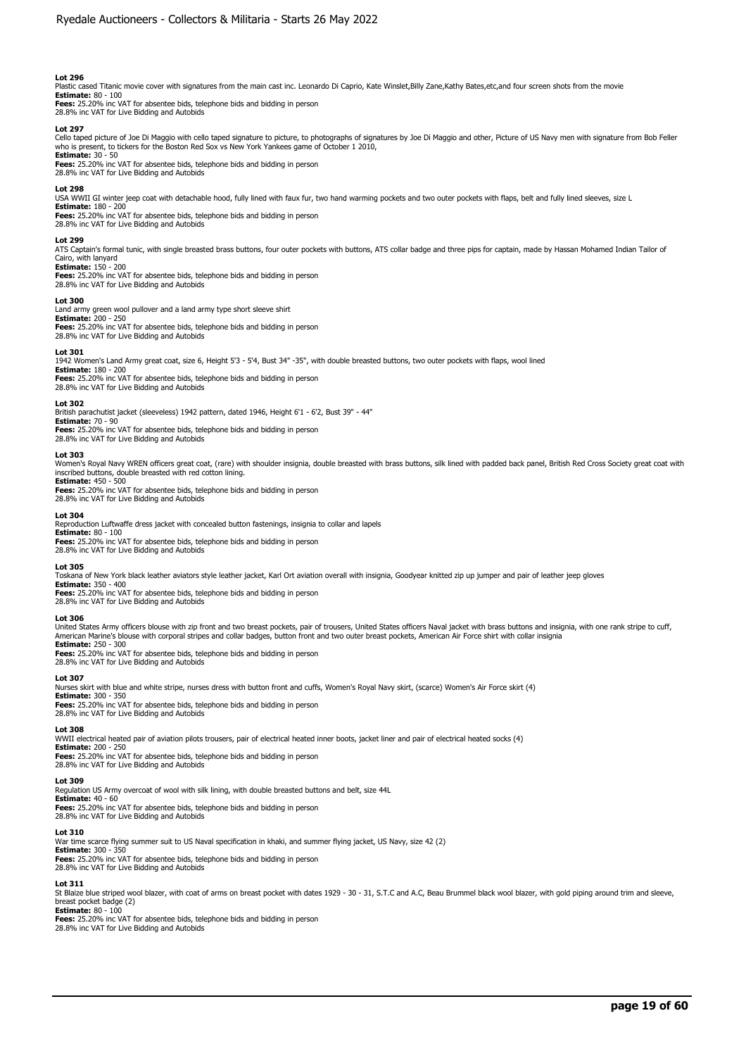**Lot 296**
Plastic cased Titanic movie cover with signatures from the main cast inc. Leonardo Di Caprio, Kate Winslet,Billy Zane,Kathy Bates,etc,and four screen shots from the movie
**Estimate:** 80 - 100
**Fees:** 25.20% inc VAT for absentee bids, telephone bids and bidding in person
28.8% inc VAT for Live Bidding and Autobids

**Lot 297**
Cello taped picture of Joe Di Maggio with cello taped signature to picture, to photographs of signatures by Joe Di Maggio and other, Picture of US Navy men with signature from Bob Feller who is present, to tickers for the Boston Red Sox vs New York Yankees game of October 1 2010,
**Estimate:** 30 - 50
**Fees:** 25.20% inc VAT for absentee bids, telephone bids and bidding in person
28.8% inc VAT for Live Bidding and Autobids

**Lot 298**
USA WWII GI winter jeep coat with detachable hood, fully lined with faux fur, two hand warming pockets and two outer pockets with flaps, belt and fully lined sleeves, size L
**Estimate:** 180 - 200
**Fees:** 25.20% inc VAT for absentee bids, telephone bids and bidding in person
28.8% inc VAT for Live Bidding and Autobids

**Lot 299**
ATS Captain's formal tunic, with single breasted brass buttons, four outer pockets with buttons, ATS collar badge and three pips for captain, made by Hassan Mohamed Indian Tailor of Cairo, with lanyard
**Estimate:** 150 - 200
**Fees:** 25.20% inc VAT for absentee bids, telephone bids and bidding in person
28.8% inc VAT for Live Bidding and Autobids

**Lot 300**
Land army green wool pullover and a land army type short sleeve shirt
**Estimate:** 200 - 250
**Fees:** 25.20% inc VAT for absentee bids, telephone bids and bidding in person
28.8% inc VAT for Live Bidding and Autobids

**Lot 301**
1942 Women's Land Army great coat, size 6, Height 5'3 - 5'4, Bust 34" -35", with double breasted buttons, two outer pockets with flaps, wool lined
**Estimate:** 180 - 200
**Fees:** 25.20% inc VAT for absentee bids, telephone bids and bidding in person
28.8% inc VAT for Live Bidding and Autobids

**Lot 302**
British parachutist jacket (sleeveless) 1942 pattern, dated 1946, Height 6'1 - 6'2, Bust 39" - 44"
**Estimate:** 70 - 90
**Fees:** 25.20% inc VAT for absentee bids, telephone bids and bidding in person
28.8% inc VAT for Live Bidding and Autobids

**Lot 303**
Women's Royal Navy WREN officers great coat, (rare) with shoulder insignia, double breasted with brass buttons, silk lined with padded back panel, British Red Cross Society great coat with inscribed buttons, double breasted with red cotton lining.
**Estimate:** 450 - 500
**Fees:** 25.20% inc VAT for absentee bids, telephone bids and bidding in person
28.8% inc VAT for Live Bidding and Autobids

**Lot 304**
Reproduction Luftwaffe dress jacket with concealed button fastenings, insignia to collar and lapels
**Estimate:** 80 - 100
**Fees:** 25.20% inc VAT for absentee bids, telephone bids and bidding in person
28.8% inc VAT for Live Bidding and Autobids

**Lot 305**
Toskana of New York black leather aviators style leather jacket, Karl Ort aviation overall with insignia, Goodyear knitted zip up jumper and pair of leather jeep gloves
**Estimate:** 350 - 400
**Fees:** 25.20% inc VAT for absentee bids, telephone bids and bidding in person
28.8% inc VAT for Live Bidding and Autobids

**Lot 306**
United States Army officers blouse with zip front and two breast pockets, pair of trousers, United States officers Naval jacket with brass buttons and insignia, with one rank stripe to cuff, American Marine's blouse with corporal stripes and collar badges, button front and two outer breast pockets, American Air Force shirt with collar insignia
**Estimate:** 250 - 300
**Fees:** 25.20% inc VAT for absentee bids, telephone bids and bidding in person
28.8% inc VAT for Live Bidding and Autobids

**Lot 307**
Nurses skirt with blue and white stripe, nurses dress with button front and cuffs, Women's Royal Navy skirt, (scarce) Women's Air Force skirt (4)
**Estimate:** 300 - 350
**Fees:** 25.20% inc VAT for absentee bids, telephone bids and bidding in person
28.8% inc VAT for Live Bidding and Autobids

**Lot 308**
WWII electrical heated pair of aviation pilots trousers, pair of electrical heated inner boots, jacket liner and pair of electrical heated socks (4)
**Estimate:** 200 - 250
**Fees:** 25.20% inc VAT for absentee bids, telephone bids and bidding in person
28.8% inc VAT for Live Bidding and Autobids

**Lot 309**
Regulation US Army overcoat of wool with silk lining, with double breasted buttons and belt, size 44L
**Estimate:** 40 - 60
**Fees:** 25.20% inc VAT for absentee bids, telephone bids and bidding in person
28.8% inc VAT for Live Bidding and Autobids

**Lot 310**
War time scarce flying summer suit to US Naval specification in khaki, and summer flying jacket, US Navy, size 42 (2)
**Estimate:** 300 - 350
**Fees:** 25.20% inc VAT for absentee bids, telephone bids and bidding in person
28.8% inc VAT for Live Bidding and Autobids

**Lot 311**
St Blaize blue striped wool blazer, with coat of arms on breast pocket with dates 1929 - 30 - 31, S.T.C and A.C, Beau Brummel black wool blazer, with gold piping around trim and sleeve, breast pocket badge (2)
**Estimate:** 80 - 100
**Fees:** 25.20% inc VAT for absentee bids, telephone bids and bidding in person
28.8% inc VAT for Live Bidding and Autobids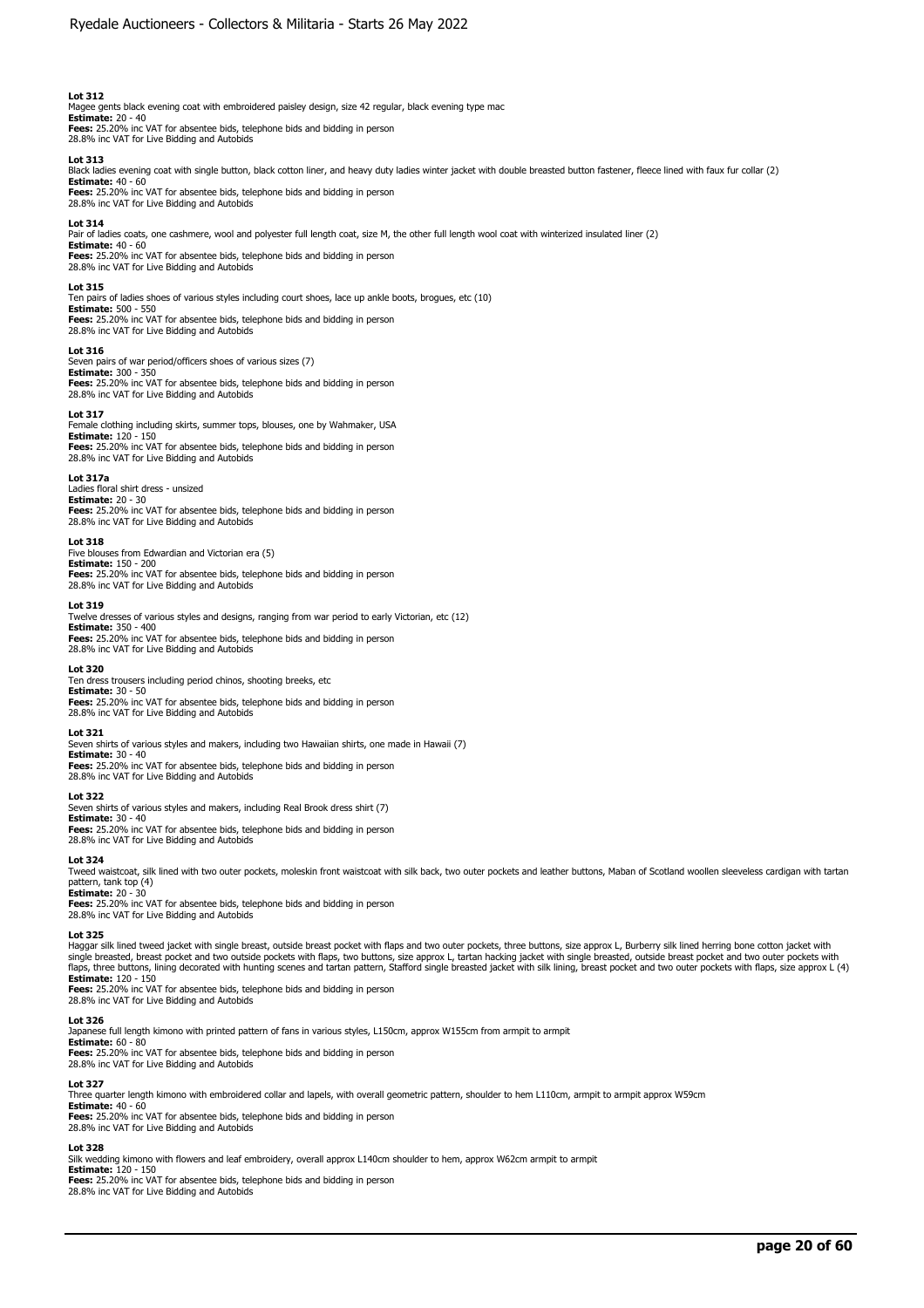**Lot 312**
Magee gents black evening coat with embroidered paisley design, size 42 regular, black evening type mac
**Estimate:** 20 - 40
**Fees:** 25.20% inc VAT for absentee bids, telephone bids and bidding in person
28.8% inc VAT for Live Bidding and Autobids

**Lot 313**
Black ladies evening coat with single button, black cotton liner, and heavy duty ladies winter jacket with double breasted button fastener, fleece lined with faux fur collar (2)
**Estimate:** 40 - 60
**Fees:** 25.20% inc VAT for absentee bids, telephone bids and bidding in person
28.8% inc VAT for Live Bidding and Autobids

**Lot 314**
Pair of ladies coats, one cashmere, wool and polyester full length coat, size M, the other full length wool coat with winterized insulated liner (2)
**Estimate:** 40 - 60
**Fees:** 25.20% inc VAT for absentee bids, telephone bids and bidding in person
28.8% inc VAT for Live Bidding and Autobids

**Lot 315**
Ten pairs of ladies shoes of various styles including court shoes, lace up ankle boots, brogues, etc (10)
**Estimate:** 500 - 550
**Fees:** 25.20% inc VAT for absentee bids, telephone bids and bidding in person
28.8% inc VAT for Live Bidding and Autobids

**Lot 316**
Seven pairs of war period/officers shoes of various sizes (7)
**Estimate:** 300 - 350
**Fees:** 25.20% inc VAT for absentee bids, telephone bids and bidding in person
28.8% inc VAT for Live Bidding and Autobids

**Lot 317**
Female clothing including skirts, summer tops, blouses, one by Wahmaker, USA
**Estimate:** 120 - 150
**Fees:** 25.20% inc VAT for absentee bids, telephone bids and bidding in person
28.8% inc VAT for Live Bidding and Autobids

**Lot 317a**
Ladies floral shirt dress - unsized
**Estimate:** 20 - 30
**Fees:** 25.20% inc VAT for absentee bids, telephone bids and bidding in person
28.8% inc VAT for Live Bidding and Autobids

**Lot 318**
Five blouses from Edwardian and Victorian era (5)
**Estimate:** 150 - 200
**Fees:** 25.20% inc VAT for absentee bids, telephone bids and bidding in person
28.8% inc VAT for Live Bidding and Autobids

**Lot 319**
Twelve dresses of various styles and designs, ranging from war period to early Victorian, etc (12)
**Estimate:** 350 - 400
**Fees:** 25.20% inc VAT for absentee bids, telephone bids and bidding in person
28.8% inc VAT for Live Bidding and Autobids

**Lot 320**
Ten dress trousers including period chinos, shooting breeks, etc
**Estimate:** 30 - 50
**Fees:** 25.20% inc VAT for absentee bids, telephone bids and bidding in person
28.8% inc VAT for Live Bidding and Autobids

**Lot 321**
Seven shirts of various styles and makers, including two Hawaiian shirts, one made in Hawaii (7)
**Estimate:** 30 - 40
**Fees:** 25.20% inc VAT for absentee bids, telephone bids and bidding in person
28.8% inc VAT for Live Bidding and Autobids

**Lot 322**
Seven shirts of various styles and makers, including Real Brook dress shirt (7)
**Estimate:** 30 - 40
**Fees:** 25.20% inc VAT for absentee bids, telephone bids and bidding in person
28.8% inc VAT for Live Bidding and Autobids

**Lot 324**
Tweed waistcoat, silk lined with two outer pockets, moleskin front waistcoat with silk back, two outer pockets and leather buttons, Maban of Scotland woollen sleeveless cardigan with tartan pattern, tank top (4)
**Estimate:** 20 - 30
**Fees:** 25.20% inc VAT for absentee bids, telephone bids and bidding in person
28.8% inc VAT for Live Bidding and Autobids

**Lot 325**
Haggar silk lined tweed jacket with single breast, outside breast pocket with flaps and two outer pockets, three buttons, size approx L, Burberry silk lined herring bone cotton jacket with single breasted, breast pocket and two outside pockets with flaps, two buttons, size approx L, tartan hacking jacket with single breasted, outside breast pocket and two outer pockets with flaps, three buttons, lining decorated with hunting scenes and tartan pattern, Stafford single breasted jacket with silk lining, breast pocket and two outer pockets with flaps, size approx L (4)
**Estimate:** 120 - 150
**Fees:** 25.20% inc VAT for absentee bids, telephone bids and bidding in person
28.8% inc VAT for Live Bidding and Autobids

**Lot 326**
Japanese full length kimono with printed pattern of fans in various styles, L150cm, approx W155cm from armpit to armpit
**Estimate:** 60 - 80
**Fees:** 25.20% inc VAT for absentee bids, telephone bids and bidding in person
28.8% inc VAT for Live Bidding and Autobids

**Lot 327**
Three quarter length kimono with embroidered collar and lapels, with overall geometric pattern, shoulder to hem L110cm, armpit to armpit approx W59cm
**Estimate:** 40 - 60
**Fees:** 25.20% inc VAT for absentee bids, telephone bids and bidding in person
28.8% inc VAT for Live Bidding and Autobids

**Lot 328**
Silk wedding kimono with flowers and leaf embroidery, overall approx L140cm shoulder to hem, approx W62cm armpit to armpit
**Estimate:** 120 - 150
**Fees:** 25.20% inc VAT for absentee bids, telephone bids and bidding in person
28.8% inc VAT for Live Bidding and Autobids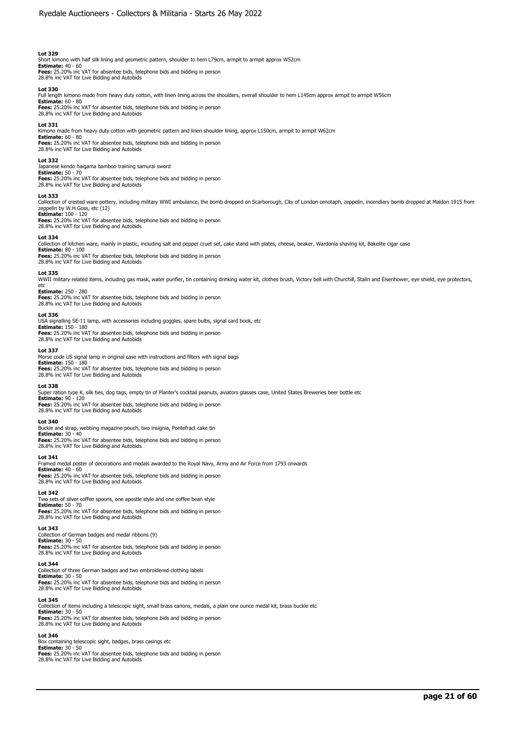**Lot 329**
Short kimono with half silk lining and geometric pattern, shoulder to hem L79cm, armpit to armpit approx W52cm
**Estimate:** 40 - 60
**Fees:** 25.20% inc VAT for absentee bids, telephone bids and bidding in person
28.8% inc VAT for Live Bidding and Autobids

**Lot 330**
Full length kimono made from heavy duty cotton, with linen lining across the shoulders, overall shoulder to hem L145cm approx armpit to armpit W56cm
**Estimate:** 60 - 80
**Fees:** 25.20% inc VAT for absentee bids, telephone bids and bidding in person
28.8% inc VAT for Live Bidding and Autobids

**Lot 331**
Kimono made from heavy duty cotton with geometric pattern and linen shoulder lining, approx L150cm, armpit to armpit W62cm
**Estimate:** 60 - 80
**Fees:** 25.20% inc VAT for absentee bids, telephone bids and bidding in person
28.8% inc VAT for Live Bidding and Autobids

**Lot 332**
Japanese kendo haigama bamboo training samurai sword
**Estimate:** 50 - 70
**Fees:** 25.20% inc VAT for absentee bids, telephone bids and bidding in person
28.8% inc VAT for Live Bidding and Autobids

**Lot 333**
Collection of crested ware pottery, including military WWI ambulance, the bomb dropped on Scarborough, City of London cenotaph, zeppelin, incendiary bomb dropped at Maldon 1915 from zeppelin by W.H Goss, etc (12)
**Estimate:** 100 - 120
**Fees:** 25.20% inc VAT for absentee bids, telephone bids and bidding in person
28.8% inc VAT for Live Bidding and Autobids

**Lot 334**
Collection of kitchen ware, mainly in plastic, including salt and pepper cruet set, cake stand with plates, cheese, beaker, Wardonia shaving kit, Bakelite cigar case
**Estimate:** 80 - 100
**Fees:** 25.20% inc VAT for absentee bids, telephone bids and bidding in person
28.8% inc VAT for Live Bidding and Autobids

**Lot 335**
WWII military related items, including gas mask, water purifier, tin containing drinking water kit, clothes brush, Victory bell with Churchill, Stalin and Eisenhower, eye shield, eye protectors, etc
**Estimate:** 250 - 280
**Fees:** 25.20% inc VAT for absentee bids, telephone bids and bidding in person
28.8% inc VAT for Live Bidding and Autobids

**Lot 336**
USA signalling SE-11 lamp, with accessories including goggles, spare bulbs, signal card book, etc
**Estimate:** 150 - 180
**Fees:** 25.20% inc VAT for absentee bids, telephone bids and bidding in person
28.8% inc VAT for Live Bidding and Autobids

**Lot 337**
Morse code US signal lamp in original case with instructions and filters with signal bags
**Estimate:** 150 - 180
**Fees:** 25.20% inc VAT for absentee bids, telephone bids and bidding in person
28.8% inc VAT for Live Bidding and Autobids

**Lot 338**
Super ration type K, silk ties, dog tags, empty tin of Planter's cocktail peanuts, aviators glasses case, United States Breweries beer bottle etc
**Estimate:** 90 - 120
**Fees:** 25.20% inc VAT for absentee bids, telephone bids and bidding in person
28.8% inc VAT for Live Bidding and Autobids

**Lot 340**
Buckle and strap, webbing magazine pouch, two insignia, Pontefract cake tin
**Estimate:** 30 - 40
**Fees:** 25.20% inc VAT for absentee bids, telephone bids and bidding in person
28.8% inc VAT for Live Bidding and Autobids

**Lot 341**
Framed medal poster of decorations and medals awarded to the Royal Navy, Army and Air Force from 1793 onwards
**Estimate:** 40 - 60
**Fees:** 25.20% inc VAT for absentee bids, telephone bids and bidding in person
28.8% inc VAT for Live Bidding and Autobids

**Lot 342**
Two sets of silver coffee spoons, one apostle style and one coffee bean style
**Estimate:** 50 - 70
**Fees:** 25.20% inc VAT for absentee bids, telephone bids and bidding in person
28.8% inc VAT for Live Bidding and Autobids

**Lot 343**
Collection of German badges and medal ribbons (9)
**Estimate:** 30 - 50
**Fees:** 25.20% inc VAT for absentee bids, telephone bids and bidding in person
28.8% inc VAT for Live Bidding and Autobids

**Lot 344**
Collection of three German badges and two embroidered clothing labels
**Estimate:** 30 - 50
**Fees:** 25.20% inc VAT for absentee bids, telephone bids and bidding in person
28.8% inc VAT for Live Bidding and Autobids

**Lot 345**
Collection of items including a telescopic sight, small brass canons, medals, a plain one ounce medal kit, brass buckle etc
**Estimate:** 30 - 50
**Fees:** 25.20% inc VAT for absentee bids, telephone bids and bidding in person
28.8% inc VAT for Live Bidding and Autobids

**Lot 346**
Box containing telescopic sight, badges, brass casings etc
**Estimate:** 30 - 50
**Fees:** 25.20% inc VAT for absentee bids, telephone bids and bidding in person
28.8% inc VAT for Live Bidding and Autobids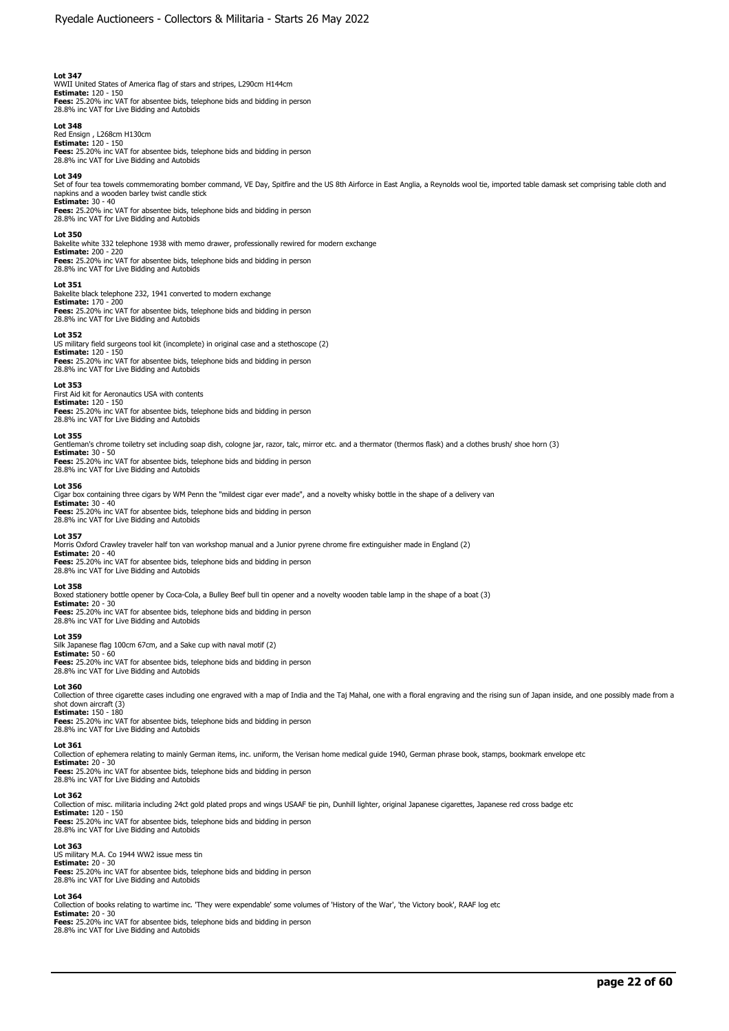**Lot 347**
WWII United States of America flag of stars and stripes, L290cm H144cm
**Estimate:** 120 - 150
**Fees:** 25.20% inc VAT for absentee bids, telephone bids and bidding in person
28.8% inc VAT for Live Bidding and Autobids

**Lot 348**
Red Ensign , L268cm H130cm
**Estimate:** 120 - 150
**Fees:** 25.20% inc VAT for absentee bids, telephone bids and bidding in person
28.8% inc VAT for Live Bidding and Autobids

**Lot 349**
Set of four tea towels commemorating bomber command, VE Day, Spitfire and the US 8th Airforce in East Anglia, a Reynolds wool tie, imported table damask set comprising table cloth and napkins and a wooden barley twist candle stick
**Estimate:** 30 - 40
**Fees:** 25.20% inc VAT for absentee bids, telephone bids and bidding in person
28.8% inc VAT for Live Bidding and Autobids

**Lot 350**
Bakelite white 332 telephone 1938 with memo drawer, professionally rewired for modern exchange
**Estimate:** 200 - 220
**Fees:** 25.20% inc VAT for absentee bids, telephone bids and bidding in person
28.8% inc VAT for Live Bidding and Autobids

**Lot 351**
Bakelite black telephone 232, 1941 converted to modern exchange
**Estimate:** 170 - 200
**Fees:** 25.20% inc VAT for absentee bids, telephone bids and bidding in person
28.8% inc VAT for Live Bidding and Autobids

**Lot 352**
US military field surgeons tool kit (incomplete) in original case and a stethoscope (2)
**Estimate:** 120 - 150
**Fees:** 25.20% inc VAT for absentee bids, telephone bids and bidding in person
28.8% inc VAT for Live Bidding and Autobids

**Lot 353**
First Aid kit for Aeronautics USA with contents
**Estimate:** 120 - 150
**Fees:** 25.20% inc VAT for absentee bids, telephone bids and bidding in person
28.8% inc VAT for Live Bidding and Autobids

**Lot 355**
Gentleman's chrome toiletry set including soap dish, cologne jar, razor, talc, mirror etc. and a thermator (thermos flask) and a clothes brush/ shoe horn (3)
**Estimate:** 30 - 50
**Fees:** 25.20% inc VAT for absentee bids, telephone bids and bidding in person
28.8% inc VAT for Live Bidding and Autobids

**Lot 356**
Cigar box containing three cigars by WM Penn the "mildest cigar ever made", and a novelty whisky bottle in the shape of a delivery van
**Estimate:** 30 - 40
**Fees:** 25.20% inc VAT for absentee bids, telephone bids and bidding in person
28.8% inc VAT for Live Bidding and Autobids

**Lot 357**
Morris Oxford Crawley traveler half ton van workshop manual and a Junior pyrene chrome fire extinguisher made in England (2)
**Estimate:** 20 - 40
**Fees:** 25.20% inc VAT for absentee bids, telephone bids and bidding in person
28.8% inc VAT for Live Bidding and Autobids

**Lot 358**
Boxed stationery bottle opener by Coca-Cola, a Bulley Beef bull tin opener and a novelty wooden table lamp in the shape of a boat (3)
**Estimate:** 20 - 30
**Fees:** 25.20% inc VAT for absentee bids, telephone bids and bidding in person
28.8% inc VAT for Live Bidding and Autobids

**Lot 359**
Silk Japanese flag 100cm 67cm, and a Sake cup with naval motif (2)
**Estimate:** 50 - 60
**Fees:** 25.20% inc VAT for absentee bids, telephone bids and bidding in person
28.8% inc VAT for Live Bidding and Autobids

**Lot 360**
Collection of three cigarette cases including one engraved with a map of India and the Taj Mahal, one with a floral engraving and the rising sun of Japan inside, and one possibly made from a shot down aircraft (3)
**Estimate:** 150 - 180
**Fees:** 25.20% inc VAT for absentee bids, telephone bids and bidding in person
28.8% inc VAT for Live Bidding and Autobids

**Lot 361**
Collection of ephemera relating to mainly German items, inc. uniform, the Verisan home medical guide 1940, German phrase book, stamps, bookmark envelope etc
**Estimate:** 20 - 30
**Fees:** 25.20% inc VAT for absentee bids, telephone bids and bidding in person
28.8% inc VAT for Live Bidding and Autobids

**Lot 362**
Collection of misc. militaria including 24ct gold plated props and wings USAAF tie pin, Dunhill lighter, original Japanese cigarettes, Japanese red cross badge etc
**Estimate:** 120 - 150
**Fees:** 25.20% inc VAT for absentee bids, telephone bids and bidding in person
28.8% inc VAT for Live Bidding and Autobids

**Lot 363**
US military M.A. Co 1944 WW2 issue mess tin
**Estimate:** 20 - 30
**Fees:** 25.20% inc VAT for absentee bids, telephone bids and bidding in person
28.8% inc VAT for Live Bidding and Autobids

**Lot 364**
Collection of books relating to wartime inc. 'They were expendable' some volumes of 'History of the War', 'the Victory book', RAAF log etc
**Estimate:** 20 - 30
**Fees:** 25.20% inc VAT for absentee bids, telephone bids and bidding in person
28.8% inc VAT for Live Bidding and Autobids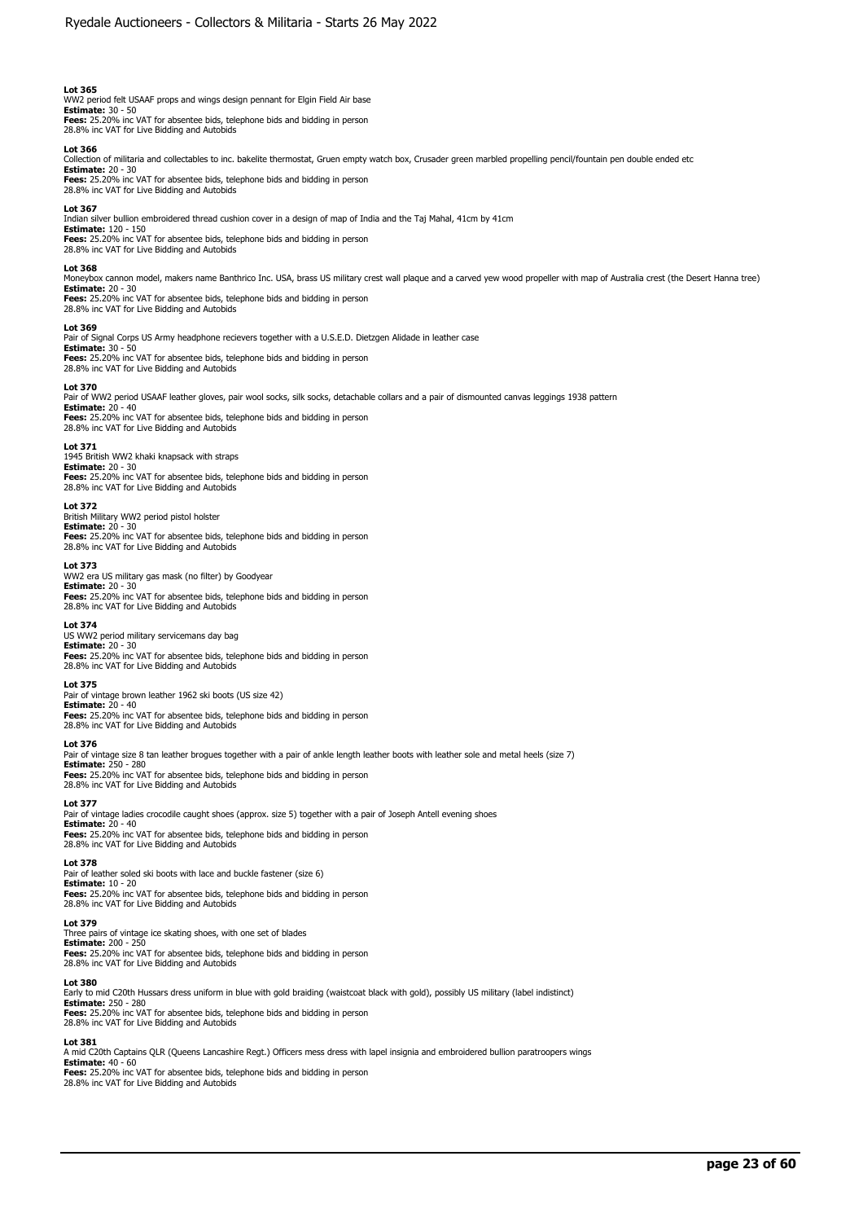**Lot 365**
WW2 period felt USAAF props and wings design pennant for Elgin Field Air base
**Estimate:** 30 - 50
**Fees:** 25.20% inc VAT for absentee bids, telephone bids and bidding in person
28.8% inc VAT for Live Bidding and Autobids

**Lot 366**
Collection of militaria and collectables to inc. bakelite thermostat, Gruen empty watch box, Crusader green marbled propelling pencil/fountain pen double ended etc
**Estimate:** 20 - 30
**Fees:** 25.20% inc VAT for absentee bids, telephone bids and bidding in person
28.8% inc VAT for Live Bidding and Autobids

**Lot 367**
Indian silver bullion embroidered thread cushion cover in a design of map of India and the Taj Mahal, 41cm by 41cm
**Estimate:** 120 - 150
**Fees:** 25.20% inc VAT for absentee bids, telephone bids and bidding in person
28.8% inc VAT for Live Bidding and Autobids

**Lot 368**
Moneybox cannon model, makers name Banthrico Inc. USA, brass US military crest wall plaque and a carved yew wood propeller with map of Australia crest (the Desert Hanna tree)
**Estimate:** 20 - 30
**Fees:** 25.20% inc VAT for absentee bids, telephone bids and bidding in person
28.8% inc VAT for Live Bidding and Autobids

**Lot 369**
Pair of Signal Corps US Army headphone recievers together with a U.S.E.D. Dietzgen Alidade in leather case
**Estimate:** 30 - 50
**Fees:** 25.20% inc VAT for absentee bids, telephone bids and bidding in person
28.8% inc VAT for Live Bidding and Autobids

**Lot 370**
Pair of WW2 period USAAF leather gloves, pair wool socks, silk socks, detachable collars and a pair of dismounted canvas leggings 1938 pattern
**Estimate:** 20 - 40
**Fees:** 25.20% inc VAT for absentee bids, telephone bids and bidding in person
28.8% inc VAT for Live Bidding and Autobids

**Lot 371**
1945 British WW2 khaki knapsack with straps
**Estimate:** 20 - 30
**Fees:** 25.20% inc VAT for absentee bids, telephone bids and bidding in person
28.8% inc VAT for Live Bidding and Autobids

**Lot 372**
British Military WW2 period pistol holster
**Estimate:** 20 - 30
**Fees:** 25.20% inc VAT for absentee bids, telephone bids and bidding in person
28.8% inc VAT for Live Bidding and Autobids

**Lot 373**
WW2 era US military gas mask (no filter) by Goodyear
**Estimate:** 20 - 30
**Fees:** 25.20% inc VAT for absentee bids, telephone bids and bidding in person
28.8% inc VAT for Live Bidding and Autobids

**Lot 374**
US WW2 period military servicemans day bag
**Estimate:** 20 - 30
**Fees:** 25.20% inc VAT for absentee bids, telephone bids and bidding in person
28.8% inc VAT for Live Bidding and Autobids

**Lot 375**
Pair of vintage brown leather 1962 ski boots (US size 42)
**Estimate:** 20 - 40
**Fees:** 25.20% inc VAT for absentee bids, telephone bids and bidding in person
28.8% inc VAT for Live Bidding and Autobids

**Lot 376**
Pair of vintage size 8 tan leather brogues together with a pair of ankle length leather boots with leather sole and metal heels (size 7)
**Estimate:** 250 - 280
**Fees:** 25.20% inc VAT for absentee bids, telephone bids and bidding in person
28.8% inc VAT for Live Bidding and Autobids

**Lot 377**
Pair of vintage ladies crocodile caught shoes (approx. size 5) together with a pair of Joseph Antell evening shoes
**Estimate:** 20 - 40
**Fees:** 25.20% inc VAT for absentee bids, telephone bids and bidding in person
28.8% inc VAT for Live Bidding and Autobids

**Lot 378**
Pair of leather soled ski boots with lace and buckle fastener (size 6)
**Estimate:** 10 - 20
**Fees:** 25.20% inc VAT for absentee bids, telephone bids and bidding in person
28.8% inc VAT for Live Bidding and Autobids

**Lot 379**
Three pairs of vintage ice skating shoes, with one set of blades
**Estimate:** 200 - 250
**Fees:** 25.20% inc VAT for absentee bids, telephone bids and bidding in person
28.8% inc VAT for Live Bidding and Autobids

**Lot 380**
Early to mid C20th Hussars dress uniform in blue with gold braiding (waistcoat black with gold), possibly US military (label indistinct)
**Estimate:** 250 - 280
**Fees:** 25.20% inc VAT for absentee bids, telephone bids and bidding in person
28.8% inc VAT for Live Bidding and Autobids

**Lot 381**
A mid C20th Captains QLR (Queens Lancashire Regt.) Officers mess dress with lapel insignia and embroidered bullion paratroopers wings
**Estimate:** 40 - 60
**Fees:** 25.20% inc VAT for absentee bids, telephone bids and bidding in person
28.8% inc VAT for Live Bidding and Autobids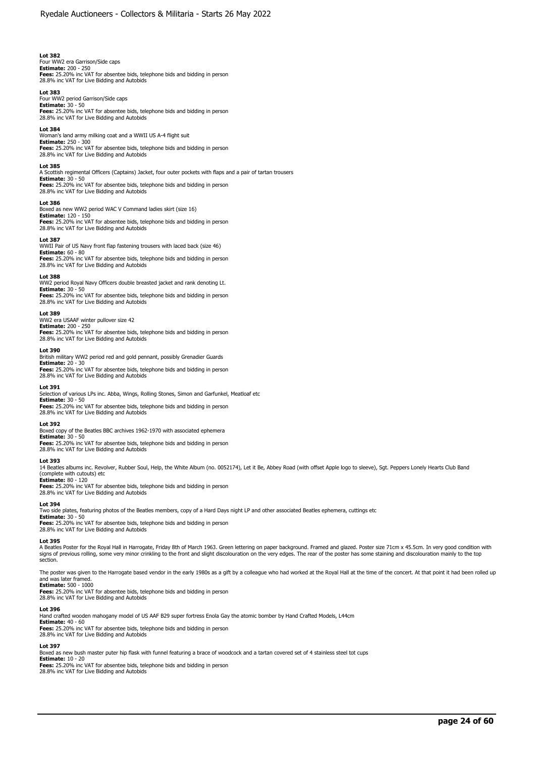**Lot 382**
Four WW2 era Garrison/Side caps
**Estimate:** 200 - 250
**Fees:** 25.20% inc VAT for absentee bids, telephone bids and bidding in person
28.8% inc VAT for Live Bidding and Autobids

**Lot 383**
Four WW2 period Garrison/Side caps
**Estimate:** 30 - 50
**Fees:** 25.20% inc VAT for absentee bids, telephone bids and bidding in person
28.8% inc VAT for Live Bidding and Autobids

**Lot 384**
Woman's land army milking coat and a WWII US A-4 flight suit
**Estimate:** 250 - 300
**Fees:** 25.20% inc VAT for absentee bids, telephone bids and bidding in person
28.8% inc VAT for Live Bidding and Autobids

**Lot 385**
A Scottish regimental Officers (Captains) Jacket, four outer pockets with flaps and a pair of tartan trousers
**Estimate:** 30 - 50
**Fees:** 25.20% inc VAT for absentee bids, telephone bids and bidding in person
28.8% inc VAT for Live Bidding and Autobids

**Lot 386**
Boxed as new WW2 period WAC V Command ladies skirt (size 16)
**Estimate:** 120 - 150
**Fees:** 25.20% inc VAT for absentee bids, telephone bids and bidding in person
28.8% inc VAT for Live Bidding and Autobids

**Lot 387**
WWII Pair of US Navy front flap fastening trousers with laced back (size 46)
**Estimate:** 60 - 80
**Fees:** 25.20% inc VAT for absentee bids, telephone bids and bidding in person
28.8% inc VAT for Live Bidding and Autobids

**Lot 388**
WW2 period Royal Navy Officers double breasted jacket and rank denoting Lt.
**Estimate:** 30 - 50
**Fees:** 25.20% inc VAT for absentee bids, telephone bids and bidding in person
28.8% inc VAT for Live Bidding and Autobids

**Lot 389**
WW2 era USAAF winter pullover size 42
**Estimate:** 200 - 250
**Fees:** 25.20% inc VAT for absentee bids, telephone bids and bidding in person
28.8% inc VAT for Live Bidding and Autobids

**Lot 390**
British military WW2 period red and gold pennant, possibly Grenadier Guards
**Estimate:** 20 - 30
**Fees:** 25.20% inc VAT for absentee bids, telephone bids and bidding in person
28.8% inc VAT for Live Bidding and Autobids

**Lot 391**
Selection of various LPs inc. Abba, Wings, Rolling Stones, Simon and Garfunkel, Meatloaf etc
**Estimate:** 30 - 50
**Fees:** 25.20% inc VAT for absentee bids, telephone bids and bidding in person
28.8% inc VAT for Live Bidding and Autobids

**Lot 392**
Boxed copy of the Beatles BBC archives 1962-1970 with associated ephemera
**Estimate:** 30 - 50
**Fees:** 25.20% inc VAT for absentee bids, telephone bids and bidding in person
28.8% inc VAT for Live Bidding and Autobids

**Lot 393**
14 Beatles albums inc. Revolver, Rubber Soul, Help, the White Album (no. 0052174), Let it Be, Abbey Road (with offset Apple logo to sleeve), Sgt. Peppers Lonely Hearts Club Band (complete with cutouts) etc
**Estimate:** 80 - 120
**Fees:** 25.20% inc VAT for absentee bids, telephone bids and bidding in person
28.8% inc VAT for Live Bidding and Autobids

**Lot 394**
Two side plates, featuring photos of the Beatles members, copy of a Hard Days night LP and other associated Beatles ephemera, cuttings etc
**Estimate:** 30 - 50
**Fees:** 25.20% inc VAT for absentee bids, telephone bids and bidding in person
28.8% inc VAT for Live Bidding and Autobids

**Lot 395**
A Beatles Poster for the Royal Hall in Harrogate, Friday 8th of March 1963. Green lettering on paper background. Framed and glazed. Poster size 71cm x 45.5cm. In very good condition with signs of previous rolling, some very minor crinkling to the front and slight discolouration on the very edges. The rear of the poster has some staining and discolouration mainly to the top section.

The poster was given to the Harrogate based vendor in the early 1980s as a gift by a colleague who had worked at the Royal Hall at the time of the concert. At that point it had been rolled up and was later framed.
**Estimate:** 500 - 1000
**Fees:** 25.20% inc VAT for absentee bids, telephone bids and bidding in person
28.8% inc VAT for Live Bidding and Autobids

**Lot 396**
Hand crafted wooden mahogany model of US AAF B29 super fortress Enola Gay the atomic bomber by Hand Crafted Models, L44cm
**Estimate:** 40 - 60
**Fees:** 25.20% inc VAT for absentee bids, telephone bids and bidding in person
28.8% inc VAT for Live Bidding and Autobids

**Lot 397**
Boxed as new bush master puter hip flask with funnel featuring a brace of woodcock and a tartan covered set of 4 stainless steel tot cups
**Estimate:** 10 - 20
**Fees:** 25.20% inc VAT for absentee bids, telephone bids and bidding in person
28.8% inc VAT for Live Bidding and Autobids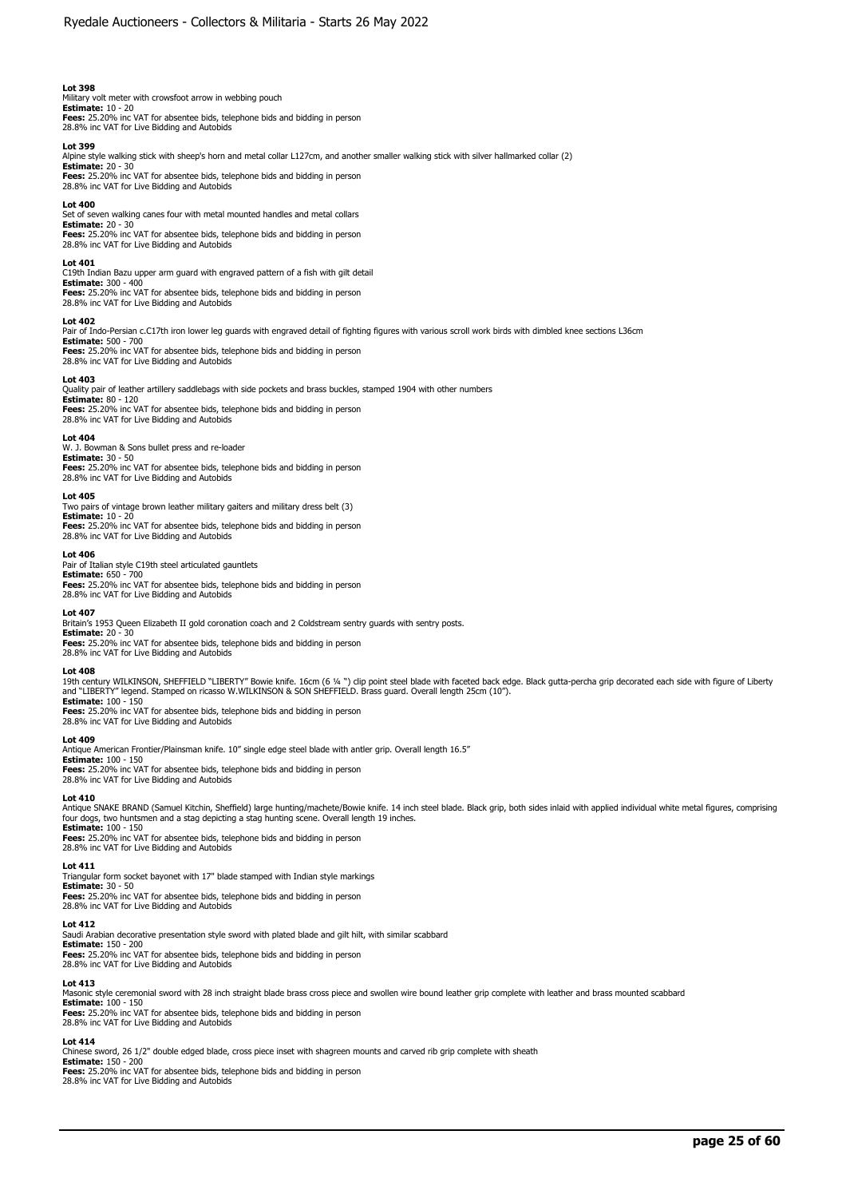**Lot 398**
Military volt meter with crowsfoot arrow in webbing pouch
**Estimate:** 10 - 20
**Fees:** 25.20% inc VAT for absentee bids, telephone bids and bidding in person
28.8% inc VAT for Live Bidding and Autobids

**Lot 399**
Alpine style walking stick with sheep's horn and metal collar L127cm, and another smaller walking stick with silver hallmarked collar (2)
**Estimate:** 20 - 30
**Fees:** 25.20% inc VAT for absentee bids, telephone bids and bidding in person
28.8% inc VAT for Live Bidding and Autobids

**Lot 400**
Set of seven walking canes four with metal mounted handles and metal collars
**Estimate:** 20 - 30
**Fees:** 25.20% inc VAT for absentee bids, telephone bids and bidding in person
28.8% inc VAT for Live Bidding and Autobids

**Lot 401**
C19th Indian Bazu upper arm guard with engraved pattern of a fish with gilt detail
**Estimate:** 300 - 400
**Fees:** 25.20% inc VAT for absentee bids, telephone bids and bidding in person
28.8% inc VAT for Live Bidding and Autobids

**Lot 402**
Pair of Indo-Persian c.C17th iron lower leg guards with engraved detail of fighting figures with various scroll work birds with dimbled knee sections L36cm
**Estimate:** 500 - 700
**Fees:** 25.20% inc VAT for absentee bids, telephone bids and bidding in person
28.8% inc VAT for Live Bidding and Autobids

**Lot 403**
Quality pair of leather artillery saddlebags with side pockets and brass buckles, stamped 1904 with other numbers
**Estimate:** 80 - 120
**Fees:** 25.20% inc VAT for absentee bids, telephone bids and bidding in person
28.8% inc VAT for Live Bidding and Autobids

**Lot 404**
W. J. Bowman & Sons bullet press and re-loader
**Estimate:** 30 - 50
**Fees:** 25.20% inc VAT for absentee bids, telephone bids and bidding in person
28.8% inc VAT for Live Bidding and Autobids

**Lot 405**
Two pairs of vintage brown leather military gaiters and military dress belt (3)
**Estimate:** 10 - 20
**Fees:** 25.20% inc VAT for absentee bids, telephone bids and bidding in person
28.8% inc VAT for Live Bidding and Autobids

**Lot 406**
Pair of Italian style C19th steel articulated gauntlets
**Estimate:** 650 - 700
**Fees:** 25.20% inc VAT for absentee bids, telephone bids and bidding in person
28.8% inc VAT for Live Bidding and Autobids

**Lot 407**
Britain's 1953 Queen Elizabeth II gold coronation coach and 2 Coldstream sentry guards with sentry posts.
**Estimate:** 20 - 30
**Fees:** 25.20% inc VAT for absentee bids, telephone bids and bidding in person
28.8% inc VAT for Live Bidding and Autobids

**Lot 408**
19th century WILKINSON, SHEFFIELD "LIBERTY" Bowie knife. 16cm (6 ¼ ") clip point steel blade with faceted back edge. Black gutta-percha grip decorated each side with figure of Liberty and "LIBERTY" legend. Stamped on ricasso W.WILKINSON & SON SHEFFIELD. Brass guard. Overall length 25cm (10").
**Estimate:** 100 - 150
**Fees:** 25.20% inc VAT for absentee bids, telephone bids and bidding in person
28.8% inc VAT for Live Bidding and Autobids

**Lot 409**
Antique American Frontier/Plainsman knife. 10" single edge steel blade with antler grip. Overall length 16.5"
**Estimate:** 100 - 150
**Fees:** 25.20% inc VAT for absentee bids, telephone bids and bidding in person
28.8% inc VAT for Live Bidding and Autobids

**Lot 410**
Antique SNAKE BRAND (Samuel Kitchin, Sheffield) large hunting/machete/Bowie knife. 14 inch steel blade. Black grip, both sides inlaid with applied individual white metal figures, comprising four dogs, two huntsmen and a stag depicting a stag hunting scene. Overall length 19 inches.
**Estimate:** 100 - 150
**Fees:** 25.20% inc VAT for absentee bids, telephone bids and bidding in person
28.8% inc VAT for Live Bidding and Autobids

**Lot 411**
Triangular form socket bayonet with 17" blade stamped with Indian style markings
**Estimate:** 30 - 50
**Fees:** 25.20% inc VAT for absentee bids, telephone bids and bidding in person
28.8% inc VAT for Live Bidding and Autobids

**Lot 412**
Saudi Arabian decorative presentation style sword with plated blade and gilt hilt, with similar scabbard
**Estimate:** 150 - 200
**Fees:** 25.20% inc VAT for absentee bids, telephone bids and bidding in person
28.8% inc VAT for Live Bidding and Autobids

**Lot 413**
Masonic style ceremonial sword with 28 inch straight blade brass cross piece and swollen wire bound leather grip complete with leather and brass mounted scabbard
**Estimate:** 100 - 150
**Fees:** 25.20% inc VAT for absentee bids, telephone bids and bidding in person
28.8% inc VAT for Live Bidding and Autobids

**Lot 414**
Chinese sword, 26 1/2" double edged blade, cross piece inset with shagreen mounts and carved rib grip complete with sheath
**Estimate:** 150 - 200
**Fees:** 25.20% inc VAT for absentee bids, telephone bids and bidding in person
28.8% inc VAT for Live Bidding and Autobids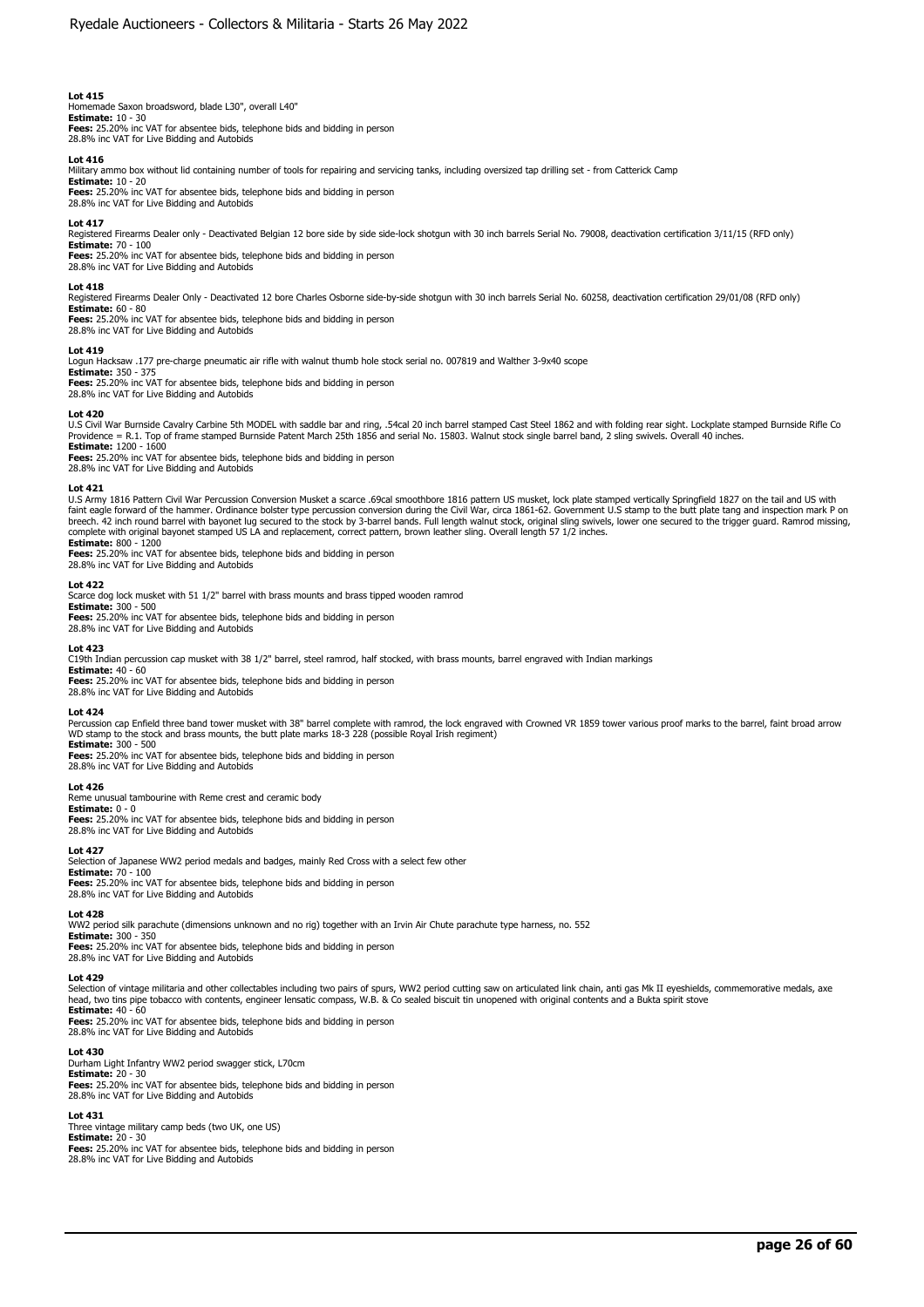**Lot 415**
Homemade Saxon broadsword, blade L30", overall L40"
**Estimate:** 10 - 30
**Fees:** 25.20% inc VAT for absentee bids, telephone bids and bidding in person
28.8% inc VAT for Live Bidding and Autobids

**Lot 416**
Military ammo box without lid containing number of tools for repairing and servicing tanks, including oversized tap drilling set - from Catterick Camp
**Estimate:** 10 - 20
**Fees:** 25.20% inc VAT for absentee bids, telephone bids and bidding in person
28.8% inc VAT for Live Bidding and Autobids

**Lot 417**
Registered Firearms Dealer only - Deactivated Belgian 12 bore side by side side-lock shotgun with 30 inch barrels Serial No. 79008, deactivation certification 3/11/15 (RFD only)
**Estimate:** 70 - 100
**Fees:** 25.20% inc VAT for absentee bids, telephone bids and bidding in person
28.8% inc VAT for Live Bidding and Autobids

**Lot 418**
Registered Firearms Dealer Only - Deactivated 12 bore Charles Osborne side-by-side shotgun with 30 inch barrels Serial No. 60258, deactivation certification 29/01/08 (RFD only)
**Estimate:** 60 - 80
**Fees:** 25.20% inc VAT for absentee bids, telephone bids and bidding in person
28.8% inc VAT for Live Bidding and Autobids

**Lot 419**
Logun Hacksaw .177 pre-charge pneumatic air rifle with walnut thumb hole stock serial no. 007819 and Walther 3-9x40 scope
**Estimate:** 350 - 375
**Fees:** 25.20% inc VAT for absentee bids, telephone bids and bidding in person
28.8% inc VAT for Live Bidding and Autobids

**Lot 420**
U.S Civil War Burnside Cavalry Carbine 5th MODEL with saddle bar and ring, .54cal 20 inch barrel stamped Cast Steel 1862 and with folding rear sight. Lockplate stamped Burnside Rifle Co Providence = R.1. Top of frame stamped Burnside Patent March 25th 1856 and serial No. 15803. Walnut stock single barrel band, 2 sling swivels. Overall 40 inches.
**Estimate:** 1200 - 1600
**Fees:** 25.20% inc VAT for absentee bids, telephone bids and bidding in person
28.8% inc VAT for Live Bidding and Autobids

**Lot 421**
U.S Army 1816 Pattern Civil War Percussion Conversion Musket a scarce .69cal smoothbore 1816 pattern US musket, lock plate stamped vertically Springfield 1827 on the tail and US with faint eagle forward of the hammer. Ordinance bolster type percussion conversion during the Civil War, circa 1861-62. Government U.S stamp to the butt plate tang and inspection mark P on breech. 42 inch round barrel with bayonet lug secured to the stock by 3-barrel bands. Full length walnut stock, original sling swivels, lower one secured to the trigger guard. Ramrod missing, complete with original bayonet stamped US LA and replacement, correct pattern, brown leather sling. Overall length 57 1/2 inches.
**Estimate:** 800 - 1200
**Fees:** 25.20% inc VAT for absentee bids, telephone bids and bidding in person
28.8% inc VAT for Live Bidding and Autobids

**Lot 422**
Scarce dog lock musket with 51 1/2" barrel with brass mounts and brass tipped wooden ramrod
**Estimate:** 300 - 500
**Fees:** 25.20% inc VAT for absentee bids, telephone bids and bidding in person
28.8% inc VAT for Live Bidding and Autobids

**Lot 423**
C19th Indian percussion cap musket with 38 1/2" barrel, steel ramrod, half stocked, with brass mounts, barrel engraved with Indian markings
**Estimate:** 40 - 60
**Fees:** 25.20% inc VAT for absentee bids, telephone bids and bidding in person
28.8% inc VAT for Live Bidding and Autobids

**Lot 424**
Percussion cap Enfield three band tower musket with 38" barrel complete with ramrod, the lock engraved with Crowned VR 1859 tower various proof marks to the barrel, faint broad arrow WD stamp to the stock and brass mounts, the butt plate marks 18-3 228 (possible Royal Irish regiment)
**Estimate:** 300 - 500
**Fees:** 25.20% inc VAT for absentee bids, telephone bids and bidding in person
28.8% inc VAT for Live Bidding and Autobids

**Lot 426**
Reme unusual tambourine with Reme crest and ceramic body
**Estimate:** 0 - 0
**Fees:** 25.20% inc VAT for absentee bids, telephone bids and bidding in person
28.8% inc VAT for Live Bidding and Autobids

**Lot 427**
Selection of Japanese WW2 period medals and badges, mainly Red Cross with a select few other
**Estimate:** 70 - 100
**Fees:** 25.20% inc VAT for absentee bids, telephone bids and bidding in person
28.8% inc VAT for Live Bidding and Autobids

**Lot 428**
WW2 period silk parachute (dimensions unknown and no rig) together with an Irvin Air Chute parachute type harness, no. 552
**Estimate:** 300 - 350
**Fees:** 25.20% inc VAT for absentee bids, telephone bids and bidding in person
28.8% inc VAT for Live Bidding and Autobids

**Lot 429**
Selection of vintage militaria and other collectables including two pairs of spurs, WW2 period cutting saw on articulated link chain, anti gas Mk II eyeshields, commemorative medals, axe head, two tins pipe tobacco with contents, engineer lensatic compass, W.B. & Co sealed biscuit tin unopened with original contents and a Bukta spirit stove
**Estimate:** 40 - 60
**Fees:** 25.20% inc VAT for absentee bids, telephone bids and bidding in person
28.8% inc VAT for Live Bidding and Autobids

**Lot 430**
Durham Light Infantry WW2 period swagger stick, L70cm
**Estimate:** 20 - 30
**Fees:** 25.20% inc VAT for absentee bids, telephone bids and bidding in person
28.8% inc VAT for Live Bidding and Autobids

**Lot 431**
Three vintage military camp beds (two UK, one US)
**Estimate:** 20 - 30
**Fees:** 25.20% inc VAT for absentee bids, telephone bids and bidding in person
28.8% inc VAT for Live Bidding and Autobids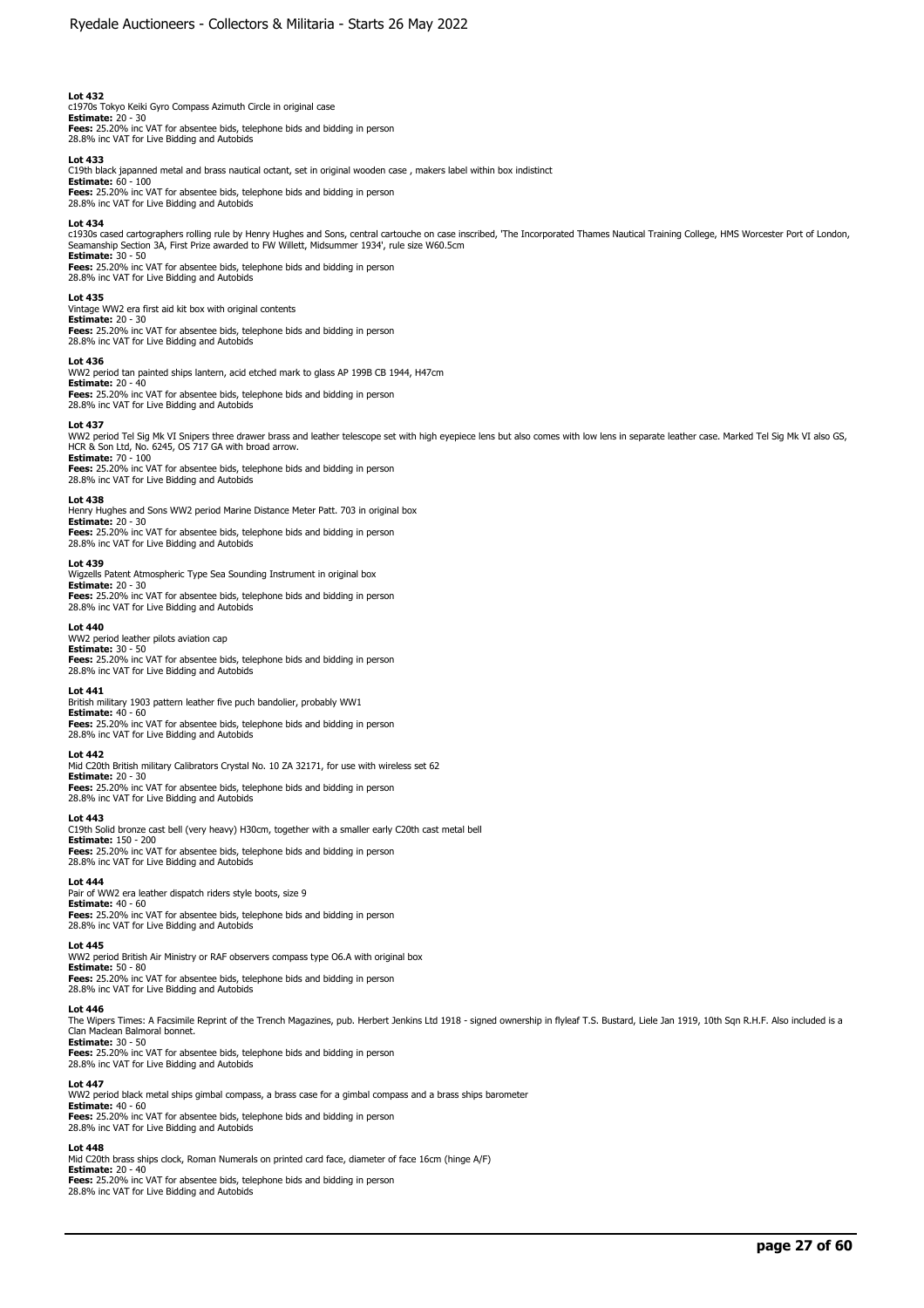**Lot 432**
c1970s Tokyo Keiki Gyro Compass Azimuth Circle in original case
**Estimate:** 20 - 30
**Fees:** 25.20% inc VAT for absentee bids, telephone bids and bidding in person
28.8% inc VAT for Live Bidding and Autobids

**Lot 433**
C19th black japanned metal and brass nautical octant, set in original wooden case , makers label within box indistinct
**Estimate:** 60 - 100
**Fees:** 25.20% inc VAT for absentee bids, telephone bids and bidding in person
28.8% inc VAT for Live Bidding and Autobids

**Lot 434**
c1930s cased cartographers rolling rule by Henry Hughes and Sons, central cartouche on case inscribed, 'The Incorporated Thames Nautical Training College, HMS Worcester Port of London, Seamanship Section 3A, First Prize awarded to FW Willett, Midsummer 1934', rule size W60.5cm
**Estimate:** 30 - 50
**Fees:** 25.20% inc VAT for absentee bids, telephone bids and bidding in person
28.8% inc VAT for Live Bidding and Autobids

**Lot 435**
Vintage WW2 era first aid kit box with original contents
**Estimate:** 20 - 30
**Fees:** 25.20% inc VAT for absentee bids, telephone bids and bidding in person
28.8% inc VAT for Live Bidding and Autobids

**Lot 436**
WW2 period tan painted ships lantern, acid etched mark to glass AP 199B CB 1944, H47cm
**Estimate:** 20 - 40
**Fees:** 25.20% inc VAT for absentee bids, telephone bids and bidding in person
28.8% inc VAT for Live Bidding and Autobids

**Lot 437**
WW2 period Tel Sig Mk VI Snipers three drawer brass and leather telescope set with high eyepiece lens but also comes with low lens in separate leather case. Marked Tel Sig Mk VI also GS, HCR & Son Ltd, No. 6245, OS 717 GA with broad arrow.
**Estimate:** 70 - 100
**Fees:** 25.20% inc VAT for absentee bids, telephone bids and bidding in person
28.8% inc VAT for Live Bidding and Autobids

**Lot 438**
Henry Hughes and Sons WW2 period Marine Distance Meter Patt. 703 in original box
**Estimate:** 20 - 30
**Fees:** 25.20% inc VAT for absentee bids, telephone bids and bidding in person
28.8% inc VAT for Live Bidding and Autobids

**Lot 439**
Wigzells Patent Atmospheric Type Sea Sounding Instrument in original box
**Estimate:** 20 - 30
**Fees:** 25.20% inc VAT for absentee bids, telephone bids and bidding in person
28.8% inc VAT for Live Bidding and Autobids

**Lot 440**
WW2 period leather pilots aviation cap
**Estimate:** 30 - 50
**Fees:** 25.20% inc VAT for absentee bids, telephone bids and bidding in person
28.8% inc VAT for Live Bidding and Autobids

**Lot 441**
British military 1903 pattern leather five puch bandolier, probably WW1
**Estimate:** 40 - 60
**Fees:** 25.20% inc VAT for absentee bids, telephone bids and bidding in person
28.8% inc VAT for Live Bidding and Autobids

**Lot 442**
Mid C20th British military Calibrators Crystal No. 10 ZA 32171, for use with wireless set 62
**Estimate:** 20 - 30
**Fees:** 25.20% inc VAT for absentee bids, telephone bids and bidding in person
28.8% inc VAT for Live Bidding and Autobids

**Lot 443**
C19th Solid bronze cast bell (very heavy) H30cm, together with a smaller early C20th cast metal bell
**Estimate:** 150 - 200
**Fees:** 25.20% inc VAT for absentee bids, telephone bids and bidding in person
28.8% inc VAT for Live Bidding and Autobids

**Lot 444**
Pair of WW2 era leather dispatch riders style boots, size 9
**Estimate:** 40 - 60
**Fees:** 25.20% inc VAT for absentee bids, telephone bids and bidding in person
28.8% inc VAT for Live Bidding and Autobids

**Lot 445**
WW2 period British Air Ministry or RAF observers compass type O6.A with original box
**Estimate:** 50 - 80
**Fees:** 25.20% inc VAT for absentee bids, telephone bids and bidding in person
28.8% inc VAT for Live Bidding and Autobids

**Lot 446**
The Wipers Times: A Facsimile Reprint of the Trench Magazines, pub. Herbert Jenkins Ltd 1918 - signed ownership in flyleaf T.S. Bustard, Liele Jan 1919, 10th Sqn R.H.F. Also included is a Clan Maclean Balmoral bonnet.
**Estimate:** 30 - 50
**Fees:** 25.20% inc VAT for absentee bids, telephone bids and bidding in person
28.8% inc VAT for Live Bidding and Autobids

**Lot 447**
WW2 period black metal ships gimbal compass, a brass case for a gimbal compass and a brass ships barometer
**Estimate:** 40 - 60
**Fees:** 25.20% inc VAT for absentee bids, telephone bids and bidding in person
28.8% inc VAT for Live Bidding and Autobids

**Lot 448**
Mid C20th brass ships clock, Roman Numerals on printed card face, diameter of face 16cm (hinge A/F)
**Estimate:** 20 - 40
**Fees:** 25.20% inc VAT for absentee bids, telephone bids and bidding in person
28.8% inc VAT for Live Bidding and Autobids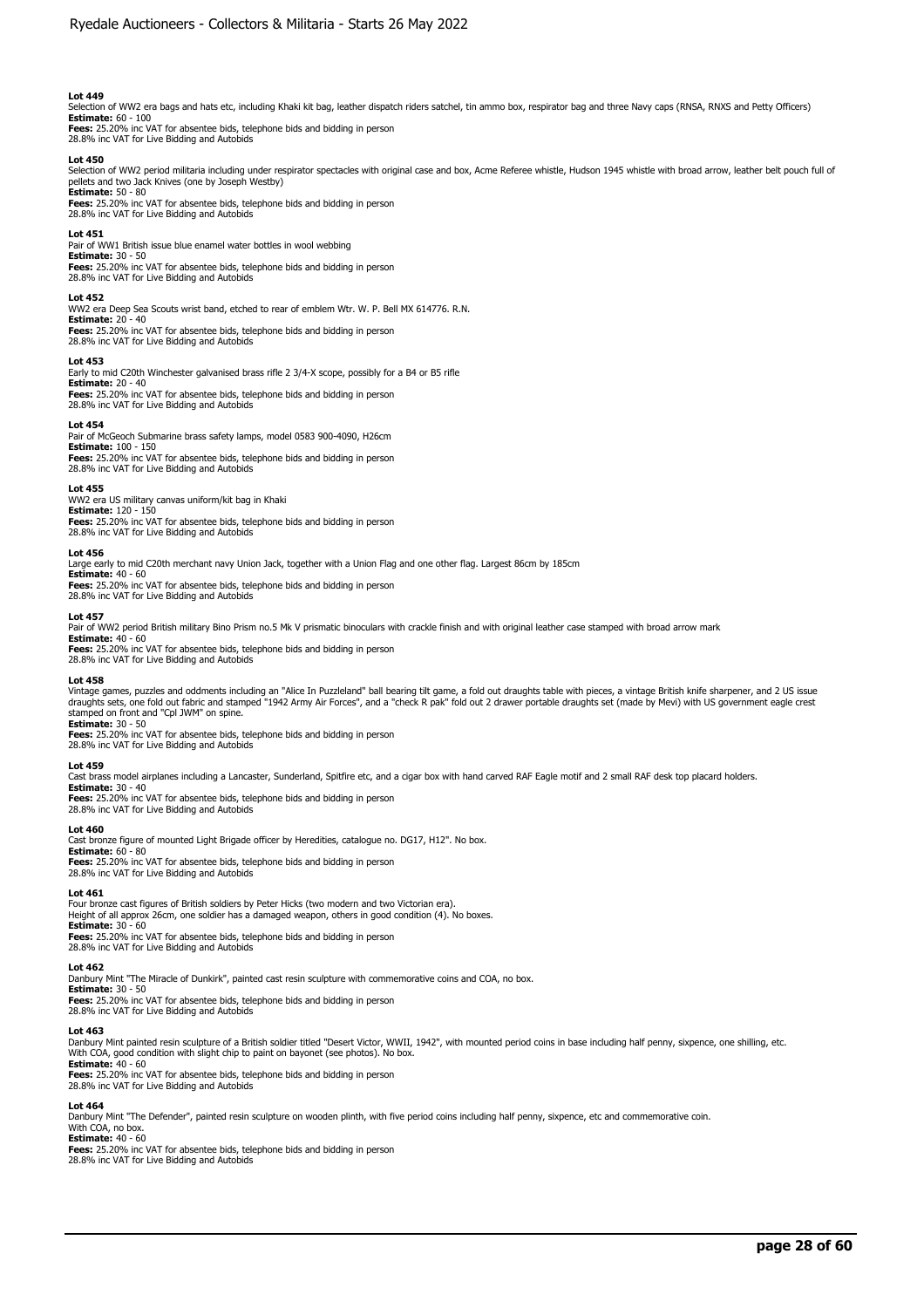**Lot 449**
Selection of WW2 era bags and hats etc, including Khaki kit bag, leather dispatch riders satchel, tin ammo box, respirator bag and three Navy caps (RNSA, RNXS and Petty Officers)
**Estimate:** 60 - 100
**Fees:** 25.20% inc VAT for absentee bids, telephone bids and bidding in person
28.8% inc VAT for Live Bidding and Autobids

**Lot 450**
Selection of WW2 period militaria including under respirator spectacles with original case and box, Acme Referee whistle, Hudson 1945 whistle with broad arrow, leather belt pouch full of pellets and two Jack Knives (one by Joseph Westby)
**Estimate:** 50 - 80
**Fees:** 25.20% inc VAT for absentee bids, telephone bids and bidding in person
28.8% inc VAT for Live Bidding and Autobids

**Lot 451**
Pair of WW1 British issue blue enamel water bottles in wool webbing
**Estimate:** 30 - 50
**Fees:** 25.20% inc VAT for absentee bids, telephone bids and bidding in person
28.8% inc VAT for Live Bidding and Autobids

**Lot 452**
WW2 era Deep Sea Scouts wrist band, etched to rear of emblem Wtr. W. P. Bell MX 614776. R.N.
**Estimate:** 20 - 40
**Fees:** 25.20% inc VAT for absentee bids, telephone bids and bidding in person
28.8% inc VAT for Live Bidding and Autobids

**Lot 453**
Early to mid C20th Winchester galvanised brass rifle 2 3/4-X scope, possibly for a B4 or B5 rifle
**Estimate:** 20 - 40
**Fees:** 25.20% inc VAT for absentee bids, telephone bids and bidding in person
28.8% inc VAT for Live Bidding and Autobids

**Lot 454**
Pair of McGeoch Submarine brass safety lamps, model 0583 900-4090, H26cm
**Estimate:** 100 - 150
**Fees:** 25.20% inc VAT for absentee bids, telephone bids and bidding in person
28.8% inc VAT for Live Bidding and Autobids

**Lot 455**
WW2 era US military canvas uniform/kit bag in Khaki
**Estimate:** 120 - 150
**Fees:** 25.20% inc VAT for absentee bids, telephone bids and bidding in person
28.8% inc VAT for Live Bidding and Autobids

**Lot 456**
Large early to mid C20th merchant navy Union Jack, together with a Union Flag and one other flag. Largest 86cm by 185cm
**Estimate:** 40 - 60
**Fees:** 25.20% inc VAT for absentee bids, telephone bids and bidding in person
28.8% inc VAT for Live Bidding and Autobids

**Lot 457**
Pair of WW2 period British military Bino Prism no.5 Mk V prismatic binoculars with crackle finish and with original leather case stamped with broad arrow mark
**Estimate:** 40 - 60
**Fees:** 25.20% inc VAT for absentee bids, telephone bids and bidding in person
28.8% inc VAT for Live Bidding and Autobids

**Lot 458**
Vintage games, puzzles and oddments including an "Alice In Puzzleland" ball bearing tilt game, a fold out draughts table with pieces, a vintage British knife sharpener, and 2 US issue draughts sets, one fold out fabric and stamped "1942 Army Air Forces", and a "check R pak" fold out 2 drawer portable draughts set (made by Mevi) with US government eagle crest stamped on front and "Cpl JWM" on spine.
**Estimate:** 30 - 50
**Fees:** 25.20% inc VAT for absentee bids, telephone bids and bidding in person
28.8% inc VAT for Live Bidding and Autobids

**Lot 459**
Cast brass model airplanes including a Lancaster, Sunderland, Spitfire etc, and a cigar box with hand carved RAF Eagle motif and 2 small RAF desk top placard holders.
**Estimate:** 30 - 40
**Fees:** 25.20% inc VAT for absentee bids, telephone bids and bidding in person
28.8% inc VAT for Live Bidding and Autobids

**Lot 460**
Cast bronze figure of mounted Light Brigade officer by Heredities, catalogue no. DG17, H12". No box.
**Estimate:** 60 - 80
**Fees:** 25.20% inc VAT for absentee bids, telephone bids and bidding in person
28.8% inc VAT for Live Bidding and Autobids

**Lot 461**
Four bronze cast figures of British soldiers by Peter Hicks (two modern and two Victorian era).
Height of all approx 26cm, one soldier has a damaged weapon, others in good condition (4). No boxes.
**Estimate:** 30 - 60
**Fees:** 25.20% inc VAT for absentee bids, telephone bids and bidding in person
28.8% inc VAT for Live Bidding and Autobids

**Lot 462**
Danbury Mint "The Miracle of Dunkirk", painted cast resin sculpture with commemorative coins and COA, no box.
**Estimate:** 30 - 50
**Fees:** 25.20% inc VAT for absentee bids, telephone bids and bidding in person
28.8% inc VAT for Live Bidding and Autobids

**Lot 463**
Danbury Mint painted resin sculpture of a British soldier titled "Desert Victor, WWII, 1942", with mounted period coins in base including half penny, sixpence, one shilling, etc.
With COA, good condition with slight chip to paint on bayonet (see photos). No box.
**Estimate:** 40 - 60
**Fees:** 25.20% inc VAT for absentee bids, telephone bids and bidding in person
28.8% inc VAT for Live Bidding and Autobids

**Lot 464**
Danbury Mint "The Defender", painted resin sculpture on wooden plinth, with five period coins including half penny, sixpence, etc and commemorative coin.
With COA, no box.
**Estimate:** 40 - 60
**Fees:** 25.20% inc VAT for absentee bids, telephone bids and bidding in person
28.8% inc VAT for Live Bidding and Autobids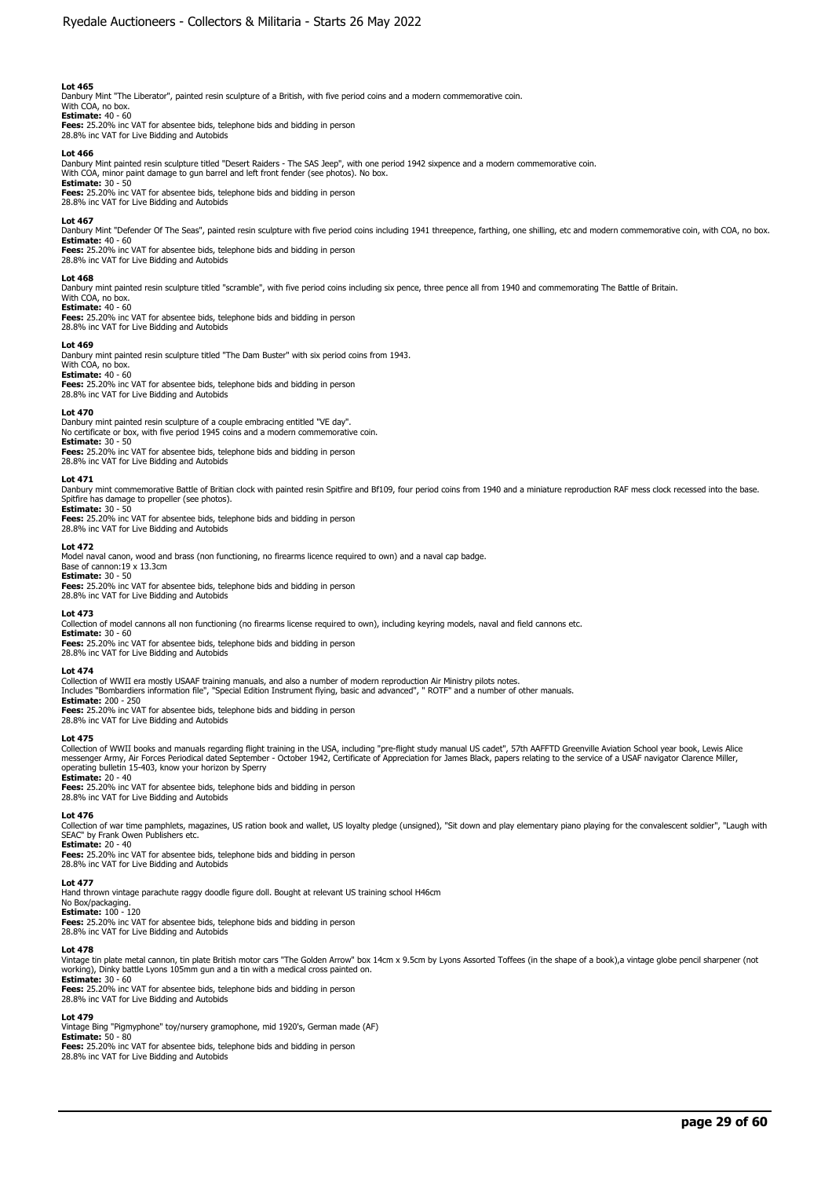**Lot 465**
Danbury Mint "The Liberator", painted resin sculpture of a British, with five period coins and a modern commemorative coin.
With COA, no box.
**Estimate:** 40 - 60
**Fees:** 25.20% inc VAT for absentee bids, telephone bids and bidding in person
28.8% inc VAT for Live Bidding and Autobids

**Lot 466**
Danbury Mint painted resin sculpture titled "Desert Raiders - The SAS Jeep", with one period 1942 sixpence and a modern commemorative coin.
With COA, minor paint damage to gun barrel and left front fender (see photos). No box.
**Estimate:** 30 - 50
**Fees:** 25.20% inc VAT for absentee bids, telephone bids and bidding in person
28.8% inc VAT for Live Bidding and Autobids

**Lot 467**
Danbury Mint "Defender Of The Seas", painted resin sculpture with five period coins including 1941 threepence, farthing, one shilling, etc and modern commemorative coin, with COA, no box.
**Estimate:** 40 - 60
**Fees:** 25.20% inc VAT for absentee bids, telephone bids and bidding in person
28.8% inc VAT for Live Bidding and Autobids

**Lot 468**
Danbury mint painted resin sculpture titled "scramble", with five period coins including six pence, three pence all from 1940 and commemorating The Battle of Britain.
With COA, no box.
**Estimate:** 40 - 60
**Fees:** 25.20% inc VAT for absentee bids, telephone bids and bidding in person
28.8% inc VAT for Live Bidding and Autobids

**Lot 469**
Danbury mint painted resin sculpture titled "The Dam Buster" with six period coins from 1943.
With COA, no box.
**Estimate:** 40 - 60
**Fees:** 25.20% inc VAT for absentee bids, telephone bids and bidding in person
28.8% inc VAT for Live Bidding and Autobids

**Lot 470**
Danbury mint painted resin sculpture of a couple embracing entitled "VE day".
No certificate or box, with five period 1945 coins and a modern commemorative coin.
**Estimate:** 30 - 50
**Fees:** 25.20% inc VAT for absentee bids, telephone bids and bidding in person
28.8% inc VAT for Live Bidding and Autobids

**Lot 471**
Danbury mint commemorative Battle of Britian clock with painted resin Spitfire and Bf109, four period coins from 1940 and a miniature reproduction RAF mess clock recessed into the base.
Spitfire has damage to propeller (see photos).
**Estimate:** 30 - 50
**Fees:** 25.20% inc VAT for absentee bids, telephone bids and bidding in person
28.8% inc VAT for Live Bidding and Autobids

**Lot 472**
Model naval canon, wood and brass (non functioning, no firearms licence required to own) and a naval cap badge.
Base of cannon:19 x 13.3cm
**Estimate:** 30 - 50
**Fees:** 25.20% inc VAT for absentee bids, telephone bids and bidding in person
28.8% inc VAT for Live Bidding and Autobids

**Lot 473**
Collection of model cannons all non functioning (no firearms license required to own), including keyring models, naval and field cannons etc.
**Estimate:** 30 - 60
**Fees:** 25.20% inc VAT for absentee bids, telephone bids and bidding in person
28.8% inc VAT for Live Bidding and Autobids

**Lot 474**
Collection of WWII era mostly USAAF training manuals, and also a number of modern reproduction Air Ministry pilots notes.
Includes "Bombardiers information file", "Special Edition Instrument flying, basic and advanced", " ROTF" and a number of other manuals.
**Estimate:** 200 - 250
**Fees:** 25.20% inc VAT for absentee bids, telephone bids and bidding in person
28.8% inc VAT for Live Bidding and Autobids

**Lot 475**
Collection of WWII books and manuals regarding flight training in the USA, including "pre-flight study manual US cadet", 57th AAFFTD Greenville Aviation School year book, Lewis Alice messenger Army, Air Forces Periodical dated September - October 1942, Certificate of Appreciation for James Black, papers relating to the service of a USAF navigator Clarence Miller, operating bulletin 15-403, know your horizon by Sperry
**Estimate:** 20 - 40
**Fees:** 25.20% inc VAT for absentee bids, telephone bids and bidding in person
28.8% inc VAT for Live Bidding and Autobids

**Lot 476**
Collection of war time pamphlets, magazines, US ration book and wallet, US loyalty pledge (unsigned), "Sit down and play elementary piano playing for the convalescent soldier", "Laugh with SEAC" by Frank Owen Publishers etc.
**Estimate:** 20 - 40
**Fees:** 25.20% inc VAT for absentee bids, telephone bids and bidding in person
28.8% inc VAT for Live Bidding and Autobids

**Lot 477**
Hand thrown vintage parachute raggy doodle figure doll. Bought at relevant US training school H46cm
No Box/packaging.
**Estimate:** 100 - 120
**Fees:** 25.20% inc VAT for absentee bids, telephone bids and bidding in person
28.8% inc VAT for Live Bidding and Autobids

**Lot 478**
Vintage tin plate metal cannon, tin plate British motor cars "The Golden Arrow" box 14cm x 9.5cm by Lyons Assorted Toffees (in the shape of a book),a vintage globe pencil sharpener (not working), Dinky battle Lyons 105mm gun and a tin with a medical cross painted on.
**Estimate:** 30 - 60
**Fees:** 25.20% inc VAT for absentee bids, telephone bids and bidding in person
28.8% inc VAT for Live Bidding and Autobids

**Lot 479**
Vintage Bing "Pigmyphone" toy/nursery gramophone, mid 1920's, German made (AF)
**Estimate:** 50 - 80
**Fees:** 25.20% inc VAT for absentee bids, telephone bids and bidding in person
28.8% inc VAT for Live Bidding and Autobids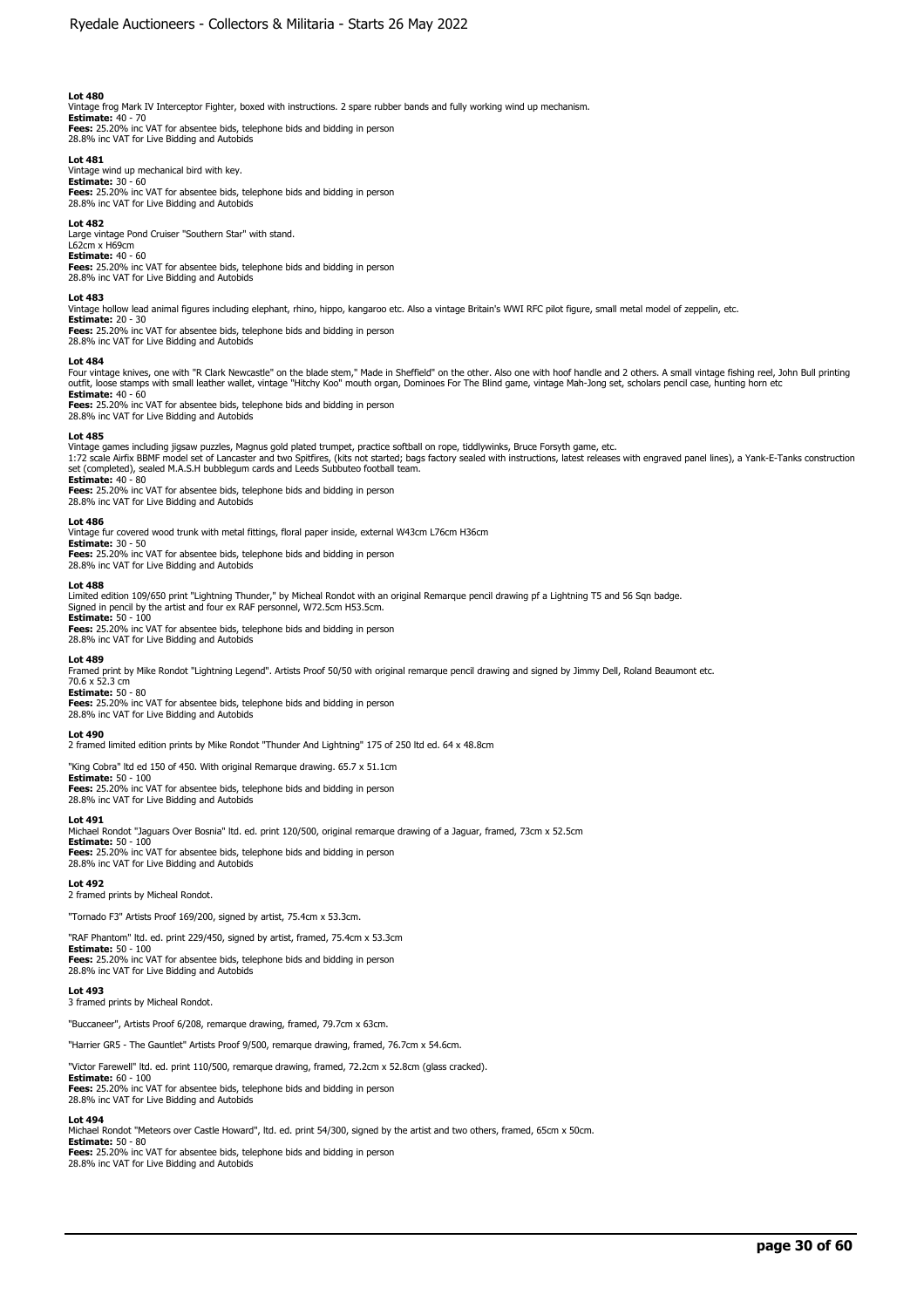**Lot 480**
Vintage frog Mark IV Interceptor Fighter, boxed with instructions. 2 spare rubber bands and fully working wind up mechanism.
**Estimate:** 40 - 70
**Fees:** 25.20% inc VAT for absentee bids, telephone bids and bidding in person
28.8% inc VAT for Live Bidding and Autobids

**Lot 481**
Vintage wind up mechanical bird with key.
**Estimate:** 30 - 60
**Fees:** 25.20% inc VAT for absentee bids, telephone bids and bidding in person
28.8% inc VAT for Live Bidding and Autobids

**Lot 482**
Large vintage Pond Cruiser "Southern Star" with stand.
L62cm x H69cm
**Estimate:** 40 - 60
**Fees:** 25.20% inc VAT for absentee bids, telephone bids and bidding in person
28.8% inc VAT for Live Bidding and Autobids

**Lot 483**
Vintage hollow lead animal figures including elephant, rhino, hippo, kangaroo etc. Also a vintage Britain's WWI RFC pilot figure, small metal model of zeppelin, etc.
**Estimate:** 20 - 30
**Fees:** 25.20% inc VAT for absentee bids, telephone bids and bidding in person
28.8% inc VAT for Live Bidding and Autobids

**Lot 484**
Four vintage knives, one with "R Clark Newcastle" on the blade stem," Made in Sheffield" on the other. Also one with hoof handle and 2 others. A small vintage fishing reel, John Bull printing outfit, loose stamps with small leather wallet, vintage "Hitchy Koo" mouth organ, Dominoes For The Blind game, vintage Mah-Jong set, scholars pencil case, hunting horn etc
**Estimate:** 40 - 60
**Fees:** 25.20% inc VAT for absentee bids, telephone bids and bidding in person
28.8% inc VAT for Live Bidding and Autobids

**Lot 485**
Vintage games including jigsaw puzzles, Magnus gold plated trumpet, practice softball on rope, tiddlywinks, Bruce Forsyth game, etc.
1:72 scale Airfix BBMF model set of Lancaster and two Spitfires, (kits not started; bags factory sealed with instructions, latest releases with engraved panel lines), a Yank-E-Tanks construction set (completed), sealed M.A.S.H bubblegum cards and Leeds Subbuteo football team.
**Estimate:** 40 - 80
**Fees:** 25.20% inc VAT for absentee bids, telephone bids and bidding in person
28.8% inc VAT for Live Bidding and Autobids

**Lot 486**
Vintage fur covered wood trunk with metal fittings, floral paper inside, external W43cm L76cm H36cm
**Estimate:** 30 - 50
**Fees:** 25.20% inc VAT for absentee bids, telephone bids and bidding in person
28.8% inc VAT for Live Bidding and Autobids

**Lot 488**
Limited edition 109/650 print "Lightning Thunder," by Micheal Rondot with an original Remarque pencil drawing pf a Lightning T5 and 56 Sqn badge.
Signed in pencil by the artist and four ex RAF personnel, W72.5cm H53.5cm.
**Estimate:** 50 - 100
**Fees:** 25.20% inc VAT for absentee bids, telephone bids and bidding in person
28.8% inc VAT for Live Bidding and Autobids

**Lot 489**
Framed print by Mike Rondot "Lightning Legend". Artists Proof 50/50 with original remarque pencil drawing and signed by Jimmy Dell, Roland Beaumont etc.
70.6 x 52.3 cm
**Estimate:** 50 - 80
**Fees:** 25.20% inc VAT for absentee bids, telephone bids and bidding in person
28.8% inc VAT for Live Bidding and Autobids

**Lot 490**
2 framed limited edition prints by Mike Rondot "Thunder And Lightning" 175 of 250 ltd ed. 64 x 48.8cm

"King Cobra" ltd ed 150 of 450. With original Remarque drawing. 65.7 x 51.1cm
**Estimate:** 50 - 100
**Fees:** 25.20% inc VAT for absentee bids, telephone bids and bidding in person
28.8% inc VAT for Live Bidding and Autobids

**Lot 491**
Michael Rondot "Jaguars Over Bosnia" ltd. ed. print 120/500, original remarque drawing of a Jaguar, framed, 73cm x 52.5cm
**Estimate:** 50 - 100
**Fees:** 25.20% inc VAT for absentee bids, telephone bids and bidding in person
28.8% inc VAT for Live Bidding and Autobids

**Lot 492**
2 framed prints by Micheal Rondot.

"Tornado F3" Artists Proof 169/200, signed by artist, 75.4cm x 53.3cm.

"RAF Phantom" ltd. ed. print 229/450, signed by artist, framed, 75.4cm x 53.3cm
**Estimate:** 50 - 100
**Fees:** 25.20% inc VAT for absentee bids, telephone bids and bidding in person
28.8% inc VAT for Live Bidding and Autobids

**Lot 493**
3 framed prints by Micheal Rondot.

"Buccaneer", Artists Proof 6/208, remarque drawing, framed, 79.7cm x 63cm.

"Harrier GR5 - The Gauntlet" Artists Proof 9/500, remarque drawing, framed, 76.7cm x 54.6cm.

"Victor Farewell" ltd. ed. print 110/500, remarque drawing, framed, 72.2cm x 52.8cm (glass cracked).
**Estimate:** 60 - 100
**Fees:** 25.20% inc VAT for absentee bids, telephone bids and bidding in person
28.8% inc VAT for Live Bidding and Autobids

**Lot 494**
Michael Rondot "Meteors over Castle Howard", ltd. ed. print 54/300, signed by the artist and two others, framed, 65cm x 50cm.
**Estimate:** 50 - 80
**Fees:** 25.20% inc VAT for absentee bids, telephone bids and bidding in person
28.8% inc VAT for Live Bidding and Autobids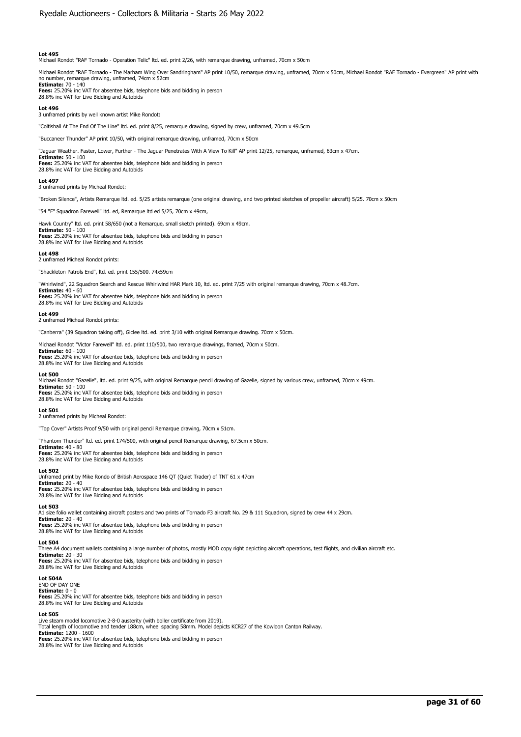**Lot 495**
Michael Rondot "RAF Tornado - Operation Telic" ltd. ed. print 2/26, with remarque drawing, unframed, 70cm x 50cm

Michael Rondot "RAF Tornado - The Marham Wing Over Sandringham" AP print 10/50, remarque drawing, unframed, 70cm x 50cm, Michael Rondot "RAF Tornado - Evergreen" AP print with no number, remarque drawing, unframed, 74cm x 52cm
**Estimate:** 70 - 140
**Fees:** 25.20% inc VAT for absentee bids, telephone bids and bidding in person
28.8% inc VAT for Live Bidding and Autobids

**Lot 496**
3 unframed prints by well known artist Mike Rondot:

"Coltishall At The End Of The Line" ltd. ed. print 8/25, remarque drawing, signed by crew, unframed, 70cm x 49.5cm

"Buccaneer Thunder" AP print 10/50, with original remarque drawing, unframed, 70cm x 50cm

"Jaguar Weather. Faster, Lower, Further - The Jaguar Penetrates With A View To Kill" AP print 12/25, remarque, unframed, 63cm x 47cm.
**Estimate:** 50 - 100
**Fees:** 25.20% inc VAT for absentee bids, telephone bids and bidding in person
28.8% inc VAT for Live Bidding and Autobids

**Lot 497**
3 unframed prints by Micheal Rondot:

"Broken Silence", Artists Remarque ltd. ed. 5/25 artists remarque (one original drawing, and two printed sketches of propeller aircraft) 5/25. 70cm x 50cm

"54 "F" Squadron Farewell" ltd. ed, Remarque ltd ed 5/25, 70cm x 49cm,

Hawk Country" ltd. ed. print 58/650 (not a Remarque, small sketch printed). 69cm x 49cm.
**Estimate:** 50 - 100
**Fees:** 25.20% inc VAT for absentee bids, telephone bids and bidding in person
28.8% inc VAT for Live Bidding and Autobids

**Lot 498**
2 unframed Micheal Rondot prints:

"Shackleton Patrols End", ltd. ed. print 155/500. 74x59cm

"Whirlwind", 22 Squadron Search and Rescue Whirlwind HAR Mark 10, ltd. ed. print 7/25 with original remarque drawing, 70cm x 48.7cm.
**Estimate:** 40 - 60
**Fees:** 25.20% inc VAT for absentee bids, telephone bids and bidding in person
28.8% inc VAT for Live Bidding and Autobids

**Lot 499**
2 unframed Micheal Rondot prints:

"Canberra" (39 Squadron taking off), Giclee ltd. ed. print 3/10 with original Remarque drawing. 70cm x 50cm.

Michael Rondot "Victor Farewell" ltd. ed. print 110/500, two remarque drawings, framed, 70cm x 50cm.
**Estimate:** 60 - 100
**Fees:** 25.20% inc VAT for absentee bids, telephone bids and bidding in person
28.8% inc VAT for Live Bidding and Autobids

**Lot 500**
Michael Rondot "Gazelle", ltd. ed. print 9/25, with original Remarque pencil drawing of Gazelle, signed by various crew, unframed, 70cm x 49cm.
**Estimate:** 50 - 100
**Fees:** 25.20% inc VAT for absentee bids, telephone bids and bidding in person
28.8% inc VAT for Live Bidding and Autobids

**Lot 501**
2 unframed prints by Micheal Rondot:

"Top Cover" Artists Proof 9/50 with original pencil Remarque drawing, 70cm x 51cm.

"Phantom Thunder" ltd. ed. print 174/500, with original pencil Remarque drawing, 67.5cm x 50cm.
**Estimate:** 40 - 80
**Fees:** 25.20% inc VAT for absentee bids, telephone bids and bidding in person
28.8% inc VAT for Live Bidding and Autobids

**Lot 502**
Unframed print by Mike Rondo of British Aerospace 146 QT (Quiet Trader) of TNT 61 x 47cm
**Estimate:** 20 - 40
**Fees:** 25.20% inc VAT for absentee bids, telephone bids and bidding in person
28.8% inc VAT for Live Bidding and Autobids

**Lot 503**
A1 size folio wallet containing aircraft posters and two prints of Tornado F3 aircraft No. 29 & 111 Squadron, signed by crew 44 x 29cm.
**Estimate:** 20 - 40
**Fees:** 25.20% inc VAT for absentee bids, telephone bids and bidding in person
28.8% inc VAT for Live Bidding and Autobids

**Lot 504**
Three A4 document wallets containing a large number of photos, mostly MOD copy right depicting aircraft operations, test flights, and civilian aircraft etc.
**Estimate:** 20 - 30
**Fees:** 25.20% inc VAT for absentee bids, telephone bids and bidding in person
28.8% inc VAT for Live Bidding and Autobids

**Lot 504A**
END OF DAY ONE
**Estimate:** 0 - 0
**Fees:** 25.20% inc VAT for absentee bids, telephone bids and bidding in person
28.8% inc VAT for Live Bidding and Autobids

**Lot 505**
Live steam model locomotive 2-8-0 austerity (with boiler certificate from 2019).
Total length of locomotive and tender L88cm, wheel spacing 58mm. Model depicts KCR27 of the Kowloon Canton Railway.
**Estimate:** 1200 - 1600
**Fees:** 25.20% inc VAT for absentee bids, telephone bids and bidding in person
28.8% inc VAT for Live Bidding and Autobids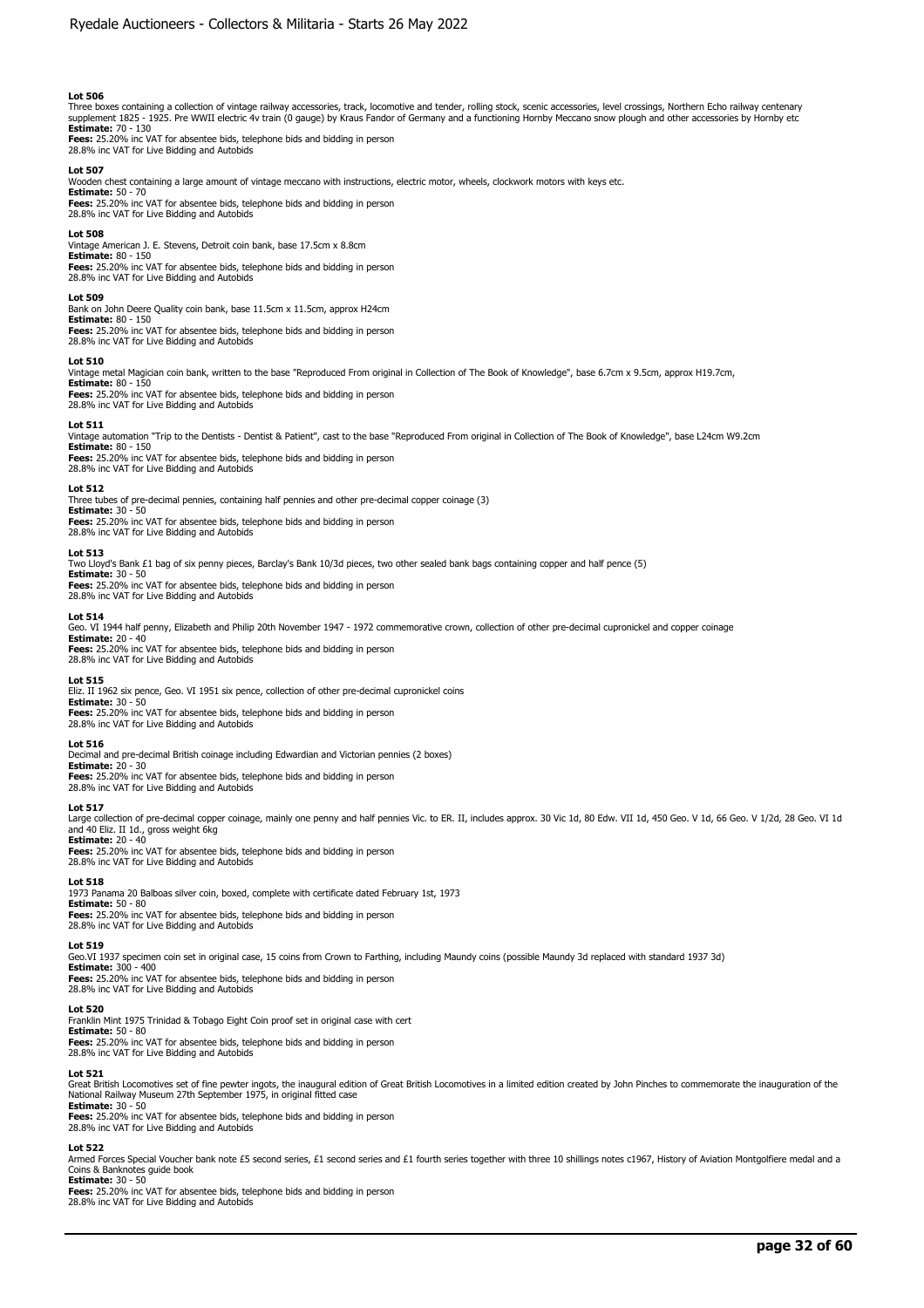**Lot 506**
Three boxes containing a collection of vintage railway accessories, track, locomotive and tender, rolling stock, scenic accessories, level crossings, Northern Echo railway centenary supplement 1825 - 1925. Pre WWII electric 4v train (0 gauge) by Kraus Fandor of Germany and a functioning Hornby Meccano snow plough and other accessories by Hornby etc
**Estimate:** 70 - 130
**Fees:** 25.20% inc VAT for absentee bids, telephone bids and bidding in person
28.8% inc VAT for Live Bidding and Autobids

**Lot 507**
Wooden chest containing a large amount of vintage meccano with instructions, electric motor, wheels, clockwork motors with keys etc.
**Estimate:** 50 - 70
**Fees:** 25.20% inc VAT for absentee bids, telephone bids and bidding in person
28.8% inc VAT for Live Bidding and Autobids

**Lot 508**
Vintage American J. E. Stevens, Detroit coin bank, base 17.5cm x 8.8cm
**Estimate:** 80 - 150
**Fees:** 25.20% inc VAT for absentee bids, telephone bids and bidding in person
28.8% inc VAT for Live Bidding and Autobids

**Lot 509**
Bank on John Deere Quality coin bank, base 11.5cm x 11.5cm, approx H24cm
**Estimate:** 80 - 150
**Fees:** 25.20% inc VAT for absentee bids, telephone bids and bidding in person
28.8% inc VAT for Live Bidding and Autobids

**Lot 510**
Vintage metal Magician coin bank, written to the base "Reproduced From original in Collection of The Book of Knowledge", base 6.7cm x 9.5cm, approx H19.7cm,
**Estimate:** 80 - 150
**Fees:** 25.20% inc VAT for absentee bids, telephone bids and bidding in person
28.8% inc VAT for Live Bidding and Autobids

**Lot 511**
Vintage automation "Trip to the Dentists - Dentist & Patient", cast to the base "Reproduced From original in Collection of The Book of Knowledge", base L24cm W9.2cm
**Estimate:** 80 - 150
**Fees:** 25.20% inc VAT for absentee bids, telephone bids and bidding in person
28.8% inc VAT for Live Bidding and Autobids

**Lot 512**
Three tubes of pre-decimal pennies, containing half pennies and other pre-decimal copper coinage (3)
**Estimate:** 30 - 50
**Fees:** 25.20% inc VAT for absentee bids, telephone bids and bidding in person
28.8% inc VAT for Live Bidding and Autobids

**Lot 513**
Two Lloyd's Bank £1 bag of six penny pieces, Barclay's Bank 10/3d pieces, two other sealed bank bags containing copper and half pence (5)
**Estimate:** 30 - 50
**Fees:** 25.20% inc VAT for absentee bids, telephone bids and bidding in person
28.8% inc VAT for Live Bidding and Autobids

**Lot 514**
Geo. VI 1944 half penny, Elizabeth and Philip 20th November 1947 - 1972 commemorative crown, collection of other pre-decimal cupronickel and copper coinage
**Estimate:** 20 - 40
**Fees:** 25.20% inc VAT for absentee bids, telephone bids and bidding in person
28.8% inc VAT for Live Bidding and Autobids

**Lot 515**
Eliz. II 1962 six pence, Geo. VI 1951 six pence, collection of other pre-decimal cupronickel coins
**Estimate:** 30 - 50
**Fees:** 25.20% inc VAT for absentee bids, telephone bids and bidding in person
28.8% inc VAT for Live Bidding and Autobids

**Lot 516**
Decimal and pre-decimal British coinage including Edwardian and Victorian pennies (2 boxes)
**Estimate:** 20 - 30
**Fees:** 25.20% inc VAT for absentee bids, telephone bids and bidding in person
28.8% inc VAT for Live Bidding and Autobids

**Lot 517**
Large collection of pre-decimal copper coinage, mainly one penny and half pennies Vic. to ER. II, includes approx. 30 Vic 1d, 80 Edw. VII 1d, 450 Geo. V 1d, 66 Geo. V 1/2d, 28 Geo. VI 1d and 40 Eliz. II 1d., gross weight 6kg
**Estimate:** 20 - 40
**Fees:** 25.20% inc VAT for absentee bids, telephone bids and bidding in person
28.8% inc VAT for Live Bidding and Autobids

**Lot 518**
1973 Panama 20 Balboas silver coin, boxed, complete with certificate dated February 1st, 1973
**Estimate:** 50 - 80
**Fees:** 25.20% inc VAT for absentee bids, telephone bids and bidding in person
28.8% inc VAT for Live Bidding and Autobids

**Lot 519**
Geo.VI 1937 specimen coin set in original case, 15 coins from Crown to Farthing, including Maundy coins (possible Maundy 3d replaced with standard 1937 3d)
**Estimate:** 300 - 400
**Fees:** 25.20% inc VAT for absentee bids, telephone bids and bidding in person
28.8% inc VAT for Live Bidding and Autobids

**Lot 520**
Franklin Mint 1975 Trinidad & Tobago Eight Coin proof set in original case with cert
**Estimate:** 50 - 80
**Fees:** 25.20% inc VAT for absentee bids, telephone bids and bidding in person
28.8% inc VAT for Live Bidding and Autobids

**Lot 521**
Great British Locomotives set of fine pewter ingots, the inaugural edition of Great British Locomotives in a limited edition created by John Pinches to commemorate the inauguration of the National Railway Museum 27th September 1975, in original fitted case
**Estimate:** 30 - 50
**Fees:** 25.20% inc VAT for absentee bids, telephone bids and bidding in person
28.8% inc VAT for Live Bidding and Autobids

**Lot 522**
Armed Forces Special Voucher bank note £5 second series, £1 second series and £1 fourth series together with three 10 shillings notes c1967, History of Aviation Montgolfiere medal and a Coins & Banknotes guide book
**Estimate:** 30 - 50
**Fees:** 25.20% inc VAT for absentee bids, telephone bids and bidding in person
28.8% inc VAT for Live Bidding and Autobids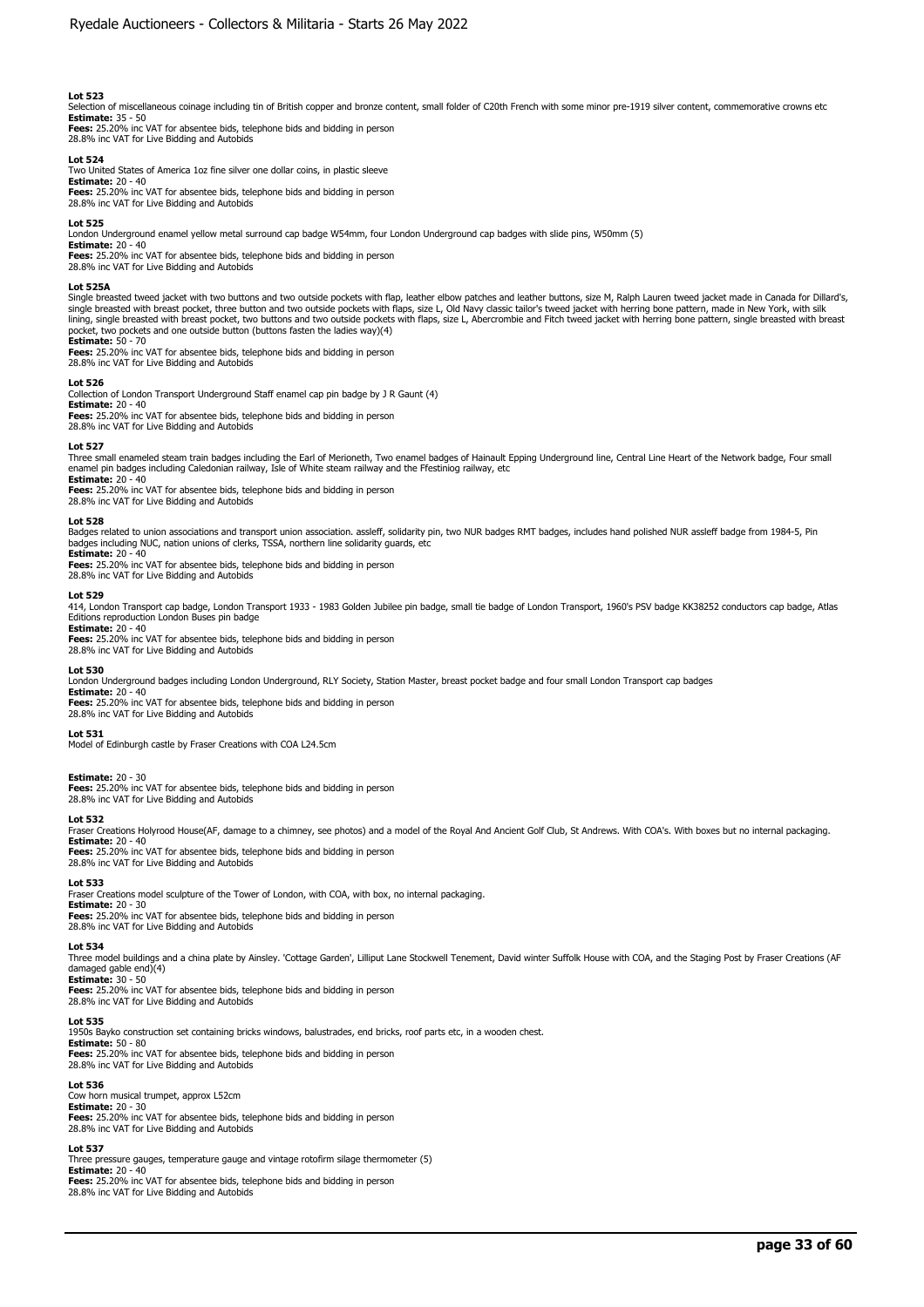**Lot 523**
Selection of miscellaneous coinage including tin of British copper and bronze content, small folder of C20th French with some minor pre-1919 silver content, commemorative crowns etc
**Estimate:** 35 - 50
**Fees:** 25.20% inc VAT for absentee bids, telephone bids and bidding in person
28.8% inc VAT for Live Bidding and Autobids

**Lot 524**
Two United States of America 1oz fine silver one dollar coins, in plastic sleeve
**Estimate:** 20 - 40
**Fees:** 25.20% inc VAT for absentee bids, telephone bids and bidding in person
28.8% inc VAT for Live Bidding and Autobids

**Lot 525**
London Underground enamel yellow metal surround cap badge W54mm, four London Underground cap badges with slide pins, W50mm (5)
**Estimate:** 20 - 40
**Fees:** 25.20% inc VAT for absentee bids, telephone bids and bidding in person
28.8% inc VAT for Live Bidding and Autobids

**Lot 525A**
Single breasted tweed jacket with two buttons and two outside pockets with flap, leather elbow patches and leather buttons, size M, Ralph Lauren tweed jacket made in Canada for Dillard's, single breasted with breast pocket, three button and two outside pockets with flaps, size L, Old Navy classic tailor's tweed jacket with herring bone pattern, made in New York, with silk lining, single breasted with breast pocket, two buttons and two outside pockets with flaps, size L, Abercrombie and Fitch tweed jacket with herring bone pattern, single breasted with breast pocket, two pockets and one outside button (buttons fasten the ladies way)(4)
**Estimate:** 50 - 70
**Fees:** 25.20% inc VAT for absentee bids, telephone bids and bidding in person
28.8% inc VAT for Live Bidding and Autobids

**Lot 526**
Collection of London Transport Underground Staff enamel cap pin badge by J R Gaunt (4)
**Estimate:** 20 - 40
**Fees:** 25.20% inc VAT for absentee bids, telephone bids and bidding in person
28.8% inc VAT for Live Bidding and Autobids

**Lot 527**
Three small enameled steam train badges including the Earl of Merioneth, Two enamel badges of Hainault Epping Underground line, Central Line Heart of the Network badge, Four small enamel pin badges including Caledonian railway, Isle of White steam railway and the Ffestiniog railway, etc
**Estimate:** 20 - 40
**Fees:** 25.20% inc VAT for absentee bids, telephone bids and bidding in person
28.8% inc VAT for Live Bidding and Autobids

**Lot 528**
Badges related to union associations and transport union association. assleff, solidarity pin, two NUR badges RMT badges, includes hand polished NUR assleff badge from 1984-5, Pin badges including NUC, nation unions of clerks, TSSA, northern line solidarity guards, etc
**Estimate:** 20 - 40
**Fees:** 25.20% inc VAT for absentee bids, telephone bids and bidding in person
28.8% inc VAT for Live Bidding and Autobids

**Lot 529**
414, London Transport cap badge, London Transport 1933 - 1983 Golden Jubilee pin badge, small tie badge of London Transport, 1960's PSV badge KK38252 conductors cap badge, Atlas Editions reproduction London Buses pin badge
**Estimate:** 20 - 40
**Fees:** 25.20% inc VAT for absentee bids, telephone bids and bidding in person
28.8% inc VAT for Live Bidding and Autobids

**Lot 530**
London Underground badges including London Underground, RLY Society, Station Master, breast pocket badge and four small London Transport cap badges
**Estimate:** 20 - 40
**Fees:** 25.20% inc VAT for absentee bids, telephone bids and bidding in person
28.8% inc VAT for Live Bidding and Autobids

**Lot 531**
Model of Edinburgh castle by Fraser Creations with COA L24.5cm

**Estimate:** 20 - 30
**Fees:** 25.20% inc VAT for absentee bids, telephone bids and bidding in person
28.8% inc VAT for Live Bidding and Autobids

**Lot 532**
Fraser Creations Holyrood House(AF, damage to a chimney, see photos) and a model of the Royal And Ancient Golf Club, St Andrews. With COA's. With boxes but no internal packaging.
**Estimate:** 20 - 40
**Fees:** 25.20% inc VAT for absentee bids, telephone bids and bidding in person
28.8% inc VAT for Live Bidding and Autobids

**Lot 533**
Fraser Creations model sculpture of the Tower of London, with COA, with box, no internal packaging.
**Estimate:** 20 - 30
**Fees:** 25.20% inc VAT for absentee bids, telephone bids and bidding in person
28.8% inc VAT for Live Bidding and Autobids

**Lot 534**
Three model buildings and a china plate by Ainsley. 'Cottage Garden', Lilliput Lane Stockwell Tenement, David winter Suffolk House with COA, and the Staging Post by Fraser Creations (AF damaged gable end)(4)
**Estimate:** 30 - 50
**Fees:** 25.20% inc VAT for absentee bids, telephone bids and bidding in person
28.8% inc VAT for Live Bidding and Autobids

**Lot 535**
1950s Bayko construction set containing bricks windows, balustrades, end bricks, roof parts etc, in a wooden chest.
**Estimate:** 50 - 80
**Fees:** 25.20% inc VAT for absentee bids, telephone bids and bidding in person
28.8% inc VAT for Live Bidding and Autobids

**Lot 536**
Cow horn musical trumpet, approx L52cm
**Estimate:** 20 - 30
**Fees:** 25.20% inc VAT for absentee bids, telephone bids and bidding in person
28.8% inc VAT for Live Bidding and Autobids

**Lot 537**
Three pressure gauges, temperature gauge and vintage rotofirm silage thermometer (5)
**Estimate:** 20 - 40
**Fees:** 25.20% inc VAT for absentee bids, telephone bids and bidding in person
28.8% inc VAT for Live Bidding and Autobids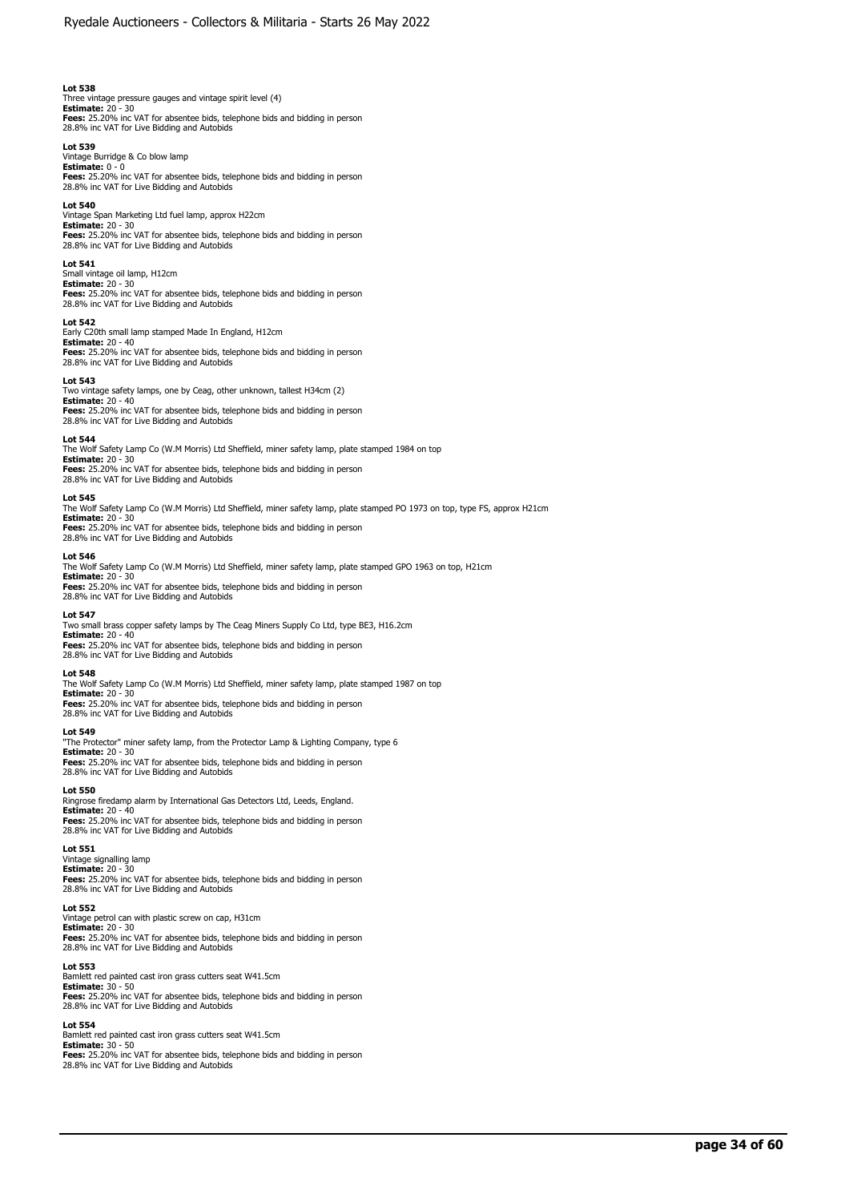**Lot 538**
Three vintage pressure gauges and vintage spirit level (4)
**Estimate:** 20 - 30
**Fees:** 25.20% inc VAT for absentee bids, telephone bids and bidding in person
28.8% inc VAT for Live Bidding and Autobids

**Lot 539**
Vintage Burridge & Co blow lamp
**Estimate:** 0 - 0
**Fees:** 25.20% inc VAT for absentee bids, telephone bids and bidding in person
28.8% inc VAT for Live Bidding and Autobids

**Lot 540**
Vintage Span Marketing Ltd fuel lamp, approx H22cm
**Estimate:** 20 - 30
**Fees:** 25.20% inc VAT for absentee bids, telephone bids and bidding in person
28.8% inc VAT for Live Bidding and Autobids

**Lot 541**
Small vintage oil lamp, H12cm
**Estimate:** 20 - 30
**Fees:** 25.20% inc VAT for absentee bids, telephone bids and bidding in person
28.8% inc VAT for Live Bidding and Autobids

**Lot 542**
Early C20th small lamp stamped Made In England, H12cm
**Estimate:** 20 - 40
**Fees:** 25.20% inc VAT for absentee bids, telephone bids and bidding in person
28.8% inc VAT for Live Bidding and Autobids

**Lot 543**
Two vintage safety lamps, one by Ceag, other unknown, tallest H34cm (2)
**Estimate:** 20 - 40
**Fees:** 25.20% inc VAT for absentee bids, telephone bids and bidding in person
28.8% inc VAT for Live Bidding and Autobids

**Lot 544**
The Wolf Safety Lamp Co (W.M Morris) Ltd Sheffield, miner safety lamp, plate stamped 1984 on top
**Estimate:** 20 - 30
**Fees:** 25.20% inc VAT for absentee bids, telephone bids and bidding in person
28.8% inc VAT for Live Bidding and Autobids

**Lot 545**
The Wolf Safety Lamp Co (W.M Morris) Ltd Sheffield, miner safety lamp, plate stamped PO 1973 on top, type FS, approx H21cm
**Estimate:** 20 - 30
**Fees:** 25.20% inc VAT for absentee bids, telephone bids and bidding in person
28.8% inc VAT for Live Bidding and Autobids

**Lot 546**
The Wolf Safety Lamp Co (W.M Morris) Ltd Sheffield, miner safety lamp, plate stamped GPO 1963 on top, H21cm
**Estimate:** 20 - 30
**Fees:** 25.20% inc VAT for absentee bids, telephone bids and bidding in person
28.8% inc VAT for Live Bidding and Autobids

**Lot 547**
Two small brass copper safety lamps by The Ceag Miners Supply Co Ltd, type BE3, H16.2cm
**Estimate:** 20 - 40
**Fees:** 25.20% inc VAT for absentee bids, telephone bids and bidding in person
28.8% inc VAT for Live Bidding and Autobids

**Lot 548**
The Wolf Safety Lamp Co (W.M Morris) Ltd Sheffield, miner safety lamp, plate stamped 1987 on top
**Estimate:** 20 - 30
**Fees:** 25.20% inc VAT for absentee bids, telephone bids and bidding in person
28.8% inc VAT for Live Bidding and Autobids

**Lot 549**
"The Protector" miner safety lamp, from the Protector Lamp & Lighting Company, type 6
**Estimate:** 20 - 30
**Fees:** 25.20% inc VAT for absentee bids, telephone bids and bidding in person
28.8% inc VAT for Live Bidding and Autobids

**Lot 550**
Ringrose firedamp alarm by International Gas Detectors Ltd, Leeds, England.
**Estimate:** 20 - 40
**Fees:** 25.20% inc VAT for absentee bids, telephone bids and bidding in person
28.8% inc VAT for Live Bidding and Autobids

**Lot 551**
Vintage signalling lamp
**Estimate:** 20 - 30
**Fees:** 25.20% inc VAT for absentee bids, telephone bids and bidding in person
28.8% inc VAT for Live Bidding and Autobids

**Lot 552**
Vintage petrol can with plastic screw on cap, H31cm
**Estimate:** 20 - 30
**Fees:** 25.20% inc VAT for absentee bids, telephone bids and bidding in person
28.8% inc VAT for Live Bidding and Autobids

**Lot 553**
Bamlett red painted cast iron grass cutters seat W41.5cm
**Estimate:** 30 - 50
**Fees:** 25.20% inc VAT for absentee bids, telephone bids and bidding in person
28.8% inc VAT for Live Bidding and Autobids

**Lot 554**
Bamlett red painted cast iron grass cutters seat W41.5cm
**Estimate:** 30 - 50
**Fees:** 25.20% inc VAT for absentee bids, telephone bids and bidding in person
28.8% inc VAT for Live Bidding and Autobids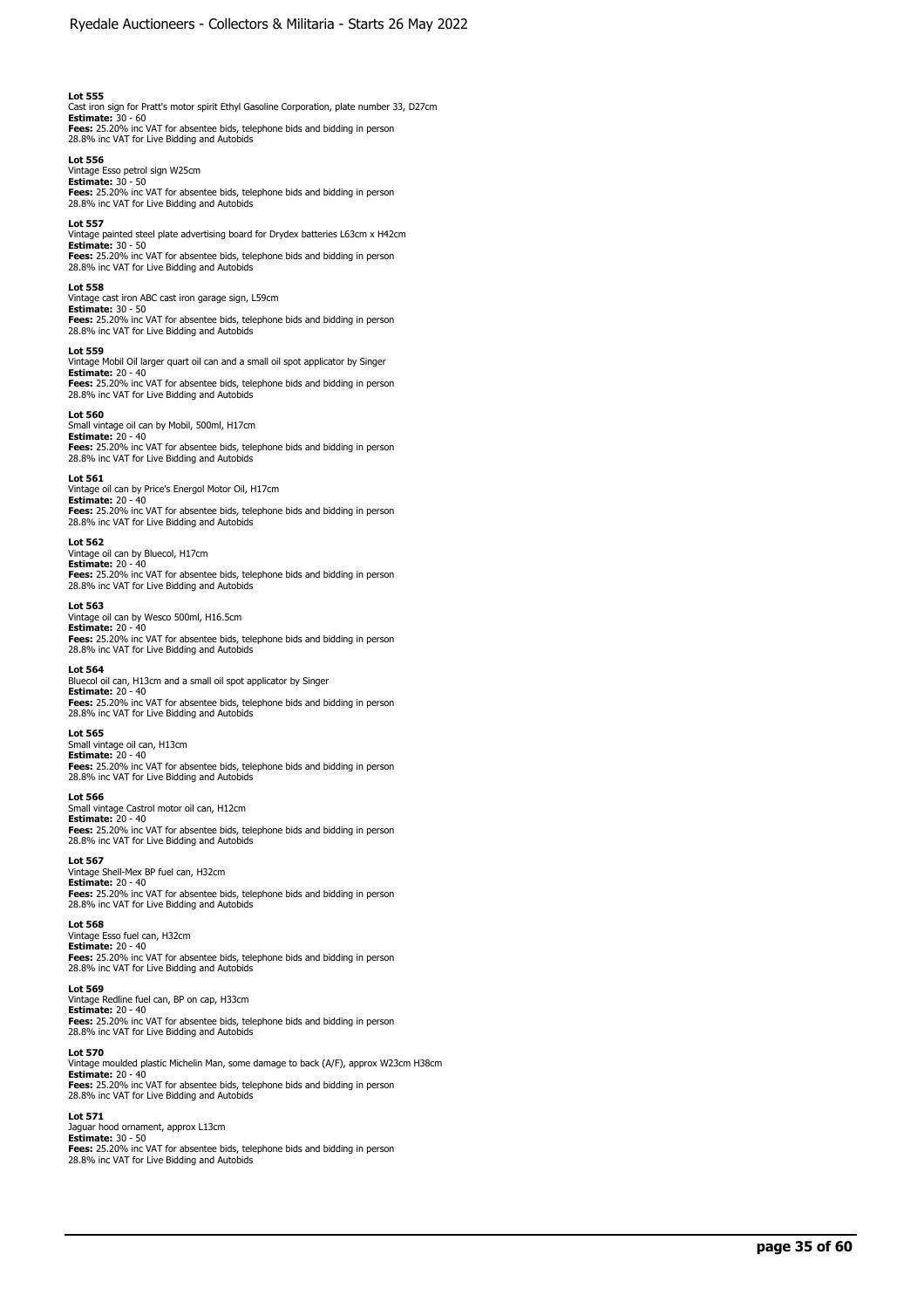**Lot 555**
Cast iron sign for Pratt's motor spirit Ethyl Gasoline Corporation, plate number 33, D27cm
**Estimate:** 30 - 60
**Fees:** 25.20% inc VAT for absentee bids, telephone bids and bidding in person
28.8% inc VAT for Live Bidding and Autobids

**Lot 556**
Vintage Esso petrol sign W25cm
**Estimate:** 30 - 50
**Fees:** 25.20% inc VAT for absentee bids, telephone bids and bidding in person
28.8% inc VAT for Live Bidding and Autobids

**Lot 557**
Vintage painted steel plate advertising board for Drydex batteries L63cm x H42cm
**Estimate:** 30 - 50
**Fees:** 25.20% inc VAT for absentee bids, telephone bids and bidding in person
28.8% inc VAT for Live Bidding and Autobids

**Lot 558**
Vintage cast iron ABC cast iron garage sign, L59cm
**Estimate:** 30 - 50
**Fees:** 25.20% inc VAT for absentee bids, telephone bids and bidding in person
28.8% inc VAT for Live Bidding and Autobids

**Lot 559**
Vintage Mobil Oil larger quart oil can and a small oil spot applicator by Singer
**Estimate:** 20 - 40
**Fees:** 25.20% inc VAT for absentee bids, telephone bids and bidding in person
28.8% inc VAT for Live Bidding and Autobids

**Lot 560**
Small vintage oil can by Mobil, 500ml, H17cm
**Estimate:** 20 - 40
**Fees:** 25.20% inc VAT for absentee bids, telephone bids and bidding in person
28.8% inc VAT for Live Bidding and Autobids

**Lot 561**
Vintage oil can by Price's Energol Motor Oil, H17cm
**Estimate:** 20 - 40
**Fees:** 25.20% inc VAT for absentee bids, telephone bids and bidding in person
28.8% inc VAT for Live Bidding and Autobids

**Lot 562**
Vintage oil can by Bluecol, H17cm
**Estimate:** 20 - 40
**Fees:** 25.20% inc VAT for absentee bids, telephone bids and bidding in person
28.8% inc VAT for Live Bidding and Autobids

**Lot 563**
Vintage oil can by Wesco 500ml, H16.5cm
**Estimate:** 20 - 40
**Fees:** 25.20% inc VAT for absentee bids, telephone bids and bidding in person
28.8% inc VAT for Live Bidding and Autobids

**Lot 564**
Bluecol oil can, H13cm and a small oil spot applicator by Singer
**Estimate:** 20 - 40
**Fees:** 25.20% inc VAT for absentee bids, telephone bids and bidding in person
28.8% inc VAT for Live Bidding and Autobids

**Lot 565**
Small vintage oil can, H13cm
**Estimate:** 20 - 40
**Fees:** 25.20% inc VAT for absentee bids, telephone bids and bidding in person
28.8% inc VAT for Live Bidding and Autobids

**Lot 566**
Small vintage Castrol motor oil can, H12cm
**Estimate:** 20 - 40
**Fees:** 25.20% inc VAT for absentee bids, telephone bids and bidding in person
28.8% inc VAT for Live Bidding and Autobids

**Lot 567**
Vintage Shell-Mex BP fuel can, H32cm
**Estimate:** 20 - 40
**Fees:** 25.20% inc VAT for absentee bids, telephone bids and bidding in person
28.8% inc VAT for Live Bidding and Autobids

**Lot 568**
Vintage Esso fuel can, H32cm
**Estimate:** 20 - 40
**Fees:** 25.20% inc VAT for absentee bids, telephone bids and bidding in person
28.8% inc VAT for Live Bidding and Autobids

**Lot 569**
Vintage Redline fuel can, BP on cap, H33cm
**Estimate:** 20 - 40
**Fees:** 25.20% inc VAT for absentee bids, telephone bids and bidding in person
28.8% inc VAT for Live Bidding and Autobids

**Lot 570**
Vintage moulded plastic Michelin Man, some damage to back (A/F), approx W23cm H38cm
**Estimate:** 20 - 40
**Fees:** 25.20% inc VAT for absentee bids, telephone bids and bidding in person
28.8% inc VAT for Live Bidding and Autobids

**Lot 571**
Jaguar hood ornament, approx L13cm
**Estimate:** 30 - 50
**Fees:** 25.20% inc VAT for absentee bids, telephone bids and bidding in person
28.8% inc VAT for Live Bidding and Autobids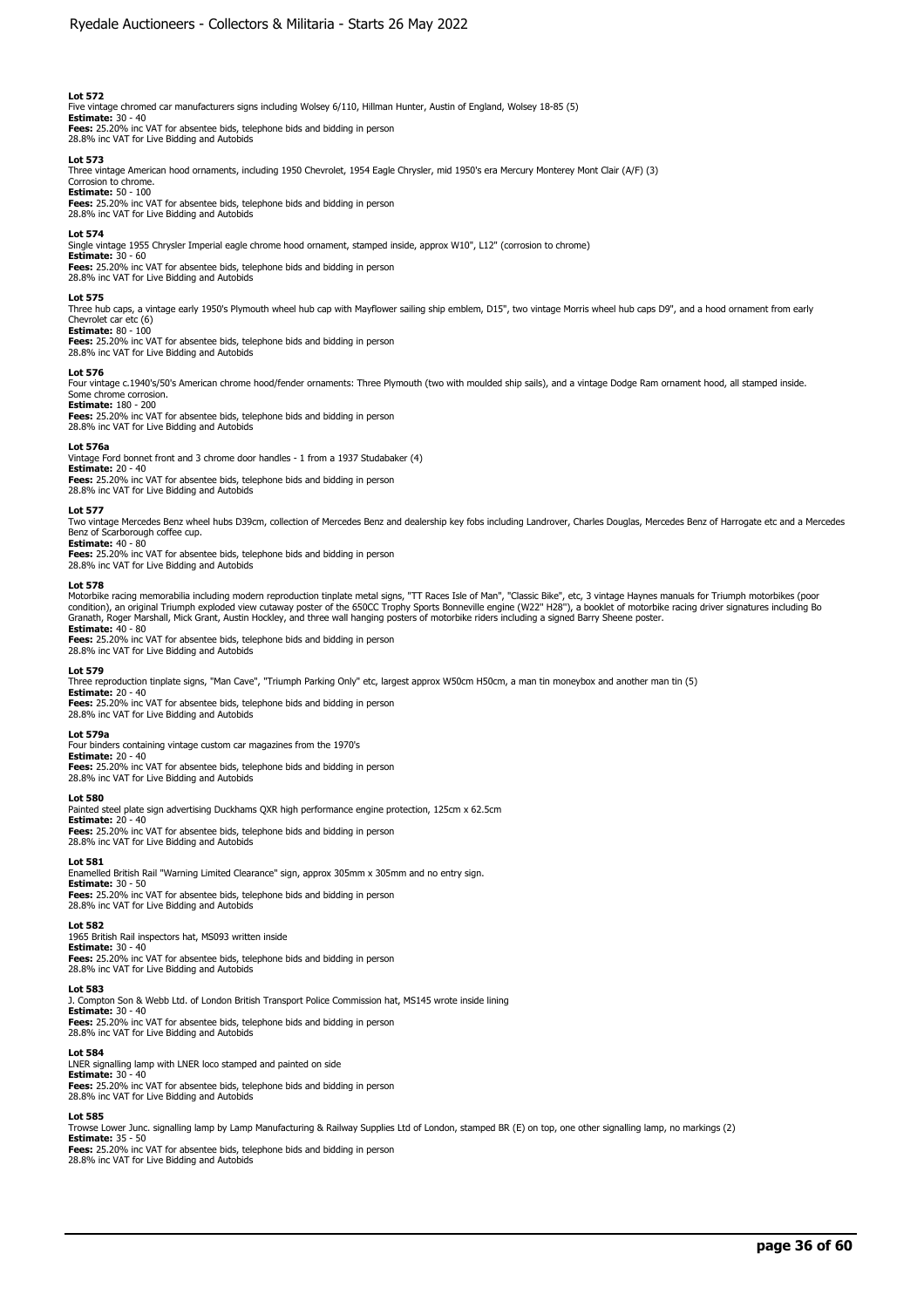**Lot 572**
Five vintage chromed car manufacturers signs including Wolsey 6/110, Hillman Hunter, Austin of England, Wolsey 18-85 (5)
**Estimate:** 30 - 40
**Fees:** 25.20% inc VAT for absentee bids, telephone bids and bidding in person
28.8% inc VAT for Live Bidding and Autobids

**Lot 573**
Three vintage American hood ornaments, including 1950 Chevrolet, 1954 Eagle Chrysler, mid 1950's era Mercury Monterey Mont Clair (A/F) (3)
Corrosion to chrome.
**Estimate:** 50 - 100
**Fees:** 25.20% inc VAT for absentee bids, telephone bids and bidding in person
28.8% inc VAT for Live Bidding and Autobids

**Lot 574**
Single vintage 1955 Chrysler Imperial eagle chrome hood ornament, stamped inside, approx W10", L12" (corrosion to chrome)
**Estimate:** 30 - 60
**Fees:** 25.20% inc VAT for absentee bids, telephone bids and bidding in person
28.8% inc VAT for Live Bidding and Autobids

**Lot 575**
Three hub caps, a vintage early 1950's Plymouth wheel hub cap with Mayflower sailing ship emblem, D15", two vintage Morris wheel hub caps D9", and a hood ornament from early Chevrolet car etc (6)
**Estimate:** 80 - 100
**Fees:** 25.20% inc VAT for absentee bids, telephone bids and bidding in person
28.8% inc VAT for Live Bidding and Autobids

**Lot 576**
Four vintage c.1940's/50's American chrome hood/fender ornaments: Three Plymouth (two with moulded ship sails), and a vintage Dodge Ram ornament hood, all stamped inside.
Some chrome corrosion.
**Estimate:** 180 - 200
**Fees:** 25.20% inc VAT for absentee bids, telephone bids and bidding in person
28.8% inc VAT for Live Bidding and Autobids

**Lot 576a**
Vintage Ford bonnet front and 3 chrome door handles - 1 from a 1937 Studabaker (4)
**Estimate:** 20 - 40
**Fees:** 25.20% inc VAT for absentee bids, telephone bids and bidding in person
28.8% inc VAT for Live Bidding and Autobids

**Lot 577**
Two vintage Mercedes Benz wheel hubs D39cm, collection of Mercedes Benz and dealership key fobs including Landrover, Charles Douglas, Mercedes Benz of Harrogate etc and a Mercedes Benz of Scarborough coffee cup.
**Estimate:** 40 - 80
**Fees:** 25.20% inc VAT for absentee bids, telephone bids and bidding in person
28.8% inc VAT for Live Bidding and Autobids

**Lot 578**
Motorbike racing memorabilia including modern reproduction tinplate metal signs, "TT Races Isle of Man", "Classic Bike", etc, 3 vintage Haynes manuals for Triumph motorbikes (poor condition), an original Triumph exploded view cutaway poster of the 650CC Trophy Sports Bonneville engine (W22" H28"), a booklet of motorbike racing driver signatures including Bo Granath, Roger Marshall, Mick Grant, Austin Hockley, and three wall hanging posters of motorbike riders including a signed Barry Sheene poster.
**Estimate:** 40 - 80
**Fees:** 25.20% inc VAT for absentee bids, telephone bids and bidding in person
28.8% inc VAT for Live Bidding and Autobids

**Lot 579**
Three reproduction tinplate signs, "Man Cave", "Triumph Parking Only" etc, largest approx W50cm H50cm, a man tin moneybox and another man tin (5)
**Estimate:** 20 - 40
**Fees:** 25.20% inc VAT for absentee bids, telephone bids and bidding in person
28.8% inc VAT for Live Bidding and Autobids

**Lot 579a**
Four binders containing vintage custom car magazines from the 1970's
**Estimate:** 20 - 40
**Fees:** 25.20% inc VAT for absentee bids, telephone bids and bidding in person
28.8% inc VAT for Live Bidding and Autobids

**Lot 580**
Painted steel plate sign advertising Duckhams QXR high performance engine protection, 125cm x 62.5cm
**Estimate:** 20 - 40
**Fees:** 25.20% inc VAT for absentee bids, telephone bids and bidding in person
28.8% inc VAT for Live Bidding and Autobids

**Lot 581**
Enamelled British Rail "Warning Limited Clearance" sign, approx 305mm x 305mm and no entry sign.
**Estimate:** 30 - 50
**Fees:** 25.20% inc VAT for absentee bids, telephone bids and bidding in person
28.8% inc VAT for Live Bidding and Autobids

**Lot 582**
1965 British Rail inspectors hat, MS093 written inside
**Estimate:** 30 - 40
**Fees:** 25.20% inc VAT for absentee bids, telephone bids and bidding in person
28.8% inc VAT for Live Bidding and Autobids

**Lot 583**
J. Compton Son & Webb Ltd. of London British Transport Police Commission hat, MS145 wrote inside lining
**Estimate:** 30 - 40
**Fees:** 25.20% inc VAT for absentee bids, telephone bids and bidding in person
28.8% inc VAT for Live Bidding and Autobids

**Lot 584**
LNER signalling lamp with LNER loco stamped and painted on side
**Estimate:** 30 - 40
**Fees:** 25.20% inc VAT for absentee bids, telephone bids and bidding in person
28.8% inc VAT for Live Bidding and Autobids

**Lot 585**
Trowse Lower Junc. signalling lamp by Lamp Manufacturing & Railway Supplies Ltd of London, stamped BR (E) on top, one other signalling lamp, no markings (2)
**Estimate:** 35 - 50
**Fees:** 25.20% inc VAT for absentee bids, telephone bids and bidding in person
28.8% inc VAT for Live Bidding and Autobids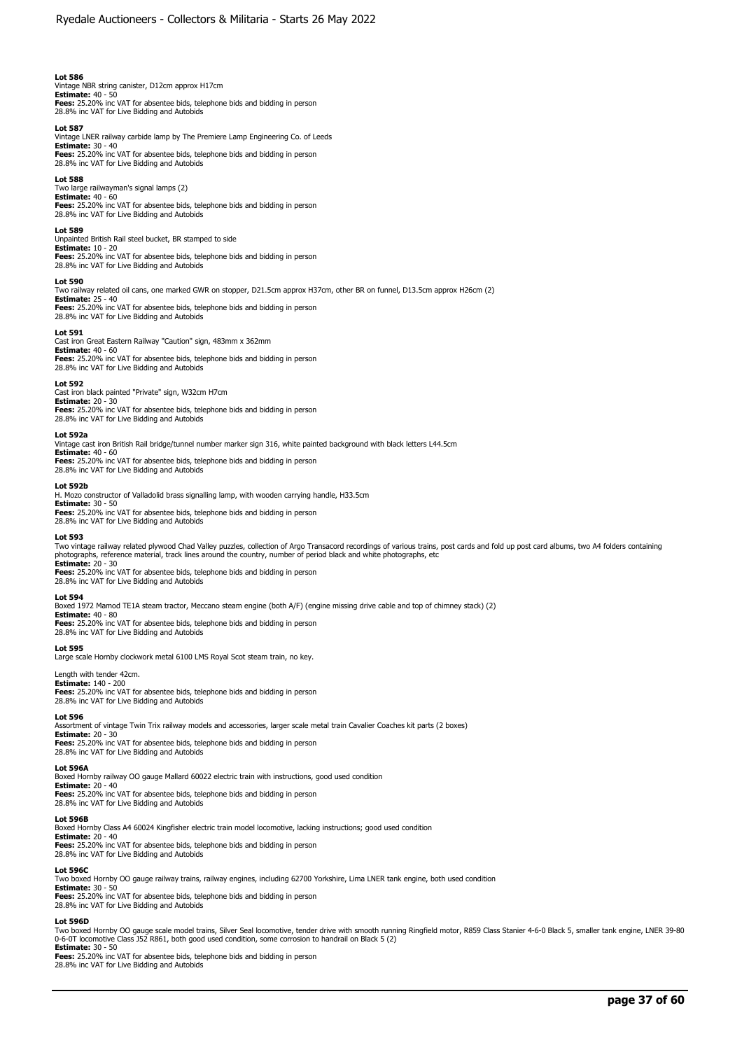**Lot 586**
Vintage NBR string canister, D12cm approx H17cm
**Estimate:** 40 - 50
**Fees:** 25.20% inc VAT for absentee bids, telephone bids and bidding in person
28.8% inc VAT for Live Bidding and Autobids

**Lot 587**
Vintage LNER railway carbide lamp by The Premiere Lamp Engineering Co. of Leeds
**Estimate:** 30 - 40
**Fees:** 25.20% inc VAT for absentee bids, telephone bids and bidding in person
28.8% inc VAT for Live Bidding and Autobids

**Lot 588**
Two large railwayman's signal lamps (2)
**Estimate:** 40 - 60
**Fees:** 25.20% inc VAT for absentee bids, telephone bids and bidding in person
28.8% inc VAT for Live Bidding and Autobids

**Lot 589**
Unpainted British Rail steel bucket, BR stamped to side
**Estimate:** 10 - 20
**Fees:** 25.20% inc VAT for absentee bids, telephone bids and bidding in person
28.8% inc VAT for Live Bidding and Autobids

**Lot 590**
Two railway related oil cans, one marked GWR on stopper, D21.5cm approx H37cm, other BR on funnel, D13.5cm approx H26cm (2)
**Estimate:** 25 - 40
**Fees:** 25.20% inc VAT for absentee bids, telephone bids and bidding in person
28.8% inc VAT for Live Bidding and Autobids

**Lot 591**
Cast iron Great Eastern Railway "Caution" sign, 483mm x 362mm
**Estimate:** 40 - 60
**Fees:** 25.20% inc VAT for absentee bids, telephone bids and bidding in person
28.8% inc VAT for Live Bidding and Autobids

**Lot 592**
Cast iron black painted "Private" sign, W32cm H7cm
**Estimate:** 20 - 30
**Fees:** 25.20% inc VAT for absentee bids, telephone bids and bidding in person
28.8% inc VAT for Live Bidding and Autobids

**Lot 592a**
Vintage cast iron British Rail bridge/tunnel number marker sign 316, white painted background with black letters L44.5cm
**Estimate:** 40 - 60
**Fees:** 25.20% inc VAT for absentee bids, telephone bids and bidding in person
28.8% inc VAT for Live Bidding and Autobids

**Lot 592b**
H. Mozo constructor of Valladolid brass signalling lamp, with wooden carrying handle, H33.5cm
**Estimate:** 30 - 50
**Fees:** 25.20% inc VAT for absentee bids, telephone bids and bidding in person
28.8% inc VAT for Live Bidding and Autobids

**Lot 593**
Two vintage railway related plywood Chad Valley puzzles, collection of Argo Transacord recordings of various trains, post cards and fold up post card albums, two A4 folders containing photographs, reference material, track lines around the country, number of period black and white photographs, etc
**Estimate:** 20 - 30
**Fees:** 25.20% inc VAT for absentee bids, telephone bids and bidding in person
28.8% inc VAT for Live Bidding and Autobids

**Lot 594**
Boxed 1972 Mamod TE1A steam tractor, Meccano steam engine (both A/F) (engine missing drive cable and top of chimney stack) (2)
**Estimate:** 40 - 80
**Fees:** 25.20% inc VAT for absentee bids, telephone bids and bidding in person
28.8% inc VAT for Live Bidding and Autobids

**Lot 595**
Large scale Hornby clockwork metal 6100 LMS Royal Scot steam train, no key.

Length with tender 42cm.
**Estimate:** 140 - 200
**Fees:** 25.20% inc VAT for absentee bids, telephone bids and bidding in person
28.8% inc VAT for Live Bidding and Autobids

**Lot 596**
Assortment of vintage Twin Trix railway models and accessories, larger scale metal train Cavalier Coaches kit parts (2 boxes)
**Estimate:** 20 - 30
**Fees:** 25.20% inc VAT for absentee bids, telephone bids and bidding in person
28.8% inc VAT for Live Bidding and Autobids

**Lot 596A**
Boxed Hornby railway OO gauge Mallard 60022 electric train with instructions, good used condition
**Estimate:** 20 - 40
**Fees:** 25.20% inc VAT for absentee bids, telephone bids and bidding in person
28.8% inc VAT for Live Bidding and Autobids

**Lot 596B**
Boxed Hornby Class A4 60024 Kingfisher electric train model locomotive, lacking instructions; good used condition
**Estimate:** 20 - 40
**Fees:** 25.20% inc VAT for absentee bids, telephone bids and bidding in person
28.8% inc VAT for Live Bidding and Autobids

**Lot 596C**
Two boxed Hornby OO gauge railway trains, railway engines, including 62700 Yorkshire, Lima LNER tank engine, both used condition
**Estimate:** 30 - 50
**Fees:** 25.20% inc VAT for absentee bids, telephone bids and bidding in person
28.8% inc VAT for Live Bidding and Autobids

**Lot 596D**
Two boxed Hornby OO gauge scale model trains, Silver Seal locomotive, tender drive with smooth running Ringfield motor, R859 Class Stanier 4-6-0 Black 5, smaller tank engine, LNER 39-80 0-6-0T locomotive Class J52 R861, both good used condition, some corrosion to handrail on Black 5 (2)
**Estimate:** 30 - 50
**Fees:** 25.20% inc VAT for absentee bids, telephone bids and bidding in person
28.8% inc VAT for Live Bidding and Autobids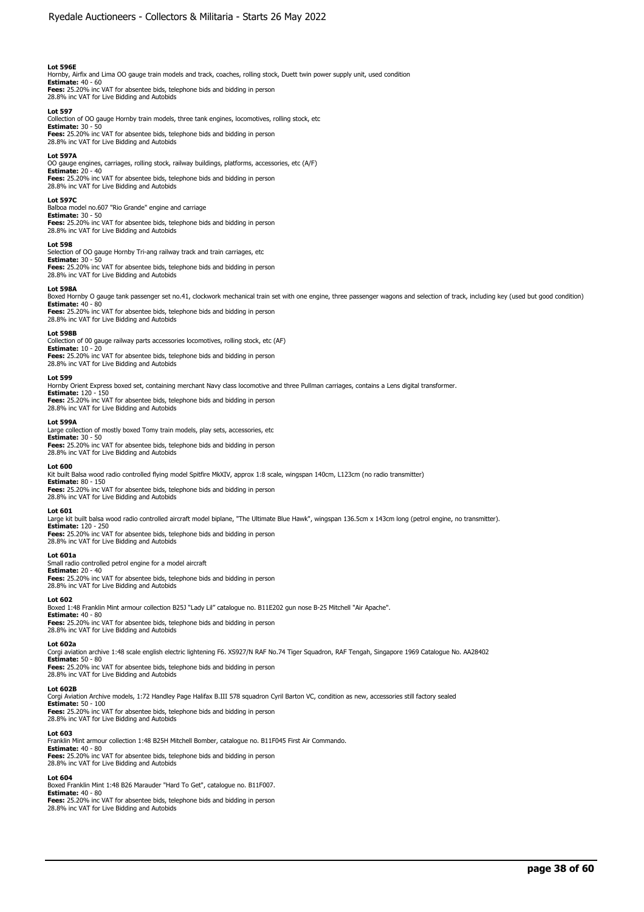**Lot 596E**
Hornby, Airfix and Lima OO gauge train models and track, coaches, rolling stock, Duett twin power supply unit, used condition
**Estimate:** 40 - 60
**Fees:** 25.20% inc VAT for absentee bids, telephone bids and bidding in person
28.8% inc VAT for Live Bidding and Autobids

**Lot 597**
Collection of OO gauge Hornby train models, three tank engines, locomotives, rolling stock, etc
**Estimate:** 30 - 50
**Fees:** 25.20% inc VAT for absentee bids, telephone bids and bidding in person
28.8% inc VAT for Live Bidding and Autobids

**Lot 597A**
OO gauge engines, carriages, rolling stock, railway buildings, platforms, accessories, etc (A/F)
**Estimate:** 20 - 40
**Fees:** 25.20% inc VAT for absentee bids, telephone bids and bidding in person
28.8% inc VAT for Live Bidding and Autobids

**Lot 597C**
Balboa model no.607 "Rio Grande" engine and carriage
**Estimate:** 30 - 50
**Fees:** 25.20% inc VAT for absentee bids, telephone bids and bidding in person
28.8% inc VAT for Live Bidding and Autobids

**Lot 598**
Selection of OO gauge Hornby Tri-ang railway track and train carriages, etc
**Estimate:** 30 - 50
**Fees:** 25.20% inc VAT for absentee bids, telephone bids and bidding in person
28.8% inc VAT for Live Bidding and Autobids

**Lot 598A**
Boxed Hornby O gauge tank passenger set no.41, clockwork mechanical train set with one engine, three passenger wagons and selection of track, including key (used but good condition)
**Estimate:** 40 - 80
**Fees:** 25.20% inc VAT for absentee bids, telephone bids and bidding in person
28.8% inc VAT for Live Bidding and Autobids

**Lot 598B**
Collection of 00 gauge railway parts accessories locomotives, rolling stock, etc (AF)
**Estimate:** 10 - 20
**Fees:** 25.20% inc VAT for absentee bids, telephone bids and bidding in person
28.8% inc VAT for Live Bidding and Autobids

**Lot 599**
Hornby Orient Express boxed set, containing merchant Navy class locomotive and three Pullman carriages, contains a Lens digital transformer.
**Estimate:** 120 - 150
**Fees:** 25.20% inc VAT for absentee bids, telephone bids and bidding in person
28.8% inc VAT for Live Bidding and Autobids

**Lot 599A**
Large collection of mostly boxed Tomy train models, play sets, accessories, etc
**Estimate:** 30 - 50
**Fees:** 25.20% inc VAT for absentee bids, telephone bids and bidding in person
28.8% inc VAT for Live Bidding and Autobids

**Lot 600**
Kit built Balsa wood radio controlled flying model Spitfire MkXIV, approx 1:8 scale, wingspan 140cm, L123cm (no radio transmitter)
**Estimate:** 80 - 150
**Fees:** 25.20% inc VAT for absentee bids, telephone bids and bidding in person
28.8% inc VAT for Live Bidding and Autobids

**Lot 601**
Large kit built balsa wood radio controlled aircraft model biplane, "The Ultimate Blue Hawk", wingspan 136.5cm x 143cm long (petrol engine, no transmitter).
**Estimate:** 120 - 250
**Fees:** 25.20% inc VAT for absentee bids, telephone bids and bidding in person
28.8% inc VAT for Live Bidding and Autobids

**Lot 601a**
Small radio controlled petrol engine for a model aircraft
**Estimate:** 20 - 40
**Fees:** 25.20% inc VAT for absentee bids, telephone bids and bidding in person
28.8% inc VAT for Live Bidding and Autobids

**Lot 602**
Boxed 1:48 Franklin Mint armour collection B25J "Lady Lil" catalogue no. B11E202 gun nose B-25 Mitchell "Air Apache".
**Estimate:** 40 - 80
**Fees:** 25.20% inc VAT for absentee bids, telephone bids and bidding in person
28.8% inc VAT for Live Bidding and Autobids

**Lot 602a**
Corgi aviation archive 1:48 scale english electric lightening F6. XS927/N RAF No.74 Tiger Squadron, RAF Tengah, Singapore 1969 Catalogue No. AA28402
**Estimate:** 50 - 80
**Fees:** 25.20% inc VAT for absentee bids, telephone bids and bidding in person
28.8% inc VAT for Live Bidding and Autobids

**Lot 602B**
Corgi Aviation Archive models, 1:72 Handley Page Halifax B.III 578 squadron Cyril Barton VC, condition as new, accessories still factory sealed
**Estimate:** 50 - 100
**Fees:** 25.20% inc VAT for absentee bids, telephone bids and bidding in person
28.8% inc VAT for Live Bidding and Autobids

**Lot 603**
Franklin Mint armour collection 1:48 B25H Mitchell Bomber, catalogue no. B11F045 First Air Commando.
**Estimate:** 40 - 80
**Fees:** 25.20% inc VAT for absentee bids, telephone bids and bidding in person
28.8% inc VAT for Live Bidding and Autobids

**Lot 604**
Boxed Franklin Mint 1:48 B26 Marauder "Hard To Get", catalogue no. B11F007.
**Estimate:** 40 - 80
**Fees:** 25.20% inc VAT for absentee bids, telephone bids and bidding in person
28.8% inc VAT for Live Bidding and Autobids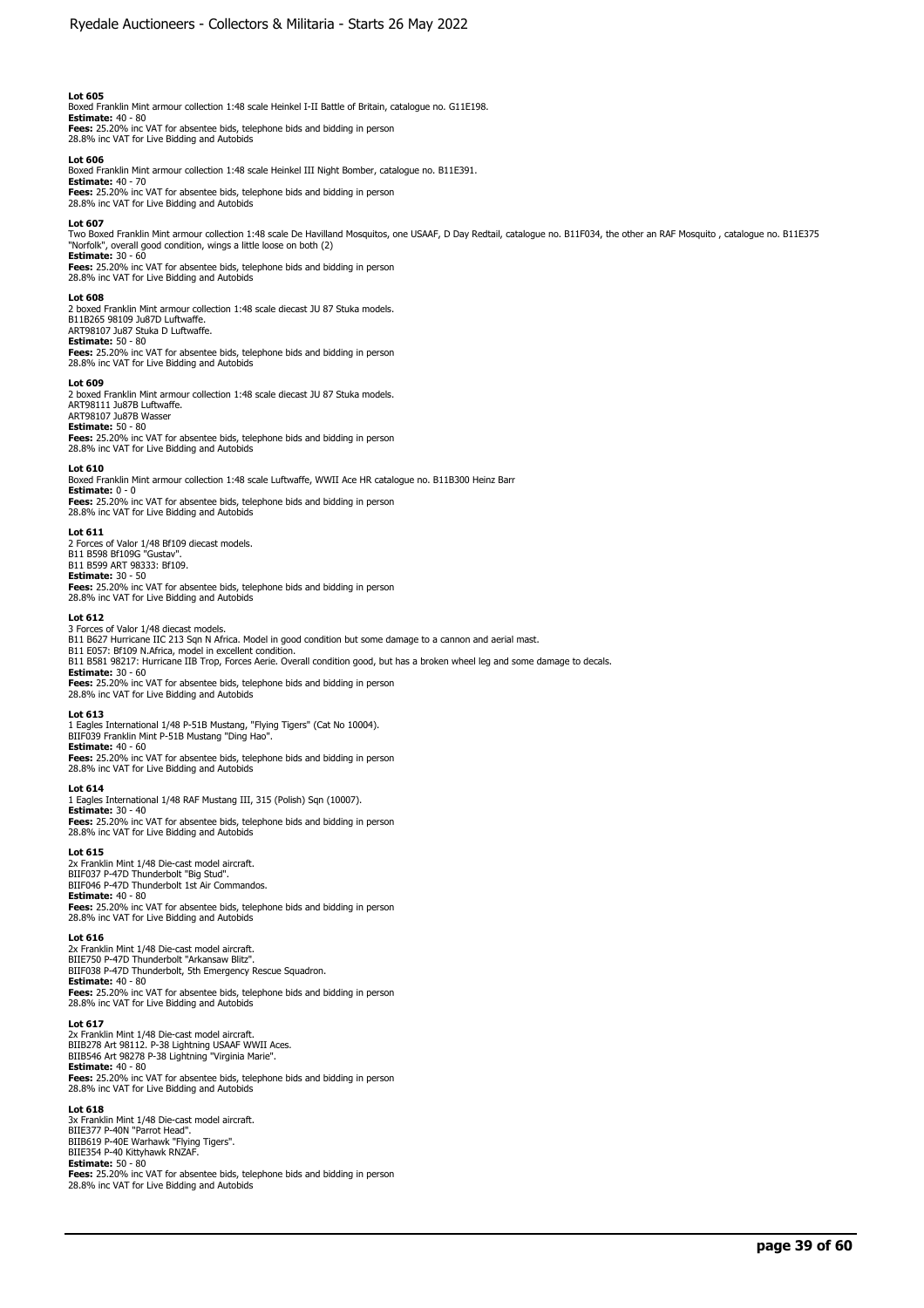**Lot 605**
Boxed Franklin Mint armour collection 1:48 scale Heinkel I-II Battle of Britain, catalogue no. G11E198.
**Estimate:** 40 - 80
**Fees:** 25.20% inc VAT for absentee bids, telephone bids and bidding in person
28.8% inc VAT for Live Bidding and Autobids

**Lot 606**
Boxed Franklin Mint armour collection 1:48 scale Heinkel III Night Bomber, catalogue no. B11E391.
**Estimate:** 40 - 70
**Fees:** 25.20% inc VAT for absentee bids, telephone bids and bidding in person
28.8% inc VAT for Live Bidding and Autobids

**Lot 607**
Two Boxed Franklin Mint armour collection 1:48 scale De Havilland Mosquitos, one USAAF, D Day Redtail, catalogue no. B11F034, the other an RAF Mosquito , catalogue no. B11E375 "Norfolk", overall good condition, wings a little loose on both (2)
**Estimate:** 30 - 60
**Fees:** 25.20% inc VAT for absentee bids, telephone bids and bidding in person
28.8% inc VAT for Live Bidding and Autobids

**Lot 608**
2 boxed Franklin Mint armour collection 1:48 scale diecast JU 87 Stuka models.
B11B265 98109 Ju87D Luftwaffe.
ART98107 Ju87 Stuka D Luftwaffe.
**Estimate:** 50 - 80
**Fees:** 25.20% inc VAT for absentee bids, telephone bids and bidding in person
28.8% inc VAT for Live Bidding and Autobids

**Lot 609**
2 boxed Franklin Mint armour collection 1:48 scale diecast JU 87 Stuka models.
ART98111 Ju87B Luftwaffe.
ART98107 Ju87B Wasser
**Estimate:** 50 - 80
**Fees:** 25.20% inc VAT for absentee bids, telephone bids and bidding in person
28.8% inc VAT for Live Bidding and Autobids

**Lot 610**
Boxed Franklin Mint armour collection 1:48 scale Luftwaffe, WWII Ace HR catalogue no. B11B300 Heinz Barr
**Estimate:** 0 - 0
**Fees:** 25.20% inc VAT for absentee bids, telephone bids and bidding in person
28.8% inc VAT for Live Bidding and Autobids

**Lot 611**
2 Forces of Valor 1/48 Bf109 diecast models.
B11 B598 Bf109G "Gustav".
B11 B599 ART 98333: Bf109.
**Estimate:** 30 - 50
**Fees:** 25.20% inc VAT for absentee bids, telephone bids and bidding in person
28.8% inc VAT for Live Bidding and Autobids

**Lot 612**
3 Forces of Valor 1/48 diecast models.
B11 B627 Hurricane IIC 213 Sqn N Africa. Model in good condition but some damage to a cannon and aerial mast.
B11 E057: Bf109 N.Africa, model in excellent condition.
B11 B581 98217: Hurricane IIB Trop, Forces Aerie. Overall condition good, but has a broken wheel leg and some damage to decals.
**Estimate:** 30 - 60
**Fees:** 25.20% inc VAT for absentee bids, telephone bids and bidding in person
28.8% inc VAT for Live Bidding and Autobids

**Lot 613**
1 Eagles International 1/48 P-51B Mustang, "Flying Tigers" (Cat No 10004).
BIIF039 Franklin Mint P-51B Mustang "Ding Hao".
**Estimate:** 40 - 60
**Fees:** 25.20% inc VAT for absentee bids, telephone bids and bidding in person
28.8% inc VAT for Live Bidding and Autobids

**Lot 614**
1 Eagles International 1/48 RAF Mustang III, 315 (Polish) Sqn (10007).
**Estimate:** 30 - 40
**Fees:** 25.20% inc VAT for absentee bids, telephone bids and bidding in person
28.8% inc VAT for Live Bidding and Autobids

**Lot 615**
2x Franklin Mint 1/48 Die-cast model aircraft.
BIIF037 P-47D Thunderbolt "Big Stud".
BIIF046 P-47D Thunderbolt 1st Air Commandos.
**Estimate:** 40 - 80
**Fees:** 25.20% inc VAT for absentee bids, telephone bids and bidding in person
28.8% inc VAT for Live Bidding and Autobids

**Lot 616**
2x Franklin Mint 1/48 Die-cast model aircraft.
BIIE750 P-47D Thunderbolt "Arkansaw Blitz".
BIIF038 P-47D Thunderbolt, 5th Emergency Rescue Squadron.
**Estimate:** 40 - 80
**Fees:** 25.20% inc VAT for absentee bids, telephone bids and bidding in person
28.8% inc VAT for Live Bidding and Autobids

**Lot 617**
2x Franklin Mint 1/48 Die-cast model aircraft.
BIIB278 Art 98112. P-38 Lightning USAAF WWII Aces.
BIIB546 Art 98278 P-38 Lightning "Virginia Marie".
**Estimate:** 40 - 80
**Fees:** 25.20% inc VAT for absentee bids, telephone bids and bidding in person
28.8% inc VAT for Live Bidding and Autobids

**Lot 618**
3x Franklin Mint 1/48 Die-cast model aircraft.
BIIE377 P-40N "Parrot Head".
BIIB619 P-40E Warhawk "Flying Tigers".
BIIE354 P-40 Kittyhawk RNZAF.
**Estimate:** 50 - 80
**Fees:** 25.20% inc VAT for absentee bids, telephone bids and bidding in person
28.8% inc VAT for Live Bidding and Autobids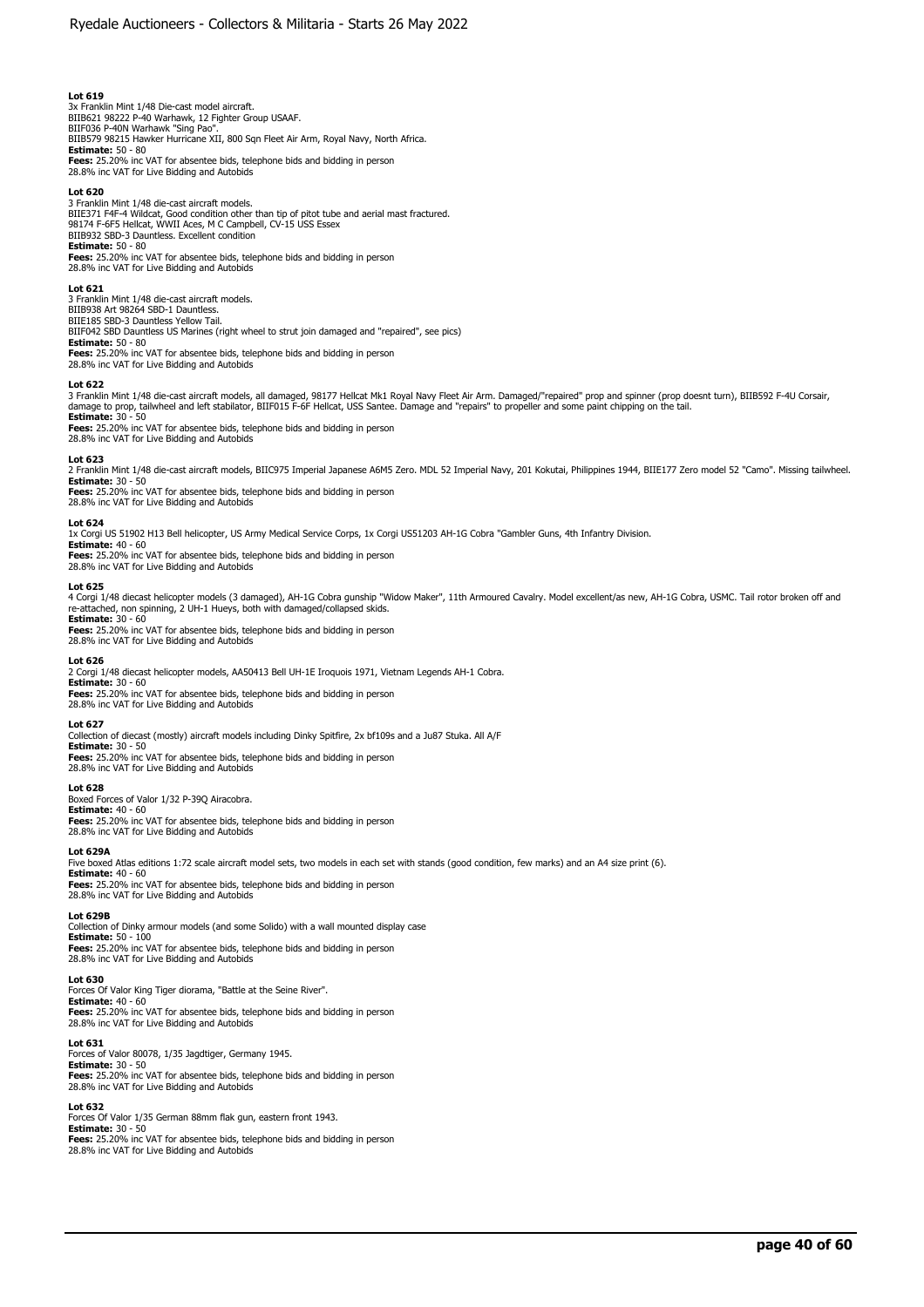**Lot 619**
3x Franklin Mint 1/48 Die-cast model aircraft.
BIIB621 98222 P-40 Warhawk, 12 Fighter Group USAAF.
BIIF036 P-40N Warhawk "Sing Pao".
BIIB579 98215 Hawker Hurricane XII, 800 Sqn Fleet Air Arm, Royal Navy, North Africa.
**Estimate:** 50 - 80
**Fees:** 25.20% inc VAT for absentee bids, telephone bids and bidding in person
28.8% inc VAT for Live Bidding and Autobids

**Lot 620**
3 Franklin Mint 1/48 die-cast aircraft models.
BIIE371 F4F-4 Wildcat, Good condition other than tip of pitot tube and aerial mast fractured.
98174 F-6F5 Hellcat, WWII Aces, M C Campbell, CV-15 USS Essex
BIIB932 SBD-3 Dauntless. Excellent condition
**Estimate:** 50 - 80
**Fees:** 25.20% inc VAT for absentee bids, telephone bids and bidding in person
28.8% inc VAT for Live Bidding and Autobids

**Lot 621**
3 Franklin Mint 1/48 die-cast aircraft models.
BIIB938 Art 98264 SBD-1 Dauntless.
BIIE185 SBD-3 Dauntless Yellow Tail.
BIIF042 SBD Dauntless US Marines (right wheel to strut join damaged and "repaired", see pics)
**Estimate:** 50 - 80
**Fees:** 25.20% inc VAT for absentee bids, telephone bids and bidding in person
28.8% inc VAT for Live Bidding and Autobids

**Lot 622**
3 Franklin Mint 1/48 die-cast aircraft models, all damaged, 98177 Hellcat Mk1 Royal Navy Fleet Air Arm. Damaged/"repaired" prop and spinner (prop doesnt turn), BIIB592 F-4U Corsair, damage to prop, tailwheel and left stabilator, BIIF015 F-6F Hellcat, USS Santee. Damage and "repairs" to propeller and some paint chipping on the tail.
**Estimate:** 30 - 50
**Fees:** 25.20% inc VAT for absentee bids, telephone bids and bidding in person
28.8% inc VAT for Live Bidding and Autobids

**Lot 623**
2 Franklin Mint 1/48 die-cast aircraft models, BIIC975 Imperial Japanese A6M5 Zero. MDL 52 Imperial Navy, 201 Kokutai, Philippines 1944, BIIE177 Zero model 52 "Camo". Missing tailwheel.
**Estimate:** 30 - 50
**Fees:** 25.20% inc VAT for absentee bids, telephone bids and bidding in person
28.8% inc VAT for Live Bidding and Autobids

**Lot 624**
1x Corgi US 51902 H13 Bell helicopter, US Army Medical Service Corps, 1x Corgi US51203 AH-1G Cobra "Gambler Guns, 4th Infantry Division.
**Estimate:** 40 - 60
**Fees:** 25.20% inc VAT for absentee bids, telephone bids and bidding in person
28.8% inc VAT for Live Bidding and Autobids

**Lot 625**
4 Corgi 1/48 diecast helicopter models (3 damaged), AH-1G Cobra gunship "Widow Maker", 11th Armoured Cavalry. Model excellent/as new, AH-1G Cobra, USMC. Tail rotor broken off and re-attached, non spinning, 2 UH-1 Hueys, both with damaged/collapsed skids.
**Estimate:** 30 - 60
**Fees:** 25.20% inc VAT for absentee bids, telephone bids and bidding in person
28.8% inc VAT for Live Bidding and Autobids

**Lot 626**
2 Corgi 1/48 diecast helicopter models, AA50413 Bell UH-1E Iroquois 1971, Vietnam Legends AH-1 Cobra.
**Estimate:** 30 - 60
**Fees:** 25.20% inc VAT for absentee bids, telephone bids and bidding in person
28.8% inc VAT for Live Bidding and Autobids

**Lot 627**
Collection of diecast (mostly) aircraft models including Dinky Spitfire, 2x bf109s and a Ju87 Stuka. All A/F
**Estimate:** 30 - 50
**Fees:** 25.20% inc VAT for absentee bids, telephone bids and bidding in person
28.8% inc VAT for Live Bidding and Autobids

**Lot 628**
Boxed Forces of Valor 1/32 P-39Q Airacobra.
**Estimate:** 40 - 60
**Fees:** 25.20% inc VAT for absentee bids, telephone bids and bidding in person
28.8% inc VAT for Live Bidding and Autobids

**Lot 629A**
Five boxed Atlas editions 1:72 scale aircraft model sets, two models in each set with stands (good condition, few marks) and an A4 size print (6).
**Estimate:** 40 - 60
**Fees:** 25.20% inc VAT for absentee bids, telephone bids and bidding in person
28.8% inc VAT for Live Bidding and Autobids

**Lot 629B**
Collection of Dinky armour models (and some Solido) with a wall mounted display case
**Estimate:** 50 - 100
**Fees:** 25.20% inc VAT for absentee bids, telephone bids and bidding in person
28.8% inc VAT for Live Bidding and Autobids

**Lot 630**
Forces Of Valor King Tiger diorama, "Battle at the Seine River".
**Estimate:** 40 - 60
**Fees:** 25.20% inc VAT for absentee bids, telephone bids and bidding in person
28.8% inc VAT for Live Bidding and Autobids

**Lot 631**
Forces of Valor 80078, 1/35 Jagdtiger, Germany 1945.
**Estimate:** 30 - 50
**Fees:** 25.20% inc VAT for absentee bids, telephone bids and bidding in person
28.8% inc VAT for Live Bidding and Autobids

**Lot 632**
Forces Of Valor 1/35 German 88mm flak gun, eastern front 1943.
**Estimate:** 30 - 50
**Fees:** 25.20% inc VAT for absentee bids, telephone bids and bidding in person
28.8% inc VAT for Live Bidding and Autobids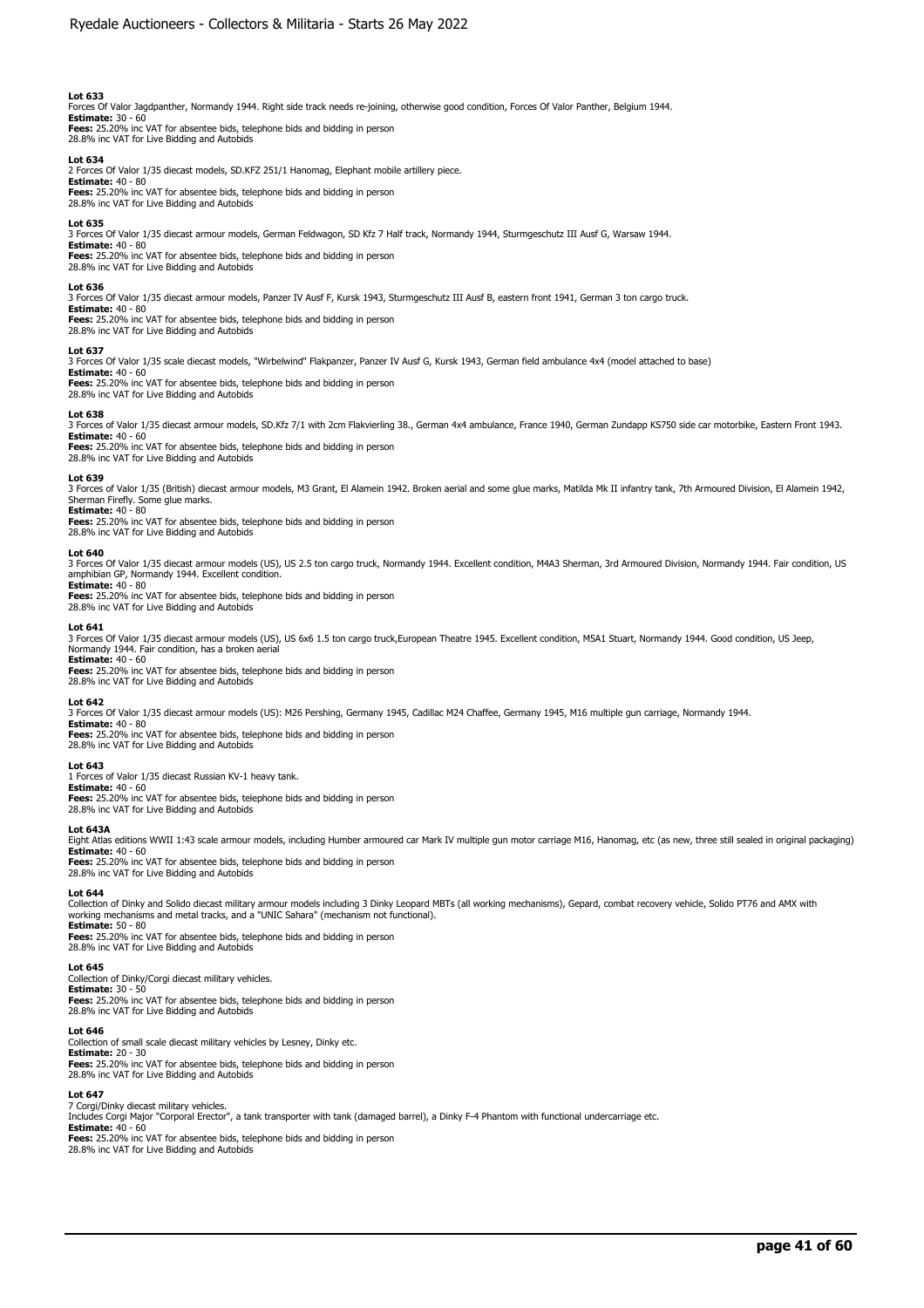**Lot 633**
Forces Of Valor Jagdpanther, Normandy 1944. Right side track needs re-joining, otherwise good condition, Forces Of Valor Panther, Belgium 1944.
**Estimate:** 30 - 60
**Fees:** 25.20% inc VAT for absentee bids, telephone bids and bidding in person
28.8% inc VAT for Live Bidding and Autobids

**Lot 634**
2 Forces Of Valor 1/35 diecast models, SD.KFZ 251/1 Hanomag, Elephant mobile artillery piece.
**Estimate:** 40 - 80
**Fees:** 25.20% inc VAT for absentee bids, telephone bids and bidding in person
28.8% inc VAT for Live Bidding and Autobids

**Lot 635**
3 Forces Of Valor 1/35 diecast armour models, German Feldwagon, SD Kfz 7 Half track, Normandy 1944, Sturmgeschutz III Ausf G, Warsaw 1944.
**Estimate:** 40 - 80
**Fees:** 25.20% inc VAT for absentee bids, telephone bids and bidding in person
28.8% inc VAT for Live Bidding and Autobids

**Lot 636**
3 Forces Of Valor 1/35 diecast armour models, Panzer IV Ausf F, Kursk 1943, Sturmgeschutz III Ausf B, eastern front 1941, German 3 ton cargo truck.
**Estimate:** 40 - 80
**Fees:** 25.20% inc VAT for absentee bids, telephone bids and bidding in person
28.8% inc VAT for Live Bidding and Autobids

**Lot 637**
3 Forces Of Valor 1/35 scale diecast models, "Wirbelwind" Flakpanzer, Panzer IV Ausf G, Kursk 1943, German field ambulance 4x4 (model attached to base)
**Estimate:** 40 - 60
**Fees:** 25.20% inc VAT for absentee bids, telephone bids and bidding in person
28.8% inc VAT for Live Bidding and Autobids

**Lot 638**
3 Forces of Valor 1/35 diecast armour models, SD.Kfz 7/1 with 2cm Flakvierling 38., German 4x4 ambulance, France 1940, German Zundapp KS750 side car motorbike, Eastern Front 1943.
**Estimate:** 40 - 60
**Fees:** 25.20% inc VAT for absentee bids, telephone bids and bidding in person
28.8% inc VAT for Live Bidding and Autobids

**Lot 639**
3 Forces of Valor 1/35 (British) diecast armour models, M3 Grant, El Alamein 1942. Broken aerial and some glue marks, Matilda Mk II infantry tank, 7th Armoured Division, El Alamein 1942, Sherman Firefly. Some glue marks.
**Estimate:** 40 - 80
**Fees:** 25.20% inc VAT for absentee bids, telephone bids and bidding in person
28.8% inc VAT for Live Bidding and Autobids

**Lot 640**
3 Forces Of Valor 1/35 diecast armour models (US), US 2.5 ton cargo truck, Normandy 1944. Excellent condition, M4A3 Sherman, 3rd Armoured Division, Normandy 1944. Fair condition, US amphibian GP, Normandy 1944. Excellent condition.
**Estimate:** 40 - 80
**Fees:** 25.20% inc VAT for absentee bids, telephone bids and bidding in person
28.8% inc VAT for Live Bidding and Autobids

**Lot 641**
3 Forces Of Valor 1/35 diecast armour models (US), US 6x6 1.5 ton cargo truck,European Theatre 1945. Excellent condition, M5A1 Stuart, Normandy 1944. Good condition, US Jeep, Normandy 1944. Fair condition, has a broken aerial
**Estimate:** 40 - 60
**Fees:** 25.20% inc VAT for absentee bids, telephone bids and bidding in person
28.8% inc VAT for Live Bidding and Autobids

**Lot 642**
3 Forces Of Valor 1/35 diecast armour models (US): M26 Pershing, Germany 1945, Cadillac M24 Chaffee, Germany 1945, M16 multiple gun carriage, Normandy 1944.
**Estimate:** 40 - 80
**Fees:** 25.20% inc VAT for absentee bids, telephone bids and bidding in person
28.8% inc VAT for Live Bidding and Autobids

**Lot 643**
1 Forces of Valor 1/35 diecast Russian KV-1 heavy tank.
**Estimate:** 40 - 60
**Fees:** 25.20% inc VAT for absentee bids, telephone bids and bidding in person
28.8% inc VAT for Live Bidding and Autobids

**Lot 643A**
Eight Atlas editions WWII 1:43 scale armour models, including Humber armoured car Mark IV multiple gun motor carriage M16, Hanomag, etc (as new, three still sealed in original packaging)
**Estimate:** 40 - 60
**Fees:** 25.20% inc VAT for absentee bids, telephone bids and bidding in person
28.8% inc VAT for Live Bidding and Autobids

**Lot 644**
Collection of Dinky and Solido diecast military armour models including 3 Dinky Leopard MBTs (all working mechanisms), Gepard, combat recovery vehicle, Solido PT76 and AMX with working mechanisms and metal tracks, and a "UNIC Sahara" (mechanism not functional).
**Estimate:** 50 - 80
**Fees:** 25.20% inc VAT for absentee bids, telephone bids and bidding in person
28.8% inc VAT for Live Bidding and Autobids

**Lot 645**
Collection of Dinky/Corgi diecast military vehicles.
**Estimate:** 30 - 50
**Fees:** 25.20% inc VAT for absentee bids, telephone bids and bidding in person
28.8% inc VAT for Live Bidding and Autobids

**Lot 646**
Collection of small scale diecast military vehicles by Lesney, Dinky etc.
**Estimate:** 20 - 30
**Fees:** 25.20% inc VAT for absentee bids, telephone bids and bidding in person
28.8% inc VAT for Live Bidding and Autobids

**Lot 647**
7 Corgi/Dinky diecast military vehicles.
Includes Corgi Major "Corporal Erector", a tank transporter with tank (damaged barrel), a Dinky F-4 Phantom with functional undercarriage etc.
**Estimate:** 40 - 60
**Fees:** 25.20% inc VAT for absentee bids, telephone bids and bidding in person
28.8% inc VAT for Live Bidding and Autobids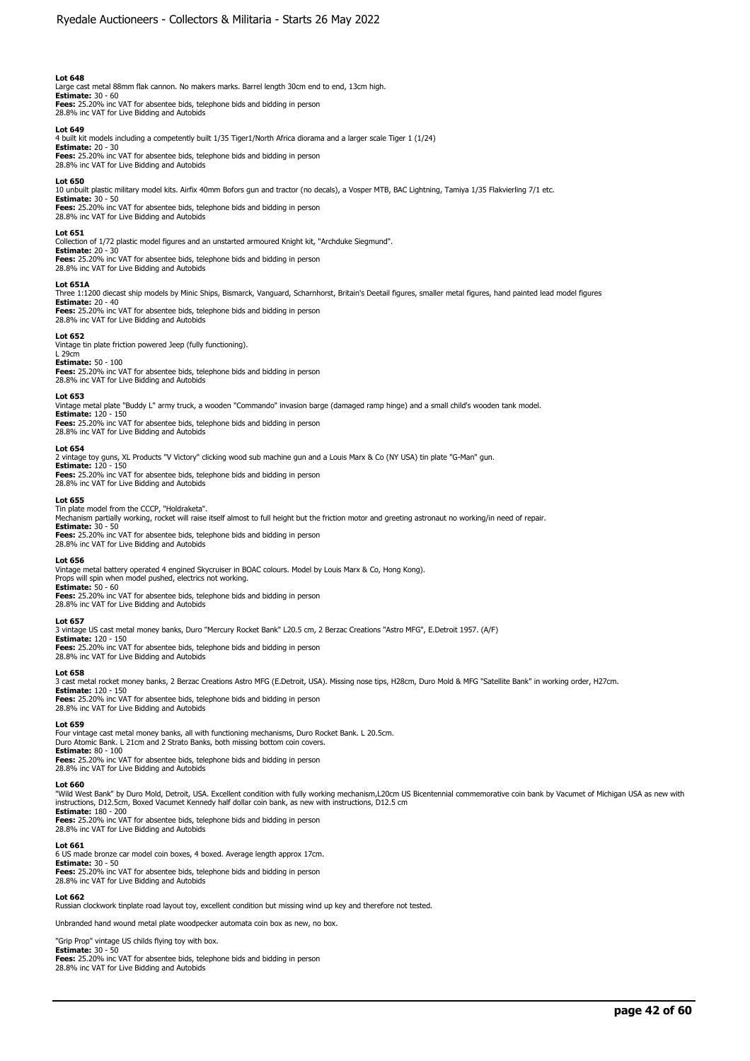**Lot 648**
Large cast metal 88mm flak cannon. No makers marks. Barrel length 30cm end to end, 13cm high.
**Estimate:** 30 - 60
**Fees:** 25.20% inc VAT for absentee bids, telephone bids and bidding in person
28.8% inc VAT for Live Bidding and Autobids

**Lot 649**
4 built kit models including a competently built 1/35 Tiger1/North Africa diorama and a larger scale Tiger 1 (1/24)
**Estimate:** 20 - 30
**Fees:** 25.20% inc VAT for absentee bids, telephone bids and bidding in person
28.8% inc VAT for Live Bidding and Autobids

**Lot 650**
10 unbuilt plastic military model kits. Airfix 40mm Bofors gun and tractor (no decals), a Vosper MTB, BAC Lightning, Tamiya 1/35 Flakvierling 7/1 etc.
**Estimate:** 30 - 50
**Fees:** 25.20% inc VAT for absentee bids, telephone bids and bidding in person
28.8% inc VAT for Live Bidding and Autobids

**Lot 651**
Collection of 1/72 plastic model figures and an unstarted armoured Knight kit, "Archduke Siegmund".
**Estimate:** 20 - 30
**Fees:** 25.20% inc VAT for absentee bids, telephone bids and bidding in person
28.8% inc VAT for Live Bidding and Autobids

**Lot 651A**
Three 1:1200 diecast ship models by Minic Ships, Bismarck, Vanguard, Scharnhorst, Britain's Deetail figures, smaller metal figures, hand painted lead model figures
**Estimate:** 20 - 40
**Fees:** 25.20% inc VAT for absentee bids, telephone bids and bidding in person
28.8% inc VAT for Live Bidding and Autobids

**Lot 652**
Vintage tin plate friction powered Jeep (fully functioning).
L 29cm
**Estimate:** 50 - 100
**Fees:** 25.20% inc VAT for absentee bids, telephone bids and bidding in person
28.8% inc VAT for Live Bidding and Autobids

**Lot 653**
Vintage metal plate "Buddy L" army truck, a wooden "Commando" invasion barge (damaged ramp hinge) and a small child's wooden tank model.
**Estimate:** 120 - 150
**Fees:** 25.20% inc VAT for absentee bids, telephone bids and bidding in person
28.8% inc VAT for Live Bidding and Autobids

**Lot 654**
2 vintage toy guns, XL Products "V Victory" clicking wood sub machine gun and a Louis Marx & Co (NY USA) tin plate "G-Man" gun.
**Estimate:** 120 - 150
**Fees:** 25.20% inc VAT for absentee bids, telephone bids and bidding in person
28.8% inc VAT for Live Bidding and Autobids

**Lot 655**
Tin plate model from the CCCP, "Holdraketa".
Mechanism partially working, rocket will raise itself almost to full height but the friction motor and greeting astronaut no working/in need of repair.
**Estimate:** 30 - 50
**Fees:** 25.20% inc VAT for absentee bids, telephone bids and bidding in person
28.8% inc VAT for Live Bidding and Autobids

**Lot 656**
Vintage metal battery operated 4 engined Skycruiser in BOAC colours. Model by Louis Marx & Co, Hong Kong).
Props will spin when model pushed, electrics not working.
**Estimate:** 50 - 60
**Fees:** 25.20% inc VAT for absentee bids, telephone bids and bidding in person
28.8% inc VAT for Live Bidding and Autobids

**Lot 657**
3 vintage US cast metal money banks, Duro "Mercury Rocket Bank" L20.5 cm, 2 Berzac Creations "Astro MFG", E.Detroit 1957. (A/F)
**Estimate:** 120 - 150
**Fees:** 25.20% inc VAT for absentee bids, telephone bids and bidding in person
28.8% inc VAT for Live Bidding and Autobids

**Lot 658**
3 cast metal rocket money banks, 2 Berzac Creations Astro MFG (E.Detroit, USA). Missing nose tips, H28cm, Duro Mold & MFG "Satellite Bank" in working order, H27cm.
**Estimate:** 120 - 150
**Fees:** 25.20% inc VAT for absentee bids, telephone bids and bidding in person
28.8% inc VAT for Live Bidding and Autobids

**Lot 659**
Four vintage cast metal money banks, all with functioning mechanisms, Duro Rocket Bank. L 20.5cm.
Duro Atomic Bank. L 21cm and 2 Strato Banks, both missing bottom coin covers.
**Estimate:** 80 - 100
**Fees:** 25.20% inc VAT for absentee bids, telephone bids and bidding in person
28.8% inc VAT for Live Bidding and Autobids

**Lot 660**
"Wild West Bank" by Duro Mold, Detroit, USA. Excellent condition with fully working mechanism,L20cm US Bicentennial commemorative coin bank by Vacumet of Michigan USA as new with instructions, D12.5cm, Boxed Vacumet Kennedy half dollar coin bank, as new with instructions, D12.5 cm
**Estimate:** 180 - 200
**Fees:** 25.20% inc VAT for absentee bids, telephone bids and bidding in person
28.8% inc VAT for Live Bidding and Autobids

**Lot 661**
6 US made bronze car model coin boxes, 4 boxed. Average length approx 17cm.
**Estimate:** 30 - 50
**Fees:** 25.20% inc VAT for absentee bids, telephone bids and bidding in person
28.8% inc VAT for Live Bidding and Autobids

**Lot 662**
Russian clockwork tinplate road layout toy, excellent condition but missing wind up key and therefore not tested.

Unbranded hand wound metal plate woodpecker automata coin box as new, no box.

"Grip Prop" vintage US childs flying toy with box.
**Estimate:** 30 - 50
**Fees:** 25.20% inc VAT for absentee bids, telephone bids and bidding in person
28.8% inc VAT for Live Bidding and Autobids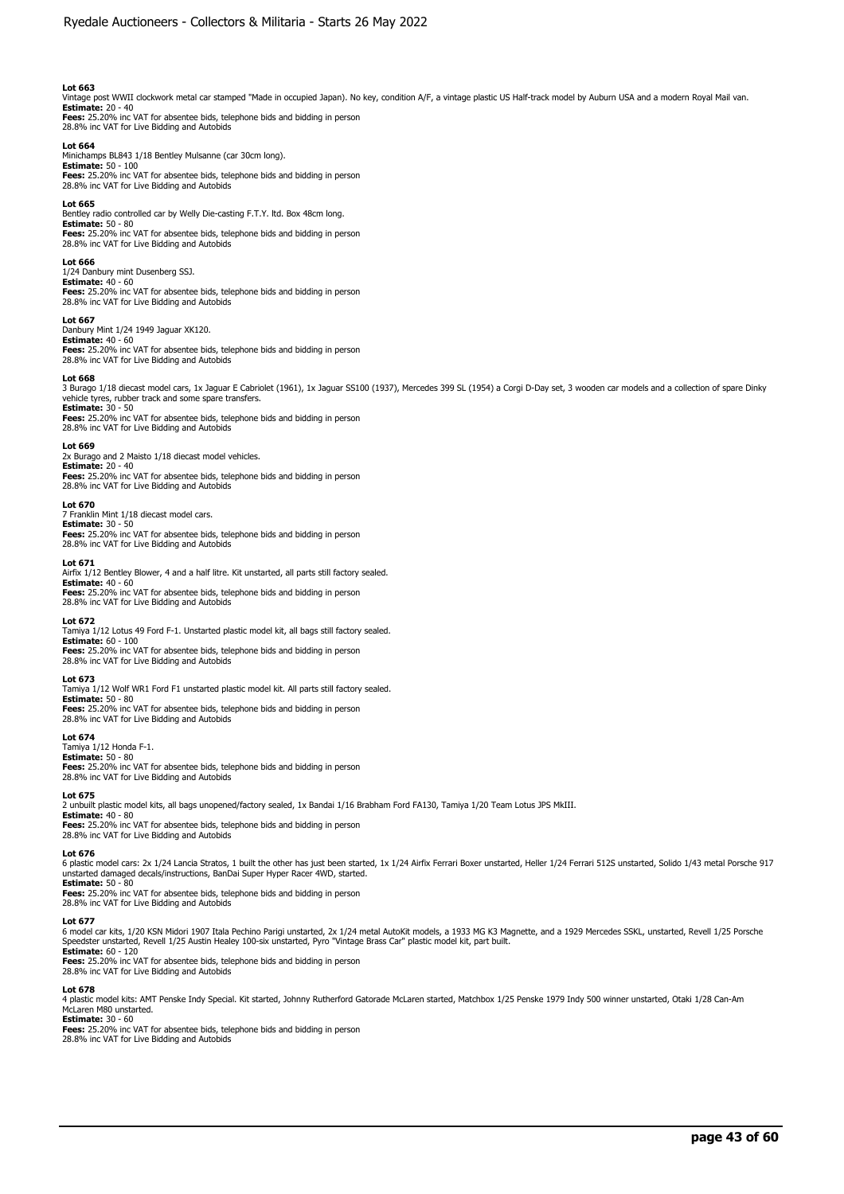**Lot 663**
Vintage post WWII clockwork metal car stamped "Made in occupied Japan). No key, condition A/F, a vintage plastic US Half-track model by Auburn USA and a modern Royal Mail van.
**Estimate:** 20 - 40
**Fees:** 25.20% inc VAT for absentee bids, telephone bids and bidding in person
28.8% inc VAT for Live Bidding and Autobids

**Lot 664**
Minichamps BL843 1/18 Bentley Mulsanne (car 30cm long).
**Estimate:** 50 - 100
**Fees:** 25.20% inc VAT for absentee bids, telephone bids and bidding in person
28.8% inc VAT for Live Bidding and Autobids

**Lot 665**
Bentley radio controlled car by Welly Die-casting F.T.Y. ltd. Box 48cm long.
**Estimate:** 50 - 80
**Fees:** 25.20% inc VAT for absentee bids, telephone bids and bidding in person
28.8% inc VAT for Live Bidding and Autobids

**Lot 666**
1/24 Danbury mint Dusenberg SSJ.
**Estimate:** 40 - 60
**Fees:** 25.20% inc VAT for absentee bids, telephone bids and bidding in person
28.8% inc VAT for Live Bidding and Autobids

**Lot 667**
Danbury Mint 1/24 1949 Jaguar XK120.
**Estimate:** 40 - 60
**Fees:** 25.20% inc VAT for absentee bids, telephone bids and bidding in person
28.8% inc VAT for Live Bidding and Autobids

**Lot 668**
3 Burago 1/18 diecast model cars, 1x Jaguar E Cabriolet (1961), 1x Jaguar SS100 (1937), Mercedes 399 SL (1954) a Corgi D-Day set, 3 wooden car models and a collection of spare Dinky vehicle tyres, rubber track and some spare transfers.
**Estimate:** 30 - 50
**Fees:** 25.20% inc VAT for absentee bids, telephone bids and bidding in person
28.8% inc VAT for Live Bidding and Autobids

**Lot 669**
2x Burago and 2 Maisto 1/18 diecast model vehicles.
**Estimate:** 20 - 40
**Fees:** 25.20% inc VAT for absentee bids, telephone bids and bidding in person
28.8% inc VAT for Live Bidding and Autobids

**Lot 670**
7 Franklin Mint 1/18 diecast model cars.
**Estimate:** 30 - 50
**Fees:** 25.20% inc VAT for absentee bids, telephone bids and bidding in person
28.8% inc VAT for Live Bidding and Autobids

**Lot 671**
Airfix 1/12 Bentley Blower, 4 and a half litre. Kit unstarted, all parts still factory sealed.
**Estimate:** 40 - 60
**Fees:** 25.20% inc VAT for absentee bids, telephone bids and bidding in person
28.8% inc VAT for Live Bidding and Autobids

**Lot 672**
Tamiya 1/12 Lotus 49 Ford F-1. Unstarted plastic model kit, all bags still factory sealed.
**Estimate:** 60 - 100
**Fees:** 25.20% inc VAT for absentee bids, telephone bids and bidding in person
28.8% inc VAT for Live Bidding and Autobids

**Lot 673**
Tamiya 1/12 Wolf WR1 Ford F1 unstarted plastic model kit. All parts still factory sealed.
**Estimate:** 50 - 80
**Fees:** 25.20% inc VAT for absentee bids, telephone bids and bidding in person
28.8% inc VAT for Live Bidding and Autobids

**Lot 674**
Tamiya 1/12 Honda F-1.
**Estimate:** 50 - 80
**Fees:** 25.20% inc VAT for absentee bids, telephone bids and bidding in person
28.8% inc VAT for Live Bidding and Autobids

**Lot 675**
2 unbuilt plastic model kits, all bags unopened/factory sealed, 1x Bandai 1/16 Brabham Ford FA130, Tamiya 1/20 Team Lotus JPS MkIII.
**Estimate:** 40 - 80
**Fees:** 25.20% inc VAT for absentee bids, telephone bids and bidding in person
28.8% inc VAT for Live Bidding and Autobids

**Lot 676**
6 plastic model cars: 2x 1/24 Lancia Stratos, 1 built the other has just been started, 1x 1/24 Airfix Ferrari Boxer unstarted, Heller 1/24 Ferrari 512S unstarted, Solido 1/43 metal Porsche 917 unstarted damaged decals/instructions, BanDai Super Hyper Racer 4WD, started.
**Estimate:** 50 - 80
**Fees:** 25.20% inc VAT for absentee bids, telephone bids and bidding in person
28.8% inc VAT for Live Bidding and Autobids

**Lot 677**
6 model car kits, 1/20 KSN Midori 1907 Itala Pechino Parigi unstarted, 2x 1/24 metal AutoKit models, a 1933 MG K3 Magnette, and a 1929 Mercedes SSKL, unstarted, Revell 1/25 Porsche Speedster unstarted, Revell 1/25 Austin Healey 100-six unstarted, Pyro "Vintage Brass Car" plastic model kit, part built.
**Estimate:** 60 - 120
**Fees:** 25.20% inc VAT for absentee bids, telephone bids and bidding in person
28.8% inc VAT for Live Bidding and Autobids

**Lot 678**
4 plastic model kits: AMT Penske Indy Special. Kit started, Johnny Rutherford Gatorade McLaren started, Matchbox 1/25 Penske 1979 Indy 500 winner unstarted, Otaki 1/28 Can-Am McLaren M80 unstarted.
**Estimate:** 30 - 60
**Fees:** 25.20% inc VAT for absentee bids, telephone bids and bidding in person
28.8% inc VAT for Live Bidding and Autobids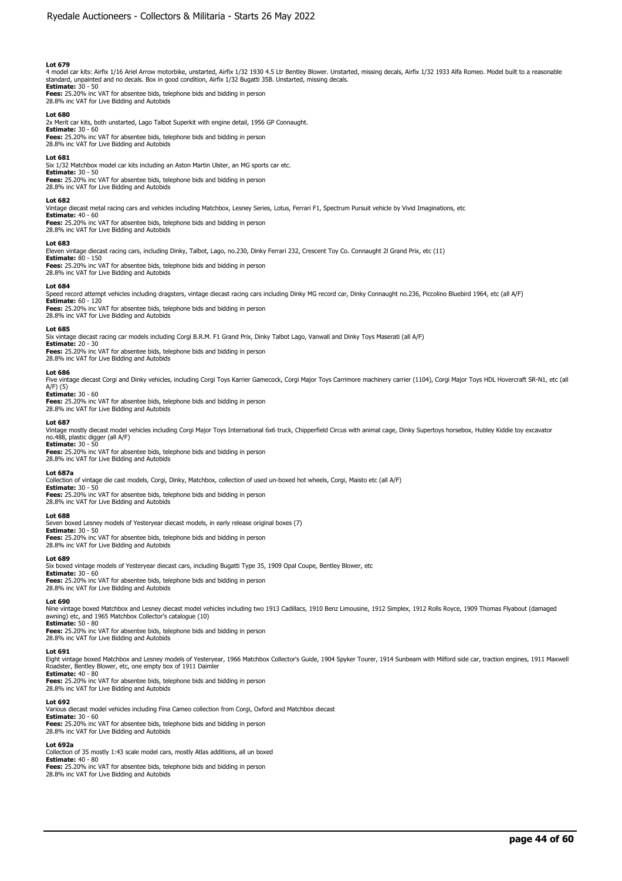**Lot 679**
4 model car kits: Airfix 1/16 Ariel Arrow motorbike, unstarted, Airfix 1/32 1930 4.5 Ltr Bentley Blower. Unstarted, missing decals, Airfix 1/32 1933 Alfa Romeo. Model built to a reasonable standard, unpainted and no decals. Box in good condition, Airfix 1/32 Bugatti 35B. Unstarted, missing decals.
**Estimate:** 30 - 50
**Fees:** 25.20% inc VAT for absentee bids, telephone bids and bidding in person
28.8% inc VAT for Live Bidding and Autobids

**Lot 680**
2x Merit car kits, both unstarted, Lago Talbot Superkit with engine detail, 1956 GP Connaught.
**Estimate:** 30 - 60
**Fees:** 25.20% inc VAT for absentee bids, telephone bids and bidding in person
28.8% inc VAT for Live Bidding and Autobids

**Lot 681**
Six 1/32 Matchbox model car kits including an Aston Martin Ulster, an MG sports car etc.
**Estimate:** 30 - 50
**Fees:** 25.20% inc VAT for absentee bids, telephone bids and bidding in person
28.8% inc VAT for Live Bidding and Autobids

**Lot 682**
Vintage diecast metal racing cars and vehicles including Matchbox, Lesney Series, Lotus, Ferrari F1, Spectrum Pursuit vehicle by Vivid Imaginations, etc
**Estimate:** 40 - 60
**Fees:** 25.20% inc VAT for absentee bids, telephone bids and bidding in person
28.8% inc VAT for Live Bidding and Autobids

**Lot 683**
Eleven vintage diecast racing cars, including Dinky, Talbot, Lago, no.230, Dinky Ferrari 232, Crescent Toy Co. Connaught 2l Grand Prix, etc (11)
**Estimate:** 80 - 150
**Fees:** 25.20% inc VAT for absentee bids, telephone bids and bidding in person
28.8% inc VAT for Live Bidding and Autobids

**Lot 684**
Speed record attempt vehicles including dragsters, vintage diecast racing cars including Dinky MG record car, Dinky Connaught no.236, Piccolino Bluebird 1964, etc (all A/F)
**Estimate:** 60 - 120
**Fees:** 25.20% inc VAT for absentee bids, telephone bids and bidding in person
28.8% inc VAT for Live Bidding and Autobids

**Lot 685**
Six vintage diecast racing car models including Corgi B.R.M. F1 Grand Prix, Dinky Talbot Lago, Vanwall and Dinky Toys Maserati (all A/F)
**Estimate:** 20 - 30
**Fees:** 25.20% inc VAT for absentee bids, telephone bids and bidding in person
28.8% inc VAT for Live Bidding and Autobids

**Lot 686**
Five vintage diecast Corgi and Dinky vehicles, including Corgi Toys Karrier Gamecock, Corgi Major Toys Carrimore machinery carrier (1104), Corgi Major Toys HDL Hovercraft SR-N1, etc (all A/F) (5)
**Estimate:** 30 - 60
**Fees:** 25.20% inc VAT for absentee bids, telephone bids and bidding in person
28.8% inc VAT for Live Bidding and Autobids

**Lot 687**
Vintage mostly diecast model vehicles including Corgi Major Toys International 6x6 truck, Chipperfield Circus with animal cage, Dinky Supertoys horsebox, Hubley Kiddie toy excavator no.488, plastic digger (all A/F)
**Estimate:** 30 - 50
**Fees:** 25.20% inc VAT for absentee bids, telephone bids and bidding in person
28.8% inc VAT for Live Bidding and Autobids

**Lot 687a**
Collection of vintage die cast models, Corgi, Dinky, Matchbox, collection of used un-boxed hot wheels, Corgi, Maisto etc (all A/F)
**Estimate:** 30 - 50
**Fees:** 25.20% inc VAT for absentee bids, telephone bids and bidding in person
28.8% inc VAT for Live Bidding and Autobids

**Lot 688**
Seven boxed Lesney models of Yesteryear diecast models, in early release original boxes (7)
**Estimate:** 30 - 50
**Fees:** 25.20% inc VAT for absentee bids, telephone bids and bidding in person
28.8% inc VAT for Live Bidding and Autobids

**Lot 689**
Six boxed vintage models of Yesteryear diecast cars, including Bugatti Type 35, 1909 Opal Coupe, Bentley Blower, etc
**Estimate:** 30 - 60
**Fees:** 25.20% inc VAT for absentee bids, telephone bids and bidding in person
28.8% inc VAT for Live Bidding and Autobids

**Lot 690**
Nine vintage boxed Matchbox and Lesney diecast model vehicles including two 1913 Cadillacs, 1910 Benz Limousine, 1912 Simplex, 1912 Rolls Royce, 1909 Thomas Flyabout (damaged awning) etc, and 1965 Matchbox Collector's catalogue (10)
**Estimate:** 50 - 80
**Fees:** 25.20% inc VAT for absentee bids, telephone bids and bidding in person
28.8% inc VAT for Live Bidding and Autobids

**Lot 691**
Eight vintage boxed Matchbox and Lesney models of Yesteryear, 1966 Matchbox Collector's Guide, 1904 Spyker Tourer, 1914 Sunbeam with Milford side car, traction engines, 1911 Maxwell Roadster, Bentley Blower, etc, one empty box of 1911 Daimler
**Estimate:** 40 - 80
**Fees:** 25.20% inc VAT for absentee bids, telephone bids and bidding in person
28.8% inc VAT for Live Bidding and Autobids

**Lot 692**
Various diecast model vehicles including Fina Cameo collection from Corgi, Oxford and Matchbox diecast
**Estimate:** 30 - 60
**Fees:** 25.20% inc VAT for absentee bids, telephone bids and bidding in person
28.8% inc VAT for Live Bidding and Autobids

**Lot 692a**
Collection of 35 mostly 1:43 scale model cars, mostly Atlas additions, all un boxed
**Estimate:** 40 - 80
**Fees:** 25.20% inc VAT for absentee bids, telephone bids and bidding in person
28.8% inc VAT for Live Bidding and Autobids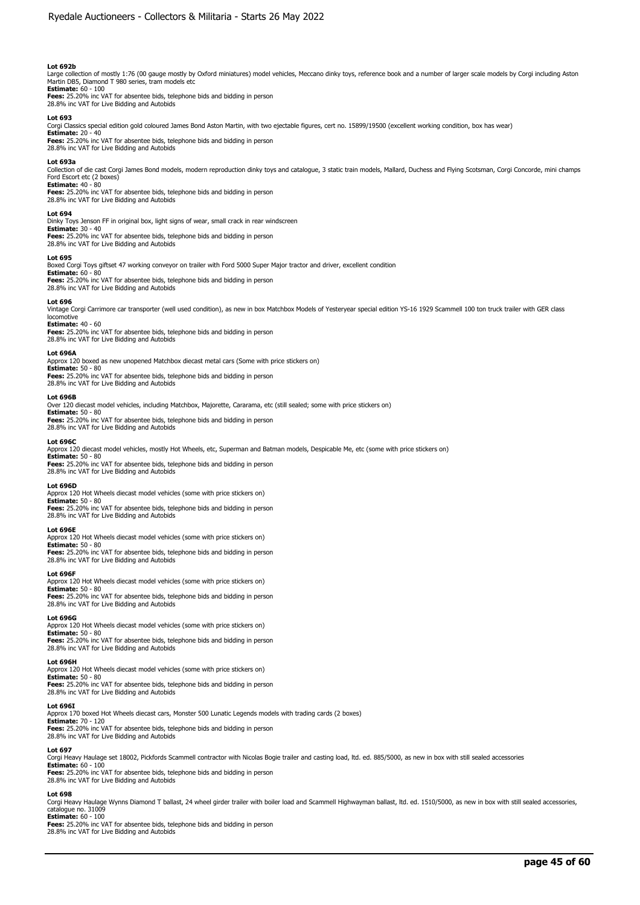**Lot 692b**
Large collection of mostly 1:76 (00 gauge mostly by Oxford miniatures) model vehicles, Meccano dinky toys, reference book and a number of larger scale models by Corgi including Aston Martin DB5, Diamond T 980 series, tram models etc
**Estimate:** 60 - 100
**Fees:** 25.20% inc VAT for absentee bids, telephone bids and bidding in person
28.8% inc VAT for Live Bidding and Autobids

**Lot 693**
Corgi Classics special edition gold coloured James Bond Aston Martin, with two ejectable figures, cert no. 15899/19500 (excellent working condition, box has wear)
**Estimate:** 20 - 40
**Fees:** 25.20% inc VAT for absentee bids, telephone bids and bidding in person
28.8% inc VAT for Live Bidding and Autobids

**Lot 693a**
Collection of die cast Corgi James Bond models, modern reproduction dinky toys and catalogue, 3 static train models, Mallard, Duchess and Flying Scotsman, Corgi Concorde, mini champs Ford Escort etc (2 boxes)
**Estimate:** 40 - 80
**Fees:** 25.20% inc VAT for absentee bids, telephone bids and bidding in person
28.8% inc VAT for Live Bidding and Autobids

**Lot 694**
Dinky Toys Jenson FF in original box, light signs of wear, small crack in rear windscreen
**Estimate:** 30 - 40
**Fees:** 25.20% inc VAT for absentee bids, telephone bids and bidding in person
28.8% inc VAT for Live Bidding and Autobids

**Lot 695**
Boxed Corgi Toys giftset 47 working conveyor on trailer with Ford 5000 Super Major tractor and driver, excellent condition
**Estimate:** 60 - 80
**Fees:** 25.20% inc VAT for absentee bids, telephone bids and bidding in person
28.8% inc VAT for Live Bidding and Autobids

**Lot 696**
Vintage Corgi Carrimore car transporter (well used condition), as new in box Matchbox Models of Yesteryear special edition YS-16 1929 Scammell 100 ton truck trailer with GER class locomotive
**Estimate:** 40 - 60
**Fees:** 25.20% inc VAT for absentee bids, telephone bids and bidding in person
28.8% inc VAT for Live Bidding and Autobids

**Lot 696A**
Approx 120 boxed as new unopened Matchbox diecast metal cars (Some with price stickers on)
**Estimate:** 50 - 80
**Fees:** 25.20% inc VAT for absentee bids, telephone bids and bidding in person
28.8% inc VAT for Live Bidding and Autobids

**Lot 696B**
Over 120 diecast model vehicles, including Matchbox, Majorette, Cararama, etc (still sealed; some with price stickers on)
**Estimate:** 50 - 80
**Fees:** 25.20% inc VAT for absentee bids, telephone bids and bidding in person
28.8% inc VAT for Live Bidding and Autobids

**Lot 696C**
Approx 120 diecast model vehicles, mostly Hot Wheels, etc, Superman and Batman models, Despicable Me, etc (some with price stickers on)
**Estimate:** 50 - 80
**Fees:** 25.20% inc VAT for absentee bids, telephone bids and bidding in person
28.8% inc VAT for Live Bidding and Autobids

**Lot 696D**
Approx 120 Hot Wheels diecast model vehicles (some with price stickers on)
**Estimate:** 50 - 80
**Fees:** 25.20% inc VAT for absentee bids, telephone bids and bidding in person
28.8% inc VAT for Live Bidding and Autobids

**Lot 696E**
Approx 120 Hot Wheels diecast model vehicles (some with price stickers on)
**Estimate:** 50 - 80
**Fees:** 25.20% inc VAT for absentee bids, telephone bids and bidding in person
28.8% inc VAT for Live Bidding and Autobids

**Lot 696F**
Approx 120 Hot Wheels diecast model vehicles (some with price stickers on)
**Estimate:** 50 - 80
**Fees:** 25.20% inc VAT for absentee bids, telephone bids and bidding in person
28.8% inc VAT for Live Bidding and Autobids

**Lot 696G**
Approx 120 Hot Wheels diecast model vehicles (some with price stickers on)
**Estimate:** 50 - 80
**Fees:** 25.20% inc VAT for absentee bids, telephone bids and bidding in person
28.8% inc VAT for Live Bidding and Autobids

**Lot 696H**
Approx 120 Hot Wheels diecast model vehicles (some with price stickers on)
**Estimate:** 50 - 80
**Fees:** 25.20% inc VAT for absentee bids, telephone bids and bidding in person
28.8% inc VAT for Live Bidding and Autobids

**Lot 696I**
Approx 170 boxed Hot Wheels diecast cars, Monster 500 Lunatic Legends models with trading cards (2 boxes)
**Estimate:** 70 - 120
**Fees:** 25.20% inc VAT for absentee bids, telephone bids and bidding in person
28.8% inc VAT for Live Bidding and Autobids

**Lot 697**
Corgi Heavy Haulage set 18002, Pickfords Scammell contractor with Nicolas Bogie trailer and casting load, ltd. ed. 885/5000, as new in box with still sealed accessories
**Estimate:** 60 - 100
**Fees:** 25.20% inc VAT for absentee bids, telephone bids and bidding in person
28.8% inc VAT for Live Bidding and Autobids

**Lot 698**
Corgi Heavy Haulage Wynns Diamond T ballast, 24 wheel girder trailer with boiler load and Scammell Highwayman ballast, ltd. ed. 1510/5000, as new in box with still sealed accessories, catalogue no. 31009
**Estimate:** 60 - 100
**Fees:** 25.20% inc VAT for absentee bids, telephone bids and bidding in person
28.8% inc VAT for Live Bidding and Autobids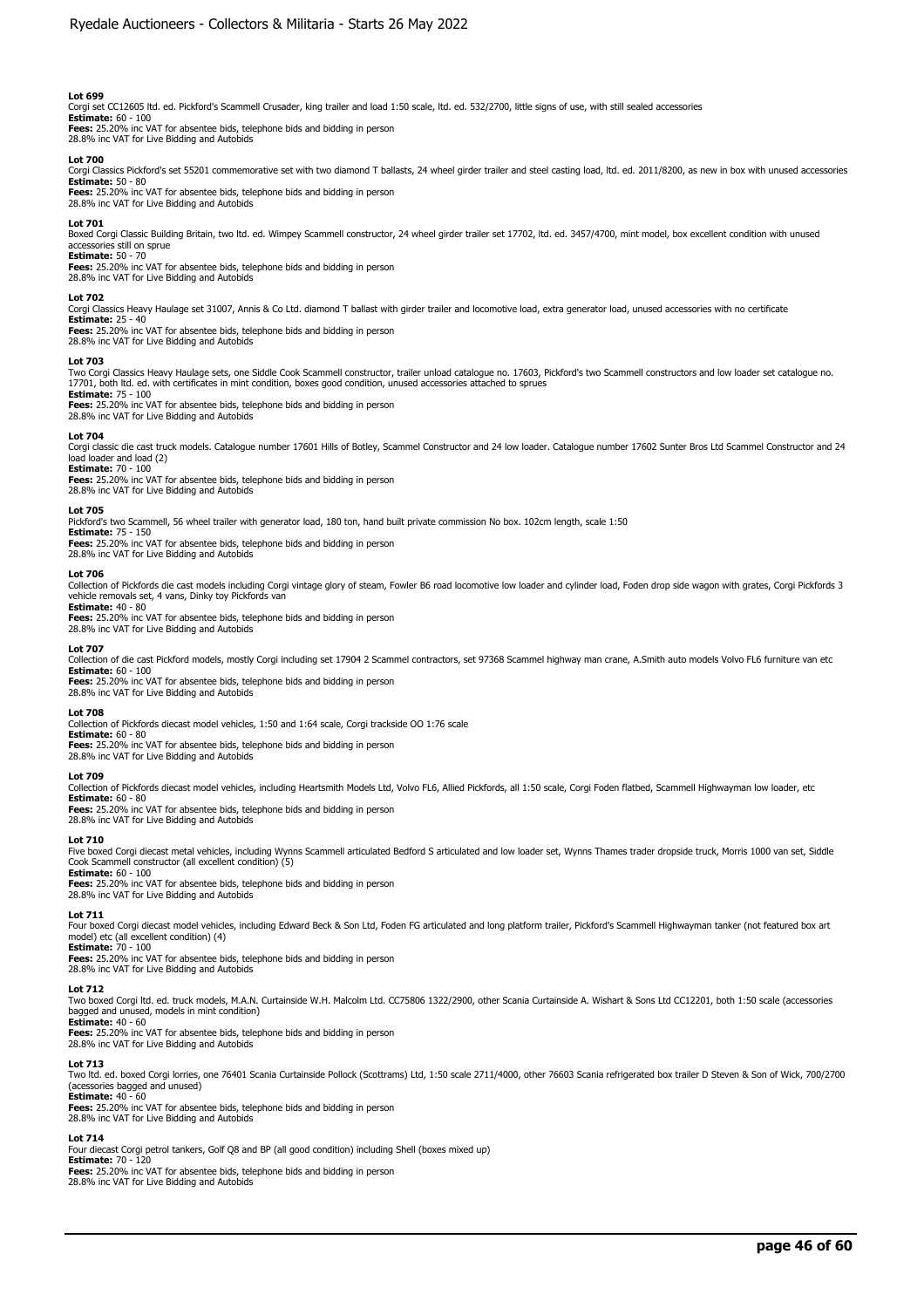**Lot 699**
Corgi set CC12605 ltd. ed. Pickford's Scammell Crusader, king trailer and load 1:50 scale, ltd. ed. 532/2700, little signs of use, with still sealed accessories
**Estimate:** 60 - 100
**Fees:** 25.20% inc VAT for absentee bids, telephone bids and bidding in person
28.8% inc VAT for Live Bidding and Autobids

**Lot 700**
Corgi Classics Pickford's set 55201 commemorative set with two diamond T ballasts, 24 wheel girder trailer and steel casting load, ltd. ed. 2011/8200, as new in box with unused accessories
**Estimate:** 50 - 80
**Fees:** 25.20% inc VAT for absentee bids, telephone bids and bidding in person
28.8% inc VAT for Live Bidding and Autobids

**Lot 701**
Boxed Corgi Classic Building Britain, two ltd. ed. Wimpey Scammell constructor, 24 wheel girder trailer set 17702, ltd. ed. 3457/4700, mint model, box excellent condition with unused accessories still on sprue
**Estimate:** 50 - 70
**Fees:** 25.20% inc VAT for absentee bids, telephone bids and bidding in person
28.8% inc VAT for Live Bidding and Autobids

**Lot 702**
Corgi Classics Heavy Haulage set 31007, Annis & Co Ltd. diamond T ballast with girder trailer and locomotive load, extra generator load, unused accessories with no certificate
**Estimate:** 25 - 40
**Fees:** 25.20% inc VAT for absentee bids, telephone bids and bidding in person
28.8% inc VAT for Live Bidding and Autobids

**Lot 703**
Two Corgi Classics Heavy Haulage sets, one Siddle Cook Scammell constructor, trailer unload catalogue no. 17603, Pickford's two Scammell constructors and low loader set catalogue no. 17701, both ltd. ed. with certificates in mint condition, boxes good condition, unused accessories attached to sprues
**Estimate:** 75 - 100
**Fees:** 25.20% inc VAT for absentee bids, telephone bids and bidding in person
28.8% inc VAT for Live Bidding and Autobids

**Lot 704**
Corgi classic die cast truck models. Catalogue number 17601 Hills of Botley, Scammel Constructor and 24 low loader. Catalogue number 17602 Sunter Bros Ltd Scammel Constructor and 24 load loader and load (2)
**Estimate:** 70 - 100
**Fees:** 25.20% inc VAT for absentee bids, telephone bids and bidding in person
28.8% inc VAT for Live Bidding and Autobids

**Lot 705**
Pickford's two Scammell, 56 wheel trailer with generator load, 180 ton, hand built private commission No box. 102cm length, scale 1:50
**Estimate:** 75 - 150
**Fees:** 25.20% inc VAT for absentee bids, telephone bids and bidding in person
28.8% inc VAT for Live Bidding and Autobids

**Lot 706**
Collection of Pickfords die cast models including Corgi vintage glory of steam, Fowler B6 road locomotive low loader and cylinder load, Foden drop side wagon with grates, Corgi Pickfords 3 vehicle removals set, 4 vans, Dinky toy Pickfords van
**Estimate:** 40 - 80
**Fees:** 25.20% inc VAT for absentee bids, telephone bids and bidding in person
28.8% inc VAT for Live Bidding and Autobids

**Lot 707**
Collection of die cast Pickford models, mostly Corgi including set 17904 2 Scammel contractors, set 97368 Scammel highway man crane, A.Smith auto models Volvo FL6 furniture van etc
**Estimate:** 60 - 100
**Fees:** 25.20% inc VAT for absentee bids, telephone bids and bidding in person
28.8% inc VAT for Live Bidding and Autobids

**Lot 708**
Collection of Pickfords diecast model vehicles, 1:50 and 1:64 scale, Corgi trackside OO 1:76 scale
**Estimate:** 60 - 80
**Fees:** 25.20% inc VAT for absentee bids, telephone bids and bidding in person
28.8% inc VAT for Live Bidding and Autobids

**Lot 709**
Collection of Pickfords diecast model vehicles, including Heartsmith Models Ltd, Volvo FL6, Allied Pickfords, all 1:50 scale, Corgi Foden flatbed, Scammell Highwayman low loader, etc
**Estimate:** 60 - 80
**Fees:** 25.20% inc VAT for absentee bids, telephone bids and bidding in person
28.8% inc VAT for Live Bidding and Autobids

**Lot 710**
Five boxed Corgi diecast metal vehicles, including Wynns Scammell articulated Bedford S articulated and low loader set, Wynns Thames trader dropside truck, Morris 1000 van set, Siddle Cook Scammell constructor (all excellent condition) (5)
**Estimate:** 60 - 100
**Fees:** 25.20% inc VAT for absentee bids, telephone bids and bidding in person
28.8% inc VAT for Live Bidding and Autobids

**Lot 711**
Four boxed Corgi diecast model vehicles, including Edward Beck & Son Ltd, Foden FG articulated and long platform trailer, Pickford's Scammell Highwayman tanker (not featured box art model) etc (all excellent condition) (4)
**Estimate:** 70 - 100
**Fees:** 25.20% inc VAT for absentee bids, telephone bids and bidding in person
28.8% inc VAT for Live Bidding and Autobids

**Lot 712**
Two boxed Corgi ltd. ed. truck models, M.A.N. Curtainside W.H. Malcolm Ltd. CC75806 1322/2900, other Scania Curtainside A. Wishart & Sons Ltd CC12201, both 1:50 scale (accessories bagged and unused, models in mint condition)
**Estimate:** 40 - 60
**Fees:** 25.20% inc VAT for absentee bids, telephone bids and bidding in person
28.8% inc VAT for Live Bidding and Autobids

**Lot 713**
Two ltd. ed. boxed Corgi lorries, one 76401 Scania Curtainside Pollock (Scottrams) Ltd, 1:50 scale 2711/4000, other 76603 Scania refrigerated box trailer D Steven & Son of Wick, 700/2700 (acessories bagged and unused)
**Estimate:** 40 - 60
**Fees:** 25.20% inc VAT for absentee bids, telephone bids and bidding in person
28.8% inc VAT for Live Bidding and Autobids

**Lot 714**
Four diecast Corgi petrol tankers, Golf Q8 and BP (all good condition) including Shell (boxes mixed up)
**Estimate:** 70 - 120
**Fees:** 25.20% inc VAT for absentee bids, telephone bids and bidding in person
28.8% inc VAT for Live Bidding and Autobids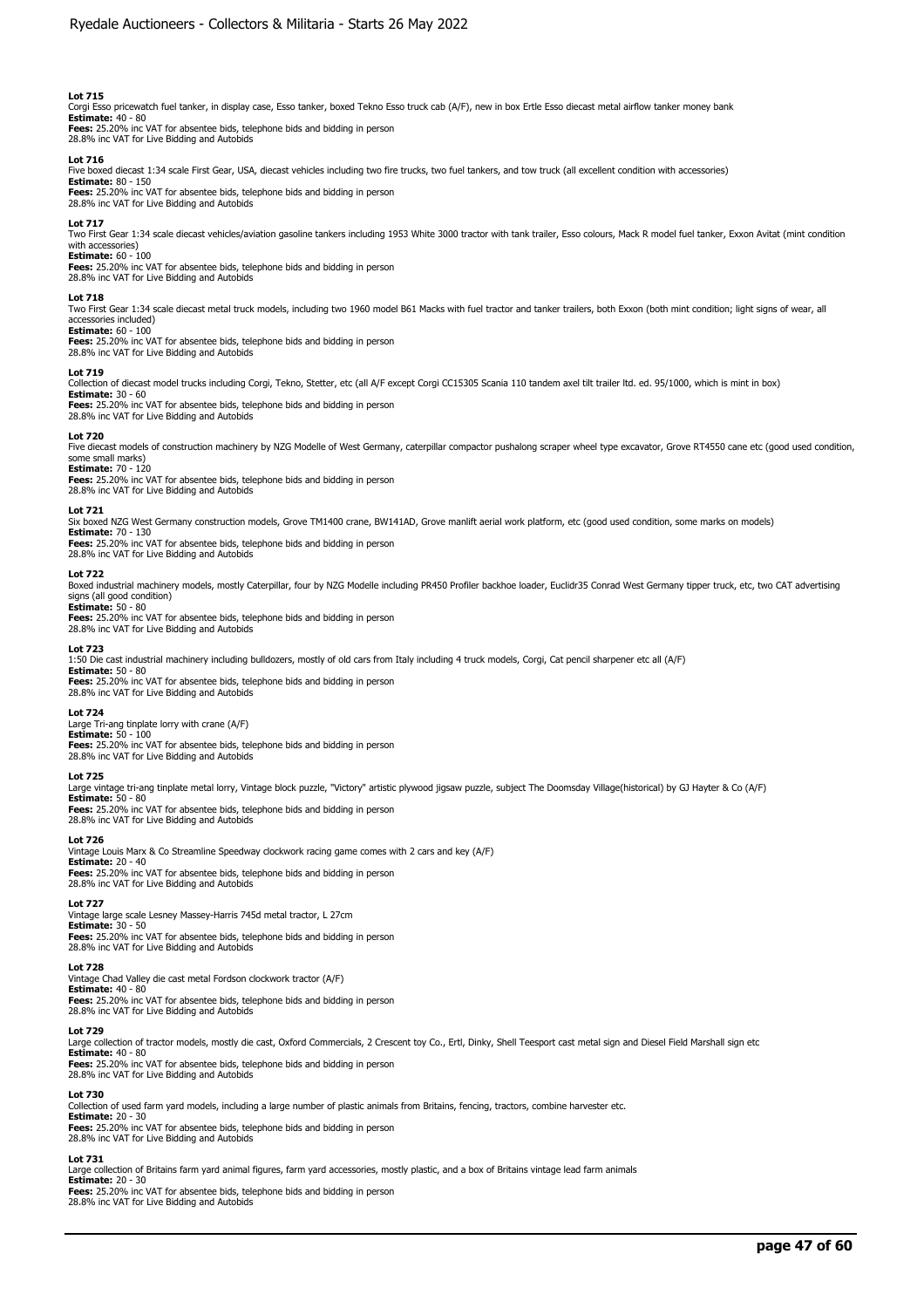**Lot 715**
Corgi Esso pricewatch fuel tanker, in display case, Esso tanker, boxed Tekno Esso truck cab (A/F), new in box Ertle Esso diecast metal airflow tanker money bank
**Estimate:** 40 - 80
**Fees:** 25.20% inc VAT for absentee bids, telephone bids and bidding in person
28.8% inc VAT for Live Bidding and Autobids

**Lot 716**
Five boxed diecast 1:34 scale First Gear, USA, diecast vehicles including two fire trucks, two fuel tankers, and tow truck (all excellent condition with accessories)
**Estimate:** 80 - 150
**Fees:** 25.20% inc VAT for absentee bids, telephone bids and bidding in person
28.8% inc VAT for Live Bidding and Autobids

**Lot 717**
Two First Gear 1:34 scale diecast vehicles/aviation gasoline tankers including 1953 White 3000 tractor with tank trailer, Esso colours, Mack R model fuel tanker, Exxon Avitat (mint condition with accessories)
**Estimate:** 60 - 100
**Fees:** 25.20% inc VAT for absentee bids, telephone bids and bidding in person
28.8% inc VAT for Live Bidding and Autobids

**Lot 718**
Two First Gear 1:34 scale diecast metal truck models, including two 1960 model B61 Macks with fuel tractor and tanker trailers, both Exxon (both mint condition; light signs of wear, all accessories included)
**Estimate:** 60 - 100
**Fees:** 25.20% inc VAT for absentee bids, telephone bids and bidding in person
28.8% inc VAT for Live Bidding and Autobids

**Lot 719**
Collection of diecast model trucks including Corgi, Tekno, Stetter, etc (all A/F except Corgi CC15305 Scania 110 tandem axel tilt trailer ltd. ed. 95/1000, which is mint in box)
**Estimate:** 30 - 60
**Fees:** 25.20% inc VAT for absentee bids, telephone bids and bidding in person
28.8% inc VAT for Live Bidding and Autobids

**Lot 720**
Five diecast models of construction machinery by NZG Modelle of West Germany, caterpillar compactor pushalong scraper wheel type excavator, Grove RT4550 cane etc (good used condition, some small marks)
**Estimate:** 70 - 120
**Fees:** 25.20% inc VAT for absentee bids, telephone bids and bidding in person
28.8% inc VAT for Live Bidding and Autobids

**Lot 721**
Six boxed NZG West Germany construction models, Grove TM1400 crane, BW141AD, Grove manlift aerial work platform, etc (good used condition, some marks on models)
**Estimate:** 70 - 130
**Fees:** 25.20% inc VAT for absentee bids, telephone bids and bidding in person
28.8% inc VAT for Live Bidding and Autobids

**Lot 722**
Boxed industrial machinery models, mostly Caterpillar, four by NZG Modelle including PR450 Profiler backhoe loader, Euclidr35 Conrad West Germany tipper truck, etc, two CAT advertising signs (all good condition)
**Estimate:** 50 - 80
**Fees:** 25.20% inc VAT for absentee bids, telephone bids and bidding in person
28.8% inc VAT for Live Bidding and Autobids

**Lot 723**
1:50 Die cast industrial machinery including bulldozers, mostly of old cars from Italy including 4 truck models, Corgi, Cat pencil sharpener etc all (A/F)
**Estimate:** 50 - 80
**Fees:** 25.20% inc VAT for absentee bids, telephone bids and bidding in person
28.8% inc VAT for Live Bidding and Autobids

**Lot 724**
Large Tri-ang tinplate lorry with crane (A/F)
**Estimate:** 50 - 100
**Fees:** 25.20% inc VAT for absentee bids, telephone bids and bidding in person
28.8% inc VAT for Live Bidding and Autobids

**Lot 725**
Large vintage tri-ang tinplate metal lorry, Vintage block puzzle, "Victory" artistic plywood jigsaw puzzle, subject The Doomsday Village(historical) by GJ Hayter & Co (A/F)
**Estimate:** 50 - 80
**Fees:** 25.20% inc VAT for absentee bids, telephone bids and bidding in person
28.8% inc VAT for Live Bidding and Autobids

**Lot 726**
Vintage Louis Marx & Co Streamline Speedway clockwork racing game comes with 2 cars and key (A/F)
**Estimate:** 20 - 40
**Fees:** 25.20% inc VAT for absentee bids, telephone bids and bidding in person
28.8% inc VAT for Live Bidding and Autobids

**Lot 727**
Vintage large scale Lesney Massey-Harris 745d metal tractor, L 27cm
**Estimate:** 30 - 50
**Fees:** 25.20% inc VAT for absentee bids, telephone bids and bidding in person
28.8% inc VAT for Live Bidding and Autobids

**Lot 728**
Vintage Chad Valley die cast metal Fordson clockwork tractor (A/F)
**Estimate:** 40 - 80
**Fees:** 25.20% inc VAT for absentee bids, telephone bids and bidding in person
28.8% inc VAT for Live Bidding and Autobids

**Lot 729**
Large collection of tractor models, mostly die cast, Oxford Commercials, 2 Crescent toy Co., Ertl, Dinky, Shell Teesport cast metal sign and Diesel Field Marshall sign etc
**Estimate:** 40 - 80
**Fees:** 25.20% inc VAT for absentee bids, telephone bids and bidding in person
28.8% inc VAT for Live Bidding and Autobids

**Lot 730**
Collection of used farm yard models, including a large number of plastic animals from Britains, fencing, tractors, combine harvester etc.
**Estimate:** 20 - 30
**Fees:** 25.20% inc VAT for absentee bids, telephone bids and bidding in person
28.8% inc VAT for Live Bidding and Autobids

**Lot 731**
Large collection of Britains farm yard animal figures, farm yard accessories, mostly plastic, and a box of Britains vintage lead farm animals
**Estimate:** 20 - 30
**Fees:** 25.20% inc VAT for absentee bids, telephone bids and bidding in person
28.8% inc VAT for Live Bidding and Autobids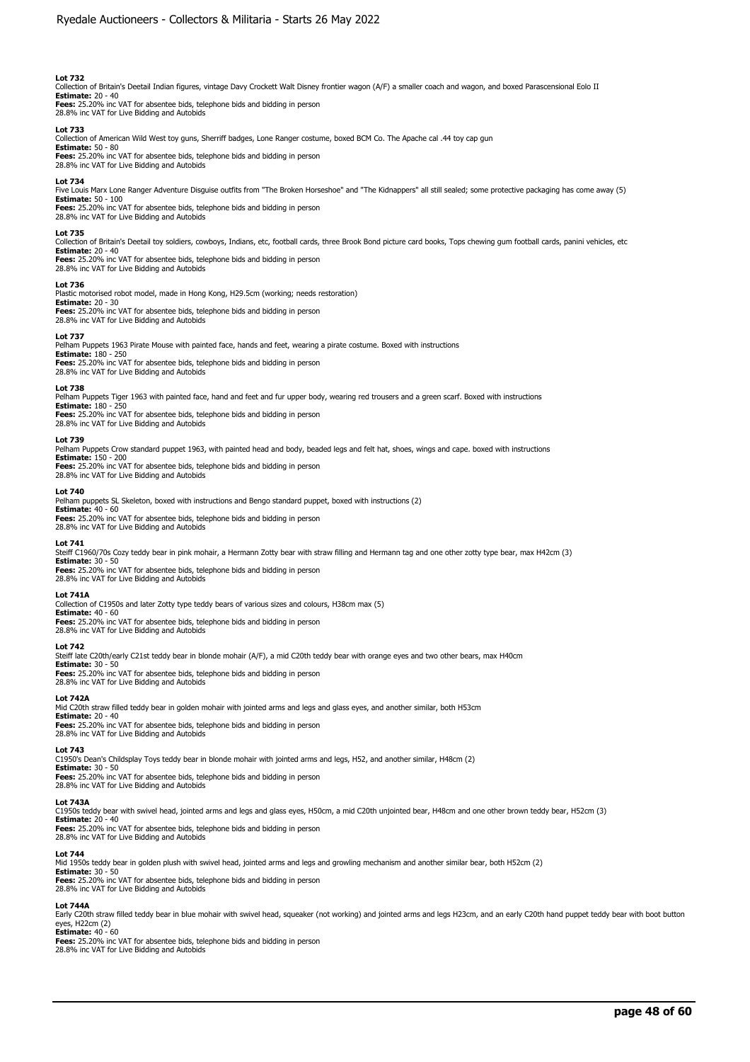**Lot 732**
Collection of Britain's Deetail Indian figures, vintage Davy Crockett Walt Disney frontier wagon (A/F) a smaller coach and wagon, and boxed Parascensional Eolo II
**Estimate:** 20 - 40
**Fees:** 25.20% inc VAT for absentee bids, telephone bids and bidding in person
28.8% inc VAT for Live Bidding and Autobids

**Lot 733**
Collection of American Wild West toy guns, Sherriff badges, Lone Ranger costume, boxed BCM Co. The Apache cal .44 toy cap gun
**Estimate:** 50 - 80
**Fees:** 25.20% inc VAT for absentee bids, telephone bids and bidding in person
28.8% inc VAT for Live Bidding and Autobids

**Lot 734**
Five Louis Marx Lone Ranger Adventure Disguise outfits from "The Broken Horseshoe" and "The Kidnappers" all still sealed; some protective packaging has come away (5)
**Estimate:** 50 - 100
**Fees:** 25.20% inc VAT for absentee bids, telephone bids and bidding in person
28.8% inc VAT for Live Bidding and Autobids

**Lot 735**
Collection of Britain's Deetail toy soldiers, cowboys, Indians, etc, football cards, three Brook Bond picture card books, Tops chewing gum football cards, panini vehicles, etc
**Estimate:** 20 - 40
**Fees:** 25.20% inc VAT for absentee bids, telephone bids and bidding in person
28.8% inc VAT for Live Bidding and Autobids

**Lot 736**
Plastic motorised robot model, made in Hong Kong, H29.5cm (working; needs restoration)
**Estimate:** 20 - 30
**Fees:** 25.20% inc VAT for absentee bids, telephone bids and bidding in person
28.8% inc VAT for Live Bidding and Autobids

**Lot 737**
Pelham Puppets 1963 Pirate Mouse with painted face, hands and feet, wearing a pirate costume. Boxed with instructions
**Estimate:** 180 - 250
**Fees:** 25.20% inc VAT for absentee bids, telephone bids and bidding in person
28.8% inc VAT for Live Bidding and Autobids

**Lot 738**
Pelham Puppets Tiger 1963 with painted face, hand and feet and fur upper body, wearing red trousers and a green scarf. Boxed with instructions
**Estimate:** 180 - 250
**Fees:** 25.20% inc VAT for absentee bids, telephone bids and bidding in person
28.8% inc VAT for Live Bidding and Autobids

**Lot 739**
Pelham Puppets Crow standard puppet 1963, with painted head and body, beaded legs and felt hat, shoes, wings and cape. boxed with instructions
**Estimate:** 150 - 200
**Fees:** 25.20% inc VAT for absentee bids, telephone bids and bidding in person
28.8% inc VAT for Live Bidding and Autobids

**Lot 740**
Pelham puppets SL Skeleton, boxed with instructions and Bengo standard puppet, boxed with instructions (2)
**Estimate:** 40 - 60
**Fees:** 25.20% inc VAT for absentee bids, telephone bids and bidding in person
28.8% inc VAT for Live Bidding and Autobids

**Lot 741**
Steiff C1960/70s Cozy teddy bear in pink mohair, a Hermann Zotty bear with straw filling and Hermann tag and one other zotty type bear, max H42cm (3)
**Estimate:** 30 - 50
**Fees:** 25.20% inc VAT for absentee bids, telephone bids and bidding in person
28.8% inc VAT for Live Bidding and Autobids

**Lot 741A**
Collection of C1950s and later Zotty type teddy bears of various sizes and colours, H38cm max (5)
**Estimate:** 40 - 60
**Fees:** 25.20% inc VAT for absentee bids, telephone bids and bidding in person
28.8% inc VAT for Live Bidding and Autobids

**Lot 742**
Steiff late C20th/early C21st teddy bear in blonde mohair (A/F), a mid C20th teddy bear with orange eyes and two other bears, max H40cm
**Estimate:** 30 - 50
**Fees:** 25.20% inc VAT for absentee bids, telephone bids and bidding in person
28.8% inc VAT for Live Bidding and Autobids

**Lot 742A**
Mid C20th straw filled teddy bear in golden mohair with jointed arms and legs and glass eyes, and another similar, both H53cm
**Estimate:** 20 - 40
**Fees:** 25.20% inc VAT for absentee bids, telephone bids and bidding in person
28.8% inc VAT for Live Bidding and Autobids

**Lot 743**
C1950's Dean's Childsplay Toys teddy bear in blonde mohair with jointed arms and legs, H52, and another similar, H48cm (2)
**Estimate:** 30 - 50
**Fees:** 25.20% inc VAT for absentee bids, telephone bids and bidding in person
28.8% inc VAT for Live Bidding and Autobids

**Lot 743A**
C1950s teddy bear with swivel head, jointed arms and legs and glass eyes, H50cm, a mid C20th unjointed bear, H48cm and one other brown teddy bear, H52cm (3)
**Estimate:** 20 - 40
**Fees:** 25.20% inc VAT for absentee bids, telephone bids and bidding in person
28.8% inc VAT for Live Bidding and Autobids

**Lot 744**
Mid 1950s teddy bear in golden plush with swivel head, jointed arms and legs and growling mechanism and another similar bear, both H52cm (2)
**Estimate:** 30 - 50
**Fees:** 25.20% inc VAT for absentee bids, telephone bids and bidding in person
28.8% inc VAT for Live Bidding and Autobids

**Lot 744A**
Early C20th straw filled teddy bear in blue mohair with swivel head, squeaker (not working) and jointed arms and legs H23cm, and an early C20th hand puppet teddy bear with boot button eyes, H22cm (2)
**Estimate:** 40 - 60
**Fees:** 25.20% inc VAT for absentee bids, telephone bids and bidding in person
28.8% inc VAT for Live Bidding and Autobids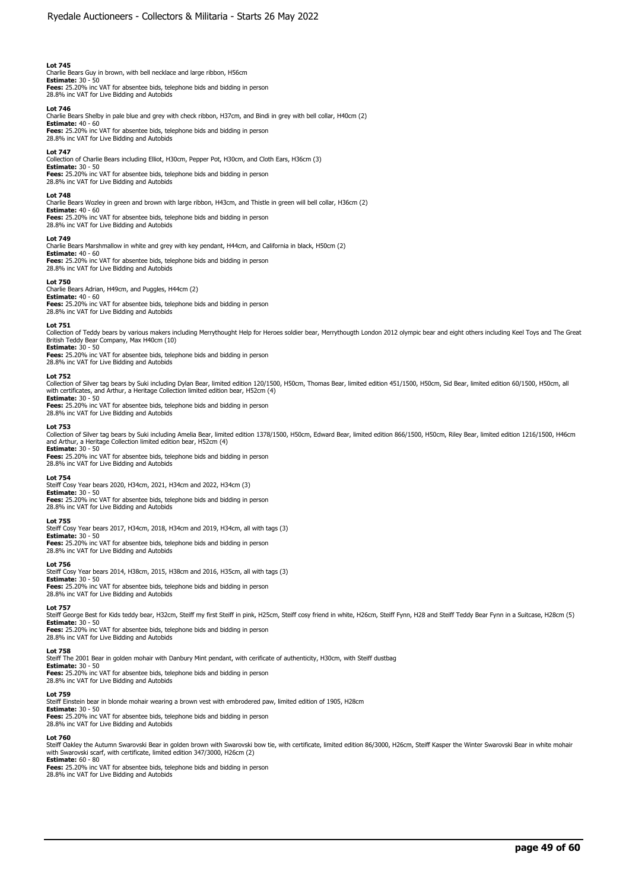**Lot 745**
Charlie Bears Guy in brown, with bell necklace and large ribbon, H56cm
**Estimate:** 30 - 50
**Fees:** 25.20% inc VAT for absentee bids, telephone bids and bidding in person
28.8% inc VAT for Live Bidding and Autobids

**Lot 746**
Charlie Bears Shelby in pale blue and grey with check ribbon, H37cm, and Bindi in grey with bell collar, H40cm (2)
**Estimate:** 40 - 60
**Fees:** 25.20% inc VAT for absentee bids, telephone bids and bidding in person
28.8% inc VAT for Live Bidding and Autobids

**Lot 747**
Collection of Charlie Bears including Elliot, H30cm, Pepper Pot, H30cm, and Cloth Ears, H36cm (3)
**Estimate:** 30 - 50
**Fees:** 25.20% inc VAT for absentee bids, telephone bids and bidding in person
28.8% inc VAT for Live Bidding and Autobids

**Lot 748**
Charlie Bears Wozley in green and brown with large ribbon, H43cm, and Thistle in green will bell collar, H36cm (2)
**Estimate:** 40 - 60
**Fees:** 25.20% inc VAT for absentee bids, telephone bids and bidding in person
28.8% inc VAT for Live Bidding and Autobids

**Lot 749**
Charlie Bears Marshmallow in white and grey with key pendant, H44cm, and California in black, H50cm (2)
**Estimate:** 40 - 60
**Fees:** 25.20% inc VAT for absentee bids, telephone bids and bidding in person
28.8% inc VAT for Live Bidding and Autobids

**Lot 750**
Charlie Bears Adrian, H49cm, and Puggles, H44cm (2)
**Estimate:** 40 - 60
**Fees:** 25.20% inc VAT for absentee bids, telephone bids and bidding in person
28.8% inc VAT for Live Bidding and Autobids

**Lot 751**
Collection of Teddy bears by various makers including Merrythought Help for Heroes soldier bear, Merrythougth London 2012 olympic bear and eight others including Keel Toys and The Great British Teddy Bear Company, Max H40cm (10)
**Estimate:** 30 - 50
**Fees:** 25.20% inc VAT for absentee bids, telephone bids and bidding in person
28.8% inc VAT for Live Bidding and Autobids

**Lot 752**
Collection of Silver tag bears by Suki including Dylan Bear, limited edition 120/1500, H50cm, Thomas Bear, limited edition 451/1500, H50cm, Sid Bear, limited edition 60/1500, H50cm, all with certificates, and Arthur, a Heritage Collection limited edition bear, H52cm (4)
**Estimate:** 30 - 50
**Fees:** 25.20% inc VAT for absentee bids, telephone bids and bidding in person
28.8% inc VAT for Live Bidding and Autobids

**Lot 753**
Collection of Silver tag bears by Suki including Amelia Bear, limited edition 1378/1500, H50cm, Edward Bear, limited edition 866/1500, H50cm, Riley Bear, limited edition 1216/1500, H46cm and Arthur, a Heritage Collection limited edition bear, H52cm (4)
**Estimate:** 30 - 50
**Fees:** 25.20% inc VAT for absentee bids, telephone bids and bidding in person
28.8% inc VAT for Live Bidding and Autobids

**Lot 754**
Steiff Cosy Year bears 2020, H34cm, 2021, H34cm and 2022, H34cm (3)
**Estimate:** 30 - 50
**Fees:** 25.20% inc VAT for absentee bids, telephone bids and bidding in person
28.8% inc VAT for Live Bidding and Autobids

**Lot 755**
Steiff Cosy Year bears 2017, H34cm, 2018, H34cm and 2019, H34cm, all with tags (3)
**Estimate:** 30 - 50
**Fees:** 25.20% inc VAT for absentee bids, telephone bids and bidding in person
28.8% inc VAT for Live Bidding and Autobids

**Lot 756**
Steiff Cosy Year bears 2014, H38cm, 2015, H38cm and 2016, H35cm, all with tags (3)
**Estimate:** 30 - 50
**Fees:** 25.20% inc VAT for absentee bids, telephone bids and bidding in person
28.8% inc VAT for Live Bidding and Autobids

**Lot 757**
Steiff George Best for Kids teddy bear, H32cm, Steiff my first Steiff in pink, H25cm, Steiff cosy friend in white, H26cm, Steiff Fynn, H28 and Steiff Teddy Bear Fynn in a Suitcase, H28cm (5)
**Estimate:** 30 - 50
**Fees:** 25.20% inc VAT for absentee bids, telephone bids and bidding in person
28.8% inc VAT for Live Bidding and Autobids

**Lot 758**
Steiff The 2001 Bear in golden mohair with Danbury Mint pendant, with cerificate of authenticity, H30cm, with Steiff dustbag
**Estimate:** 30 - 50
**Fees:** 25.20% inc VAT for absentee bids, telephone bids and bidding in person
28.8% inc VAT for Live Bidding and Autobids

**Lot 759**
Steiff Einstein bear in blonde mohair wearing a brown vest with embrodered paw, limited edition of 1905, H28cm
**Estimate:** 30 - 50
**Fees:** 25.20% inc VAT for absentee bids, telephone bids and bidding in person
28.8% inc VAT for Live Bidding and Autobids

**Lot 760**
Steiff Oakley the Autumn Swarovski Bear in golden brown with Swarovski bow tie, with certificate, limited edition 86/3000, H26cm, Steiff Kasper the Winter Swarovski Bear in white mohair with Swarovski scarf, with certificate, limited edition 347/3000, H26cm (2)
**Estimate:** 60 - 80
**Fees:** 25.20% inc VAT for absentee bids, telephone bids and bidding in person
28.8% inc VAT for Live Bidding and Autobids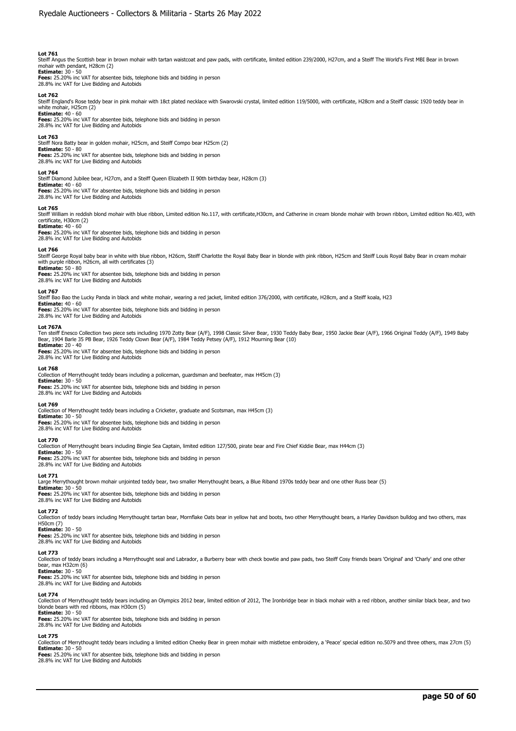**Lot 761**
Steiff Angus the Scottish bear in brown mohair with tartan waistcoat and paw pads, with certificate, limited edition 239/2000, H27cm, and a Steiff The World's First MBI Bear in brown mohair with pendant, H28cm (2)
**Estimate:** 30 - 50
**Fees:** 25.20% inc VAT for absentee bids, telephone bids and bidding in person
28.8% inc VAT for Live Bidding and Autobids

**Lot 762**
Steiff England's Rose teddy bear in pink mohair with 18ct plated necklace with Swarovski crystal, limited edition 119/5000, with certificate, H28cm and a Steiff classic 1920 teddy bear in white mohair, H25cm (2)
**Estimate:** 40 - 60
**Fees:** 25.20% inc VAT for absentee bids, telephone bids and bidding in person
28.8% inc VAT for Live Bidding and Autobids

**Lot 763**
Steiff Nora Batty bear in golden mohair, H25cm, and Steiff Compo bear H25cm (2)
**Estimate:** 50 - 80
**Fees:** 25.20% inc VAT for absentee bids, telephone bids and bidding in person
28.8% inc VAT for Live Bidding and Autobids

**Lot 764**
Steiff Diamond Jubilee bear, H27cm, and a Steiff Queen Elizabeth II 90th birthday bear, H28cm (3)
**Estimate:** 40 - 60
**Fees:** 25.20% inc VAT for absentee bids, telephone bids and bidding in person
28.8% inc VAT for Live Bidding and Autobids

**Lot 765**
Steiff William in reddish blond mohair with blue ribbon, Limited edition No.117, with certificate,H30cm, and Catherine in cream blonde mohair with brown ribbon, Limited edition No.403, with certificate, H30cm (2)
**Estimate:** 40 - 60
**Fees:** 25.20% inc VAT for absentee bids, telephone bids and bidding in person
28.8% inc VAT for Live Bidding and Autobids

**Lot 766**
Steiff George Royal baby bear in white with blue ribbon, H26cm, Steiff Charlotte the Royal Baby Bear in blonde with pink ribbon, H25cm and Steiff Louis Royal Baby Bear in cream mohair with purple ribbon, H26cm, all with certificates (3)
**Estimate:** 50 - 80
**Fees:** 25.20% inc VAT for absentee bids, telephone bids and bidding in person
28.8% inc VAT for Live Bidding and Autobids

**Lot 767**
Steiff Bao Bao the Lucky Panda in black and white mohair, wearing a red jacket, limited edition 376/2000, with certificate, H28cm, and a Steiff koala, H23
**Estimate:** 40 - 60
**Fees:** 25.20% inc VAT for absentee bids, telephone bids and bidding in person
28.8% inc VAT for Live Bidding and Autobids

**Lot 767A**
Ten steiff Enesco Collection two piece sets including 1970 Zotty Bear (A/F), 1998 Classic Silver Bear, 1930 Teddy Baby Bear, 1950 Jackie Bear (A/F), 1966 Original Teddy (A/F), 1949 Baby Bear, 1904 Barle 35 PB Bear, 1926 Teddy Clown Bear (A/F), 1984 Teddy Petsey (A/F), 1912 Mourning Bear (10)
**Estimate:** 20 - 40
**Fees:** 25.20% inc VAT for absentee bids, telephone bids and bidding in person
28.8% inc VAT for Live Bidding and Autobids

**Lot 768**
Collection of Merrythought teddy bears including a policeman, guardsman and beefeater, max H45cm (3)
**Estimate:** 30 - 50
**Fees:** 25.20% inc VAT for absentee bids, telephone bids and bidding in person
28.8% inc VAT for Live Bidding and Autobids

**Lot 769**
Collection of Merrythought teddy bears including a Cricketer, graduate and Scotsman, max H45cm (3)
**Estimate:** 30 - 50
**Fees:** 25.20% inc VAT for absentee bids, telephone bids and bidding in person
28.8% inc VAT for Live Bidding and Autobids

**Lot 770**
Collection of Merrythought bears including Bingie Sea Captain, limited edition 127/500, pirate bear and Fire Chief Kiddie Bear, max H44cm (3)
**Estimate:** 30 - 50
**Fees:** 25.20% inc VAT for absentee bids, telephone bids and bidding in person
28.8% inc VAT for Live Bidding and Autobids

**Lot 771**
Large Merrythought brown mohair unjointed teddy bear, two smaller Merrythought bears, a Blue Riband 1970s teddy bear and one other Russ bear (5)
**Estimate:** 30 - 50
**Fees:** 25.20% inc VAT for absentee bids, telephone bids and bidding in person
28.8% inc VAT for Live Bidding and Autobids

**Lot 772**
Collection of teddy bears including Merrythought tartan bear, Mornflake Oats bear in yellow hat and boots, two other Merrythought bears, a Harley Davidson bulldog and two others, max H50cm (7)
**Estimate:** 30 - 50
**Fees:** 25.20% inc VAT for absentee bids, telephone bids and bidding in person
28.8% inc VAT for Live Bidding and Autobids

**Lot 773**
Collection of teddy bears including a Merrythought seal and Labrador, a Burberry bear with check bowtie and paw pads, two Steiff Cosy friends bears 'Original' and 'Charly' and one other bear, max H32cm (6)
**Estimate:** 30 - 50
**Fees:** 25.20% inc VAT for absentee bids, telephone bids and bidding in person
28.8% inc VAT for Live Bidding and Autobids

**Lot 774**
Collection of Merrythought teddy bears including an Olympics 2012 bear, limited edition of 2012, The Ironbridge bear in black mohair with a red ribbon, another similar black bear, and two blonde bears with red ribbons, max H30cm (5)
**Estimate:** 30 - 50
**Fees:** 25.20% inc VAT for absentee bids, telephone bids and bidding in person
28.8% inc VAT for Live Bidding and Autobids

**Lot 775**
Collection of Merrythought teddy bears including a limited edition Cheeky Bear in green mohair with mistletoe embroidery, a 'Peace' special edition no.5079 and three others, max 27cm (5)
**Estimate:** 30 - 50
**Fees:** 25.20% inc VAT for absentee bids, telephone bids and bidding in person
28.8% inc VAT for Live Bidding and Autobids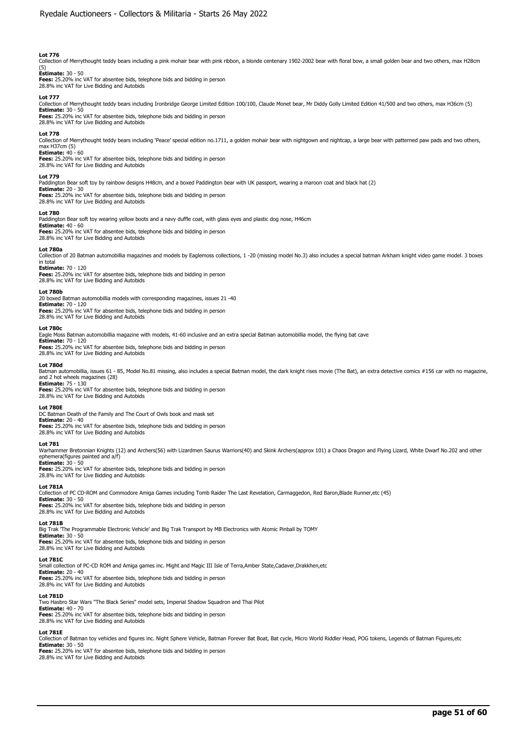**Lot 776**
Collection of Merrythought teddy bears including a pink mohair bear with pink ribbon, a blonde centenary 1902-2002 bear with floral bow, a small golden bear and two others, max H28cm (5)
**Estimate:** 30 - 50
**Fees:** 25.20% inc VAT for absentee bids, telephone bids and bidding in person
28.8% inc VAT for Live Bidding and Autobids

**Lot 777**
Collection of Merrythought teddy bears including Ironbridge George Limited Edition 100/100, Claude Monet bear, Mr Diddy Golly Limited Edition 41/500 and two others, max H36cm (5)
**Estimate:** 30 - 50
**Fees:** 25.20% inc VAT for absentee bids, telephone bids and bidding in person
28.8% inc VAT for Live Bidding and Autobids

**Lot 778**
Collection of Merrythought teddy bears including 'Peace' special edition no.1711, a golden mohair bear with nightgown and nightcap, a large bear with patterned paw pads and two others, max H37cm (5)
**Estimate:** 40 - 60
**Fees:** 25.20% inc VAT for absentee bids, telephone bids and bidding in person
28.8% inc VAT for Live Bidding and Autobids

**Lot 779**
Paddington Bear soft toy by rainbow designs H48cm, and a boxed Paddington bear with UK passport, wearing a maroon coat and black hat (2)
**Estimate:** 20 - 30
**Fees:** 25.20% inc VAT for absentee bids, telephone bids and bidding in person
28.8% inc VAT for Live Bidding and Autobids

**Lot 780**
Paddington Bear soft toy wearing yellow boots and a navy duffle coat, with glass eyes and plastic dog nose, H46cm
**Estimate:** 40 - 60
**Fees:** 25.20% inc VAT for absentee bids, telephone bids and bidding in person
28.8% inc VAT for Live Bidding and Autobids

**Lot 780a**
Collection of 20 Batman automobillia magazines and models by Eaglemoss collections, 1 -20 (missing model No.3) also includes a special batman Arkham knight video game model. 3 boxes in total
**Estimate:** 70 - 120
**Fees:** 25.20% inc VAT for absentee bids, telephone bids and bidding in person
28.8% inc VAT for Live Bidding and Autobids

**Lot 780b**
20 boxed Batman automobillia models with corresponding magazines, issues 21 -40
**Estimate:** 70 - 120
**Fees:** 25.20% inc VAT for absentee bids, telephone bids and bidding in person
28.8% inc VAT for Live Bidding and Autobids

**Lot 780c**
Eagle Moss Batman automobillia magazine with models, 41-60 inclusive and an extra special Batman automobillia model, the flying bat cave
**Estimate:** 70 - 120
**Fees:** 25.20% inc VAT for absentee bids, telephone bids and bidding in person
28.8% inc VAT for Live Bidding and Autobids

**Lot 780d**
Batman automobillia, issues 61 - 85, Model No.81 missing, also includes a special Batman model, the dark knight rises movie (The Bat), an extra detective comics #156 car with no magazine, and 2 hot wheels magazines (28)
**Estimate:** 75 - 130
**Fees:** 25.20% inc VAT for absentee bids, telephone bids and bidding in person
28.8% inc VAT for Live Bidding and Autobids

**Lot 780E**
DC Batman Death of the Family and The Court of Owls book and mask set
**Estimate:** 20 - 40
**Fees:** 25.20% inc VAT for absentee bids, telephone bids and bidding in person
28.8% inc VAT for Live Bidding and Autobids

**Lot 781**
Warhammer Bretonnian Knights (12) and Archers(56) with Lizardmen Saurus Warriors(40) and Skink Archers(approx 101) a Chaos Dragon and Flying Lizard, White Dwarf No.202 and other ephemera(figures painted and a/f)
**Estimate:** 30 - 50
**Fees:** 25.20% inc VAT for absentee bids, telephone bids and bidding in person
28.8% inc VAT for Live Bidding and Autobids

**Lot 781A**
Collection of PC CD-ROM and Commodore Amiga Games including Tomb Raider The Last Revelation, Carmaggedon, Red Baron,Blade Runner,etc (45)
**Estimate:** 30 - 50
**Fees:** 25.20% inc VAT for absentee bids, telephone bids and bidding in person
28.8% inc VAT for Live Bidding and Autobids

**Lot 781B**
Big Trak 'The Programmable Electronic Vehicle' and Big Trak Transport by MB Electronics with Atomic Pinball by TOMY
**Estimate:** 30 - 50
**Fees:** 25.20% inc VAT for absentee bids, telephone bids and bidding in person
28.8% inc VAT for Live Bidding and Autobids

**Lot 781C**
Small collection of PC-CD ROM and Amiga games inc. Might and Magic III Isle of Terra,Amber State,Cadaver,Drakkhen,etc
**Estimate:** 20 - 40
**Fees:** 25.20% inc VAT for absentee bids, telephone bids and bidding in person
28.8% inc VAT for Live Bidding and Autobids

**Lot 781D**
Two Hasbro Star Wars "The Black Series" model sets, Imperial Shadow Squadron and Thai Pilot
**Estimate:** 40 - 70
**Fees:** 25.20% inc VAT for absentee bids, telephone bids and bidding in person
28.8% inc VAT for Live Bidding and Autobids

**Lot 781E**
Collection of Batman toy vehicles and figures inc. Night Sphere Vehicle, Batman Forever Bat Boat, Bat cycle, Micro World Riddler Head, POG tokens, Legends of Batman Figures,etc
**Estimate:** 30 - 50
**Fees:** 25.20% inc VAT for absentee bids, telephone bids and bidding in person
28.8% inc VAT for Live Bidding and Autobids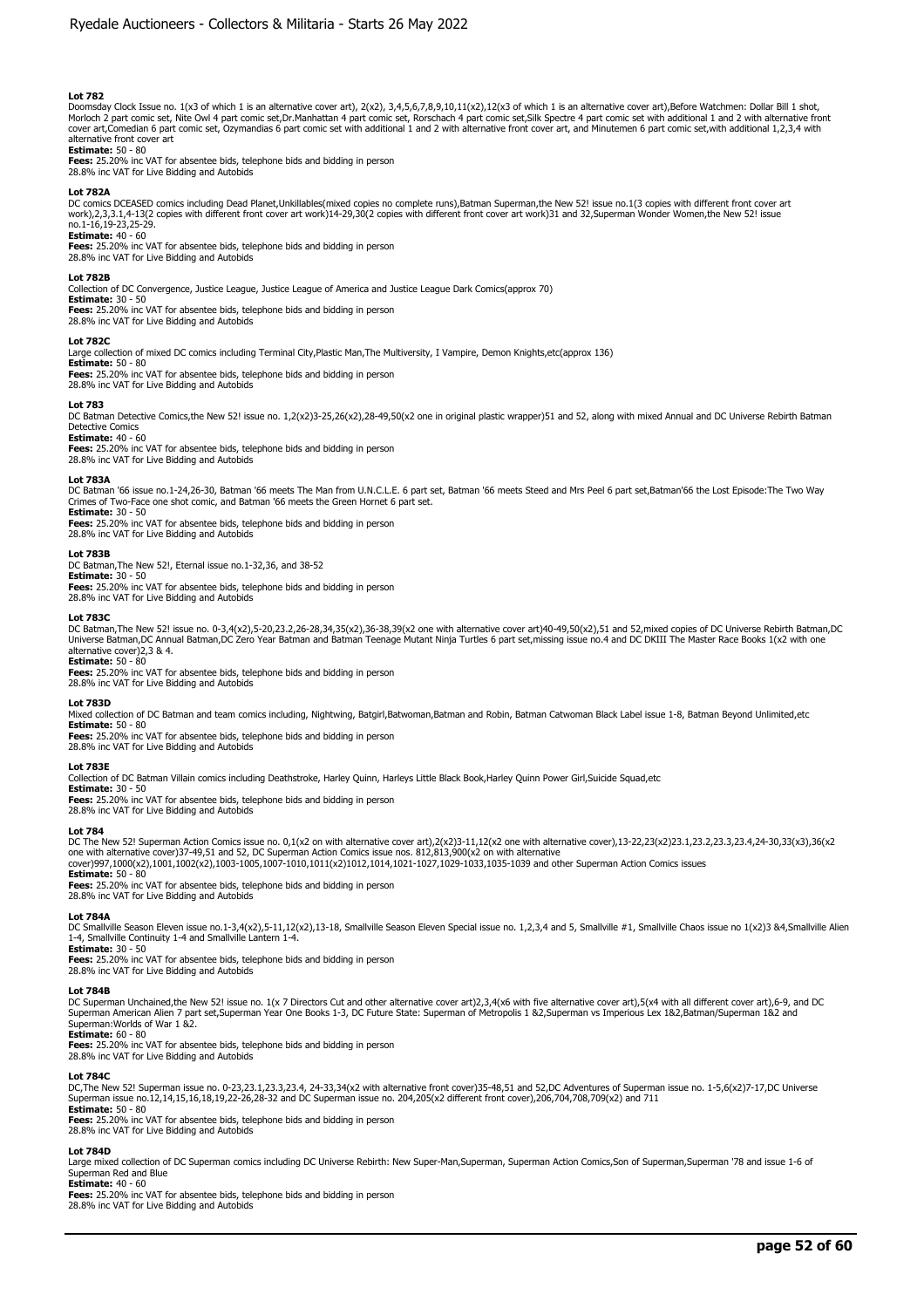**Lot 782**
Doomsday Clock Issue no. 1(x3 of which 1 is an alternative cover art), 2(x2), 3,4,5,6,7,8,9,10,11(x2),12(x3 of which 1 is an alternative cover art),Before Watchmen: Dollar Bill 1 shot, Morloch 2 part comic set, Nite Owl 4 part comic set,Dr.Manhattan 4 part comic set, Rorschach 4 part comic set,Silk Spectre 4 part comic set with additional 1 and 2 with alternative front cover art,Comedian 6 part comic set, Ozymandias 6 part comic set with additional 1 and 2 with alternative front cover art, and Minutemen 6 part comic set,with additional 1,2,3,4 with alternative front cover art
**Estimate:** 50 - 80
**Fees:** 25.20% inc VAT for absentee bids, telephone bids and bidding in person
28.8% inc VAT for Live Bidding and Autobids

**Lot 782A**
DC comics DCEASED comics including Dead Planet,Unkillables(mixed copies no complete runs),Batman Superman,the New 52! issue no.1(3 copies with different front cover art work),2,3,3.1,4-13(2 copies with different front cover art work)14-29,30(2 copies with different front cover art work)31 and 32,Superman Wonder Women,the New 52! issue no.1-16,19-23,25-29.
**Estimate:** 40 - 60
**Fees:** 25.20% inc VAT for absentee bids, telephone bids and bidding in person
28.8% inc VAT for Live Bidding and Autobids

**Lot 782B**
Collection of DC Convergence, Justice League, Justice League of America and Justice League Dark Comics(approx 70)
**Estimate:** 30 - 50
**Fees:** 25.20% inc VAT for absentee bids, telephone bids and bidding in person
28.8% inc VAT for Live Bidding and Autobids

**Lot 782C**
Large collection of mixed DC comics including Terminal City,Plastic Man,The Multiversity, I Vampire, Demon Knights,etc(approx 136)
**Estimate:** 50 - 80
**Fees:** 25.20% inc VAT for absentee bids, telephone bids and bidding in person
28.8% inc VAT for Live Bidding and Autobids

**Lot 783**
DC Batman Detective Comics,the New 52! issue no. 1,2(x2)3-25,26(x2),28-49,50(x2 one in original plastic wrapper)51 and 52, along with mixed Annual and DC Universe Rebirth Batman Detective Comics
**Estimate:** 40 - 60
**Fees:** 25.20% inc VAT for absentee bids, telephone bids and bidding in person
28.8% inc VAT for Live Bidding and Autobids

**Lot 783A**
DC Batman '66 issue no.1-24,26-30, Batman '66 meets The Man from U.N.C.L.E. 6 part set, Batman '66 meets Steed and Mrs Peel 6 part set,Batman'66 the Lost Episode:The Two Way Crimes of Two-Face one shot comic, and Batman '66 meets the Green Hornet 6 part set.
**Estimate:** 30 - 50
**Fees:** 25.20% inc VAT for absentee bids, telephone bids and bidding in person
28.8% inc VAT for Live Bidding and Autobids

**Lot 783B**
DC Batman,The New 52!, Eternal issue no.1-32,36, and 38-52
**Estimate:** 30 - 50
**Fees:** 25.20% inc VAT for absentee bids, telephone bids and bidding in person
28.8% inc VAT for Live Bidding and Autobids

**Lot 783C**
DC Batman,The New 52! issue no. 0-3,4(x2),5-20,23.2,26-28,34,35(x2),36-38,39(x2 one with alternative cover art)40-49,50(x2),51 and 52,mixed copies of DC Universe Rebirth Batman,DC Universe Batman,DC Annual Batman,DC Zero Year Batman and Batman Teenage Mutant Ninja Turtles 6 part set,missing issue no.4 and DC DKIII The Master Race Books 1(x2 with one alternative cover)2,3 & 4.
**Estimate:** 50 - 80
**Fees:** 25.20% inc VAT for absentee bids, telephone bids and bidding in person
28.8% inc VAT for Live Bidding and Autobids

**Lot 783D**
Mixed collection of DC Batman and team comics including, Nightwing, Batgirl,Batwoman,Batman and Robin, Batman Catwoman Black Label issue 1-8, Batman Beyond Unlimited,etc
**Estimate:** 50 - 80
**Fees:** 25.20% inc VAT for absentee bids, telephone bids and bidding in person
28.8% inc VAT for Live Bidding and Autobids

**Lot 783E**
Collection of DC Batman Villain comics including Deathstroke, Harley Quinn, Harleys Little Black Book,Harley Quinn Power Girl,Suicide Squad,etc
**Estimate:** 30 - 50
**Fees:** 25.20% inc VAT for absentee bids, telephone bids and bidding in person
28.8% inc VAT for Live Bidding and Autobids

**Lot 784**
DC The New 52! Superman Action Comics issue no. 0,1(x2 on with alternative cover art),2(x2)3-11,12(x2 one with alternative cover),13-22,23(x2)23.1,23.2,23.3,23.4,24-30,33(x3),36(x2 one with alternative cover)37-49,51 and 52, DC Superman Action Comics issue nos. 812,813,900(x2 on with alternative cover)997,1000(x2),1001,1002(x2),1003-1005,1007-1010,1011(x2)1012,1014,1021-1027,1029-1033,1035-1039 and other Superman Action Comics issues
**Estimate:** 50 - 80
**Fees:** 25.20% inc VAT for absentee bids, telephone bids and bidding in person
28.8% inc VAT for Live Bidding and Autobids

**Lot 784A**
DC Smallville Season Eleven issue no.1-3,4(x2),5-11,12(x2),13-18, Smallville Season Eleven Special issue no. 1,2,3,4 and 5, Smallville #1, Smallville Chaos issue no 1(x2)3 &4,Smallville Alien 1-4, Smallville Continuity 1-4 and Smallville Lantern 1-4.
**Estimate:** 30 - 50
**Fees:** 25.20% inc VAT for absentee bids, telephone bids and bidding in person
28.8% inc VAT for Live Bidding and Autobids

**Lot 784B**
DC Superman Unchained,the New 52! issue no. 1(x 7 Directors Cut and other alternative cover art)2,3,4(x6 with five alternative cover art),5(x4 with all different cover art),6-9, and DC Superman American Alien 7 part set,Superman Year One Books 1-3, DC Future State: Superman of Metropolis 1 &2,Superman vs Imperious Lex 1&2,Batman/Superman 1&2 and Superman:Worlds of War 1 &2.
**Estimate:** 60 - 80
**Fees:** 25.20% inc VAT for absentee bids, telephone bids and bidding in person
28.8% inc VAT for Live Bidding and Autobids

**Lot 784C**
DC,The New 52! Superman issue no. 0-23,23.1,23.3,23.4, 24-33,34(x2 with alternative front cover)35-48,51 and 52,DC Adventures of Superman issue no. 1-5,6(x2)7-17,DC Universe Superman issue no.12,14,15,16,18,19,22-26,28-32 and DC Superman issue no. 204,205(x2 different front cover),206,704,708,709(x2) and 711
**Estimate:** 50 - 80
**Fees:** 25.20% inc VAT for absentee bids, telephone bids and bidding in person
28.8% inc VAT for Live Bidding and Autobids

**Lot 784D**
Large mixed collection of DC Superman comics including DC Universe Rebirth: New Super-Man,Superman, Superman Action Comics,Son of Superman,Superman '78 and issue 1-6 of Superman Red and Blue
**Estimate:** 40 - 60
**Fees:** 25.20% inc VAT for absentee bids, telephone bids and bidding in person
28.8% inc VAT for Live Bidding and Autobids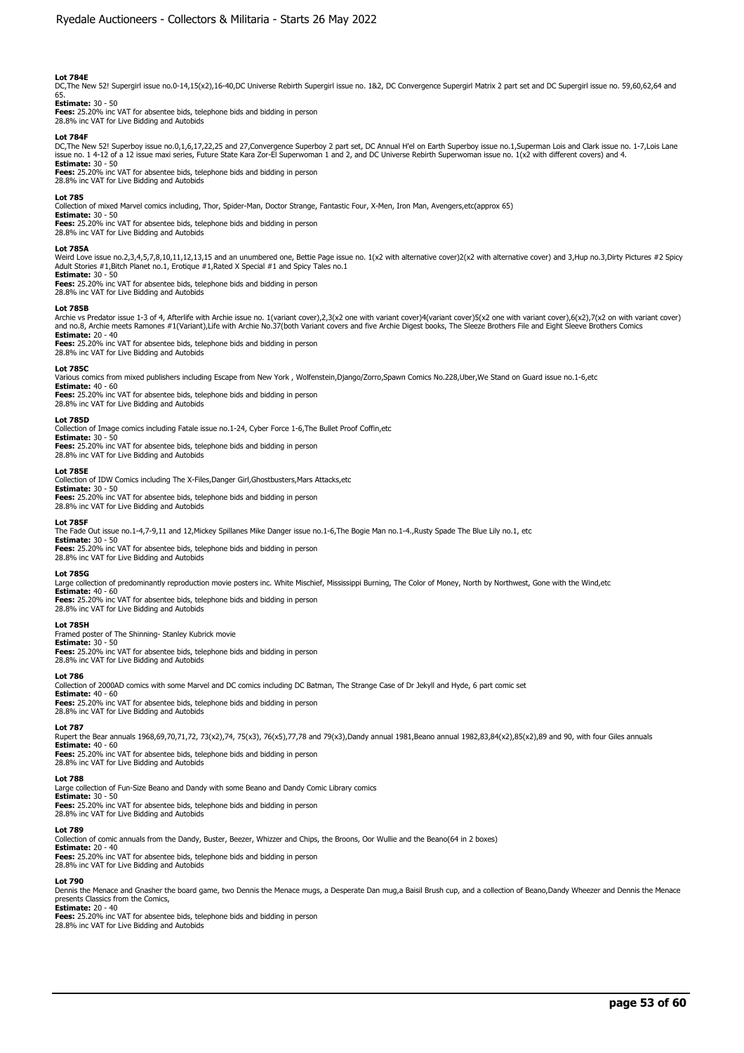**Lot 784E**
DC,The New 52! Supergirl issue no.0-14,15(x2),16-40,DC Universe Rebirth Supergirl issue no. 1&2, DC Convergence Supergirl Matrix 2 part set and DC Supergirl issue no. 59,60,62,64 and 65.
**Estimate:** 30 - 50
**Fees:** 25.20% inc VAT for absentee bids, telephone bids and bidding in person
28.8% inc VAT for Live Bidding and Autobids

**Lot 784F**
DC,The New 52! Superboy issue no.0,1,6,17,22,25 and 27,Convergence Superboy 2 part set, DC Annual H'el on Earth Superboy issue no.1,Superman Lois and Clark issue no. 1-7,Lois Lane issue no. 1 4-12 of a 12 issue maxi series, Future State Kara Zor-El Superwoman 1 and 2, and DC Universe Rebirth Superwoman issue no. 1(x2 with different covers) and 4.
**Estimate:** 30 - 50
**Fees:** 25.20% inc VAT for absentee bids, telephone bids and bidding in person
28.8% inc VAT for Live Bidding and Autobids

**Lot 785**
Collection of mixed Marvel comics including, Thor, Spider-Man, Doctor Strange, Fantastic Four, X-Men, Iron Man, Avengers,etc(approx 65)
**Estimate:** 30 - 50
**Fees:** 25.20% inc VAT for absentee bids, telephone bids and bidding in person
28.8% inc VAT for Live Bidding and Autobids

**Lot 785A**
Weird Love issue no.2,3,4,5,7,8,10,11,12,13,15 and an unnumbered one, Bettie Page issue no. 1(x2 with alternative cover)2(x2 with alternative cover) and 3,Hup no.3,Dirty Pictures #2 Spicy Adult Stories #1,Bitch Planet no.1, Erotique #1,Rated X Special #1 and Spicy Tales no.1
**Estimate:** 30 - 50
**Fees:** 25.20% inc VAT for absentee bids, telephone bids and bidding in person
28.8% inc VAT for Live Bidding and Autobids

**Lot 785B**
Archie vs Predator issue 1-3 of 4, Afterlife with Archie issue no. 1(variant cover),2,3(x2 one with variant cover)4(variant cover)5(x2 one with variant cover),6(x2),7(x2 on with variant cover) and no.8, Archie meets Ramones #1(Variant),Life with Archie No.37(both Variant covers and five Archie Digest books, The Sleeze Brothers File and Eight Sleeve Brothers Comics
**Estimate:** 20 - 40
**Fees:** 25.20% inc VAT for absentee bids, telephone bids and bidding in person
28.8% inc VAT for Live Bidding and Autobids

**Lot 785C**
Various comics from mixed publishers including Escape from New York , Wolfenstein,Django/Zorro,Spawn Comics No.228,Uber,We Stand on Guard issue no.1-6,etc
**Estimate:** 40 - 60
**Fees:** 25.20% inc VAT for absentee bids, telephone bids and bidding in person
28.8% inc VAT for Live Bidding and Autobids

**Lot 785D**
Collection of Image comics including Fatale issue no.1-24, Cyber Force 1-6,The Bullet Proof Coffin,etc
**Estimate:** 30 - 50
**Fees:** 25.20% inc VAT for absentee bids, telephone bids and bidding in person
28.8% inc VAT for Live Bidding and Autobids

**Lot 785E**
Collection of IDW Comics including The X-Files,Danger Girl,Ghostbusters,Mars Attacks,etc
**Estimate:** 30 - 50
**Fees:** 25.20% inc VAT for absentee bids, telephone bids and bidding in person
28.8% inc VAT for Live Bidding and Autobids

**Lot 785F**
The Fade Out issue no.1-4,7-9,11 and 12,Mickey Spillanes Mike Danger issue no.1-6,The Bogie Man no.1-4.,Rusty Spade The Blue Lily no.1, etc
**Estimate:** 30 - 50
**Fees:** 25.20% inc VAT for absentee bids, telephone bids and bidding in person
28.8% inc VAT for Live Bidding and Autobids

**Lot 785G**
Large collection of predominantly reproduction movie posters inc. White Mischief, Mississippi Burning, The Color of Money, North by Northwest, Gone with the Wind,etc
**Estimate:** 40 - 60
**Fees:** 25.20% inc VAT for absentee bids, telephone bids and bidding in person
28.8% inc VAT for Live Bidding and Autobids

**Lot 785H**
Framed poster of The Shinning- Stanley Kubrick movie
**Estimate:** 30 - 50
**Fees:** 25.20% inc VAT for absentee bids, telephone bids and bidding in person
28.8% inc VAT for Live Bidding and Autobids

**Lot 786**
Collection of 2000AD comics with some Marvel and DC comics including DC Batman, The Strange Case of Dr Jekyll and Hyde, 6 part comic set
**Estimate:** 40 - 60
**Fees:** 25.20% inc VAT for absentee bids, telephone bids and bidding in person
28.8% inc VAT for Live Bidding and Autobids

**Lot 787**
Rupert the Bear annuals 1968,69,70,71,72, 73(x2),74, 75(x3), 76(x5),77,78 and 79(x3),Dandy annual 1981,Beano annual 1982,83,84(x2),85(x2),89 and 90, with four Giles annuals
**Estimate:** 40 - 60
**Fees:** 25.20% inc VAT for absentee bids, telephone bids and bidding in person
28.8% inc VAT for Live Bidding and Autobids

**Lot 788**
Large collection of Fun-Size Beano and Dandy with some Beano and Dandy Comic Library comics
**Estimate:** 30 - 50
**Fees:** 25.20% inc VAT for absentee bids, telephone bids and bidding in person
28.8% inc VAT for Live Bidding and Autobids

**Lot 789**
Collection of comic annuals from the Dandy, Buster, Beezer, Whizzer and Chips, the Broons, Oor Wullie and the Beano(64 in 2 boxes)
**Estimate:** 20 - 40
**Fees:** 25.20% inc VAT for absentee bids, telephone bids and bidding in person
28.8% inc VAT for Live Bidding and Autobids

**Lot 790**
Dennis the Menace and Gnasher the board game, two Dennis the Menace mugs, a Desperate Dan mug,a Baisil Brush cup, and a collection of Beano,Dandy Wheezer and Dennis the Menace presents Classics from the Comics,
**Estimate:** 20 - 40
**Fees:** 25.20% inc VAT for absentee bids, telephone bids and bidding in person
28.8% inc VAT for Live Bidding and Autobids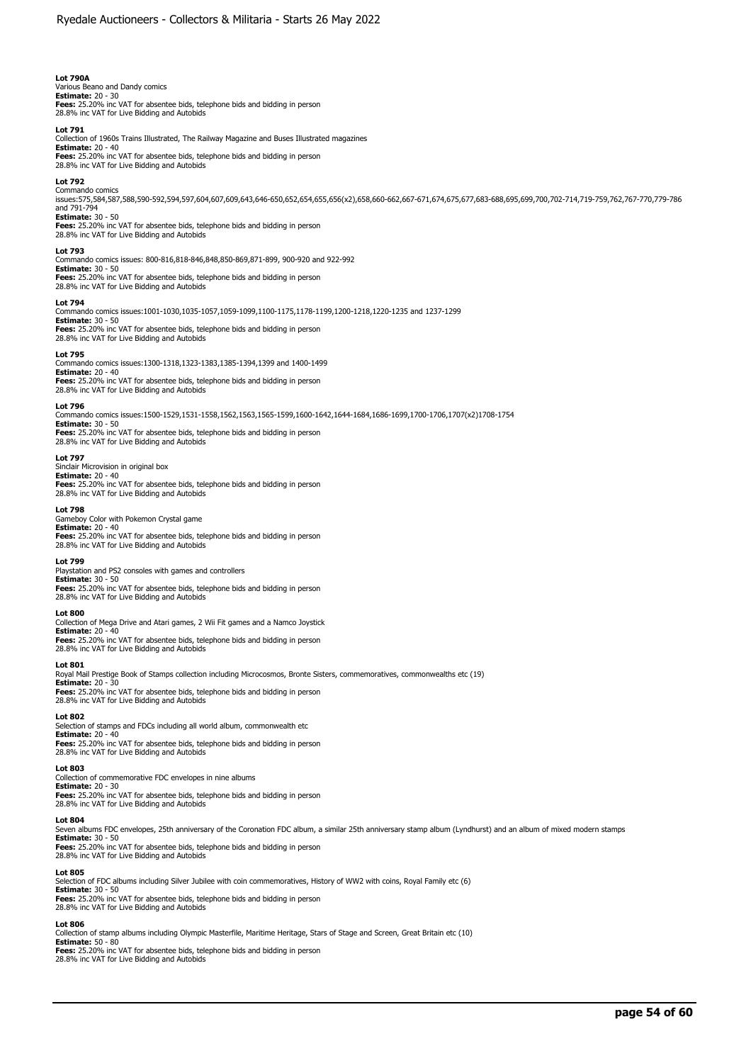**Lot 790A**
Various Beano and Dandy comics
**Estimate:** 20 - 30
**Fees:** 25.20% inc VAT for absentee bids, telephone bids and bidding in person
28.8% inc VAT for Live Bidding and Autobids

**Lot 791**
Collection of 1960s Trains Illustrated, The Railway Magazine and Buses Illustrated magazines
**Estimate:** 20 - 40
**Fees:** 25.20% inc VAT for absentee bids, telephone bids and bidding in person
28.8% inc VAT for Live Bidding and Autobids

**Lot 792**
Commando comics
issues:575,584,587,588,590-592,594,597,604,607,609,643,646-650,652,654,655,656(x2),658,660-662,667-671,674,675,677,683-688,695,699,700,702-714,719-759,762,767-770,779-786 and 791-794
**Estimate:** 30 - 50
**Fees:** 25.20% inc VAT for absentee bids, telephone bids and bidding in person
28.8% inc VAT for Live Bidding and Autobids

**Lot 793**
Commando comics issues: 800-816,818-846,848,850-869,871-899, 900-920 and 922-992
**Estimate:** 30 - 50
**Fees:** 25.20% inc VAT for absentee bids, telephone bids and bidding in person
28.8% inc VAT for Live Bidding and Autobids

**Lot 794**
Commando comics issues:1001-1030,1035-1057,1059-1099,1100-1175,1178-1199,1200-1218,1220-1235 and 1237-1299
**Estimate:** 30 - 50
**Fees:** 25.20% inc VAT for absentee bids, telephone bids and bidding in person
28.8% inc VAT for Live Bidding and Autobids

**Lot 795**
Commando comics issues:1300-1318,1323-1383,1385-1394,1399 and 1400-1499
**Estimate:** 20 - 40
**Fees:** 25.20% inc VAT for absentee bids, telephone bids and bidding in person
28.8% inc VAT for Live Bidding and Autobids

**Lot 796**
Commando comics issues:1500-1529,1531-1558,1562,1563,1565-1599,1600-1642,1644-1684,1686-1699,1700-1706,1707(x2)1708-1754
**Estimate:** 30 - 50
**Fees:** 25.20% inc VAT for absentee bids, telephone bids and bidding in person
28.8% inc VAT for Live Bidding and Autobids

**Lot 797**
Sinclair Microvision in original box
**Estimate:** 20 - 40
**Fees:** 25.20% inc VAT for absentee bids, telephone bids and bidding in person
28.8% inc VAT for Live Bidding and Autobids

**Lot 798**
Gameboy Color with Pokemon Crystal game
**Estimate:** 20 - 40
**Fees:** 25.20% inc VAT for absentee bids, telephone bids and bidding in person
28.8% inc VAT for Live Bidding and Autobids

**Lot 799**
Playstation and PS2 consoles with games and controllers
**Estimate:** 30 - 50
**Fees:** 25.20% inc VAT for absentee bids, telephone bids and bidding in person
28.8% inc VAT for Live Bidding and Autobids

**Lot 800**
Collection of Mega Drive and Atari games, 2 Wii Fit games and a Namco Joystick
**Estimate:** 20 - 40
**Fees:** 25.20% inc VAT for absentee bids, telephone bids and bidding in person
28.8% inc VAT for Live Bidding and Autobids

**Lot 801**
Royal Mail Prestige Book of Stamps collection including Microcosmos, Bronte Sisters, commemoratives, commonwealths etc (19)
**Estimate:** 20 - 30
**Fees:** 25.20% inc VAT for absentee bids, telephone bids and bidding in person
28.8% inc VAT for Live Bidding and Autobids

**Lot 802**
Selection of stamps and FDCs including all world album, commonwealth etc
**Estimate:** 20 - 40
**Fees:** 25.20% inc VAT for absentee bids, telephone bids and bidding in person
28.8% inc VAT for Live Bidding and Autobids

**Lot 803**
Collection of commemorative FDC envelopes in nine albums
**Estimate:** 20 - 30
**Fees:** 25.20% inc VAT for absentee bids, telephone bids and bidding in person
28.8% inc VAT for Live Bidding and Autobids

**Lot 804**
Seven albums FDC envelopes, 25th anniversary of the Coronation FDC album, a similar 25th anniversary stamp album (Lyndhurst) and an album of mixed modern stamps
**Estimate:** 30 - 50
**Fees:** 25.20% inc VAT for absentee bids, telephone bids and bidding in person
28.8% inc VAT for Live Bidding and Autobids

**Lot 805**
Selection of FDC albums including Silver Jubilee with coin commemoratives, History of WW2 with coins, Royal Family etc (6)
**Estimate:** 30 - 50
**Fees:** 25.20% inc VAT for absentee bids, telephone bids and bidding in person
28.8% inc VAT for Live Bidding and Autobids

**Lot 806**
Collection of stamp albums including Olympic Masterfile, Maritime Heritage, Stars of Stage and Screen, Great Britain etc (10)
**Estimate:** 50 - 80
**Fees:** 25.20% inc VAT for absentee bids, telephone bids and bidding in person
28.8% inc VAT for Live Bidding and Autobids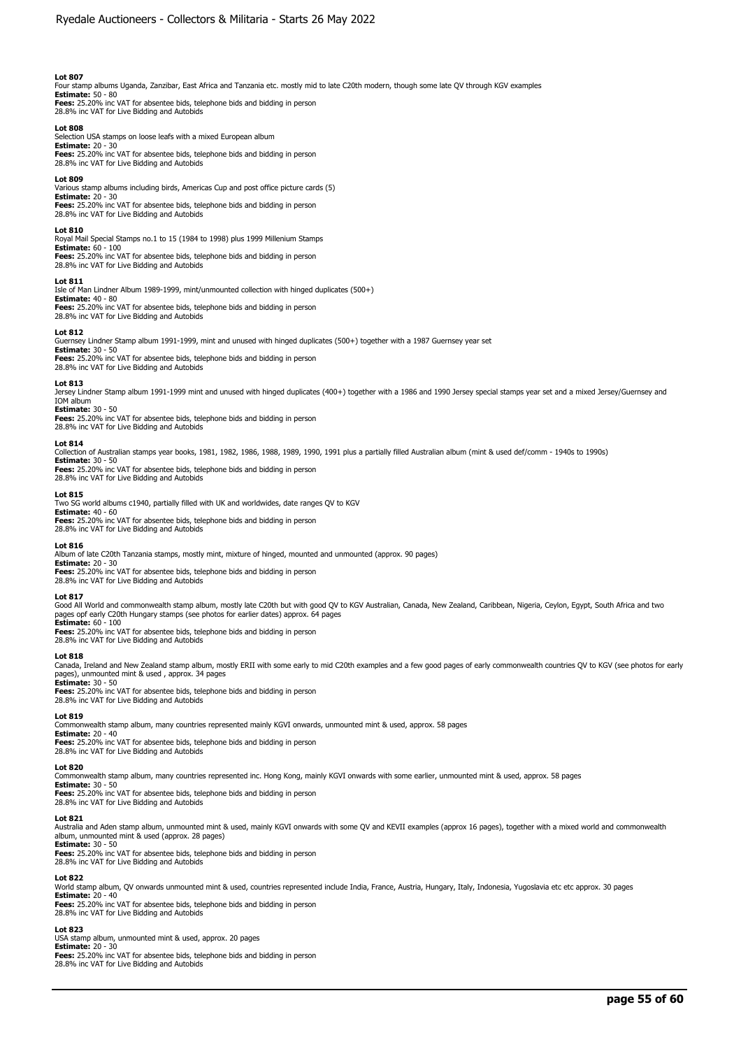**Lot 807**
Four stamp albums Uganda, Zanzibar, East Africa and Tanzania etc. mostly mid to late C20th modern, though some late QV through KGV examples
**Estimate:** 50 - 80
**Fees:** 25.20% inc VAT for absentee bids, telephone bids and bidding in person
28.8% inc VAT for Live Bidding and Autobids

**Lot 808**
Selection USA stamps on loose leafs with a mixed European album
**Estimate:** 20 - 30
**Fees:** 25.20% inc VAT for absentee bids, telephone bids and bidding in person
28.8% inc VAT for Live Bidding and Autobids

**Lot 809**
Various stamp albums including birds, Americas Cup and post office picture cards (5)
**Estimate:** 20 - 30
**Fees:** 25.20% inc VAT for absentee bids, telephone bids and bidding in person
28.8% inc VAT for Live Bidding and Autobids

**Lot 810**
Royal Mail Special Stamps no.1 to 15 (1984 to 1998) plus 1999 Millenium Stamps
**Estimate:** 60 - 100
**Fees:** 25.20% inc VAT for absentee bids, telephone bids and bidding in person
28.8% inc VAT for Live Bidding and Autobids

**Lot 811**
Isle of Man Lindner Album 1989-1999, mint/unmounted collection with hinged duplicates (500+)
**Estimate:** 40 - 80
**Fees:** 25.20% inc VAT for absentee bids, telephone bids and bidding in person
28.8% inc VAT for Live Bidding and Autobids

**Lot 812**
Guernsey Lindner Stamp album 1991-1999, mint and unused with hinged duplicates (500+) together with a 1987 Guernsey year set
**Estimate:** 30 - 50
**Fees:** 25.20% inc VAT for absentee bids, telephone bids and bidding in person
28.8% inc VAT for Live Bidding and Autobids

**Lot 813**
Jersey Lindner Stamp album 1991-1999 mint and unused with hinged duplicates (400+) together with a 1986 and 1990 Jersey special stamps year set and a mixed Jersey/Guernsey and IOM album
**Estimate:** 30 - 50
**Fees:** 25.20% inc VAT for absentee bids, telephone bids and bidding in person
28.8% inc VAT for Live Bidding and Autobids

**Lot 814**
Collection of Australian stamps year books, 1981, 1982, 1986, 1988, 1989, 1990, 1991 plus a partially filled Australian album (mint & used def/comm - 1940s to 1990s)
**Estimate:** 30 - 50
**Fees:** 25.20% inc VAT for absentee bids, telephone bids and bidding in person
28.8% inc VAT for Live Bidding and Autobids

**Lot 815**
Two SG world albums c1940, partially filled with UK and worldwides, date ranges QV to KGV
**Estimate:** 40 - 60
**Fees:** 25.20% inc VAT for absentee bids, telephone bids and bidding in person
28.8% inc VAT for Live Bidding and Autobids

**Lot 816**
Album of late C20th Tanzania stamps, mostly mint, mixture of hinged, mounted and unmounted (approx. 90 pages)
**Estimate:** 20 - 30
**Fees:** 25.20% inc VAT for absentee bids, telephone bids and bidding in person
28.8% inc VAT for Live Bidding and Autobids

**Lot 817**
Good All World and commonwealth stamp album, mostly late C20th but with good QV to KGV Australian, Canada, New Zealand, Caribbean, Nigeria, Ceylon, Egypt, South Africa and two pages opf early C20th Hungary stamps (see photos for earlier dates) approx. 64 pages
**Estimate:** 60 - 100
**Fees:** 25.20% inc VAT for absentee bids, telephone bids and bidding in person
28.8% inc VAT for Live Bidding and Autobids

**Lot 818**
Canada, Ireland and New Zealand stamp album, mostly ERII with some early to mid C20th examples and a few good pages of early commonwealth countries QV to KGV (see photos for early pages), unmounted mint & used , approx. 34 pages
**Estimate:** 30 - 50
**Fees:** 25.20% inc VAT for absentee bids, telephone bids and bidding in person
28.8% inc VAT for Live Bidding and Autobids

**Lot 819**
Commonwealth stamp album, many countries represented mainly KGVI onwards, unmounted mint & used, approx. 58 pages
**Estimate:** 20 - 40
**Fees:** 25.20% inc VAT for absentee bids, telephone bids and bidding in person
28.8% inc VAT for Live Bidding and Autobids

**Lot 820**
Commonwealth stamp album, many countries represented inc. Hong Kong, mainly KGVI onwards with some earlier, unmounted mint & used, approx. 58 pages
**Estimate:** 30 - 50
**Fees:** 25.20% inc VAT for absentee bids, telephone bids and bidding in person
28.8% inc VAT for Live Bidding and Autobids

**Lot 821**
Australia and Aden stamp album, unmounted mint & used, mainly KGVI onwards with some QV and KEVII examples (approx 16 pages), together with a mixed world and commonwealth album, unmounted mint & used (approx. 28 pages)
**Estimate:** 30 - 50
**Fees:** 25.20% inc VAT for absentee bids, telephone bids and bidding in person
28.8% inc VAT for Live Bidding and Autobids

**Lot 822**
World stamp album, QV onwards unmounted mint & used, countries represented include India, France, Austria, Hungary, Italy, Indonesia, Yugoslavia etc etc approx. 30 pages
**Estimate:** 20 - 40
**Fees:** 25.20% inc VAT for absentee bids, telephone bids and bidding in person
28.8% inc VAT for Live Bidding and Autobids

**Lot 823**
USA stamp album, unmounted mint & used, approx. 20 pages
**Estimate:** 20 - 30
**Fees:** 25.20% inc VAT for absentee bids, telephone bids and bidding in person
28.8% inc VAT for Live Bidding and Autobids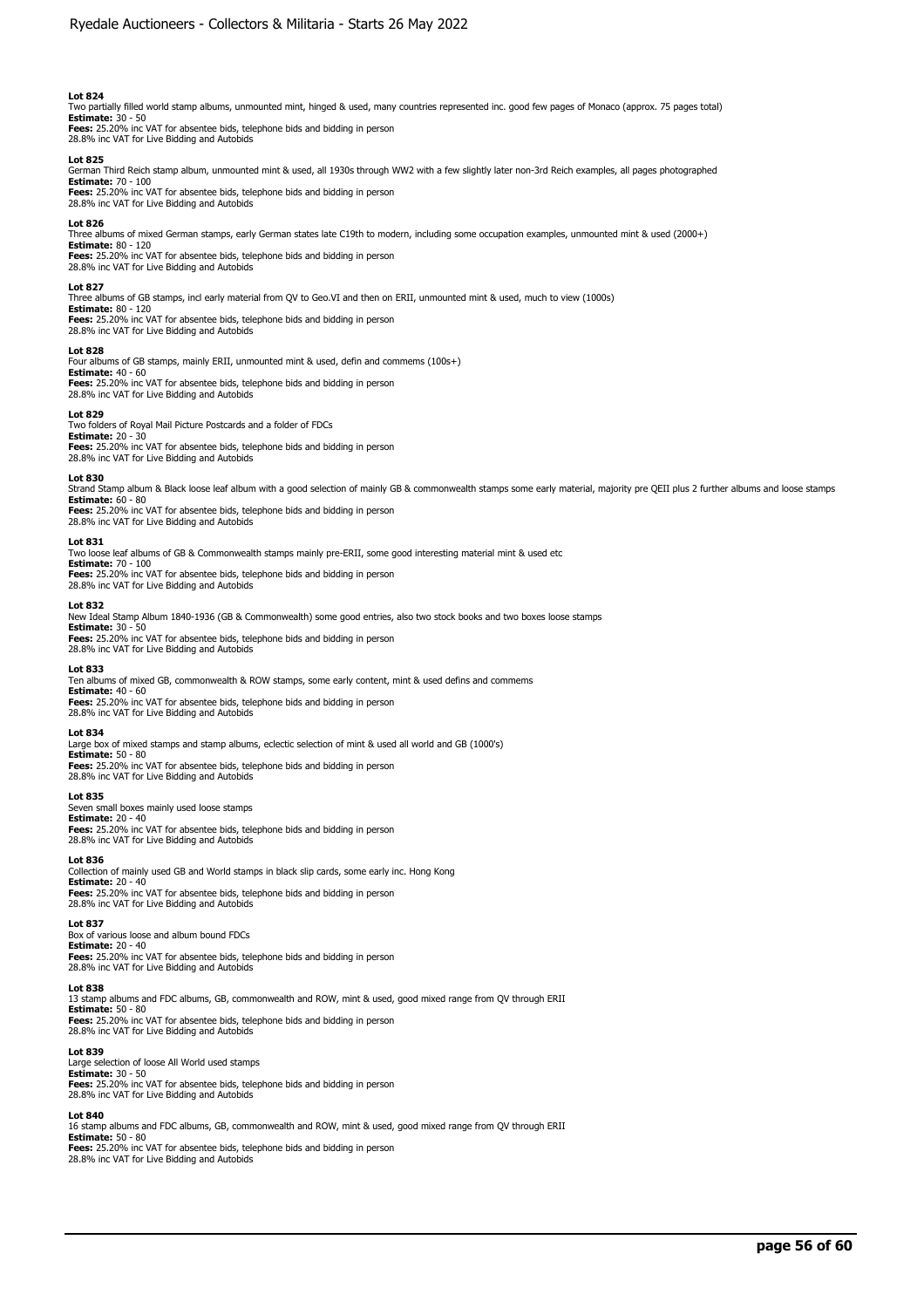**Lot 824**
Two partially filled world stamp albums, unmounted mint, hinged & used, many countries represented inc. good few pages of Monaco (approx. 75 pages total)
**Estimate:** 30 - 50
**Fees:** 25.20% inc VAT for absentee bids, telephone bids and bidding in person
28.8% inc VAT for Live Bidding and Autobids

**Lot 825**
German Third Reich stamp album, unmounted mint & used, all 1930s through WW2 with a few slightly later non-3rd Reich examples, all pages photographed
**Estimate:** 70 - 100
**Fees:** 25.20% inc VAT for absentee bids, telephone bids and bidding in person
28.8% inc VAT for Live Bidding and Autobids

**Lot 826**
Three albums of mixed German stamps, early German states late C19th to modern, including some occupation examples, unmounted mint & used (2000+)
**Estimate:** 80 - 120
**Fees:** 25.20% inc VAT for absentee bids, telephone bids and bidding in person
28.8% inc VAT for Live Bidding and Autobids

**Lot 827**
Three albums of GB stamps, incl early material from QV to Geo.VI and then on ERII, unmounted mint & used, much to view (1000s)
**Estimate:** 80 - 120
**Fees:** 25.20% inc VAT for absentee bids, telephone bids and bidding in person
28.8% inc VAT for Live Bidding and Autobids

**Lot 828**
Four albums of GB stamps, mainly ERII, unmounted mint & used, defin and commems (100s+)
**Estimate:** 40 - 60
**Fees:** 25.20% inc VAT for absentee bids, telephone bids and bidding in person
28.8% inc VAT for Live Bidding and Autobids

**Lot 829**
Two folders of Royal Mail Picture Postcards and a folder of FDCs
**Estimate:** 20 - 30
**Fees:** 25.20% inc VAT for absentee bids, telephone bids and bidding in person
28.8% inc VAT for Live Bidding and Autobids

**Lot 830**
Strand Stamp album & Black loose leaf album with a good selection of mainly GB & commonwealth stamps some early material, majority pre QEII plus 2 further albums and loose stamps
**Estimate:** 60 - 80
**Fees:** 25.20% inc VAT for absentee bids, telephone bids and bidding in person
28.8% inc VAT for Live Bidding and Autobids

**Lot 831**
Two loose leaf albums of GB & Commonwealth stamps mainly pre-ERII, some good interesting material mint & used etc
**Estimate:** 70 - 100
**Fees:** 25.20% inc VAT for absentee bids, telephone bids and bidding in person
28.8% inc VAT for Live Bidding and Autobids

**Lot 832**
New Ideal Stamp Album 1840-1936 (GB & Commonwealth) some good entries, also two stock books and two boxes loose stamps
**Estimate:** 30 - 50
**Fees:** 25.20% inc VAT for absentee bids, telephone bids and bidding in person
28.8% inc VAT for Live Bidding and Autobids

**Lot 833**
Ten albums of mixed GB, commonwealth & ROW stamps, some early content, mint & used defins and commems
**Estimate:** 40 - 60
**Fees:** 25.20% inc VAT for absentee bids, telephone bids and bidding in person
28.8% inc VAT for Live Bidding and Autobids

**Lot 834**
Large box of mixed stamps and stamp albums, eclectic selection of mint & used all world and GB (1000's)
**Estimate:** 50 - 80
**Fees:** 25.20% inc VAT for absentee bids, telephone bids and bidding in person
28.8% inc VAT for Live Bidding and Autobids

**Lot 835**
Seven small boxes mainly used loose stamps
**Estimate:** 20 - 40
**Fees:** 25.20% inc VAT for absentee bids, telephone bids and bidding in person
28.8% inc VAT for Live Bidding and Autobids

**Lot 836**
Collection of mainly used GB and World stamps in black slip cards, some early inc. Hong Kong
**Estimate:** 20 - 40
**Fees:** 25.20% inc VAT for absentee bids, telephone bids and bidding in person
28.8% inc VAT for Live Bidding and Autobids

**Lot 837**
Box of various loose and album bound FDCs
**Estimate:** 20 - 40
**Fees:** 25.20% inc VAT for absentee bids, telephone bids and bidding in person
28.8% inc VAT for Live Bidding and Autobids

**Lot 838**
13 stamp albums and FDC albums, GB, commonwealth and ROW, mint & used, good mixed range from QV through ERII
**Estimate:** 50 - 80
**Fees:** 25.20% inc VAT for absentee bids, telephone bids and bidding in person
28.8% inc VAT for Live Bidding and Autobids

**Lot 839**
Large selection of loose All World used stamps
**Estimate:** 30 - 50
**Fees:** 25.20% inc VAT for absentee bids, telephone bids and bidding in person
28.8% inc VAT for Live Bidding and Autobids

**Lot 840**
16 stamp albums and FDC albums, GB, commonwealth and ROW, mint & used, good mixed range from QV through ERII
**Estimate:** 50 - 80
**Fees:** 25.20% inc VAT for absentee bids, telephone bids and bidding in person
28.8% inc VAT for Live Bidding and Autobids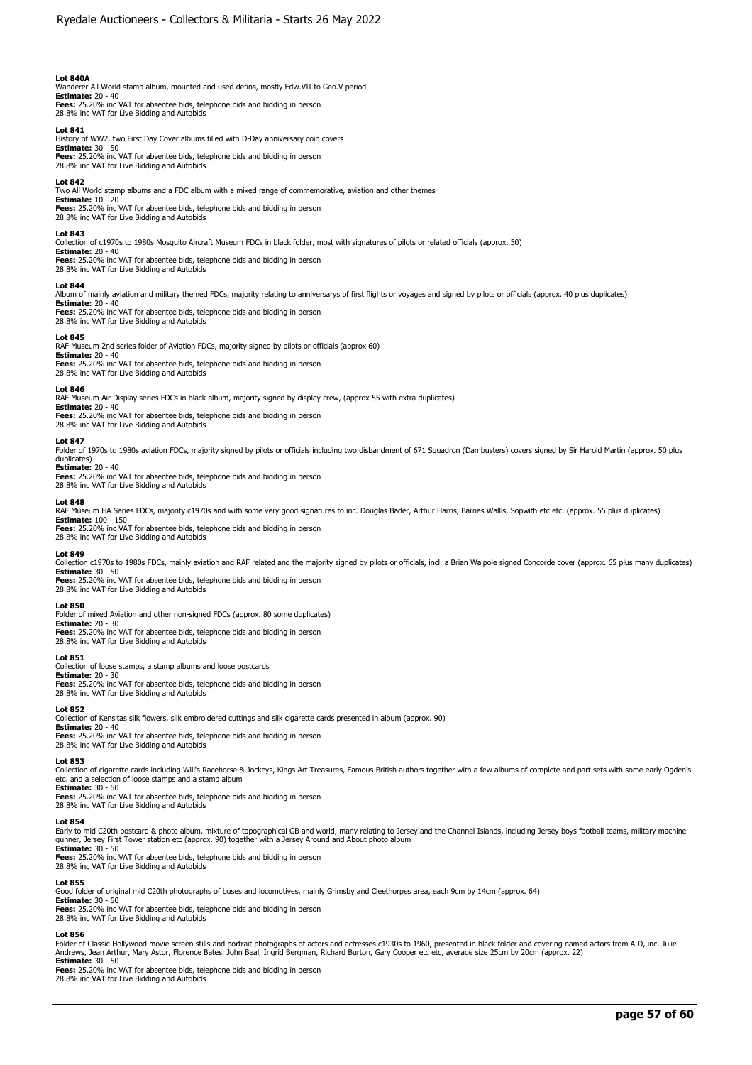**Lot 840A**
Wanderer All World stamp album, mounted and used defins, mostly Edw.VII to Geo.V period
**Estimate:** 20 - 40
**Fees:** 25.20% inc VAT for absentee bids, telephone bids and bidding in person
28.8% inc VAT for Live Bidding and Autobids

**Lot 841**
History of WW2, two First Day Cover albums filled with D-Day anniversary coin covers
**Estimate:** 30 - 50
**Fees:** 25.20% inc VAT for absentee bids, telephone bids and bidding in person
28.8% inc VAT for Live Bidding and Autobids

**Lot 842**
Two All World stamp albums and a FDC album with a mixed range of commemorative, aviation and other themes
**Estimate:** 10 - 20
**Fees:** 25.20% inc VAT for absentee bids, telephone bids and bidding in person
28.8% inc VAT for Live Bidding and Autobids

**Lot 843**
Collection of c1970s to 1980s Mosquito Aircraft Museum FDCs in black folder, most with signatures of pilots or related officials (approx. 50)
**Estimate:** 20 - 40
**Fees:** 25.20% inc VAT for absentee bids, telephone bids and bidding in person
28.8% inc VAT for Live Bidding and Autobids

**Lot 844**
Album of mainly aviation and military themed FDCs, majority relating to anniversarys of first flights or voyages and signed by pilots or officials (approx. 40 plus duplicates)
**Estimate:** 20 - 40
**Fees:** 25.20% inc VAT for absentee bids, telephone bids and bidding in person
28.8% inc VAT for Live Bidding and Autobids

**Lot 845**
RAF Museum 2nd series folder of Aviation FDCs, majority signed by pilots or officials (approx 60)
**Estimate:** 20 - 40
**Fees:** 25.20% inc VAT for absentee bids, telephone bids and bidding in person
28.8% inc VAT for Live Bidding and Autobids

**Lot 846**
RAF Museum Air Display series FDCs in black album, majority signed by display crew, (approx 55 with extra duplicates)
**Estimate:** 20 - 40
**Fees:** 25.20% inc VAT for absentee bids, telephone bids and bidding in person
28.8% inc VAT for Live Bidding and Autobids

**Lot 847**
Folder of 1970s to 1980s aviation FDCs, majority signed by pilots or officials including two disbandment of 671 Squadron (Dambusters) covers signed by Sir Harold Martin (approx. 50 plus duplicates)
**Estimate:** 20 - 40
**Fees:** 25.20% inc VAT for absentee bids, telephone bids and bidding in person
28.8% inc VAT for Live Bidding and Autobids

**Lot 848**
RAF Museum HA Series FDCs, majority c1970s and with some very good signatures to inc. Douglas Bader, Arthur Harris, Barnes Wallis, Sopwith etc etc. (approx. 55 plus duplicates)
**Estimate:** 100 - 150
**Fees:** 25.20% inc VAT for absentee bids, telephone bids and bidding in person
28.8% inc VAT for Live Bidding and Autobids

**Lot 849**
Collection c1970s to 1980s FDCs, mainly aviation and RAF related and the majority signed by pilots or officials, incl. a Brian Walpole signed Concorde cover (approx. 65 plus many duplicates)
**Estimate:** 30 - 50
**Fees:** 25.20% inc VAT for absentee bids, telephone bids and bidding in person
28.8% inc VAT for Live Bidding and Autobids

**Lot 850**
Folder of mixed Aviation and other non-signed FDCs (approx. 80 some duplicates)
**Estimate:** 20 - 30
**Fees:** 25.20% inc VAT for absentee bids, telephone bids and bidding in person
28.8% inc VAT for Live Bidding and Autobids

**Lot 851**
Collection of loose stamps, a stamp albums and loose postcards
**Estimate:** 20 - 30
**Fees:** 25.20% inc VAT for absentee bids, telephone bids and bidding in person
28.8% inc VAT for Live Bidding and Autobids

**Lot 852**
Collection of Kensitas silk flowers, silk embroidered cuttings and silk cigarette cards presented in album (approx. 90)
**Estimate:** 20 - 40
**Fees:** 25.20% inc VAT for absentee bids, telephone bids and bidding in person
28.8% inc VAT for Live Bidding and Autobids

**Lot 853**
Collection of cigarette cards including Will's Racehorse & Jockeys, Kings Art Treasures, Famous British authors together with a few albums of complete and part sets with some early Ogden's etc. and a selection of loose stamps and a stamp album
**Estimate:** 30 - 50
**Fees:** 25.20% inc VAT for absentee bids, telephone bids and bidding in person
28.8% inc VAT for Live Bidding and Autobids

**Lot 854**
Early to mid C20th postcard & photo album, mixture of topographical GB and world, many relating to Jersey and the Channel Islands, including Jersey boys football teams, military machine gunner, Jersey First Tower station etc (approx. 90) together with a Jersey Around and About photo album
**Estimate:** 30 - 50
**Fees:** 25.20% inc VAT for absentee bids, telephone bids and bidding in person
28.8% inc VAT for Live Bidding and Autobids

**Lot 855**
Good folder of original mid C20th photographs of buses and locomotives, mainly Grimsby and Cleethorpes area, each 9cm by 14cm (approx. 64)
**Estimate:** 30 - 50
**Fees:** 25.20% inc VAT for absentee bids, telephone bids and bidding in person
28.8% inc VAT for Live Bidding and Autobids

**Lot 856**
Folder of Classic Hollywood movie screen stills and portrait photographs of actors and actresses c1930s to 1960, presented in black folder and covering named actors from A-D, inc. Julie Andrews, Jean Arthur, Mary Astor, Florence Bates, John Beal, Ingrid Bergman, Richard Burton, Gary Cooper etc etc, average size 25cm by 20cm (approx. 22)
**Estimate:** 30 - 50
**Fees:** 25.20% inc VAT for absentee bids, telephone bids and bidding in person
28.8% inc VAT for Live Bidding and Autobids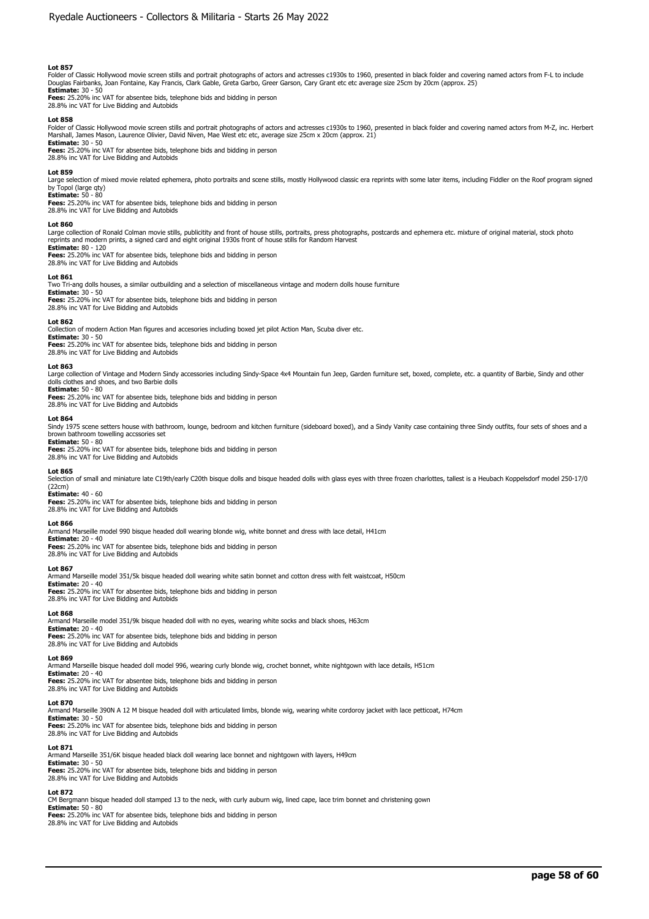**Lot 857**
Folder of Classic Hollywood movie screen stills and portrait photographs of actors and actresses c1930s to 1960, presented in black folder and covering named actors from F-L to include Douglas Fairbanks, Joan Fontaine, Kay Francis, Clark Gable, Greta Garbo, Greer Garson, Cary Grant etc etc average size 25cm by 20cm (approx. 25)
**Estimate:** 30 - 50
**Fees:** 25.20% inc VAT for absentee bids, telephone bids and bidding in person
28.8% inc VAT for Live Bidding and Autobids

**Lot 858**
Folder of Classic Hollywood movie screen stills and portrait photographs of actors and actresses c1930s to 1960, presented in black folder and covering named actors from M-Z, inc. Herbert Marshall, James Mason, Laurence Olivier, David Niven, Mae West etc etc, average size 25cm x 20cm (approx. 21)
**Estimate:** 30 - 50
**Fees:** 25.20% inc VAT for absentee bids, telephone bids and bidding in person
28.8% inc VAT for Live Bidding and Autobids

**Lot 859**
Large selection of mixed movie related ephemera, photo portraits and scene stills, mostly Hollywood classic era reprints with some later items, including Fiddler on the Roof program signed by Topol (large qty)
**Estimate:** 50 - 80
**Fees:** 25.20% inc VAT for absentee bids, telephone bids and bidding in person
28.8% inc VAT for Live Bidding and Autobids

**Lot 860**
Large collection of Ronald Colman movie stills, publicitity and front of house stills, portraits, press photographs, postcards and ephemera etc. mixture of original material, stock photo reprints and modern prints, a signed card and eight original 1930s front of house stills for Random Harvest
**Estimate:** 80 - 120
**Fees:** 25.20% inc VAT for absentee bids, telephone bids and bidding in person
28.8% inc VAT for Live Bidding and Autobids

**Lot 861**
Two Tri-ang dolls houses, a similar outbuilding and a selection of miscellaneous vintage and modern dolls house furniture
**Estimate:** 30 - 50
**Fees:** 25.20% inc VAT for absentee bids, telephone bids and bidding in person
28.8% inc VAT for Live Bidding and Autobids

**Lot 862**
Collection of modern Action Man figures and accesories including boxed jet pilot Action Man, Scuba diver etc.
**Estimate:** 30 - 50
**Fees:** 25.20% inc VAT for absentee bids, telephone bids and bidding in person
28.8% inc VAT for Live Bidding and Autobids

**Lot 863**
Large collection of Vintage and Modern Sindy accessories including Sindy-Space 4x4 Mountain fun Jeep, Garden furniture set, boxed, complete, etc. a quantity of Barbie, Sindy and other dolls clothes and shoes, and two Barbie dolls
**Estimate:** 50 - 80
**Fees:** 25.20% inc VAT for absentee bids, telephone bids and bidding in person
28.8% inc VAT for Live Bidding and Autobids

**Lot 864**
Sindy 1975 scene setters house with bathroom, lounge, bedroom and kitchen furniture (sideboard boxed), and a Sindy Vanity case containing three Sindy outfits, four sets of shoes and a brown bathroom towelling accssories set
**Estimate:** 50 - 80
**Fees:** 25.20% inc VAT for absentee bids, telephone bids and bidding in person
28.8% inc VAT for Live Bidding and Autobids

**Lot 865**
Selection of small and miniature late C19th/early C20th bisque dolls and bisque headed dolls with glass eyes with three frozen charlottes, tallest is a Heubach Koppelsdorf model 250-17/0 (22cm)
**Estimate:** 40 - 60
**Fees:** 25.20% inc VAT for absentee bids, telephone bids and bidding in person
28.8% inc VAT for Live Bidding and Autobids

**Lot 866**
Armand Marseille model 990 bisque headed doll wearing blonde wig, white bonnet and dress with lace detail, H41cm
**Estimate:** 20 - 40
**Fees:** 25.20% inc VAT for absentee bids, telephone bids and bidding in person
28.8% inc VAT for Live Bidding and Autobids

**Lot 867**
Armand Marseille model 351/5k bisque headed doll wearing white satin bonnet and cotton dress with felt waistcoat, H50cm
**Estimate:** 20 - 40
**Fees:** 25.20% inc VAT for absentee bids, telephone bids and bidding in person
28.8% inc VAT for Live Bidding and Autobids

**Lot 868**
Armand Marseille model 351/9k bisque headed doll with no eyes, wearing white socks and black shoes, H63cm
**Estimate:** 20 - 40
**Fees:** 25.20% inc VAT for absentee bids, telephone bids and bidding in person
28.8% inc VAT for Live Bidding and Autobids

**Lot 869**
Armand Marseille bisque headed doll model 996, wearing curly blonde wig, crochet bonnet, white nightgown with lace details, H51cm
**Estimate:** 20 - 40
**Fees:** 25.20% inc VAT for absentee bids, telephone bids and bidding in person
28.8% inc VAT for Live Bidding and Autobids

**Lot 870**
Armand Marseille 390N A 12 M bisque headed doll with articulated limbs, blonde wig, wearing white cordoroy jacket with lace petticoat, H74cm
**Estimate:** 30 - 50
**Fees:** 25.20% inc VAT for absentee bids, telephone bids and bidding in person
28.8% inc VAT for Live Bidding and Autobids

**Lot 871**
Armand Marseille 351/6K bisque headed black doll wearing lace bonnet and nightgown with layers, H49cm
**Estimate:** 30 - 50
**Fees:** 25.20% inc VAT for absentee bids, telephone bids and bidding in person
28.8% inc VAT for Live Bidding and Autobids

**Lot 872**
CM Bergmann bisque headed doll stamped 13 to the neck, with curly auburn wig, lined cape, lace trim bonnet and christening gown
**Estimate:** 50 - 80
**Fees:** 25.20% inc VAT for absentee bids, telephone bids and bidding in person
28.8% inc VAT for Live Bidding and Autobids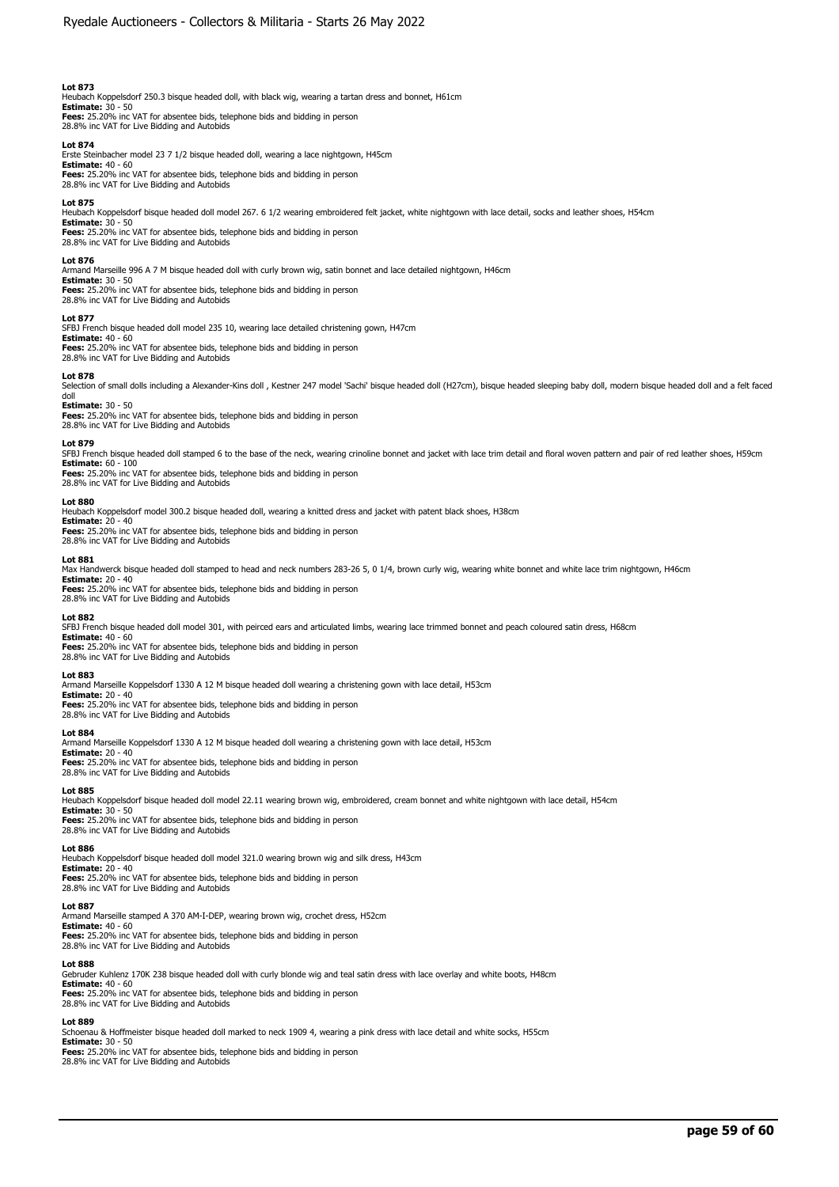**Lot 873**
Heubach Koppelsdorf 250.3 bisque headed doll, with black wig, wearing a tartan dress and bonnet, H61cm
**Estimate:** 30 - 50
**Fees:** 25.20% inc VAT for absentee bids, telephone bids and bidding in person
28.8% inc VAT for Live Bidding and Autobids

**Lot 874**
Erste Steinbacher model 23 7 1/2 bisque headed doll, wearing a lace nightgown, H45cm
**Estimate:** 40 - 60
**Fees:** 25.20% inc VAT for absentee bids, telephone bids and bidding in person
28.8% inc VAT for Live Bidding and Autobids

**Lot 875**
Heubach Koppelsdorf bisque headed doll model 267. 6 1/2 wearing embroidered felt jacket, white nightgown with lace detail, socks and leather shoes, H54cm
**Estimate:** 30 - 50
**Fees:** 25.20% inc VAT for absentee bids, telephone bids and bidding in person
28.8% inc VAT for Live Bidding and Autobids

**Lot 876**
Armand Marseille 996 A 7 M bisque headed doll with curly brown wig, satin bonnet and lace detailed nightgown, H46cm
**Estimate:** 30 - 50
**Fees:** 25.20% inc VAT for absentee bids, telephone bids and bidding in person
28.8% inc VAT for Live Bidding and Autobids

**Lot 877**
SFBJ French bisque headed doll model 235 10, wearing lace detailed christening gown, H47cm
**Estimate:** 40 - 60
**Fees:** 25.20% inc VAT for absentee bids, telephone bids and bidding in person
28.8% inc VAT for Live Bidding and Autobids

**Lot 878**
Selection of small dolls including a Alexander-Kins doll , Kestner 247 model 'Sachi' bisque headed doll (H27cm), bisque headed sleeping baby doll, modern bisque headed doll and a felt faced doll
**Estimate:** 30 - 50
**Fees:** 25.20% inc VAT for absentee bids, telephone bids and bidding in person
28.8% inc VAT for Live Bidding and Autobids

**Lot 879**
SFBJ French bisque headed doll stamped 6 to the base of the neck, wearing crinoline bonnet and jacket with lace trim detail and floral woven pattern and pair of red leather shoes, H59cm
**Estimate:** 60 - 100
**Fees:** 25.20% inc VAT for absentee bids, telephone bids and bidding in person
28.8% inc VAT for Live Bidding and Autobids

**Lot 880**
Heubach Koppelsdorf model 300.2 bisque headed doll, wearing a knitted dress and jacket with patent black shoes, H38cm
**Estimate:** 20 - 40
**Fees:** 25.20% inc VAT for absentee bids, telephone bids and bidding in person
28.8% inc VAT for Live Bidding and Autobids

**Lot 881**
Max Handwerck bisque headed doll stamped to head and neck numbers 283-26 5, 0 1/4, brown curly wig, wearing white bonnet and white lace trim nightgown, H46cm
**Estimate:** 20 - 40
**Fees:** 25.20% inc VAT for absentee bids, telephone bids and bidding in person
28.8% inc VAT for Live Bidding and Autobids

**Lot 882**
SFBJ French bisque headed doll model 301, with peirced ears and articulated limbs, wearing lace trimmed bonnet and peach coloured satin dress, H68cm
**Estimate:** 40 - 60
**Fees:** 25.20% inc VAT for absentee bids, telephone bids and bidding in person
28.8% inc VAT for Live Bidding and Autobids

**Lot 883**
Armand Marseille Koppelsdorf 1330 A 12 M bisque headed doll wearing a christening gown with lace detail, H53cm
**Estimate:** 20 - 40
**Fees:** 25.20% inc VAT for absentee bids, telephone bids and bidding in person
28.8% inc VAT for Live Bidding and Autobids

**Lot 884**
Armand Marseille Koppelsdorf 1330 A 12 M bisque headed doll wearing a christening gown with lace detail, H53cm
**Estimate:** 20 - 40
**Fees:** 25.20% inc VAT for absentee bids, telephone bids and bidding in person
28.8% inc VAT for Live Bidding and Autobids

**Lot 885**
Heubach Koppelsdorf bisque headed doll model 22.11 wearing brown wig, embroidered, cream bonnet and white nightgown with lace detail, H54cm
**Estimate:** 30 - 50
**Fees:** 25.20% inc VAT for absentee bids, telephone bids and bidding in person
28.8% inc VAT for Live Bidding and Autobids

**Lot 886**
Heubach Koppelsdorf bisque headed doll model 321.0 wearing brown wig and silk dress, H43cm
**Estimate:** 20 - 40
**Fees:** 25.20% inc VAT for absentee bids, telephone bids and bidding in person
28.8% inc VAT for Live Bidding and Autobids

**Lot 887**
Armand Marseille stamped A 370 AM-I-DEP, wearing brown wig, crochet dress, H52cm
**Estimate:** 40 - 60
**Fees:** 25.20% inc VAT for absentee bids, telephone bids and bidding in person
28.8% inc VAT for Live Bidding and Autobids

**Lot 888**
Gebruder Kuhlenz 170K 238 bisque headed doll with curly blonde wig and teal satin dress with lace overlay and white boots, H48cm
**Estimate:** 40 - 60
**Fees:** 25.20% inc VAT for absentee bids, telephone bids and bidding in person
28.8% inc VAT for Live Bidding and Autobids

**Lot 889**
Schoenau & Hoffmeister bisque headed doll marked to neck 1909 4, wearing a pink dress with lace detail and white socks, H55cm
**Estimate:** 30 - 50
**Fees:** 25.20% inc VAT for absentee bids, telephone bids and bidding in person
28.8% inc VAT for Live Bidding and Autobids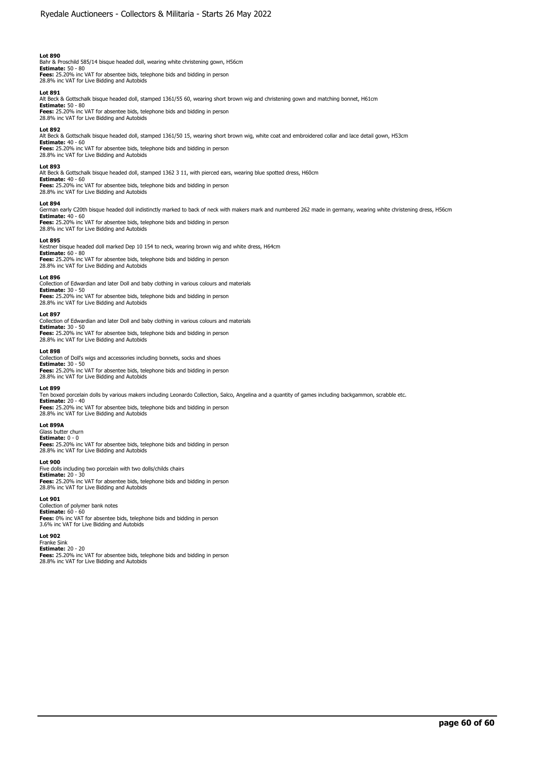**Lot 890**
Bahr & Proschild 585/14 bisque headed doll, wearing white christening gown, H56cm
**Estimate:** 50 - 80
**Fees:** 25.20% inc VAT for absentee bids, telephone bids and bidding in person
28.8% inc VAT for Live Bidding and Autobids

**Lot 891**
Alt Beck & Gottschalk bisque headed doll, stamped 1361/55 60, wearing short brown wig and christening gown and matching bonnet, H61cm
**Estimate:** 50 - 80
**Fees:** 25.20% inc VAT for absentee bids, telephone bids and bidding in person
28.8% inc VAT for Live Bidding and Autobids

**Lot 892**
Alt Beck & Gottschalk bisque headed doll, stamped 1361/50 15, wearing short brown wig, white coat and embroidered collar and lace detail gown, H53cm
**Estimate:** 40 - 60
**Fees:** 25.20% inc VAT for absentee bids, telephone bids and bidding in person
28.8% inc VAT for Live Bidding and Autobids

**Lot 893**
Alt Beck & Gottschalk bisque headed doll, stamped 1362 3 11, with pierced ears, wearing blue spotted dress, H60cm
**Estimate:** 40 - 60
**Fees:** 25.20% inc VAT for absentee bids, telephone bids and bidding in person
28.8% inc VAT for Live Bidding and Autobids

**Lot 894**
German early C20th bisque headed doll indistinctly marked to back of neck with makers mark and numbered 262 made in germany, wearing white christening dress, H56cm
**Estimate:** 40 - 60
**Fees:** 25.20% inc VAT for absentee bids, telephone bids and bidding in person
28.8% inc VAT for Live Bidding and Autobids

**Lot 895**
Kestner bisque headed doll marked Dep 10 154 to neck, wearing brown wig and white dress, H64cm
**Estimate:** 60 - 80
**Fees:** 25.20% inc VAT for absentee bids, telephone bids and bidding in person
28.8% inc VAT for Live Bidding and Autobids

**Lot 896**
Collection of Edwardian and later Doll and baby clothing in various colours and materials
**Estimate:** 30 - 50
**Fees:** 25.20% inc VAT for absentee bids, telephone bids and bidding in person
28.8% inc VAT for Live Bidding and Autobids

**Lot 897**
Collection of Edwardian and later Doll and baby clothing in various colours and materials
**Estimate:** 30 - 50
**Fees:** 25.20% inc VAT for absentee bids, telephone bids and bidding in person
28.8% inc VAT for Live Bidding and Autobids

**Lot 898**
Collection of Doll's wigs and accessories including bonnets, socks and shoes
**Estimate:** 30 - 50
**Fees:** 25.20% inc VAT for absentee bids, telephone bids and bidding in person
28.8% inc VAT for Live Bidding and Autobids

**Lot 899**
Ten boxed porcelain dolls by various makers including Leonardo Collection, Salco, Angelina and a quantity of games including backgammon, scrabble etc.
**Estimate:** 20 - 40
**Fees:** 25.20% inc VAT for absentee bids, telephone bids and bidding in person
28.8% inc VAT for Live Bidding and Autobids

**Lot 899A**
Glass butter churn
**Estimate:** 0 - 0
**Fees:** 25.20% inc VAT for absentee bids, telephone bids and bidding in person
28.8% inc VAT for Live Bidding and Autobids

**Lot 900**
Five dolls including two porcelain with two dolls/childs chairs
**Estimate:** 20 - 30
**Fees:** 25.20% inc VAT for absentee bids, telephone bids and bidding in person
28.8% inc VAT for Live Bidding and Autobids

**Lot 901**
Collection of polymer bank notes
**Estimate:** 60 - 60
**Fees:** 0% inc VAT for absentee bids, telephone bids and bidding in person
3.6% inc VAT for Live Bidding and Autobids

**Lot 902**
Franke Sink
**Estimate:** 20 - 20
**Fees:** 25.20% inc VAT for absentee bids, telephone bids and bidding in person
28.8% inc VAT for Live Bidding and Autobids